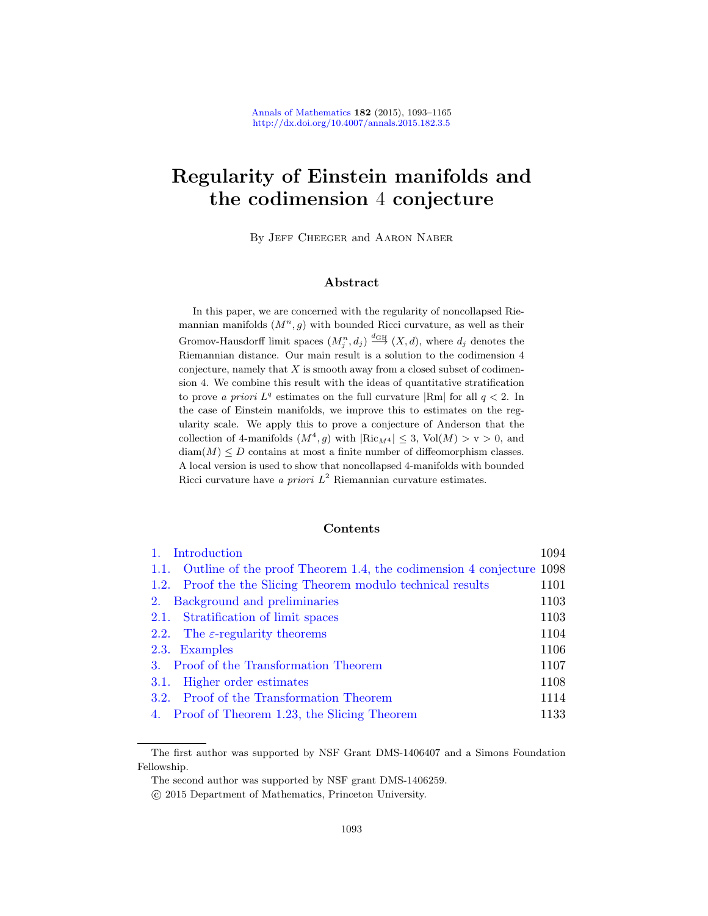# Regularity of Einstein manifolds and the codimension 4 conjecture

By Jeff Cheeger and Aaron Naber

## Abstract

In this paper, we are concerned with the regularity of noncollapsed Riemannian manifolds $(M^n, g)$ with bounded Ricci curvature, as well as their Gromov-Hausdorff limit spaces $(M^n_j, d_j) \stackrel{d_{\mathrm{GH}}}{\longrightarrow} (X, d)$, where $d_j$ denotes the Riemannian distance. Our main result is a solution to the codimension 4 conjecture, namely that $X$ is smooth away from a closed subset of codimension 4. We combine this result with the ideas of quantitative stratification to prove *a priori* $L^q$ estimates on the full curvature $|\mathrm{Rm}|$ for all $q < 2$. In the case of Einstein manifolds, we improve this to estimates on the regularity scale. We apply this to prove a conjecture of Anderson that the collection of 4-manifolds $(M^4, g)$ with $|\mathrm{Ric}_{M^4}| \leq 3$, $\mathrm{Vol}(M) > \mathrm{v} > 0$, and $\mathrm{diam}(M) \leq D$ contains at most a finite number of diffeomorphism classes. A local version is used to show that noncollapsed 4-manifolds with bounded Ricci curvature have *a priori* $L^2$ Riemannian curvature estimates.

## Contents

| | |
|---|---|
| 1. Introduction | 1094 |
| 1.1. Outline of the proof Theorem 1.4, the codimension 4 conjecture | 1098 |
| 1.2. Proof the the Slicing Theorem modulo technical results | 1101 |
| 2. Background and preliminaries | 1103 |
| 2.1. Stratification of limit spaces | 1103 |
| 2.2. The $\varepsilon$-regularity theorems | 1104 |
| 2.3. Examples | 1106 |
| 3. Proof of the Transformation Theorem | 1107 |
| 3.1. Higher order estimates | 1108 |
| 3.2. Proof of the Transformation Theorem | 1114 |
| 4. Proof of Theorem 1.23, the Slicing Theorem | 1133 |

---

The first author was supported by NSF Grant DMS-1406407 and a Simons Foundation Fellowship.

The second author was supported by NSF grant DMS-1406259.

© 2015 Department of Mathematics, Princeton University.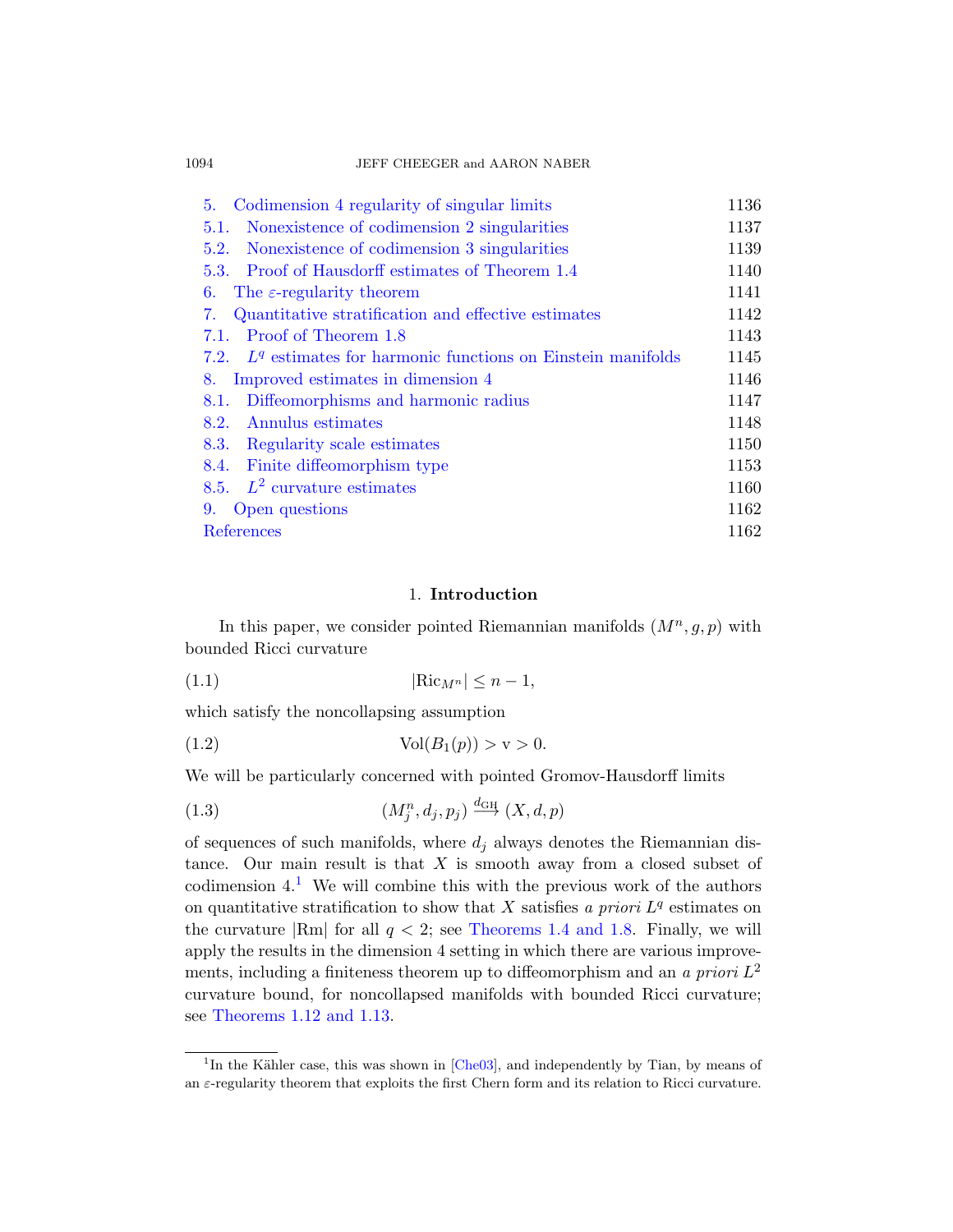| | | |
|---|---|---|
| 5. | Codimension 4 regularity of singular limits | 1136 |
| 5.1. | Nonexistence of codimension 2 singularities | 1137 |
| 5.2. | Nonexistence of codimension 3 singularities | 1139 |
| 5.3. | Proof of Hausdorff estimates of Theorem 1.4 | 1140 |
| 6. | The $\varepsilon$-regularity theorem | 1141 |
| 7. | Quantitative stratification and effective estimates | 1142 |
| 7.1. | Proof of Theorem 1.8 | 1143 |
| 7.2. | $L^q$ estimates for harmonic functions on Einstein manifolds | 1145 |
| 8. | Improved estimates in dimension 4 | 1146 |
| 8.1. | Diffeomorphisms and harmonic radius | 1147 |
| 8.2. | Annulus estimates | 1148 |
| 8.3. | Regularity scale estimates | 1150 |
| 8.4. | Finite diffeomorphism type | 1153 |
| 8.5. | $L^2$ curvature estimates | 1160 |
| 9. | Open questions | 1162 |
| | References | 1162 |

## 1. Introduction

In this paper, we consider pointed Riemannian manifolds $(M^n, g, p)$ with bounded Ricci curvature

$$|\mathrm{Ric}_{M^n}| \leq n-1, \tag{1.1}$$

which satisfy the noncollapsing assumption

$$\mathrm{Vol}(B_1(p)) > \mathrm{v} > 0. \tag{1.2}$$

We will be particularly concerned with pointed Gromov-Hausdorff limits

$$(M^n_j, d_j, p_j) \xrightarrow{d_{\mathrm{GH}}} (X, d, p) \tag{1.3}$$

of sequences of such manifolds, where $d_j$ always denotes the Riemannian distance. Our main result is that $X$ is smooth away from a closed subset of codimension 4.[1] We will combine this with the previous work of the authors on quantitative stratification to show that $X$ satisfies *a priori* $L^q$ estimates on the curvature $|\mathrm{Rm}|$ for all $q < 2$; see Theorems 1.4 and 1.8. Finally, we will apply the results in the dimension 4 setting in which there are various improvements, including a finiteness theorem up to diffeomorphism and an *a priori* $L^2$ curvature bound, for noncollapsed manifolds with bounded Ricci curvature; see Theorems 1.12 and 1.13.

[1] In the Kähler case, this was shown in [Che03], and independently by Tian, by means of an $\varepsilon$-regularity theorem that exploits the first Chern form and its relation to Ricci curvature.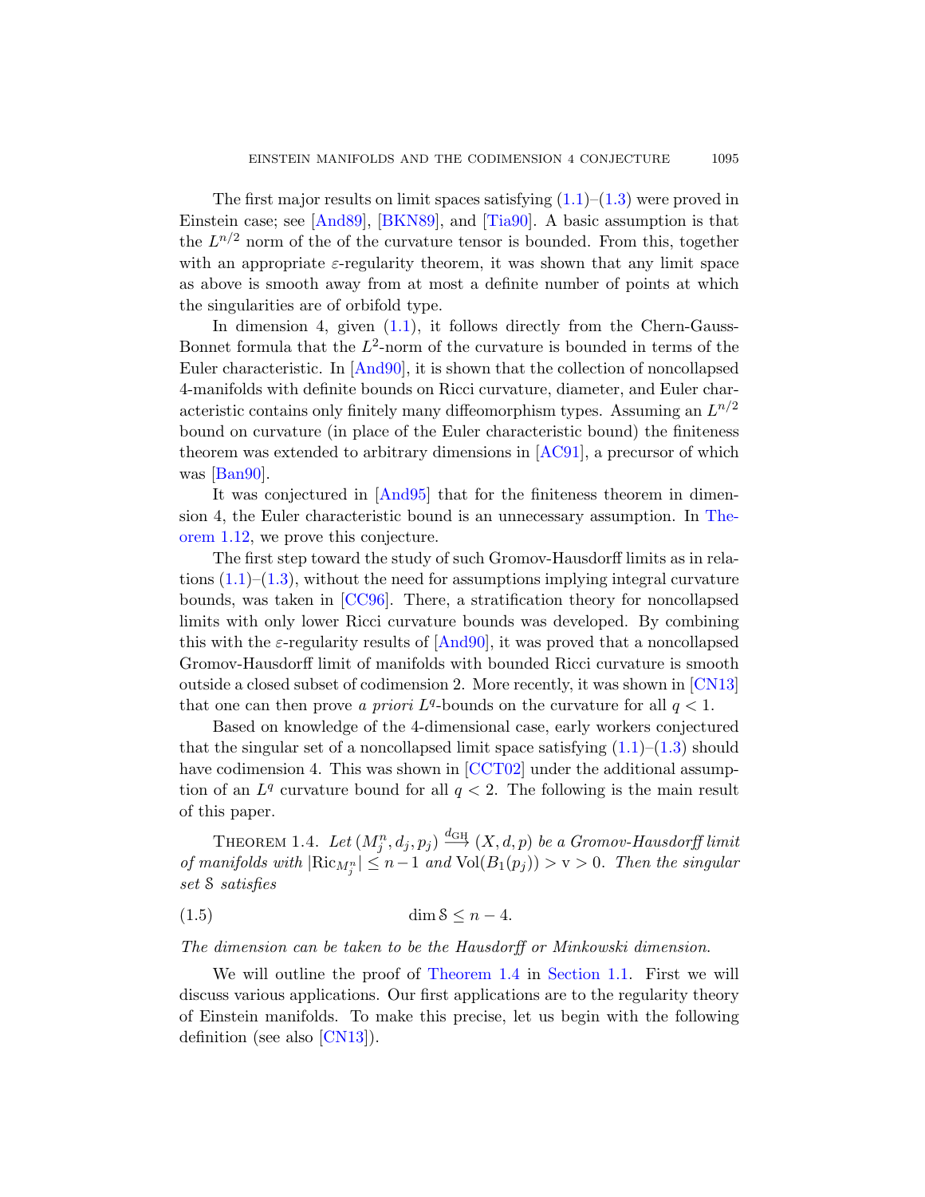The first major results on limit spaces satisfying (1.1)–(1.3) were proved in Einstein case; see [And89], [BKN89], and [Tia90]. A basic assumption is that the $L^{n/2}$ norm of the of the curvature tensor is bounded. From this, together with an appropriate $\varepsilon$-regularity theorem, it was shown that any limit space as above is smooth away from at most a definite number of points at which the singularities are of orbifold type.

In dimension 4, given (1.1), it follows directly from the Chern-Gauss-Bonnet formula that the $L^2$-norm of the curvature is bounded in terms of the Euler characteristic. In [And90], it is shown that the collection of noncollapsed 4-manifolds with definite bounds on Ricci curvature, diameter, and Euler characteristic contains only finitely many diffeomorphism types. Assuming an $L^{n/2}$ bound on curvature (in place of the Euler characteristic bound) the finiteness theorem was extended to arbitrary dimensions in [AC91], a precursor of which was [Ban90].

It was conjectured in [And95] that for the finiteness theorem in dimension 4, the Euler characteristic bound is an unnecessary assumption. In Theorem 1.12, we prove this conjecture.

The first step toward the study of such Gromov-Hausdorff limits as in relations (1.1)–(1.3), without the need for assumptions implying integral curvature bounds, was taken in [CC96]. There, a stratification theory for noncollapsed limits with only lower Ricci curvature bounds was developed. By combining this with the $\varepsilon$-regularity results of [And90], it was proved that a noncollapsed Gromov-Hausdorff limit of manifolds with bounded Ricci curvature is smooth outside a closed subset of codimension 2. More recently, it was shown in [CN13] that one can then prove *a priori* $L^q$-bounds on the curvature for all $q < 1$.

Based on knowledge of the 4-dimensional case, early workers conjectured that the singular set of a noncollapsed limit space satisfying (1.1)–(1.3) should have codimension 4. This was shown in [CCT02] under the additional assumption of an $L^q$ curvature bound for all $q < 2$. The following is the main result of this paper.

THEOREM 1.4. *Let* $(M^n_j, d_j, p_j) \xrightarrow{d_{\mathrm{GH}}} (X, d, p)$ *be a Gromov-Hausdorff limit of manifolds with* $|\mathrm{Ric}_{M^n_j}| \leq n-1$ *and* $\mathrm{Vol}(B_1(p_j)) > \mathrm{v} > 0$. *Then the singular set* $\mathcal{S}$ *satisfies*

$$\dim \mathcal{S} \leq n - 4. \tag{1.5}$$

*The dimension can be taken to be the Hausdorff or Minkowski dimension.*

We will outline the proof of Theorem 1.4 in Section 1.1. First we will discuss various applications. Our first applications are to the regularity theory of Einstein manifolds. To make this precise, let us begin with the following definition (see also [CN13]).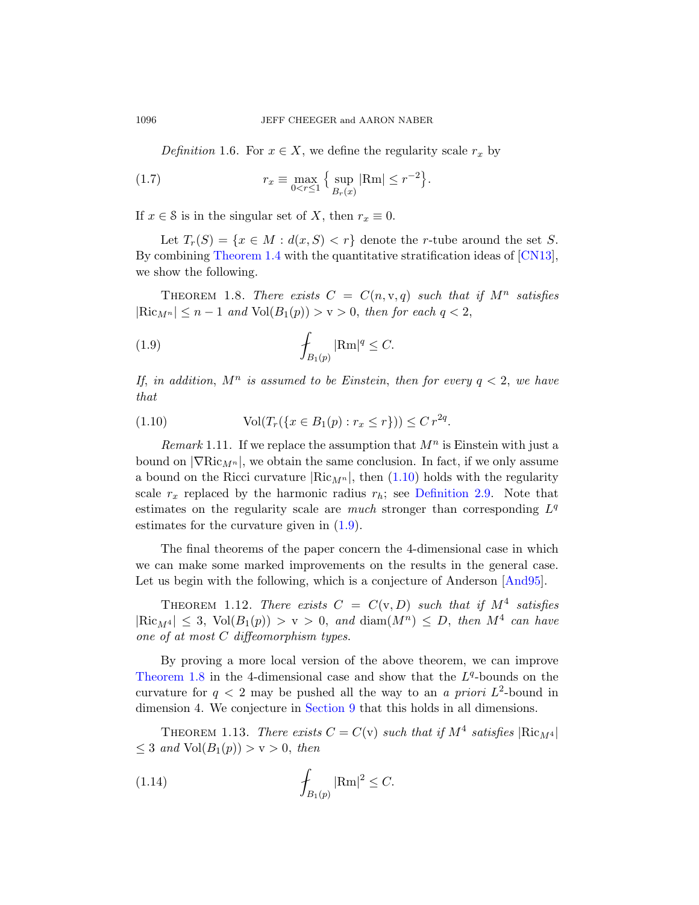*Definition* 1.6. For $x \in X$, we define the regularity scale $r_x$ by

$$r_x \equiv \max_{0<r\leq 1} \Big\{ \sup_{B_r(x)} |\mathrm{Rm}| \leq r^{-2} \Big\}. \tag{1.7}$$

If $x \in \mathcal{S}$ is in the singular set of $X$, then $r_x \equiv 0$.

Let $T_r(S) = \{x \in M : d(x, S) < r\}$ denote the $r$-tube around the set $S$. By combining Theorem 1.4 with the quantitative stratification ideas of [CN13], we show the following.

THEOREM 1.8. *There exists $C = C(n, \mathrm{v}, q)$ such that if $M^n$ satisfies $|\mathrm{Ric}_{M^n}| \leq n - 1$ and $\mathrm{Vol}(B_1(p)) > \mathrm{v} > 0$, then for each $q < 2$,*

$$⨍_{B_1(p)} |\mathrm{Rm}|^q \leq C. \tag{1.9}$$

*If, in addition, $M^n$ is assumed to be Einstein, then for every $q < 2$, we have that*

$$\mathrm{Vol}(T_r(\{x \in B_1(p) : r_x \leq r\})) \leq C\, r^{2q}. \tag{1.10}$$

*Remark* 1.11. If we replace the assumption that $M^n$ is Einstein with just a bound on $|\nabla \mathrm{Ric}_{M^n}|$, we obtain the same conclusion. In fact, if we only assume a bound on the Ricci curvature $|\mathrm{Ric}_{M^n}|$, then (1.10) holds with the regularity scale $r_x$ replaced by the harmonic radius $r_h$; see Definition 2.9. Note that estimates on the regularity scale are *much* stronger than corresponding $L^q$ estimates for the curvature given in (1.9).

The final theorems of the paper concern the 4-dimensional case in which we can make some marked improvements on the results in the general case. Let us begin with the following, which is a conjecture of Anderson [And95].

THEOREM 1.12. *There exists $C = C(\mathrm{v}, D)$ such that if $M^4$ satisfies $|\mathrm{Ric}_{M^4}| \leq 3$, $\mathrm{Vol}(B_1(p)) > \mathrm{v} > 0$, and $\mathrm{diam}(M^n) \leq D$, then $M^4$ can have one of at most $C$ diffeomorphism types.*

By proving a more local version of the above theorem, we can improve Theorem 1.8 in the 4-dimensional case and show that the $L^q$-bounds on the curvature for $q < 2$ may be pushed all the way to an *a priori* $L^2$-bound in dimension 4. We conjecture in Section 9 that this holds in all dimensions.

THEOREM 1.13. *There exists $C = C(\mathrm{v})$ such that if $M^4$ satisfies $|\mathrm{Ric}_{M^4}| \leq 3$ and $\mathrm{Vol}(B_1(p)) > \mathrm{v} > 0$, then*

$$⨍_{B_1(p)} |\mathrm{Rm}|^2 \leq C. \tag{1.14}$$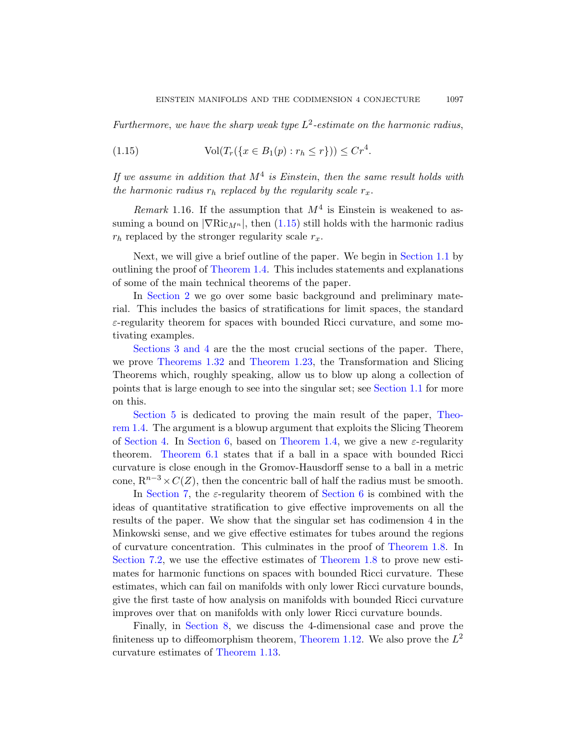*Furthermore, we have the sharp weak type $L^2$-estimate on the harmonic radius,*

$$\mathrm{Vol}(T_r(\{x \in B_1(p) : r_h \le r\})) \le Cr^4. \tag{1.15}$$

*If we assume in addition that $M^4$ is Einstein, then the same result holds with the harmonic radius $r_h$ replaced by the regularity scale $r_x$.*

*Remark* 1.16. If the assumption that $M^4$ is Einstein is weakened to assuming a bound on $|\nabla \mathrm{Ric}_{M^n}|$, then (1.15) still holds with the harmonic radius $r_h$ replaced by the stronger regularity scale $r_x$.

Next, we will give a brief outline of the paper. We begin in Section 1.1 by outlining the proof of Theorem 1.4. This includes statements and explanations of some of the main technical theorems of the paper.

In Section 2 we go over some basic background and preliminary material. This includes the basics of stratifications for limit spaces, the standard $\varepsilon$-regularity theorem for spaces with bounded Ricci curvature, and some motivating examples.

Sections 3 and 4 are the the most crucial sections of the paper. There, we prove Theorems 1.32 and Theorem 1.23, the Transformation and Slicing Theorems which, roughly speaking, allow us to blow up along a collection of points that is large enough to see into the singular set; see Section 1.1 for more on this.

Section 5 is dedicated to proving the main result of the paper, Theorem 1.4. The argument is a blowup argument that exploits the Slicing Theorem of Section 4. In Section 6, based on Theorem 1.4, we give a new $\varepsilon$-regularity theorem. Theorem 6.1 states that if a ball in a space with bounded Ricci curvature is close enough in the Gromov-Hausdorff sense to a ball in a metric cone, $\mathrm{R}^{n-3} \times C(Z)$, then the concentric ball of half the radius must be smooth.

In Section 7, the $\varepsilon$-regularity theorem of Section 6 is combined with the ideas of quantitative stratification to give effective improvements on all the results of the paper. We show that the singular set has codimension 4 in the Minkowski sense, and we give effective estimates for tubes around the regions of curvature concentration. This culminates in the proof of Theorem 1.8. In Section 7.2, we use the effective estimates of Theorem 1.8 to prove new estimates for harmonic functions on spaces with bounded Ricci curvature. These estimates, which can fail on manifolds with only lower Ricci curvature bounds, give the first taste of how analysis on manifolds with bounded Ricci curvature improves over that on manifolds with only lower Ricci curvature bounds.

Finally, in Section 8, we discuss the 4-dimensional case and prove the finiteness up to diffeomorphism theorem, Theorem 1.12. We also prove the $L^2$ curvature estimates of Theorem 1.13.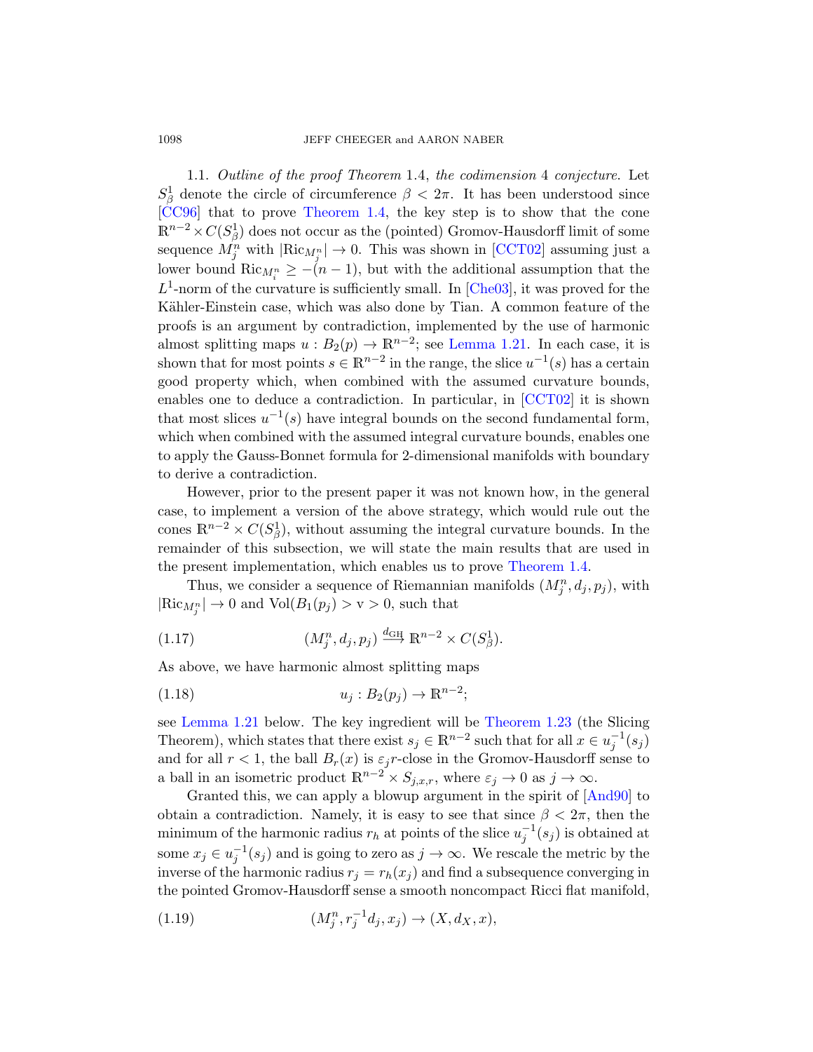1.1. *Outline of the proof Theorem* 1.4, *the codimension* 4 *conjecture*. Let $S^1_\beta$ denote the circle of circumference $\beta < 2\pi$. It has been understood since [CC96] that to prove Theorem 1.4, the key step is to show that the cone $\mathbb{R}^{n-2}\times C(S^1_\beta)$ does not occur as the (pointed) Gromov-Hausdorff limit of some sequence $M^n_j$ with $|\mathrm{Ric}_{M^n_j}| \to 0$. This was shown in [CCT02] assuming just a lower bound $\mathrm{Ric}_{M^n_i} \geq -(n-1)$, but with the additional assumption that the $L^1$-norm of the curvature is sufficiently small. In [Che03], it was proved for the Kähler-Einstein case, which was also done by Tian. A common feature of the proofs is an argument by contradiction, implemented by the use of harmonic almost splitting maps $u : B_2(p) \to \mathbb{R}^{n-2}$; see Lemma 1.21. In each case, it is shown that for most points $s \in \mathbb{R}^{n-2}$ in the range, the slice $u^{-1}(s)$ has a certain good property which, when combined with the assumed curvature bounds, enables one to deduce a contradiction. In particular, in [CCT02] it is shown that most slices $u^{-1}(s)$ have integral bounds on the second fundamental form, which when combined with the assumed integral curvature bounds, enables one to apply the Gauss-Bonnet formula for 2-dimensional manifolds with boundary to derive a contradiction.

However, prior to the present paper it was not known how, in the general case, to implement a version of the above strategy, which would rule out the cones $\mathbb{R}^{n-2}\times C(S^1_\beta)$, without assuming the integral curvature bounds. In the remainder of this subsection, we will state the main results that are used in the present implementation, which enables us to prove Theorem 1.4.

Thus, we consider a sequence of Riemannian manifolds $(M^n_j, d_j, p_j)$, with $|\mathrm{Ric}_{M^n_j}| \to 0$ and $\mathrm{Vol}(B_1(p_j)) > \mathrm{v} > 0$, such that

$$(M^n_j, d_j, p_j) \xrightarrow{d_{\mathrm{GH}}} \mathbb{R}^{n-2}\times C(S^1_\beta). \tag{1.17}$$

As above, we have harmonic almost splitting maps

$$u_j : B_2(p_j) \to \mathbb{R}^{n-2}; \tag{1.18}$$

see Lemma 1.21 below. The key ingredient will be Theorem 1.23 (the Slicing Theorem), which states that there exist $s_j \in \mathbb{R}^{n-2}$ such that for all $x \in u_j^{-1}(s_j)$ and for all $r < 1$, the ball $B_r(x)$ is $\varepsilon_j r$-close in the Gromov-Hausdorff sense to a ball in an isometric product $\mathbb{R}^{n-2}\times S_{j,x,r}$, where $\varepsilon_j \to 0$ as $j \to \infty$.

Granted this, we can apply a blowup argument in the spirit of [And90] to obtain a contradiction. Namely, it is easy to see that since $\beta < 2\pi$, then the minimum of the harmonic radius $r_h$ at points of the slice $u_j^{-1}(s_j)$ is obtained at some $x_j \in u_j^{-1}(s_j)$ and is going to zero as $j \to \infty$. We rescale the metric by the inverse of the harmonic radius $r_j = r_h(x_j)$ and find a subsequence converging in the pointed Gromov-Hausdorff sense a smooth noncompact Ricci flat manifold,

$$(M^n_j, r_j^{-1}d_j, x_j) \to (X, d_X, x), \tag{1.19}$$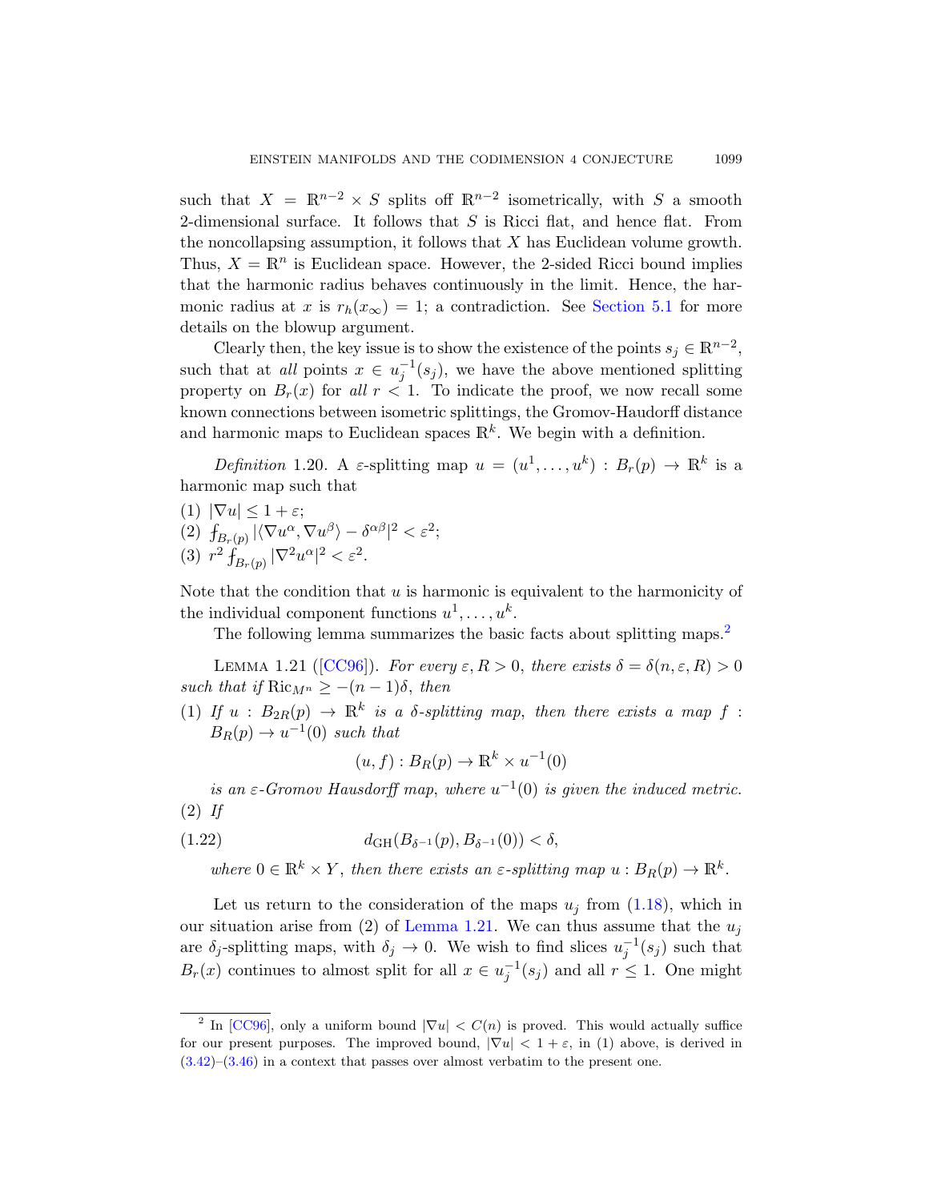such that $X = \mathbb{R}^{n-2} \times S$ splits off $\mathbb{R}^{n-2}$ isometrically, with $S$ a smooth 2-dimensional surface. It follows that $S$ is Ricci flat, and hence flat. From the noncollapsing assumption, it follows that $X$ has Euclidean volume growth. Thus, $X = \mathbb{R}^n$ is Euclidean space. However, the 2-sided Ricci bound implies that the harmonic radius behaves continuously in the limit. Hence, the harmonic radius at $x$ is $r_h(x_\infty) = 1$; a contradiction. See Section 5.1 for more details on the blowup argument.

Clearly then, the key issue is to show the existence of the points $s_j \in \mathbb{R}^{n-2}$, such that at *all* points $x \in u_j^{-1}(s_j)$, we have the above mentioned splitting property on $B_r(x)$ for *all* $r < 1$. To indicate the proof, we now recall some known connections between isometric splittings, the Gromov-Haudorff distance and harmonic maps to Euclidean spaces $\mathbb{R}^k$. We begin with a definition.

*Definition* 1.20. A $\varepsilon$-splitting map $u = (u^1, \ldots, u^k) : B_r(p) \to \mathbb{R}^k$ is a harmonic map such that

(1) $|\nabla u| \leq 1 + \varepsilon$;
(2) $⨍_{B_r(p)} |\langle \nabla u^\alpha, \nabla u^\beta \rangle - \delta^{\alpha\beta}|^2 < \varepsilon^2$;
(3) $r^2 ⨍_{B_r(p)} |\nabla^2 u^\alpha|^2 < \varepsilon^2$.

Note that the condition that $u$ is harmonic is equivalent to the harmonicity of the individual component functions $u^1, \ldots, u^k$.

The following lemma summarizes the basic facts about splitting maps.[2]

LEMMA 1.21 ([CC96]). *For every $\varepsilon, R > 0$, there exists $\delta = \delta(n, \varepsilon, R) > 0$ such that if $\mathrm{Ric}_{M^n} \geq -(n-1)\delta$, then*

(1) *If $u : B_{2R}(p) \to \mathbb{R}^k$ is a $\delta$-splitting map, then there exists a map $f : B_R(p) \to u^{-1}(0)$ such that*
$$(u, f) : B_R(p) \to \mathbb{R}^k \times u^{-1}(0)$$
*is an $\varepsilon$-Gromov Hausdorff map, where $u^{-1}(0)$ is given the induced metric.*

(2) *If*
$$d_{\mathrm{GH}}(B_{\delta^{-1}}(p), B_{\delta^{-1}}(0)) < \delta, \tag{1.22}$$
*where $0 \in \mathbb{R}^k \times Y$, then there exists an $\varepsilon$-splitting map $u : B_R(p) \to \mathbb{R}^k$.*

Let us return to the consideration of the maps $u_j$ from (1.18), which in our situation arise from (2) of Lemma 1.21. We can thus assume that the $u_j$ are $\delta_j$-splitting maps, with $\delta_j \to 0$. We wish to find slices $u_j^{-1}(s_j)$ such that $B_r(x)$ continues to almost split for all $x \in u_j^{-1}(s_j)$ and all $r \leq 1$. One might

---

[2] In [CC96], only a uniform bound $|\nabla u| < C(n)$ is proved. This would actually suffice for our present purposes. The improved bound, $|\nabla u| < 1 + \varepsilon$, in (1) above, is derived in (3.42)–(3.46) in a context that passes over almost verbatim to the present one.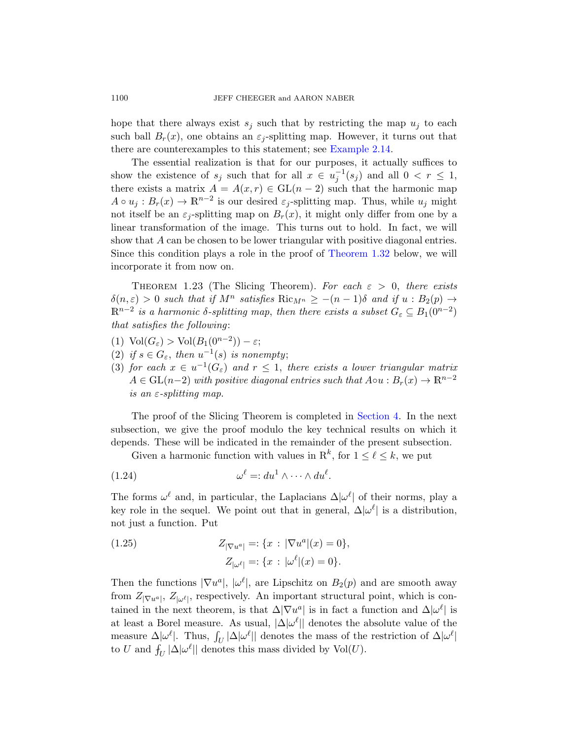hope that there always exist $s_j$ such that by restricting the map $u_j$ to each such ball $B_r(x)$, one obtains an $\varepsilon_j$-splitting map. However, it turns out that there are counterexamples to this statement; see Example 2.14.

The essential realization is that for our purposes, it actually suffices to show the existence of $s_j$ such that for all $x \in u_j^{-1}(s_j)$ and all $0 < r \leq 1$, there exists a matrix $A = A(x, r) \in \mathrm{GL}(n-2)$ such that the harmonic map $A \circ u_j : B_r(x) \to \mathbb{R}^{n-2}$ is our desired $\varepsilon_j$-splitting map. Thus, while $u_j$ might not itself be an $\varepsilon_j$-splitting map on $B_r(x)$, it might only differ from one by a linear transformation of the image. This turns out to hold. In fact, we will show that $A$ can be chosen to be lower triangular with positive diagonal entries. Since this condition plays a role in the proof of Theorem 1.32 below, we will incorporate it from now on.

Theorem 1.23 (The Slicing Theorem). *For each $\varepsilon > 0$, there exists $\delta(n, \varepsilon) > 0$ such that if $M^n$ satisfies $\mathrm{Ric}_{M^n} \geq -(n-1)\delta$ and if $u : B_2(p) \to \mathbb{R}^{n-2}$ is a harmonic $\delta$-splitting map, then there exists a subset $G_\varepsilon \subseteq B_1(0^{n-2})$ that satisfies the following*:

1. $\mathrm{Vol}(G_\varepsilon) > \mathrm{Vol}(B_1(0^{n-2})) - \varepsilon$;
2. *if $s \in G_\varepsilon$, then $u^{-1}(s)$ is nonempty*;
3. *for each $x \in u^{-1}(G_\varepsilon)$ and $r \leq 1$, there exists a lower triangular matrix $A \in \mathrm{GL}(n-2)$ with positive diagonal entries such that $A \circ u : B_r(x) \to \mathbb{R}^{n-2}$ is an $\varepsilon$-splitting map.*

The proof of the Slicing Theorem is completed in Section 4. In the next subsection, we give the proof modulo the key technical results on which it depends. These will be indicated in the remainder of the present subsection.

Given a harmonic function with values in $\mathbb{R}^k$, for $1 \leq \ell \leq k$, we put

$$\omega^\ell =: du^1 \wedge \cdots \wedge du^\ell. \tag{1.24}$$

The forms $\omega^\ell$ and, in particular, the Laplacians $\Delta|\omega^\ell|$ of their norms, play a key role in the sequel. We point out that in general, $\Delta|\omega^\ell|$ is a distribution, not just a function. Put

$$\begin{aligned} Z_{|\nabla u^a|} &=: \{x : |\nabla u^a|(x) = 0\}, \\ Z_{|\omega^\ell|} &=: \{x : |\omega^\ell|(x) = 0\}. \end{aligned} \tag{1.25}$$

Then the functions $|\nabla u^a|$, $|\omega^\ell|$, are Lipschitz on $B_2(p)$ and are smooth away from $Z_{|\nabla u^a|}$, $Z_{|\omega^\ell|}$, respectively. An important structural point, which is contained in the next theorem, is that $\Delta|\nabla u^a|$ is in fact a function and $\Delta|\omega^\ell|$ is at least a Borel measure. As usual, $|\Delta|\omega^\ell||$ denotes the absolute value of the measure $\Delta|\omega^\ell|$. Thus, $\int_U |\Delta|\omega^\ell||$ denotes the mass of the restriction of $\Delta|\omega^\ell|$ to $U$ and $⨍_U |\Delta|\omega^\ell||$ denotes this mass divided by $\mathrm{Vol}(U)$.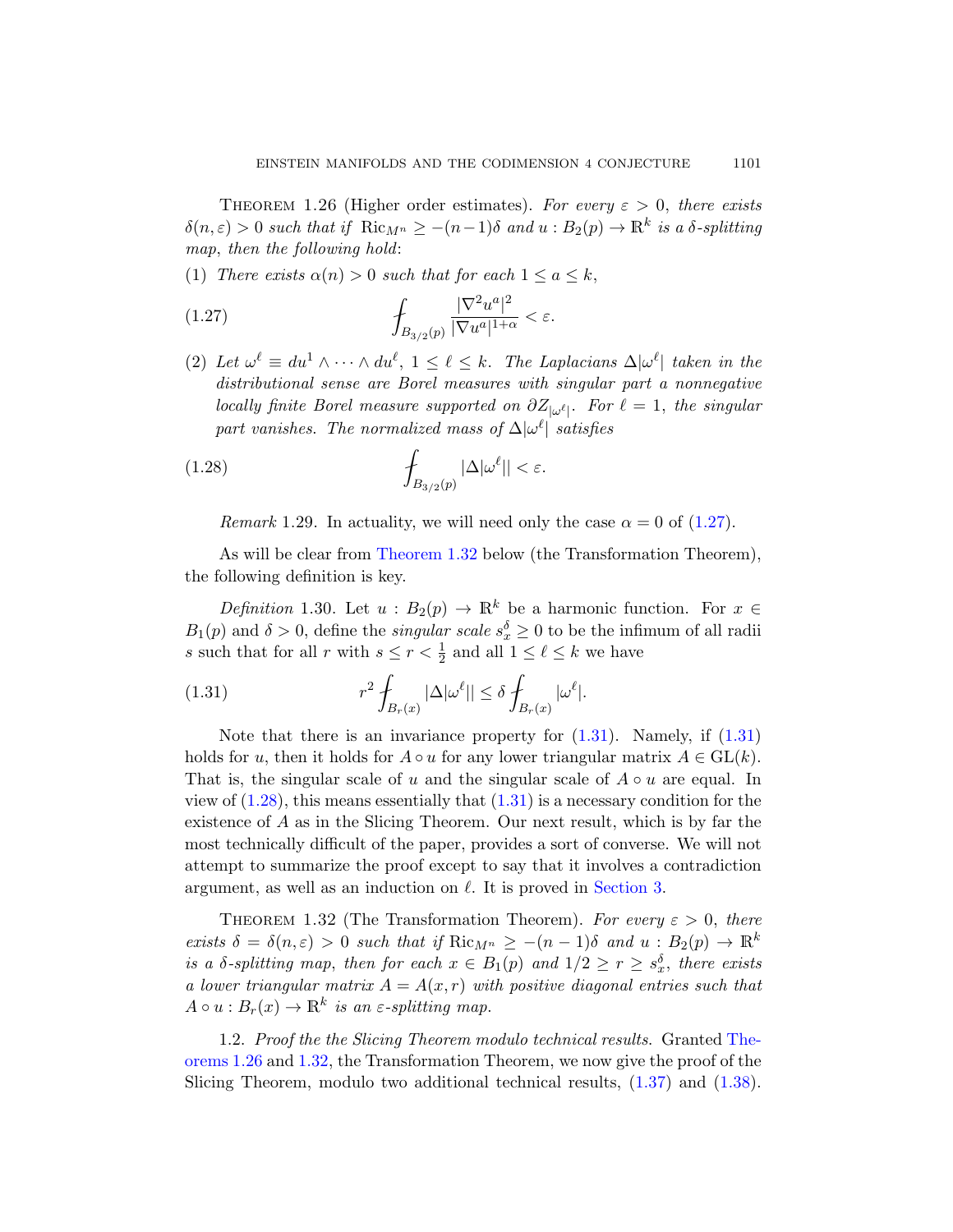Theorem 1.26 (Higher order estimates). *For every $\varepsilon > 0$, there exists $\delta(n,\varepsilon) > 0$ such that if $\mathrm{Ric}_{M^n} \geq -(n-1)\delta$ and $u : B_2(p) \to \mathbb{R}^k$ is a $\delta$-splitting map, then the following hold*:

(1) *There exists $\alpha(n) > 0$ such that for each $1 \leq a \leq k$,*

$$\fint_{B_{3/2}(p)} \frac{|\nabla^2 u^a|^2}{|\nabla u^a|^{1+\alpha}} < \varepsilon. \tag{1.27}$$

(2) *Let $\omega^\ell \equiv du^1 \wedge \cdots \wedge du^\ell$, $1 \leq \ell \leq k$. The Laplacians $\Delta|\omega^\ell|$ taken in the distributional sense are Borel measures with singular part a nonnegative locally finite Borel measure supported on $\partial Z_{|\omega^\ell|}$. For $\ell = 1$, the singular part vanishes. The normalized mass of $\Delta|\omega^\ell|$ satisfies*

$$\fint_{B_{3/2}(p)} |\Delta|\omega^\ell|| < \varepsilon. \tag{1.28}$$

*Remark* 1.29. In actuality, we will need only the case $\alpha = 0$ of (1.27).

As will be clear from Theorem 1.32 below (the Transformation Theorem), the following definition is key.

*Definition* 1.30. Let $u : B_2(p) \to \mathbb{R}^k$ be a harmonic function. For $x \in B_1(p)$ and $\delta > 0$, define the *singular scale* $s_x^\delta \geq 0$ to be the infimum of all radii $s$ such that for all $r$ with $s \leq r < \frac{1}{2}$ and all $1 \leq \ell \leq k$ we have

$$r^2 \fint_{B_r(x)} |\Delta|\omega^\ell|| \leq \delta \fint_{B_r(x)} |\omega^\ell|. \tag{1.31}$$

Note that there is an invariance property for (1.31). Namely, if (1.31) holds for $u$, then it holds for $A \circ u$ for any lower triangular matrix $A \in \mathrm{GL}(k)$. That is, the singular scale of $u$ and the singular scale of $A \circ u$ are equal. In view of (1.28), this means essentially that (1.31) is a necessary condition for the existence of $A$ as in the Slicing Theorem. Our next result, which is by far the most technically difficult of the paper, provides a sort of converse. We will not attempt to summarize the proof except to say that it involves a contradiction argument, as well as an induction on $\ell$. It is proved in Section 3.

Theorem 1.32 (The Transformation Theorem). *For every $\varepsilon > 0$, there exists $\delta = \delta(n,\varepsilon) > 0$ such that if $\mathrm{Ric}_{M^n} \geq -(n-1)\delta$ and $u : B_2(p) \to \mathbb{R}^k$ is a $\delta$-splitting map, then for each $x \in B_1(p)$ and $1/2 \geq r \geq s_x^\delta$, there exists a lower triangular matrix $A = A(x,r)$ with positive diagonal entries such that $A \circ u : B_r(x) \to \mathbb{R}^k$ is an $\varepsilon$-splitting map.*

1.2. *Proof the the Slicing Theorem modulo technical results*. Granted Theorems 1.26 and 1.32, the Transformation Theorem, we now give the proof of the Slicing Theorem, modulo two additional technical results, (1.37) and (1.38).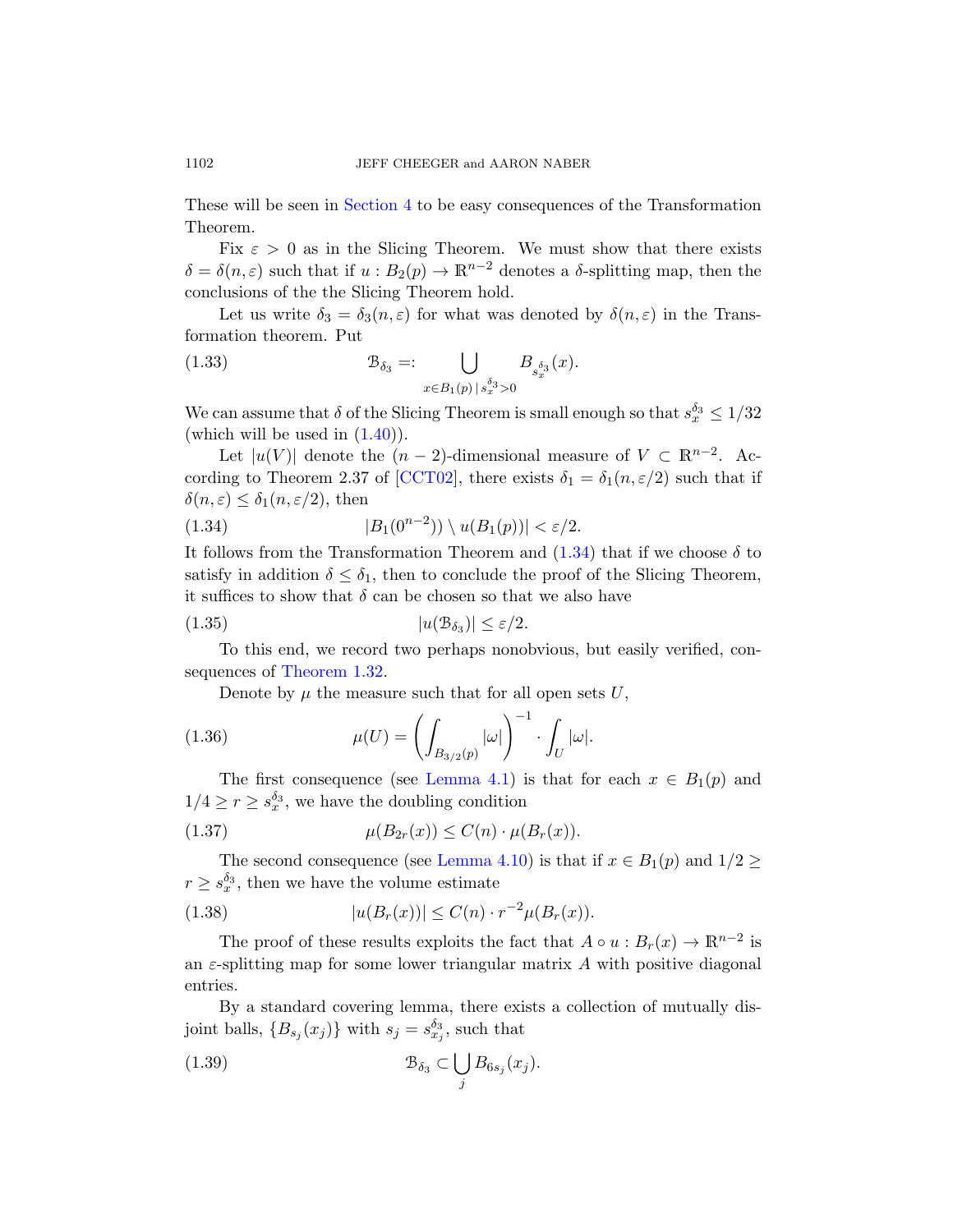These will be seen in Section 4 to be easy consequences of the Transformation Theorem.

Fix $\varepsilon > 0$ as in the Slicing Theorem. We must show that there exists $\delta = \delta(n, \varepsilon)$ such that if $u : B_2(p) \to \mathbb{R}^{n-2}$ denotes a $\delta$-splitting map, then the conclusions of the the Slicing Theorem hold.

Let us write $\delta_3 = \delta_3(n, \varepsilon)$ for what was denoted by $\delta(n, \varepsilon)$ in the Transformation theorem. Put

$$\mathcal{B}_{\delta_3} =: \bigcup_{x \in B_1(p) \,|\, s_x^{\delta_3} > 0} B_{s_x^{\delta_3}}(x). \tag{1.33}$$

We can assume that $\delta$ of the Slicing Theorem is small enough so that $s_x^{\delta_3} \leq 1/32$ (which will be used in (1.40)).

Let $|u(V)|$ denote the $(n-2)$-dimensional measure of $V \subset \mathbb{R}^{n-2}$. According to Theorem 2.37 of [CCT02], there exists $\delta_1 = \delta_1(n, \varepsilon/2)$ such that if $\delta(n, \varepsilon) \leq \delta_1(n, \varepsilon/2)$, then

$$|B_1(0^{n-2})) \setminus u(B_1(p))| < \varepsilon/2. \tag{1.34}$$

It follows from the Transformation Theorem and (1.34) that if we choose $\delta$ to satisfy in addition $\delta \leq \delta_1$, then to conclude the proof of the Slicing Theorem, it suffices to show that $\delta$ can be chosen so that we also have

$$|u(\mathcal{B}_{\delta_3})| \leq \varepsilon/2. \tag{1.35}$$

To this end, we record two perhaps nonobvious, but easily verified, consequences of Theorem 1.32.

Denote by $\mu$ the measure such that for all open sets $U$,

$$\mu(U) = \left( \int_{B_{3/2}(p)} |\omega| \right)^{-1} \cdot \int_U |\omega|. \tag{1.36}$$

The first consequence (see Lemma 4.1) is that for each $x \in B_1(p)$ and $1/4 \geq r \geq s_x^{\delta_3}$, we have the doubling condition

$$\mu(B_{2r}(x)) \leq C(n) \cdot \mu(B_r(x)). \tag{1.37}$$

The second consequence (see Lemma 4.10) is that if $x \in B_1(p)$ and $1/2 \geq r \geq s_x^{\delta_3}$, then we have the volume estimate

$$|u(B_r(x))| \leq C(n) \cdot r^{-2} \mu(B_r(x)). \tag{1.38}$$

The proof of these results exploits the fact that $A \circ u : B_r(x) \to \mathbb{R}^{n-2}$ is an $\varepsilon$-splitting map for some lower triangular matrix $A$ with positive diagonal entries.

By a standard covering lemma, there exists a collection of mutually disjoint balls, $\{B_{s_j}(x_j)\}$ with $s_j = s_{x_j}^{\delta_3}$, such that

$$\mathcal{B}_{\delta_3} \subset \bigcup_j B_{6s_j}(x_j). \tag{1.39}$$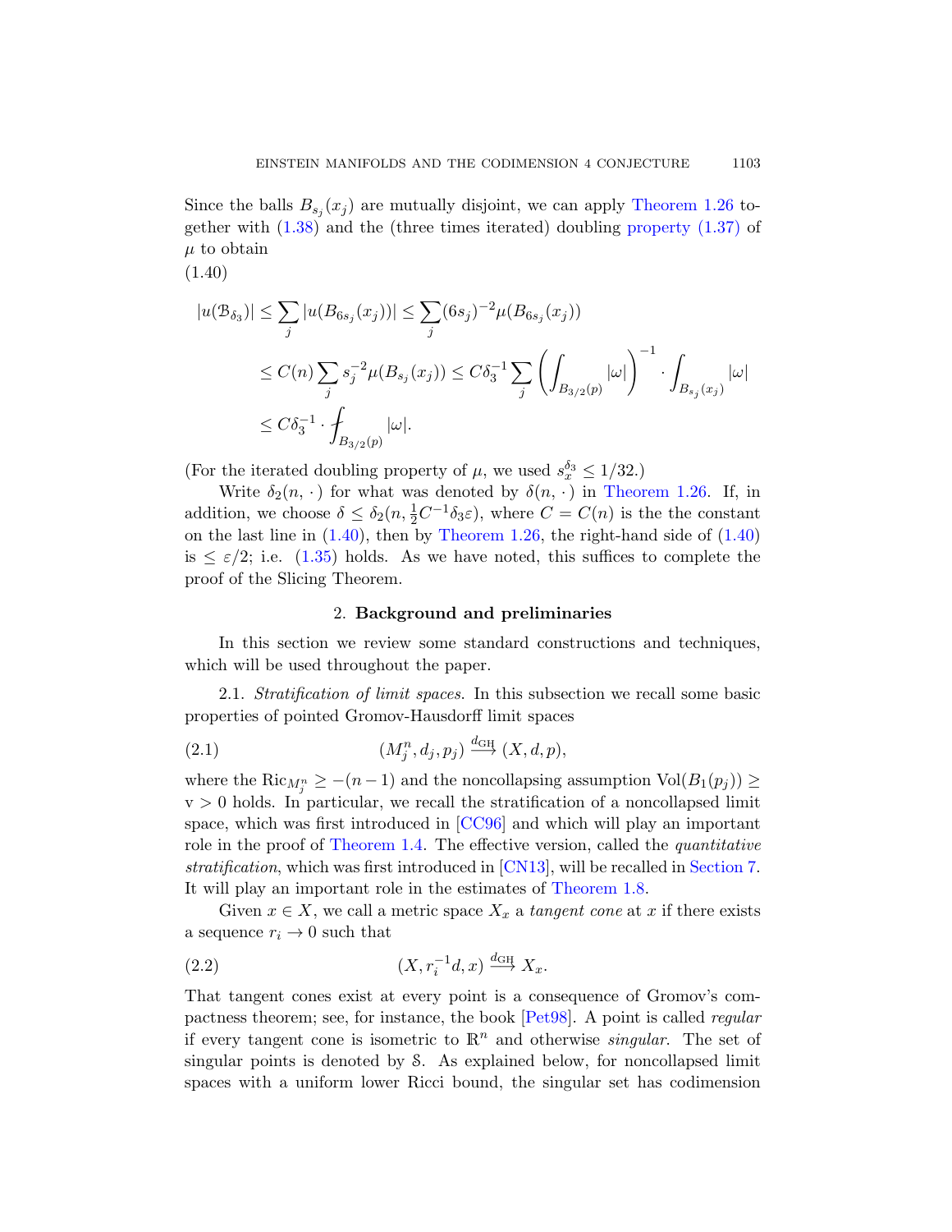Since the balls $B_{s_j}(x_j)$ are mutually disjoint, we can apply Theorem 1.26 together with (1.38) and the (three times iterated) doubling property (1.37) of $\mu$ to obtain

(1.40)

$$
\begin{aligned}
|u(\mathcal{B}_{\delta_3})| &\leq \sum_j |u(B_{6s_j}(x_j))| \leq \sum_j (6s_j)^{-2}\mu(B_{6s_j}(x_j)) \\
&\leq C(n)\sum_j s_j^{-2}\mu(B_{s_j}(x_j)) \leq C\delta_3^{-1}\sum_j \left(\int_{B_{3/2}(p)}|\omega|\right)^{-1}\cdot \int_{B_{s_j}(x_j)}|\omega| \\
&\leq C\delta_3^{-1}\cdot ⨍_{B_{3/2}(p)}|\omega|.
\end{aligned}
$$

(For the iterated doubling property of $\mu$, we used $s_x^{\delta_3} \leq 1/32$.)

Write $\delta_2(n,\cdot)$ for what was denoted by $\delta(n,\cdot)$ in Theorem 1.26. If, in addition, we choose $\delta \leq \delta_2(n, \frac{1}{2}C^{-1}\delta_3\varepsilon)$, where $C = C(n)$ is the the constant on the last line in (1.40), then by Theorem 1.26, the right-hand side of (1.40) is $\leq \varepsilon/2$; i.e. (1.35) holds. As we have noted, this suffices to complete the proof of the Slicing Theorem.

## 2. Background and preliminaries

In this section we review some standard constructions and techniques, which will be used throughout the paper.

2.1. *Stratification of limit spaces.* In this subsection we recall some basic properties of pointed Gromov-Hausdorff limit spaces

$$(M_j^n, d_j, p_j) \xrightarrow{d_{\mathrm{GH}}} (X, d, p), \tag{2.1}$$

where the $\mathrm{Ric}_{M_j^n} \geq -(n-1)$ and the noncollapsing assumption $\mathrm{Vol}(B_1(p_j)) \geq \mathrm{v} > 0$ holds. In particular, we recall the stratification of a noncollapsed limit space, which was first introduced in [CC96] and which will play an important role in the proof of Theorem 1.4. The effective version, called the *quantitative stratification*, which was first introduced in [CN13], will be recalled in Section 7. It will play an important role in the estimates of Theorem 1.8.

Given $x \in X$, we call a metric space $X_x$ a *tangent cone* at $x$ if there exists a sequence $r_i \to 0$ such that

$$(X, r_i^{-1}d, x) \xrightarrow{d_{\mathrm{GH}}} X_x. \tag{2.2}$$

That tangent cones exist at every point is a consequence of Gromov's compactness theorem; see, for instance, the book [Pet98]. A point is called *regular* if every tangent cone is isometric to $\mathbb{R}^n$ and otherwise *singular*. The set of singular points is denoted by $\mathcal{S}$. As explained below, for noncollapsed limit spaces with a uniform lower Ricci bound, the singular set has codimension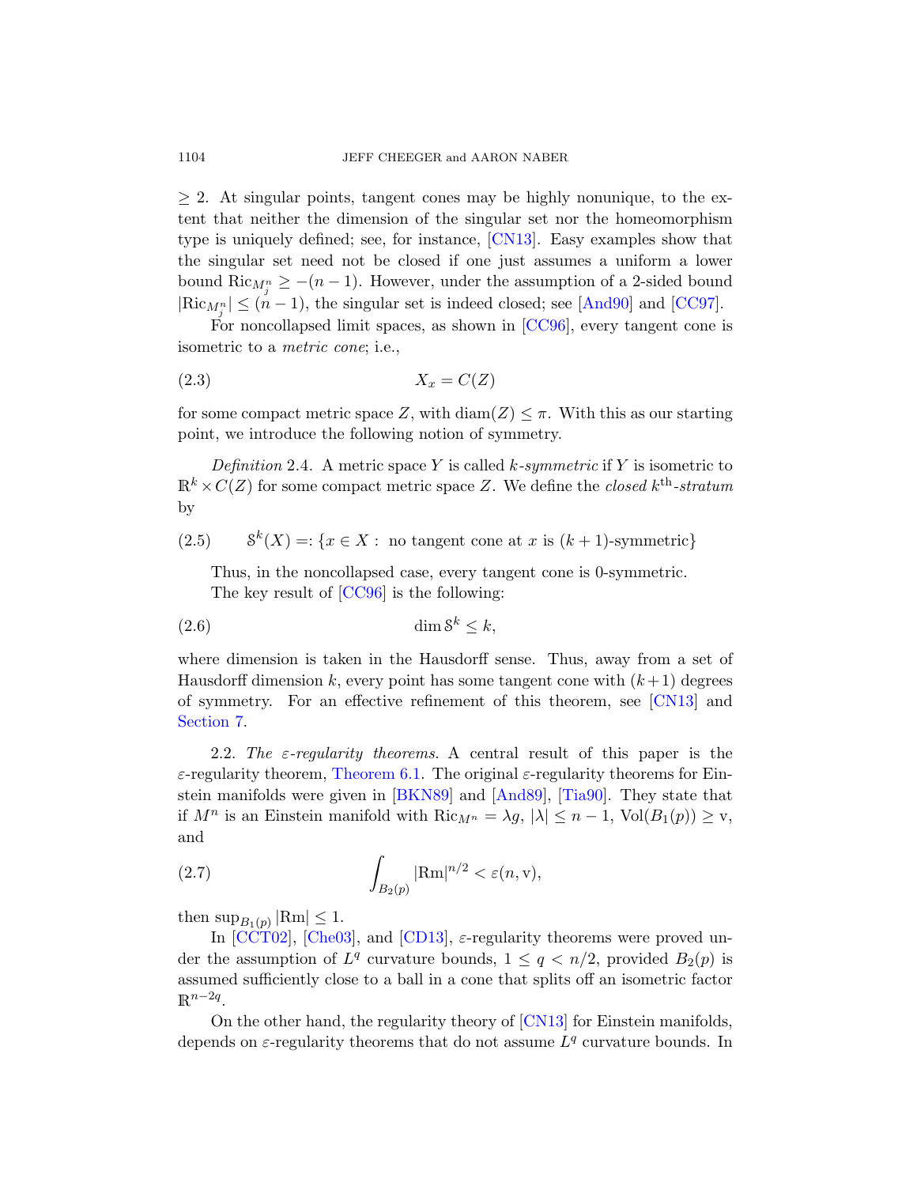$\geq 2$. At singular points, tangent cones may be highly nonunique, to the extent that neither the dimension of the singular set nor the homeomorphism type is uniquely defined; see, for instance, [CN13]. Easy examples show that the singular set need not be closed if one just assumes a uniform a lower bound $\mathrm{Ric}_{M^n_j} \geq -(n-1)$. However, under the assumption of a 2-sided bound $|\mathrm{Ric}_{M^n_j}| \leq (n-1)$, the singular set is indeed closed; see [And90] and [CC97].

For noncollapsed limit spaces, as shown in [CC96], every tangent cone is isometric to a *metric cone*; i.e.,

$$X_x = C(Z) \tag{2.3}$$

for some compact metric space $Z$, with $\mathrm{diam}(Z) \leq \pi$. With this as our starting point, we introduce the following notion of symmetry.

*Definition* 2.4. A metric space $Y$ is called $k$*-symmetric* if $Y$ is isometric to $\mathbb{R}^k \times C(Z)$ for some compact metric space $Z$. We define the *closed* $k^{\mathrm{th}}$*-stratum* by

$$\mathcal{S}^k(X) =: \{x \in X : \text{ no tangent cone at } x \text{ is } (k+1)\text{-symmetric}\} \tag{2.5}$$

Thus, in the noncollapsed case, every tangent cone is 0-symmetric.

The key result of [CC96] is the following:

$$\dim \mathcal{S}^k \leq k, \tag{2.6}$$

where dimension is taken in the Hausdorff sense. Thus, away from a set of Hausdorff dimension $k$, every point has some tangent cone with $(k+1)$ degrees of symmetry. For an effective refinement of this theorem, see [CN13] and Section 7.

2.2. *The $\varepsilon$-regularity theorems.* A central result of this paper is the $\varepsilon$-regularity theorem, Theorem 6.1. The original $\varepsilon$-regularity theorems for Einstein manifolds were given in [BKN89] and [And89], [Tia90]. They state that if $M^n$ is an Einstein manifold with $\mathrm{Ric}_{M^n} = \lambda g$, $|\lambda| \leq n-1$, $\mathrm{Vol}(B_1(p)) \geq \mathrm{v}$, and

$$\int_{B_2(p)} |\mathrm{Rm}|^{n/2} < \varepsilon(n, \mathrm{v}), \tag{2.7}$$

then $\sup_{B_1(p)} |\mathrm{Rm}| \leq 1$.

In [CCT02], [Che03], and [CD13], $\varepsilon$-regularity theorems were proved under the assumption of $L^q$ curvature bounds, $1 \leq q < n/2$, provided $B_2(p)$ is assumed sufficiently close to a ball in a cone that splits off an isometric factor $\mathbb{R}^{n-2q}$.

On the other hand, the regularity theory of [CN13] for Einstein manifolds, depends on $\varepsilon$-regularity theorems that do not assume $L^q$ curvature bounds. In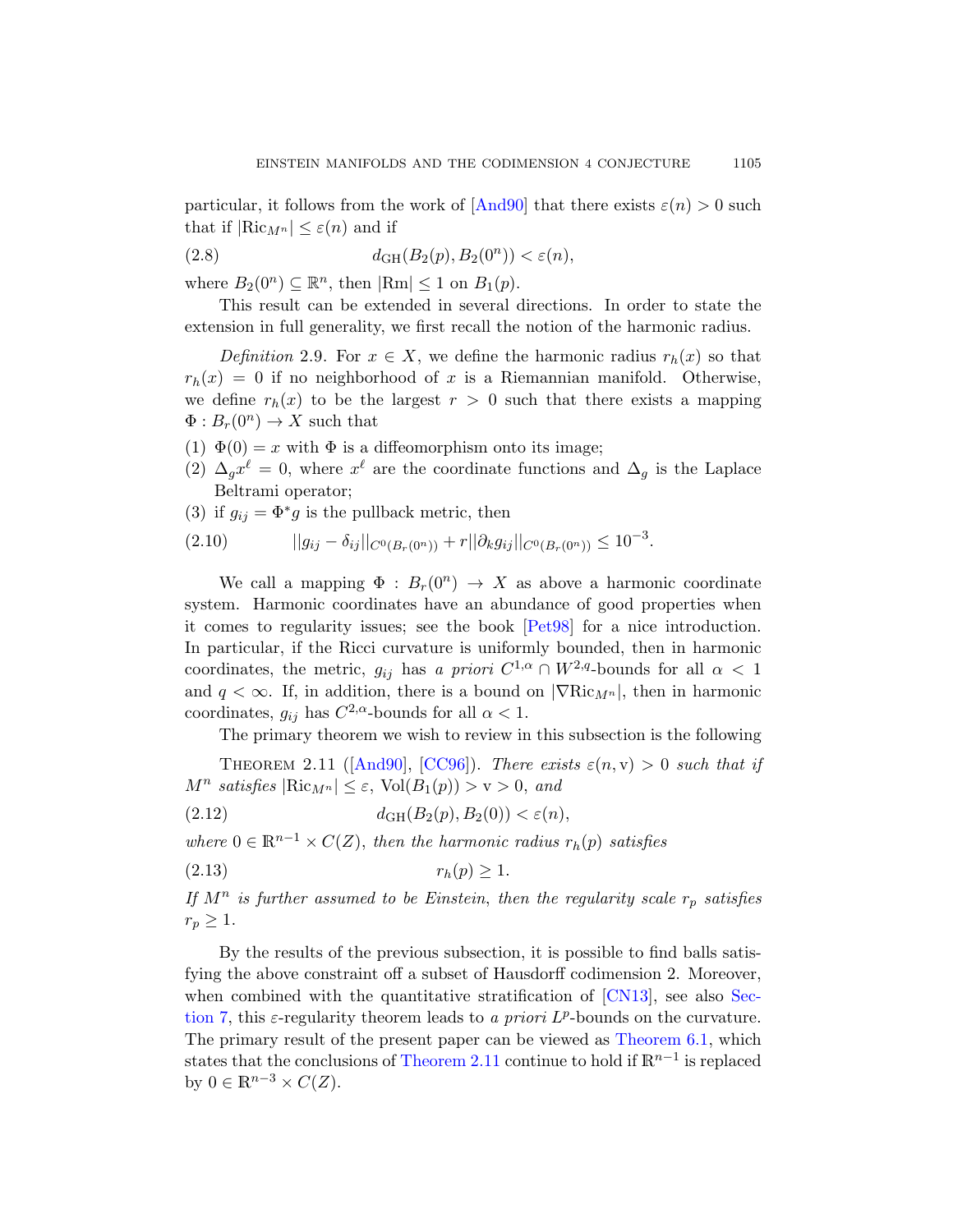particular, it follows from the work of [And90] that there exists $\varepsilon(n) > 0$ such that if $|\mathrm{Ric}_{M^n}| \le \varepsilon(n)$ and if

$$d_{\mathrm{GH}}(B_2(p), B_2(0^n)) < \varepsilon(n), \tag{2.8}$$

where $B_2(0^n) \subseteq \mathbb{R}^n$, then $|\mathrm{Rm}| \le 1$ on $B_1(p)$.

This result can be extended in several directions. In order to state the extension in full generality, we first recall the notion of the harmonic radius.

*Definition* 2.9. For $x \in X$, we define the harmonic radius $r_h(x)$ so that $r_h(x) = 0$ if no neighborhood of $x$ is a Riemannian manifold. Otherwise, we define $r_h(x)$ to be the largest $r > 0$ such that there exists a mapping $\Phi : B_r(0^n) \to X$ such that

(1) $\Phi(0) = x$ with $\Phi$ is a diffeomorphism onto its image;

(2) $\Delta_g x^\ell = 0$, where $x^\ell$ are the coordinate functions and $\Delta_g$ is the Laplace Beltrami operator;

(3) if $g_{ij} = \Phi^* g$ is the pullback metric, then

$$||g_{ij} - \delta_{ij}||_{C^0(B_r(0^n))} + r||\partial_k g_{ij}||_{C^0(B_r(0^n))} \le 10^{-3}. \tag{2.10}$$

We call a mapping $\Phi : B_r(0^n) \to X$ as above a harmonic coordinate system. Harmonic coordinates have an abundance of good properties when it comes to regularity issues; see the book [Pet98] for a nice introduction. In particular, if the Ricci curvature is uniformly bounded, then in harmonic coordinates, the metric, $g_{ij}$ has *a priori* $C^{1,\alpha} \cap W^{2,q}$-bounds for all $\alpha < 1$ and $q < \infty$. If, in addition, there is a bound on $|\nabla \mathrm{Ric}_{M^n}|$, then in harmonic coordinates, $g_{ij}$ has $C^{2,\alpha}$-bounds for all $\alpha < 1$.

The primary theorem we wish to review in this subsection is the following

THEOREM 2.11 ([And90], [CC96]). *There exists $\varepsilon(n, \mathrm{v}) > 0$ such that if $M^n$ satisfies $|\mathrm{Ric}_{M^n}| \le \varepsilon$, $\mathrm{Vol}(B_1(p)) > \mathrm{v} > 0$, and*

$$d_{\mathrm{GH}}(B_2(p), B_2(0)) < \varepsilon(n), \tag{2.12}$$

*where $0 \in \mathbb{R}^{n-1} \times C(Z)$, then the harmonic radius $r_h(p)$ satisfies*

$$r_h(p) \ge 1. \tag{2.13}$$

*If $M^n$ is further assumed to be Einstein, then the regularity scale $r_p$ satisfies $r_p \ge 1$.*

By the results of the previous subsection, it is possible to find balls satisfying the above constraint off a subset of Hausdorff codimension 2. Moreover, when combined with the quantitative stratification of [CN13], see also Section 7, this $\varepsilon$-regularity theorem leads to *a priori* $L^p$-bounds on the curvature. The primary result of the present paper can be viewed as Theorem 6.1, which states that the conclusions of Theorem 2.11 continue to hold if $\mathbb{R}^{n-1}$ is replaced by $0 \in \mathbb{R}^{n-3} \times C(Z)$.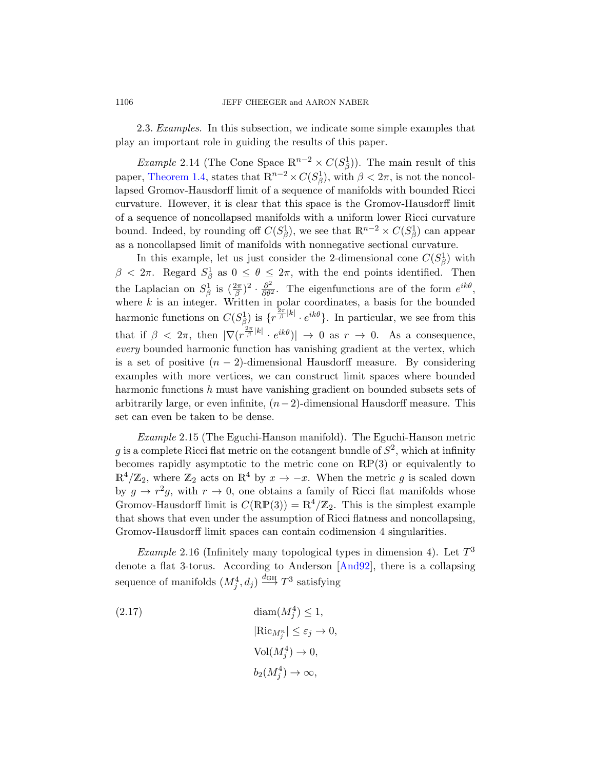2.3. *Examples.* In this subsection, we indicate some simple examples that play an important role in guiding the results of this paper.

*Example* 2.14 (The Cone Space $\mathbb{R}^{n-2} \times C(S^1_\beta)$). The main result of this paper, Theorem 1.4, states that $\mathbb{R}^{n-2} \times C(S^1_\beta)$, with $\beta < 2\pi$, is not the noncollapsed Gromov-Hausdorff limit of a sequence of manifolds with bounded Ricci curvature. However, it is clear that this space is the Gromov-Hausdorff limit of a sequence of noncollapsed manifolds with a uniform lower Ricci curvature bound. Indeed, by rounding off $C(S^1_\beta)$, we see that $\mathbb{R}^{n-2} \times C(S^1_\beta)$ can appear as a noncollapsed limit of manifolds with nonnegative sectional curvature.

In this example, let us just consider the 2-dimensional cone $C(S^1_\beta)$ with $\beta < 2\pi$. Regard $S^1_\beta$ as $0 \le \theta \le 2\pi$, with the end points identified. Then the Laplacian on $S^1_\beta$ is $(\frac{2\pi}{\beta})^2 \cdot \frac{\partial^2}{\partial \theta^2}$. The eigenfunctions are of the form $e^{ik\theta}$, where $k$ is an integer. Written in polar coordinates, a basis for the bounded harmonic functions on $C(S^1_\beta)$ is $\{r^{\frac{2\pi}{\beta}|k|} \cdot e^{ik\theta}\}$. In particular, we see from this that if $\beta < 2\pi$, then $|\nabla(r^{\frac{2\pi}{\beta}|k|} \cdot e^{ik\theta})| \to 0$ as $r \to 0$. As a consequence, *every* bounded harmonic function has vanishing gradient at the vertex, which is a set of positive $(n-2)$-dimensional Hausdorff measure. By considering examples with more vertices, we can construct limit spaces where bounded harmonic functions $h$ must have vanishing gradient on bounded subsets sets of arbitrarily large, or even infinite, $(n-2)$-dimensional Hausdorff measure. This set can even be taken to be dense.

*Example* 2.15 (The Eguchi-Hanson manifold). The Eguchi-Hanson metric $g$ is a complete Ricci flat metric on the cotangent bundle of $S^2$, which at infinity becomes rapidly asymptotic to the metric cone on $\mathbb{RP}(3)$ or equivalently to $\mathbb{R}^4/\mathbb{Z}_2$, where $\mathbb{Z}_2$ acts on $\mathbb{R}^4$ by $x \to -x$. When the metric $g$ is scaled down by $g \to r^2 g$, with $r \to 0$, one obtains a family of Ricci flat manifolds whose Gromov-Hausdorff limit is $C(\mathbb{RP}(3)) = \mathbb{R}^4/\mathbb{Z}_2$. This is the simplest example that shows that even under the assumption of Ricci flatness and noncollapsing, Gromov-Hausdorff limit spaces can contain codimension 4 singularities.

*Example* 2.16 (Infinitely many topological types in dimension 4). Let $T^3$ denote a flat 3-torus. According to Anderson [And92], there is a collapsing sequence of manifolds $(M^4_j, d_j) \xrightarrow{d_{\mathrm{GH}}} T^3$ satisfying

$$
\begin{aligned}
&\mathrm{diam}(M^4_j) \le 1, \\
&|\mathrm{Ric}_{M^n_j}| \le \varepsilon_j \to 0, \\
&\mathrm{Vol}(M^4_j) \to 0, \\
&b_2(M^4_j) \to \infty,
\end{aligned}
\tag{2.17}
$$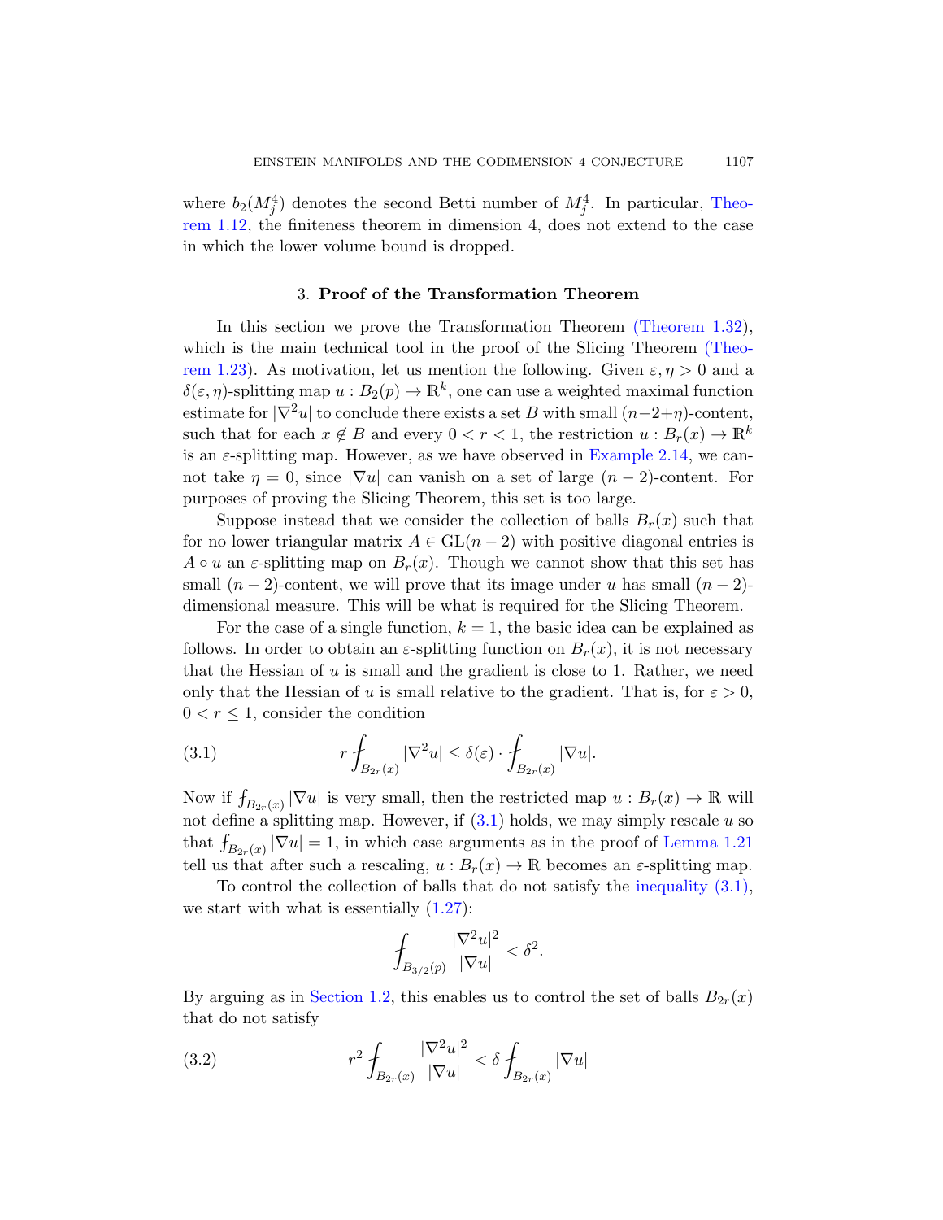where $b_2(M_j^4)$ denotes the second Betti number of $M_j^4$. In particular, Theorem 1.12, the finiteness theorem in dimension 4, does not extend to the case in which the lower volume bound is dropped.

## 3. Proof of the Transformation Theorem

In this section we prove the Transformation Theorem (Theorem 1.32), which is the main technical tool in the proof of the Slicing Theorem (Theorem 1.23). As motivation, let us mention the following. Given $\varepsilon, \eta > 0$ and a $\delta(\varepsilon, \eta)$-splitting map $u : B_2(p) \to \mathbb{R}^k$, one can use a weighted maximal function estimate for $|\nabla^2 u|$ to conclude there exists a set $B$ with small $(n-2+\eta)$-content, such that for each $x \notin B$ and every $0 < r < 1$, the restriction $u : B_r(x) \to \mathbb{R}^k$ is an $\varepsilon$-splitting map. However, as we have observed in Example 2.14, we cannot take $\eta = 0$, since $|\nabla u|$ can vanish on a set of large $(n-2)$-content. For purposes of proving the Slicing Theorem, this set is too large.

Suppose instead that we consider the collection of balls $B_r(x)$ such that for no lower triangular matrix $A \in \mathrm{GL}(n-2)$ with positive diagonal entries is $A \circ u$ an $\varepsilon$-splitting map on $B_r(x)$. Though we cannot show that this set has small $(n-2)$-content, we will prove that its image under $u$ has small $(n-2)$-dimensional measure. This will be what is required for the Slicing Theorem.

For the case of a single function, $k = 1$, the basic idea can be explained as follows. In order to obtain an $\varepsilon$-splitting function on $B_r(x)$, it is not necessary that the Hessian of $u$ is small and the gradient is close to 1. Rather, we need only that the Hessian of $u$ is small relative to the gradient. That is, for $\varepsilon > 0$, $0 < r \leq 1$, consider the condition

$$r \fint_{B_{2r}(x)} |\nabla^2 u| \leq \delta(\varepsilon) \cdot \fint_{B_{2r}(x)} |\nabla u|. \tag{3.1}$$

Now if $\fint_{B_{2r}(x)} |\nabla u|$ is very small, then the restricted map $u : B_r(x) \to \mathbb{R}$ will not define a splitting map. However, if (3.1) holds, we may simply rescale $u$ so that $\fint_{B_{2r}(x)} |\nabla u| = 1$, in which case arguments as in the proof of Lemma 1.21 tell us that after such a rescaling, $u : B_r(x) \to \mathbb{R}$ becomes an $\varepsilon$-splitting map.

To control the collection of balls that do not satisfy the inequality (3.1), we start with what is essentially (1.27):

$$\fint_{B_{3/2}(p)} \frac{|\nabla^2 u|^2}{|\nabla u|} < \delta^2.$$

By arguing as in Section 1.2, this enables us to control the set of balls $B_{2r}(x)$ that do not satisfy

$$r^2 \fint_{B_{2r}(x)} \frac{|\nabla^2 u|^2}{|\nabla u|} < \delta \fint_{B_{2r}(x)} |\nabla u| \tag{3.2}$$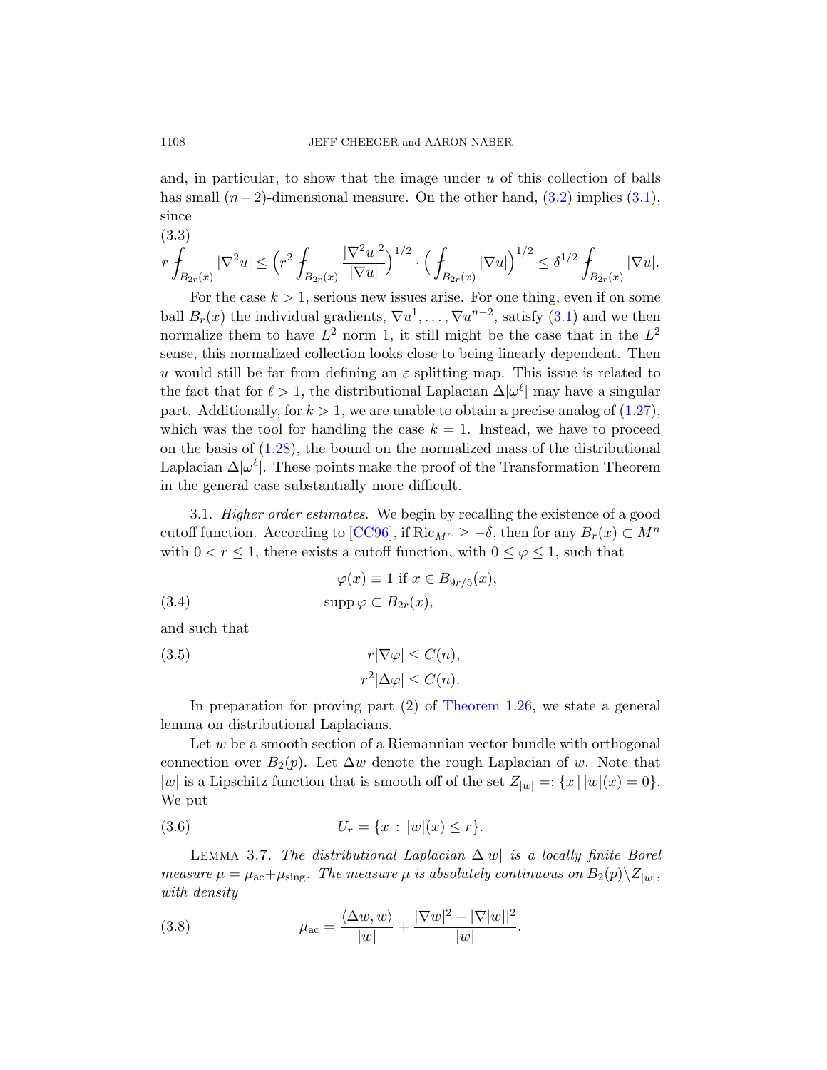and, in particular, to show that the image under $u$ of this collection of balls has small $(n-2)$-dimensional measure. On the other hand, (3.2) implies (3.1), since

$$r \fint_{B_{2r}(x)} |\nabla^2 u| \leq \Big( r^2 \fint_{B_{2r}(x)} \frac{|\nabla^2 u|^2}{|\nabla u|}\Big)^{1/2} \cdot \Big( \fint_{B_{2r}(x)} |\nabla u| \Big)^{1/2} \leq \delta^{1/2} \fint_{B_{2r}(x)} |\nabla u|. \tag{3.3}$$

For the case $k > 1$, serious new issues arise. For one thing, even if on some ball $B_r(x)$ the individual gradients, $\nabla u^1, \ldots, \nabla u^{n-2}$, satisfy (3.1) and we then normalize them to have $L^2$ norm 1, it still might be the case that in the $L^2$ sense, this normalized collection looks close to being linearly dependent. Then $u$ would still be far from defining an $\varepsilon$-splitting map. This issue is related to the fact that for $\ell > 1$, the distributional Laplacian $\Delta|\omega^\ell|$ may have a singular part. Additionally, for $k > 1$, we are unable to obtain a precise analog of (1.27), which was the tool for handling the case $k = 1$. Instead, we have to proceed on the basis of (1.28), the bound on the normalized mass of the distributional Laplacian $\Delta|\omega^\ell|$. These points make the proof of the Transformation Theorem in the general case substantially more difficult.

3.1. *Higher order estimates.* We begin by recalling the existence of a good cutoff function. According to [CC96], if $\mathrm{Ric}_{M^n} \geq -\delta$, then for any $B_r(x) \subset M^n$ with $0 < r \leq 1$, there exists a cutoff function, with $0 \leq \varphi \leq 1$, such that

$$\begin{aligned} &\varphi(x) \equiv 1 \text{ if } x \in B_{9r/5}(x), \\ &\operatorname{supp} \varphi \subset B_{2r}(x), \end{aligned} \tag{3.4}$$

and such that

$$\begin{aligned} r|\nabla \varphi| &\leq C(n), \\ r^2|\Delta \varphi| &\leq C(n). \end{aligned} \tag{3.5}$$

In preparation for proving part (2) of Theorem 1.26, we state a general lemma on distributional Laplacians.

Let $w$ be a smooth section of a Riemannian vector bundle with orthogonal connection over $B_2(p)$. Let $\Delta w$ denote the rough Laplacian of $w$. Note that $|w|$ is a Lipschitz function that is smooth off of the set $Z_{|w|} =: \{x \,|\, |w|(x) = 0\}$. We put

$$U_r = \{x : |w|(x) \leq r\}. \tag{3.6}$$

Lemma 3.7. *The distributional Laplacian $\Delta|w|$ is a locally finite Borel measure $\mu = \mu_{\mathrm{ac}} + \mu_{\mathrm{sing}}$. The measure $\mu$ is absolutely continuous on $B_2(p)\setminus Z_{|w|}$, with density*

$$\mu_{\mathrm{ac}} = \frac{\langle \Delta w, w\rangle}{|w|} + \frac{|\nabla w|^2 - |\nabla |w||^2}{|w|}. \tag{3.8}$$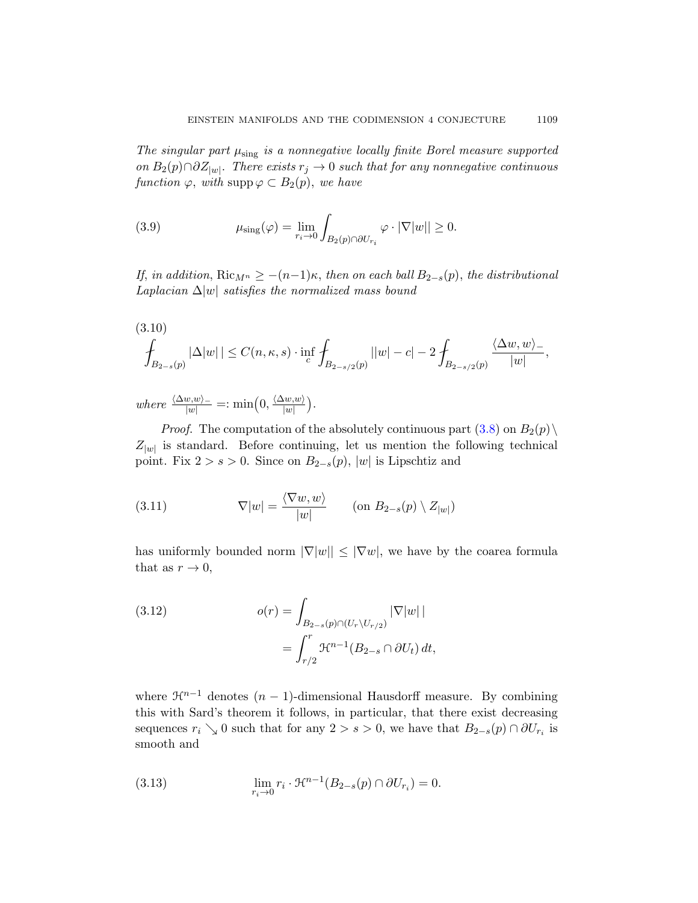*The singular part $\mu_{\mathrm{sing}}$ is a nonnegative locally finite Borel measure supported on $B_2(p) \cap \partial Z_{|w|}$. There exists $r_j \to 0$ such that for any nonnegative continuous function $\varphi$, with $\operatorname{supp} \varphi \subset B_2(p)$, we have*

$$\mu_{\mathrm{sing}}(\varphi) = \lim_{r_i \to 0} \int_{B_2(p) \cap \partial U_{r_i}} \varphi \cdot |\nabla |w|| \geq 0. \tag{3.9}$$

*If, in addition, $\mathrm{Ric}_{M^n} \geq -(n-1)\kappa$, then on each ball $B_{2-s}(p)$, the distributional Laplacian $\Delta |w|$ satisfies the normalized mass bound*

$$\fint_{B_{2-s}(p)} |\Delta |w|\,| \leq C(n,\kappa,s) \cdot \inf_c \fint_{B_{2-s/2}(p)} ||w| - c| - 2 \fint_{B_{2-s/2}(p)} \frac{\langle \Delta w, w \rangle_-}{|w|}, \tag{3.10}$$

*where $\frac{\langle \Delta w, w\rangle_-}{|w|} =: \min\big(0, \frac{\langle \Delta w, w\rangle}{|w|}\big)$.*

*Proof.* The computation of the absolutely continuous part (3.8) on $B_2(p) \setminus Z_{|w|}$ is standard. Before continuing, let us mention the following technical point. Fix $2 > s > 0$. Since on $B_{2-s}(p)$, $|w|$ is Lipschitz and

$$\nabla |w| = \frac{\langle \nabla w, w \rangle}{|w|} \qquad (\text{on } B_{2-s}(p) \setminus Z_{|w|}) \tag{3.11}$$

has uniformly bounded norm $|\nabla |w|| \leq |\nabla w|$, we have by the coarea formula that as $r \to 0$,

$$\begin{aligned} o(r) &= \int_{B_{2-s}(p) \cap (U_r \setminus U_{r/2})} |\nabla |w|\,| \\ &= \int_{r/2}^{r} \mathcal{H}^{n-1}(B_{2-s} \cap \partial U_t)\, dt, \end{aligned} \tag{3.12}$$

where $\mathcal{H}^{n-1}$ denotes $(n-1)$-dimensional Hausdorff measure. By combining this with Sard's theorem it follows, in particular, that there exist decreasing sequences $r_i \searrow 0$ such that for any $2 > s > 0$, we have that $B_{2-s}(p) \cap \partial U_{r_i}$ is smooth and

$$\lim_{r_i \to 0} r_i \cdot \mathcal{H}^{n-1}(B_{2-s}(p) \cap \partial U_{r_i}) = 0. \tag{3.13}$$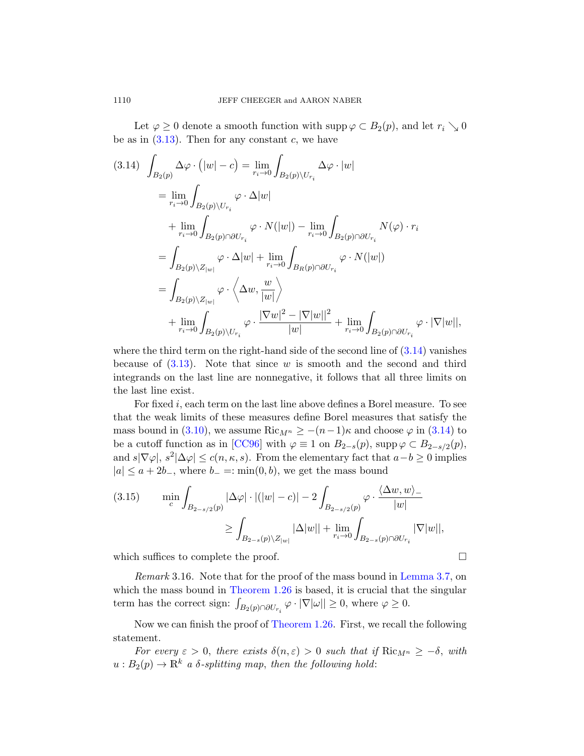Let $\varphi \geq 0$ denote a smooth function with $\operatorname{supp} \varphi \subset B_2(p)$, and let $r_i \searrow 0$ be as in (3.13). Then for any constant $c$, we have

$$
\begin{aligned}
(3.14)\quad \int_{B_2(p)} \Delta\varphi \cdot \big(|w| - c\big) &= \lim_{r_i \to 0} \int_{B_2(p)\setminus U_{r_i}} \Delta\varphi \cdot |w| \\
&= \lim_{r_i \to 0} \int_{B_2(p)\setminus U_{r_i}} \varphi \cdot \Delta |w| \\
&\quad + \lim_{r_i \to 0} \int_{B_2(p)\cap \partial U_{r_i}} \varphi \cdot N(|w|) - \lim_{r_i \to 0} \int_{B_2(p)\cap \partial U_{r_i}} N(\varphi)\cdot r_i \\
&= \int_{B_2(p)\setminus Z_{|w|}} \varphi \cdot \Delta |w| + \lim_{r_i \to 0} \int_{B_R(p)\cap \partial U_{r_i}} \varphi \cdot N(|w|) \\
&= \int_{B_2(p)\setminus Z_{|w|}} \varphi \cdot \left\langle \Delta w, \frac{w}{|w|} \right\rangle \\
&\quad + \lim_{r_i \to 0} \int_{B_2(p)\setminus U_{r_i}} \varphi \cdot \frac{|\nabla w|^2 - |\nabla |w||^2}{|w|} + \lim_{r_i \to 0} \int_{B_2(p)\cap \partial U_{r_i}} \varphi \cdot |\nabla |w||,
\end{aligned}
$$

where the third term on the right-hand side of the second line of (3.14) vanishes because of (3.13). Note that since $w$ is smooth and the second and third integrands on the last line are nonnegative, it follows that all three limits on the last line exist.

For fixed $i$, each term on the last line above defines a Borel measure. To see that the weak limits of these measures define Borel measures that satisfy the mass bound in (3.10), we assume $\mathrm{Ric}_{M^n} \geq -(n-1)\kappa$ and choose $\varphi$ in (3.14) to be a cutoff function as in [CC96] with $\varphi \equiv 1$ on $B_{2-s}(p)$, $\operatorname{supp} \varphi \subset B_{2-s/2}(p)$, and $s|\nabla \varphi|$, $s^2|\Delta\varphi| \leq c(n,\kappa,s)$. From the elementary fact that $a - b \geq 0$ implies $|a| \leq a + 2b_-$, where $b_- =: \min(0,b)$, we get the mass bound

$$
\begin{aligned}
(3.15)\qquad \min_c \int_{B_{2-s/2}(p)} |\Delta\varphi| \cdot |(|w| - c)| - 2\int_{B_{2-s/2}(p)} \varphi \cdot \frac{\langle \Delta w, w\rangle_-}{|w|} \\
\geq \int_{B_{2-s}(p)\setminus Z_{|w|}} |\Delta |w|| + \lim_{r_i \to 0} \int_{B_{2-s}(p)\cap \partial U_{r_i}} |\nabla |w||,
\end{aligned}
$$

which suffices to complete the proof. $\square$

*Remark* 3.16. Note that for the proof of the mass bound in Lemma 3.7, on which the mass bound in Theorem 1.26 is based, it is crucial that the singular term has the correct sign: $\int_{B_2(p)\cap \partial U_{r_i}} \varphi \cdot |\nabla |\omega|| \geq 0$, where $\varphi \geq 0$.

Now we can finish the proof of Theorem 1.26. First, we recall the following statement.

*For every $\varepsilon > 0$, there exists $\delta(n,\varepsilon) > 0$ such that if $\mathrm{Ric}_{M^n} \geq -\delta$, with $u : B_2(p) \to \mathbb{R}^k$ a $\delta$-splitting map, then the following hold*: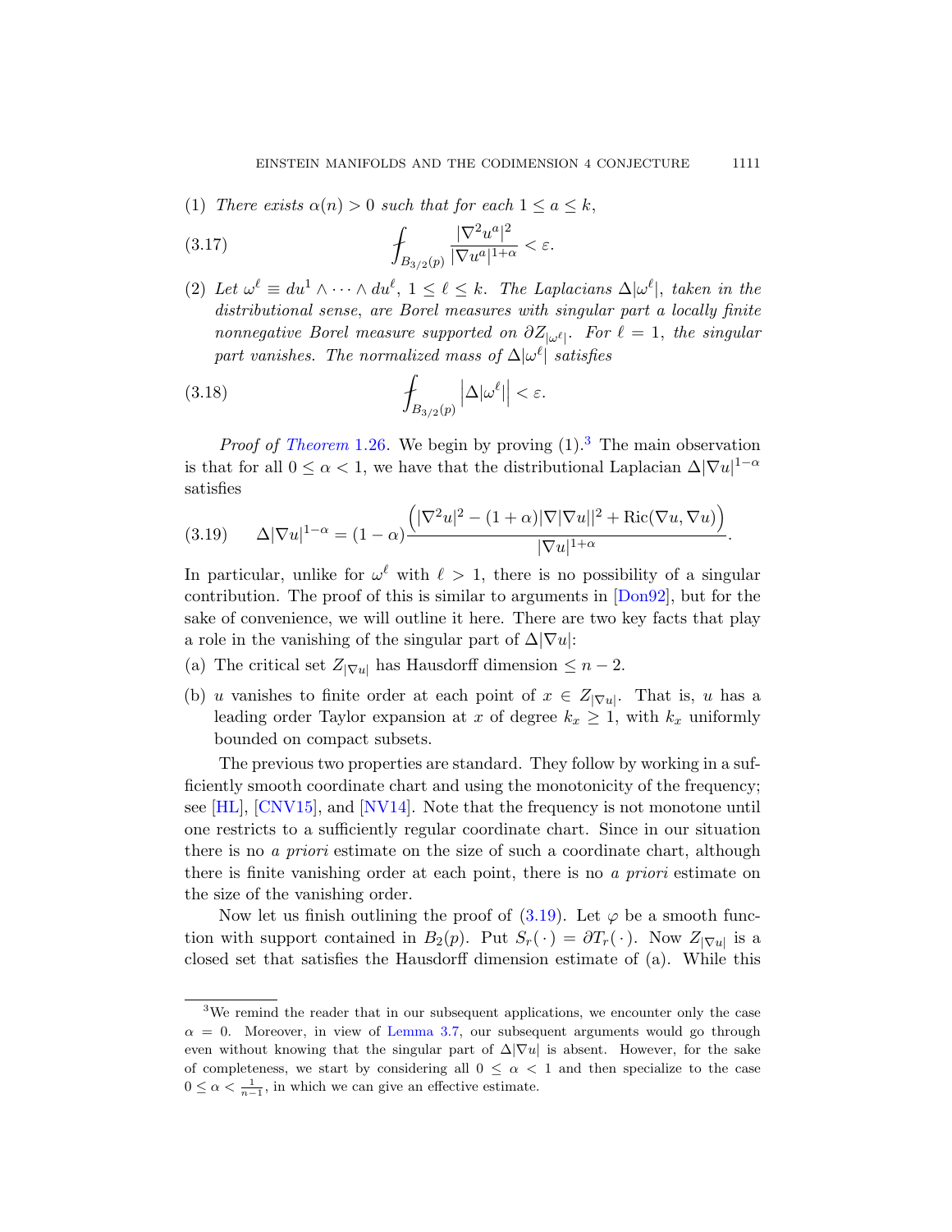(1) *There exists $\alpha(n) > 0$ such that for each $1 \le a \le k$,*

$$\fint_{B_{3/2}(p)} \frac{|\nabla^2 u^a|^2}{|\nabla u^a|^{1+\alpha}} < \varepsilon. \tag{3.17}$$

(2) *Let $\omega^\ell \equiv du^1 \wedge \cdots \wedge du^\ell$, $1 \le \ell \le k$. The Laplacians $\Delta|\omega^\ell|$, taken in the distributional sense, are Borel measures with singular part a locally finite nonnegative Borel measure supported on $\partial Z_{|\omega^\ell|}$. For $\ell = 1$, the singular part vanishes. The normalized mass of $\Delta|\omega^\ell|$ satisfies*

$$\fint_{B_{3/2}(p)} \left|\Delta|\omega^\ell|\right| < \varepsilon. \tag{3.18}$$

*Proof of Theorem* 1.26. We begin by proving (1).[3] The main observation is that for all $0 \le \alpha < 1$, we have that the distributional Laplacian $\Delta|\nabla u|^{1-\alpha}$ satisfies

$$\Delta|\nabla u|^{1-\alpha} = (1-\alpha)\frac{\Big(|\nabla^2 u|^2 - (1+\alpha)|\nabla|\nabla u||^2 + \mathrm{Ric}(\nabla u, \nabla u)\Big)}{|\nabla u|^{1+\alpha}}. \tag{3.19}$$

In particular, unlike for $\omega^\ell$ with $\ell > 1$, there is no possibility of a singular contribution. The proof of this is similar to arguments in [Don92], but for the sake of convenience, we will outline it here. There are two key facts that play a role in the vanishing of the singular part of $\Delta|\nabla u|$:

(a) The critical set $Z_{|\nabla u|}$ has Hausdorff dimension $\le n-2$.

(b) $u$ vanishes to finite order at each point of $x \in Z_{|\nabla u|}$. That is, $u$ has a leading order Taylor expansion at $x$ of degree $k_x \ge 1$, with $k_x$ uniformly bounded on compact subsets.

The previous two properties are standard. They follow by working in a sufficiently smooth coordinate chart and using the monotonicity of the frequency; see [HL], [CNV15], and [NV14]. Note that the frequency is not monotone until one restricts to a sufficiently regular coordinate chart. Since in our situation there is no *a priori* estimate on the size of such a coordinate chart, although there is finite vanishing order at each point, there is no *a priori* estimate on the size of the vanishing order.

Now let us finish outlining the proof of (3.19). Let $\varphi$ be a smooth function with support contained in $B_2(p)$. Put $S_r(\,\cdot\,) = \partial T_r(\,\cdot\,)$. Now $Z_{|\nabla u|}$ is a closed set that satisfies the Hausdorff dimension estimate of (a). While this

---

[3] We remind the reader that in our subsequent applications, we encounter only the case $\alpha = 0$. Moreover, in view of Lemma 3.7, our subsequent arguments would go through even without knowing that the singular part of $\Delta|\nabla u|$ is absent. However, for the sake of completeness, we start by considering all $0 \le \alpha < 1$ and then specialize to the case $0 \le \alpha < \frac{1}{n-1}$, in which we can give an effective estimate.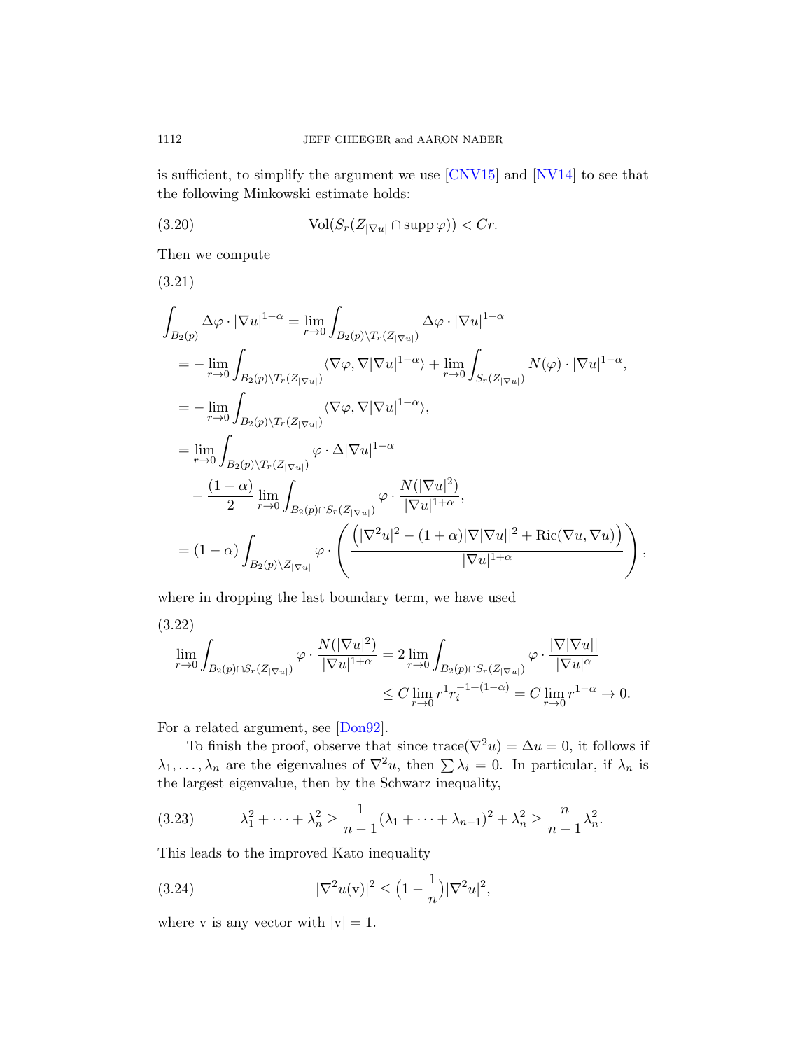is sufficient, to simplify the argument we use [CNV15] and [NV14] to see that the following Minkowski estimate holds:

$$\mathrm{Vol}(S_r(Z_{|\nabla u|}\cap \operatorname{supp}\varphi)) < Cr. \tag{3.20}$$

Then we compute

(3.21)

$$\begin{aligned}
\int_{B_2(p)} \Delta\varphi\cdot|\nabla u|^{1-\alpha} &= \lim_{r\to 0}\int_{B_2(p)\setminus T_r(Z_{|\nabla u|})} \Delta\varphi\cdot|\nabla u|^{1-\alpha}\\
&= -\lim_{r\to 0}\int_{B_2(p)\setminus T_r(Z_{|\nabla u|})}\langle\nabla\varphi,\nabla|\nabla u|^{1-\alpha}\rangle + \lim_{r\to 0}\int_{S_r(Z_{|\nabla u|})} N(\varphi)\cdot|\nabla u|^{1-\alpha},\\
&= -\lim_{r\to 0}\int_{B_2(p)\setminus T_r(Z_{|\nabla u|})}\langle\nabla\varphi,\nabla|\nabla u|^{1-\alpha}\rangle,\\
&= \lim_{r\to 0}\int_{B_2(p)\setminus T_r(Z_{|\nabla u|})}\varphi\cdot\Delta|\nabla u|^{1-\alpha}\\
&\quad -\frac{(1-\alpha)}{2}\lim_{r\to 0}\int_{B_2(p)\cap S_r(Z_{|\nabla u|})}\varphi\cdot\frac{N(|\nabla u|^2)}{|\nabla u|^{1+\alpha}},\\
&= (1-\alpha)\int_{B_2(p)\setminus Z_{|\nabla u|}}\varphi\cdot\left(\frac{\Big(|\nabla^2 u|^2-(1+\alpha)|\nabla|\nabla u||^2+\mathrm{Ric}(\nabla u,\nabla u)\Big)}{|\nabla u|^{1+\alpha}}\right),
\end{aligned}$$

where in dropping the last boundary term, we have used

(3.22)

$$\begin{aligned}
\lim_{r\to 0}\int_{B_2(p)\cap S_r(Z_{|\nabla u|})}\varphi\cdot\frac{N(|\nabla u|^2)}{|\nabla u|^{1+\alpha}} &= 2\lim_{r\to 0}\int_{B_2(p)\cap S_r(Z_{|\nabla u|})}\varphi\cdot\frac{|\nabla|\nabla u||}{|\nabla u|^{\alpha}}\\
&\le C\lim_{r\to 0} r^1 r_i^{-1+(1-\alpha)} = C\lim_{r\to 0} r^{1-\alpha}\to 0.
\end{aligned}$$

For a related argument, see [Don92].

To finish the proof, observe that since $\mathrm{trace}(\nabla^2 u)=\Delta u = 0$, it follows if $\lambda_1,\dots,\lambda_n$ are the eigenvalues of $\nabla^2 u$, then $\sum\lambda_i = 0$. In particular, if $\lambda_n$ is the largest eigenvalue, then by the Schwarz inequality,

$$\lambda_1^2+\cdots+\lambda_n^2 \ge \frac{1}{n-1}(\lambda_1+\cdots+\lambda_{n-1})^2+\lambda_n^2 \ge \frac{n}{n-1}\lambda_n^2. \tag{3.23}$$

This leads to the improved Kato inequality

$$|\nabla^2 u(\mathrm{v})|^2 \le \big(1-\frac{1}{n}\big)|\nabla^2 u|^2, \tag{3.24}$$

where v is any vector with $|\mathrm{v}|=1$.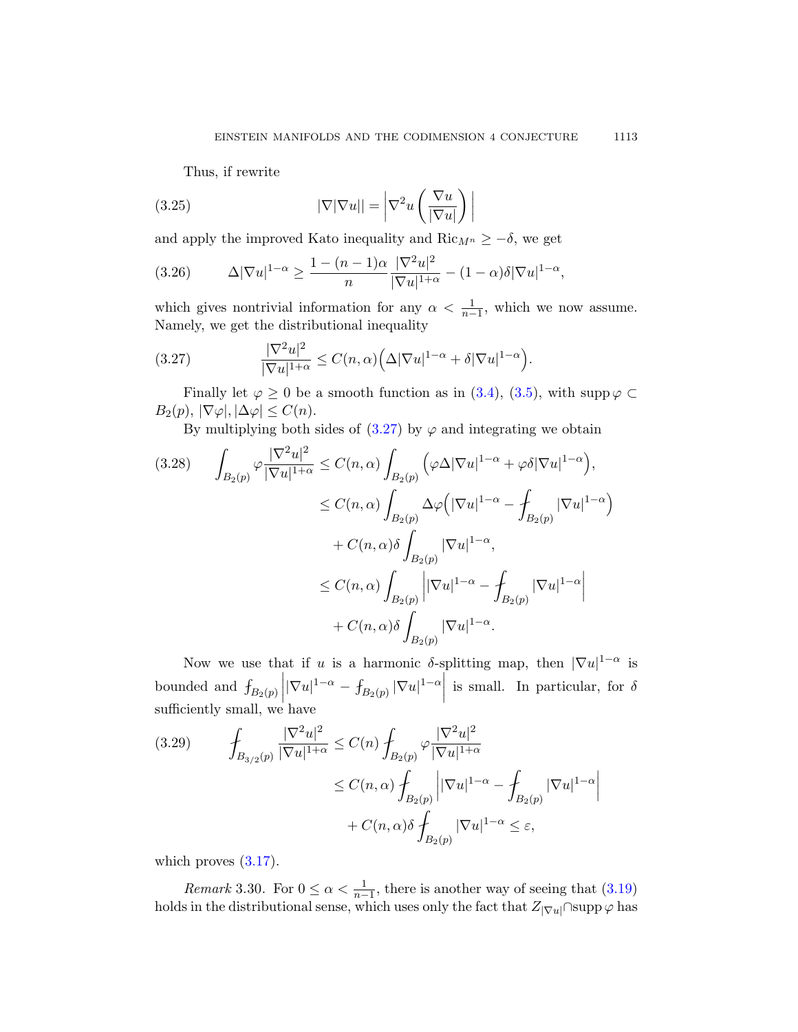Thus, if rewrite

$$|\nabla|\nabla u|| = \left|\nabla^2 u\left(\frac{\nabla u}{|\nabla u|}\right)\right| \tag{3.25}$$

and apply the improved Kato inequality and $\mathrm{Ric}_{M^n} \geq -\delta$, we get

$$\Delta|\nabla u|^{1-\alpha} \geq \frac{1-(n-1)\alpha}{n}\frac{|\nabla^2 u|^2}{|\nabla u|^{1+\alpha}} - (1-\alpha)\delta|\nabla u|^{1-\alpha}, \tag{3.26}$$

which gives nontrivial information for any $\alpha < \frac{1}{n-1}$, which we now assume. Namely, we get the distributional inequality

$$\frac{|\nabla^2 u|^2}{|\nabla u|^{1+\alpha}} \leq C(n,\alpha)\Big(\Delta|\nabla u|^{1-\alpha} + \delta|\nabla u|^{1-\alpha}\Big). \tag{3.27}$$

Finally let $\varphi \geq 0$ be a smooth function as in (3.4), (3.5), with $\operatorname{supp}\varphi \subset B_2(p)$, $|\nabla\varphi|, |\Delta\varphi| \leq C(n)$.

By multiplying both sides of (3.27) by $\varphi$ and integrating we obtain

$$\begin{aligned}
\int_{B_2(p)} \varphi\frac{|\nabla^2 u|^2}{|\nabla u|^{1+\alpha}} &\leq C(n,\alpha)\int_{B_2(p)}\Big(\varphi\Delta|\nabla u|^{1-\alpha} + \varphi\delta|\nabla u|^{1-\alpha}\Big),\\
&\leq C(n,\alpha)\int_{B_2(p)}\Delta\varphi\Big(|\nabla u|^{1-\alpha} - ⨍_{B_2(p)}|\nabla u|^{1-\alpha}\Big)\\
&\quad + C(n,\alpha)\delta\int_{B_2(p)}|\nabla u|^{1-\alpha},\\
&\leq C(n,\alpha)\int_{B_2(p)}\Big||\nabla u|^{1-\alpha} - ⨍_{B_2(p)}|\nabla u|^{1-\alpha}\Big|\\
&\quad + C(n,\alpha)\delta\int_{B_2(p)}|\nabla u|^{1-\alpha}.
\end{aligned} \tag{3.28}$$

Now we use that if $u$ is a harmonic $\delta$-splitting map, then $|\nabla u|^{1-\alpha}$ is bounded and $⨍_{B_2(p)}\Big||\nabla u|^{1-\alpha} - ⨍_{B_2(p)}|\nabla u|^{1-\alpha}\Big|$ is small. In particular, for $\delta$ sufficiently small, we have

$$\begin{aligned}
⨍_{B_{3/2}(p)}\frac{|\nabla^2 u|^2}{|\nabla u|^{1+\alpha}} &\leq C(n)⨍_{B_2(p)}\varphi\frac{|\nabla^2 u|^2}{|\nabla u|^{1+\alpha}}\\
&\leq C(n,\alpha)⨍_{B_2(p)}\Big||\nabla u|^{1-\alpha} - ⨍_{B_2(p)}|\nabla u|^{1-\alpha}\Big|\\
&\quad + C(n,\alpha)\delta⨍_{B_2(p)}|\nabla u|^{1-\alpha} \leq \varepsilon,
\end{aligned} \tag{3.29}$$

which proves (3.17).

*Remark* 3.30. For $0 \leq \alpha < \frac{1}{n-1}$, there is another way of seeing that (3.19) holds in the distributional sense, which uses only the fact that $Z_{|\nabla u|} \cap \operatorname{supp}\varphi$ has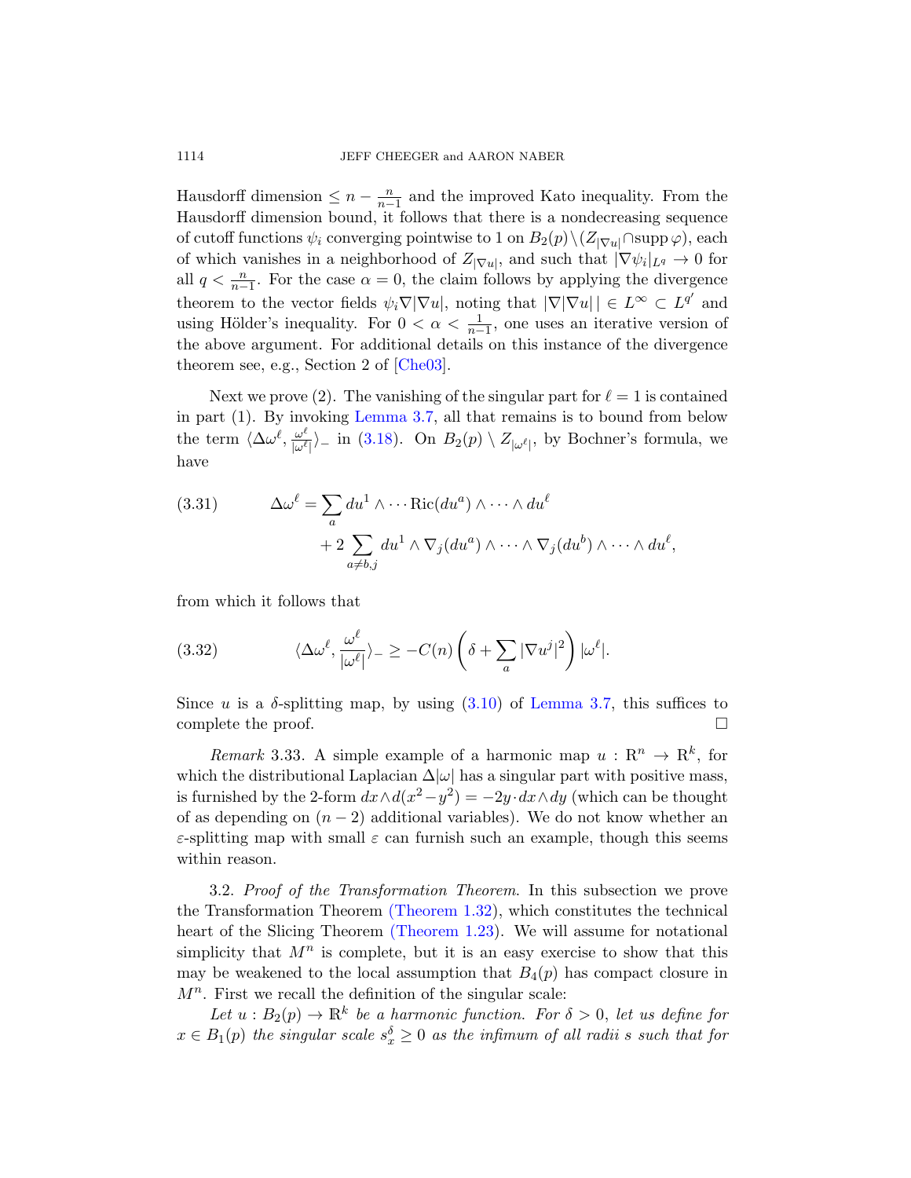Hausdorff dimension $\leq n - \frac{n}{n-1}$ and the improved Kato inequality. From the Hausdorff dimension bound, it follows that there is a nondecreasing sequence of cutoff functions $\psi_i$ converging pointwise to 1 on $B_2(p) \setminus (Z_{|\nabla u|} \cap \operatorname{supp} \varphi)$, each of which vanishes in a neighborhood of $Z_{|\nabla u|}$, and such that $|\nabla \psi_i|_{L^q} \to 0$ for all $q < \frac{n}{n-1}$. For the case $\alpha = 0$, the claim follows by applying the divergence theorem to the vector fields $\psi_i \nabla |\nabla u|$, noting that $|\nabla |\nabla u|| \in L^\infty \subset L^{q'}$ and using Hölder's inequality. For $0 < \alpha < \frac{1}{n-1}$, one uses an iterative version of the above argument. For additional details on this instance of the divergence theorem see, e.g., Section 2 of [Che03].

Next we prove (2). The vanishing of the singular part for $\ell = 1$ is contained in part (1). By invoking Lemma 3.7, all that remains is to bound from below the term $\langle \Delta \omega^\ell, \frac{\omega^\ell}{|\omega^\ell|} \rangle_-$ in (3.18). On $B_2(p) \setminus Z_{|\omega^\ell|}$, by Bochner's formula, we have

$$
\begin{aligned}
(3.31) \qquad \Delta \omega^\ell = &\sum_a du^1 \wedge \cdots \operatorname{Ric}(du^a) \wedge \cdots \wedge du^\ell \\
&+ 2 \sum_{a \neq b, j} du^1 \wedge \nabla_j (du^a) \wedge \cdots \wedge \nabla_j (du^b) \wedge \cdots \wedge du^\ell,
\end{aligned}
$$

from which it follows that

$$
(3.32) \qquad \langle \Delta \omega^\ell, \frac{\omega^\ell}{|\omega^\ell|} \rangle_- \geq -C(n) \left( \delta + \sum_a |\nabla u^j|^2 \right) |\omega^\ell|.
$$

Since $u$ is a $\delta$-splitting map, by using (3.10) of Lemma 3.7, this suffices to complete the proof. $\square$

*Remark* 3.33. A simple example of a harmonic map $u : \mathbb{R}^n \to \mathbb{R}^k$, for which the distributional Laplacian $\Delta |\omega|$ has a singular part with positive mass, is furnished by the 2-form $dx \wedge d(x^2 - y^2) = -2y \cdot dx \wedge dy$ (which can be thought of as depending on $(n-2)$ additional variables). We do not know whether an $\varepsilon$-splitting map with small $\varepsilon$ can furnish such an example, though this seems within reason.

3.2. *Proof of the Transformation Theorem.* In this subsection we prove the Transformation Theorem (Theorem 1.32), which constitutes the technical heart of the Slicing Theorem (Theorem 1.23). We will assume for notational simplicity that $M^n$ is complete, but it is an easy exercise to show that this may be weakened to the local assumption that $B_4(p)$ has compact closure in $M^n$. First we recall the definition of the singular scale:

*Let $u : B_2(p) \to \mathbb{R}^k$ be a harmonic function. For $\delta > 0$, let us define for $x \in B_1(p)$ the singular scale $s_x^\delta \geq 0$ as the infimum of all radii $s$ such that for*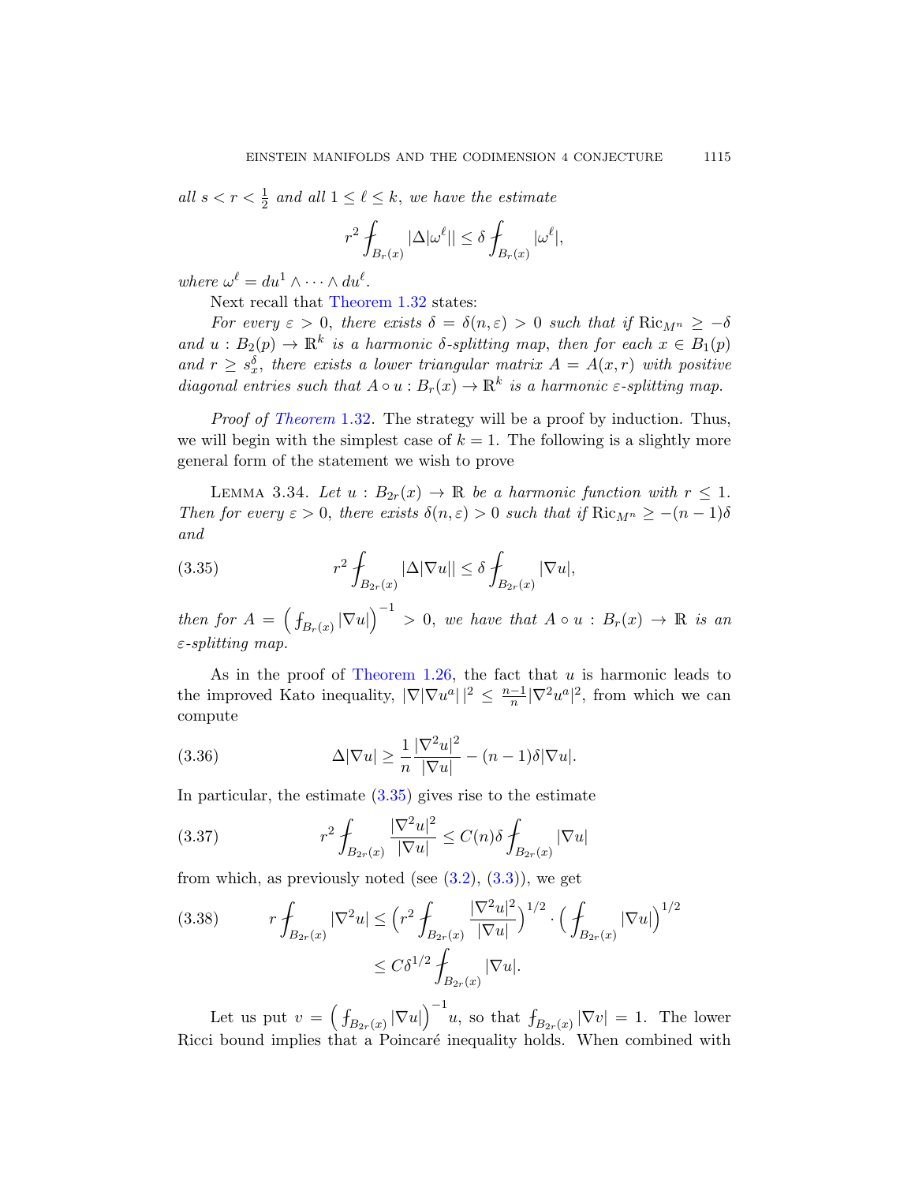*all $s < r < \frac{1}{2}$ and all $1 \le \ell \le k$, we have the estimate*

$$r^2 \fint_{B_r(x)} |\Delta|\omega^\ell|| \le \delta \fint_{B_r(x)} |\omega^\ell|,$$

*where $\omega^\ell = du^1 \wedge \cdots \wedge du^\ell$.*

Next recall that Theorem 1.32 states:

*For every $\varepsilon > 0$, there exists $\delta = \delta(n, \varepsilon) > 0$ such that if $\mathrm{Ric}_{M^n} \ge -\delta$ and $u : B_2(p) \to \mathbb{R}^k$ is a harmonic $\delta$-splitting map, then for each $x \in B_1(p)$ and $r \ge s_x^\delta$, there exists a lower triangular matrix $A = A(x,r)$ with positive diagonal entries such that $A \circ u : B_r(x) \to \mathbb{R}^k$ is a harmonic $\varepsilon$-splitting map.*

*Proof of Theorem 1.32.* The strategy will be a proof by induction. Thus, we will begin with the simplest case of $k = 1$. The following is a slightly more general form of the statement we wish to prove

Lemma 3.34. *Let $u : B_{2r}(x) \to \mathbb{R}$ be a harmonic function with $r \le 1$. Then for every $\varepsilon > 0$, there exists $\delta(n, \varepsilon) > 0$ such that if $\mathrm{Ric}_{M^n} \ge -(n-1)\delta$ and*

$$r^2 \fint_{B_{2r}(x)} |\Delta|\nabla u|| \le \delta \fint_{B_{2r}(x)} |\nabla u|, \tag{3.35}$$

*then for $A = \left(\fint_{B_r(x)} |\nabla u|\right)^{-1} > 0$, we have that $A \circ u : B_r(x) \to \mathbb{R}$ is an $\varepsilon$-splitting map.*

As in the proof of Theorem 1.26, the fact that $u$ is harmonic leads to the improved Kato inequality, $|\nabla|\nabla u^a||^2 \le \frac{n-1}{n}|\nabla^2 u^a|^2$, from which we can compute

$$\Delta|\nabla u| \ge \frac{1}{n}\frac{|\nabla^2 u|^2}{|\nabla u|} - (n-1)\delta|\nabla u|. \tag{3.36}$$

In particular, the estimate (3.35) gives rise to the estimate

$$r^2 \fint_{B_{2r}(x)} \frac{|\nabla^2 u|^2}{|\nabla u|} \le C(n)\delta \fint_{B_{2r}(x)} |\nabla u| \tag{3.37}$$

from which, as previously noted (see (3.2), (3.3)), we get

$$\begin{aligned} r \fint_{B_{2r}(x)} |\nabla^2 u| &\le \Big(r^2 \fint_{B_{2r}(x)} \frac{|\nabla^2 u|^2}{|\nabla u|}\Big)^{1/2} \cdot \Big(\fint_{B_{2r}(x)} |\nabla u|\Big)^{1/2} \\ &\le C\delta^{1/2} \fint_{B_{2r}(x)} |\nabla u|. \end{aligned} \tag{3.38}$$

Let us put $v = \left(\fint_{B_{2r}(x)} |\nabla u|\right)^{-1} u$, so that $\fint_{B_{2r}(x)} |\nabla v| = 1$. The lower Ricci bound implies that a Poincaré inequality holds. When combined with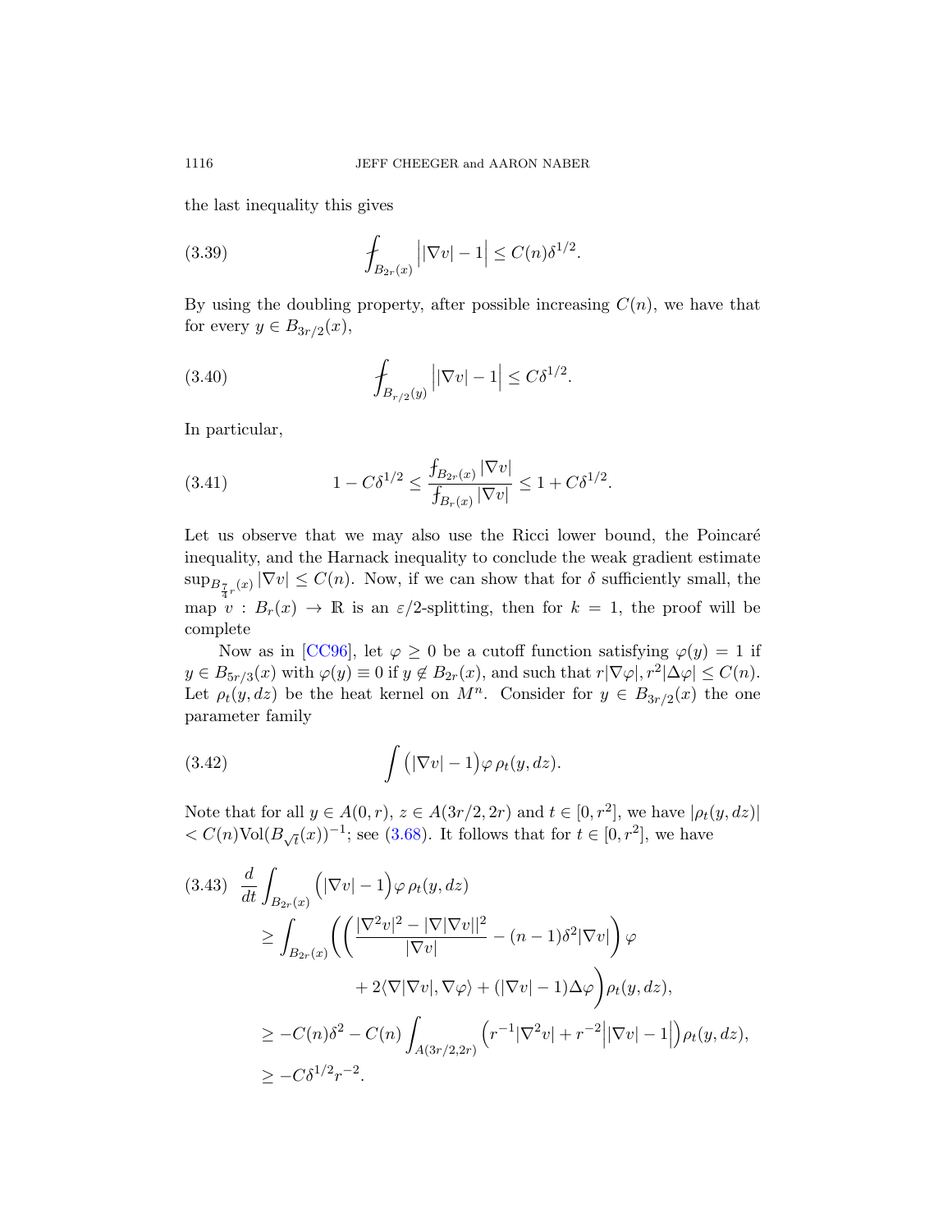the last inequality this gives

$$\fint_{B_{2r}(x)} \Big||\nabla v| - 1\Big| \leq C(n)\delta^{1/2}. \tag{3.39}$$

By using the doubling property, after possible increasing $C(n)$, we have that for every $y \in B_{3r/2}(x)$,

$$\fint_{B_{r/2}(y)} \Big||\nabla v| - 1\Big| \leq C\delta^{1/2}. \tag{3.40}$$

In particular,

$$1 - C\delta^{1/2} \leq \frac{\fint_{B_{2r}(x)} |\nabla v|}{\fint_{B_r(x)} |\nabla v|} \leq 1 + C\delta^{1/2}. \tag{3.41}$$

Let us observe that we may also use the Ricci lower bound, the Poincaré inequality, and the Harnack inequality to conclude the weak gradient estimate $\sup_{B_{\frac{7}{4}r}(x)} |\nabla v| \leq C(n)$. Now, if we can show that for $\delta$ sufficiently small, the map $v : B_r(x) \to \mathbb{R}$ is an $\varepsilon/2$-splitting, then for $k = 1$, the proof will be complete

Now as in [CC96], let $\varphi \geq 0$ be a cutoff function satisfying $\varphi(y) = 1$ if $y \in B_{5r/3}(x)$ with $\varphi(y) \equiv 0$ if $y \notin B_{2r}(x)$, and such that $r|\nabla\varphi|, r^2|\Delta\varphi| \leq C(n)$. Let $\rho_t(y, dz)$ be the heat kernel on $M^n$. Consider for $y \in B_{3r/2}(x)$ the one parameter family

$$\int \big(|\nabla v| - 1\big)\varphi \, \rho_t(y, dz). \tag{3.42}$$

Note that for all $y \in A(0, r)$, $z \in A(3r/2, 2r)$ and $t \in [0, r^2]$, we have $|\rho_t(y, dz)| < C(n)\mathrm{Vol}(B_{\sqrt{t}}(x))^{-1}$; see (3.68). It follows that for $t \in [0, r^2]$, we have

$$\begin{aligned}
\frac{d}{dt}\int_{B_{2r}(x)} &\Big(|\nabla v| - 1\Big)\varphi \, \rho_t(y, dz) \\
&\geq \int_{B_{2r}(x)} \Bigg(\bigg(\frac{|\nabla^2 v|^2 - |\nabla|\nabla v||^2}{|\nabla v|} - (n-1)\delta^2|\nabla v|\bigg)\varphi \\
&\qquad\qquad + 2\langle\nabla|\nabla v|, \nabla\varphi\rangle + (|\nabla v| - 1)\Delta\varphi\Bigg)\rho_t(y, dz), \\
&\geq -C(n)\delta^2 - C(n)\int_{A(3r/2, 2r)} \Big(r^{-1}|\nabla^2 v| + r^{-2}\Big||\nabla v| - 1\Big|\Big)\rho_t(y, dz), \\
&\geq -C\delta^{1/2} r^{-2}.
\end{aligned} \tag{3.43}$$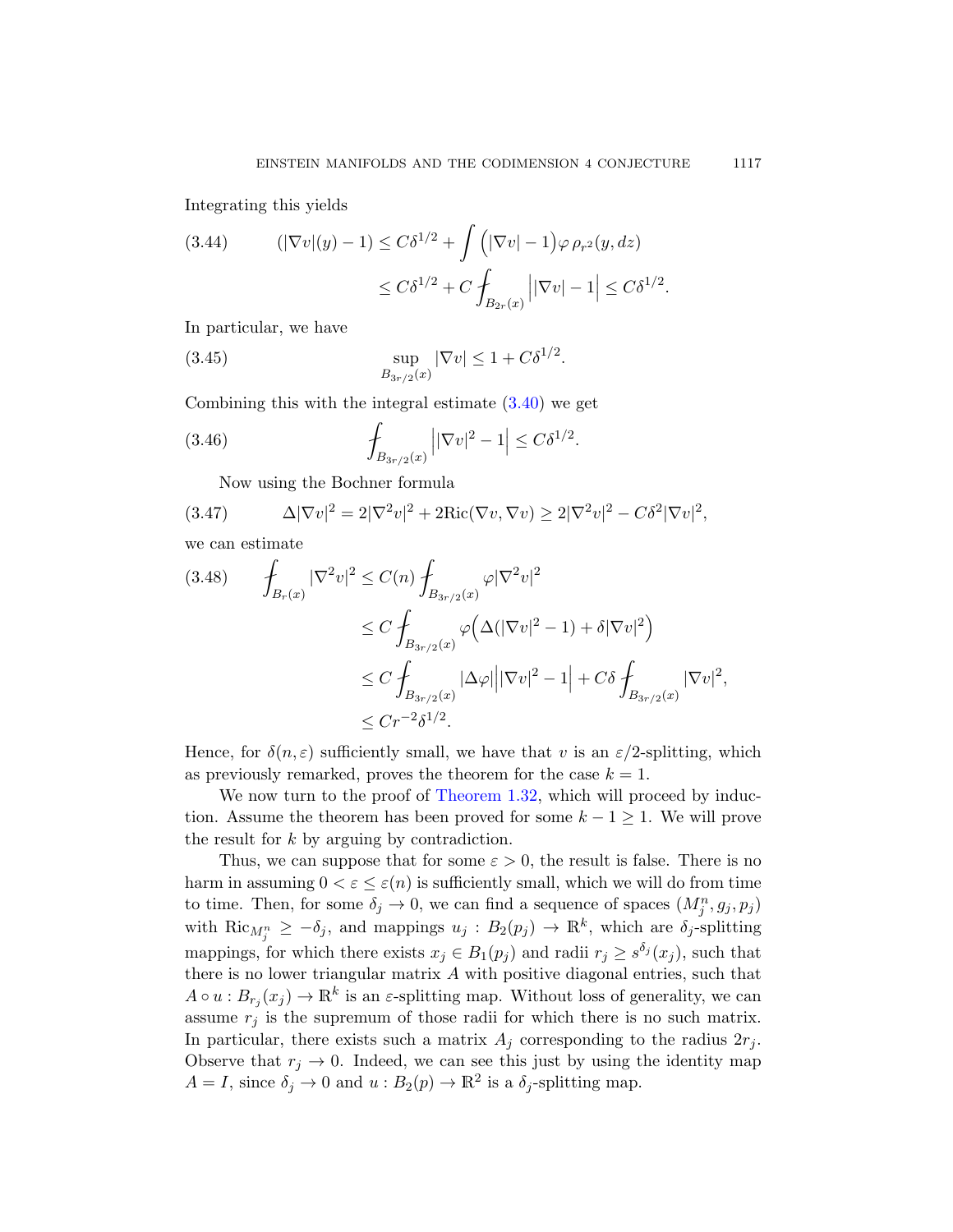Integrating this yields

$$
\begin{aligned}
(3.44) \qquad (|\nabla v|(y) - 1) &\le C\delta^{1/2} + \int \Big(|\nabla v| - 1\Big)\varphi\, \rho_{r^2}(y, dz) \\
&\le C\delta^{1/2} + C \fint_{B_{2r}(x)} \Big||\nabla v| - 1\Big| \le C\delta^{1/2}.
\end{aligned}
$$

In particular, we have

$$
(3.45) \qquad \sup_{B_{3r/2}(x)} |\nabla v| \le 1 + C\delta^{1/2}.
$$

Combining this with the integral estimate (3.40) we get

$$
(3.46) \qquad \fint_{B_{3r/2}(x)} \Big||\nabla v|^2 - 1\Big| \le C\delta^{1/2}.
$$

Now using the Bochner formula

$$
(3.47) \qquad \Delta |\nabla v|^2 = 2|\nabla^2 v|^2 + 2\mathrm{Ric}(\nabla v, \nabla v) \ge 2|\nabla^2 v|^2 - C\delta^2 |\nabla v|^2,
$$

we can estimate

$$
\begin{aligned}
(3.48) \qquad \fint_{B_r(x)} |\nabla^2 v|^2 &\le C(n) \fint_{B_{3r/2}(x)} \varphi |\nabla^2 v|^2 \\
&\le C \fint_{B_{3r/2}(x)} \varphi\Big(\Delta(|\nabla v|^2 - 1) + \delta |\nabla v|^2\Big) \\
&\le C \fint_{B_{3r/2}(x)} |\Delta \varphi|\Big||\nabla v|^2 - 1\Big| + C\delta \fint_{B_{3r/2}(x)} |\nabla v|^2, \\
&\le C r^{-2} \delta^{1/2}.
\end{aligned}
$$

Hence, for $\delta(n, \varepsilon)$ sufficiently small, we have that $v$ is an $\varepsilon/2$-splitting, which as previously remarked, proves the theorem for the case $k = 1$.

We now turn to the proof of Theorem 1.32, which will proceed by induction. Assume the theorem has been proved for some $k - 1 \ge 1$. We will prove the result for $k$ by arguing by contradiction.

Thus, we can suppose that for some $\varepsilon > 0$, the result is false. There is no harm in assuming $0 < \varepsilon \le \varepsilon(n)$ is sufficiently small, which we will do from time to time. Then, for some $\delta_j \to 0$, we can find a sequence of spaces $(M^n_j, g_j, p_j)$ with $\mathrm{Ric}_{M^n_j} \ge -\delta_j$, and mappings $u_j : B_2(p_j) \to \mathbb{R}^k$, which are $\delta_j$-splitting mappings, for which there exists $x_j \in B_1(p_j)$ and radii $r_j \ge s^{\delta_j}(x_j)$, such that there is no lower triangular matrix $A$ with positive diagonal entries, such that $A \circ u : B_{r_j}(x_j) \to \mathbb{R}^k$ is an $\varepsilon$-splitting map. Without loss of generality, we can assume $r_j$ is the supremum of those radii for which there is no such matrix. In particular, there exists such a matrix $A_j$ corresponding to the radius $2r_j$. Observe that $r_j \to 0$. Indeed, we can see this just by using the identity map $A = I$, since $\delta_j \to 0$ and $u : B_2(p) \to \mathbb{R}^2$ is a $\delta_j$-splitting map.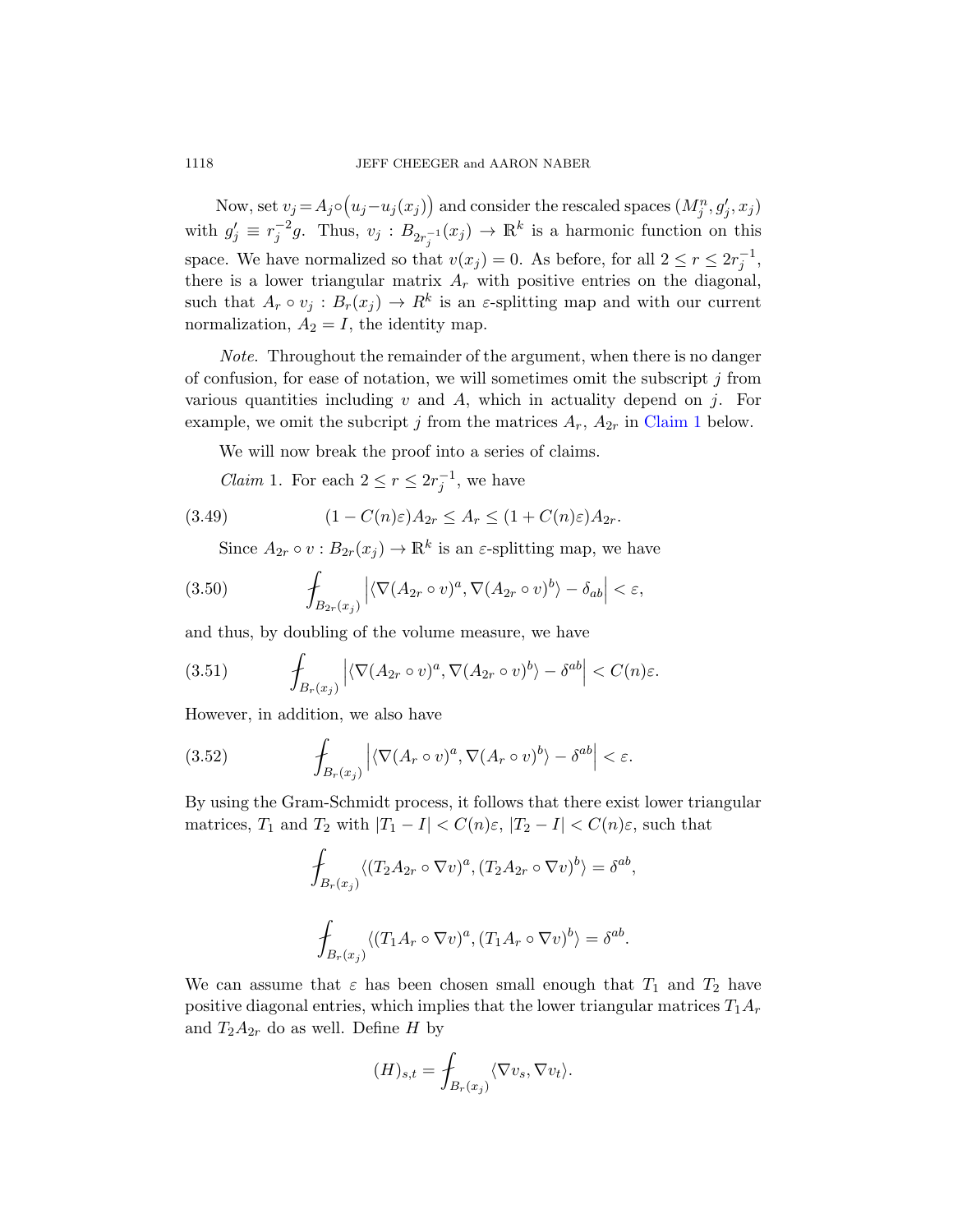Now, set $v_j = A_j \circ \big(u_j - u_j(x_j)\big)$ and consider the rescaled spaces $(M^n_j, g'_j, x_j)$ with $g'_j \equiv r_j^{-2} g$. Thus, $v_j : B_{2r_j^{-1}}(x_j) \to \mathbb{R}^k$ is a harmonic function on this space. We have normalized so that $v(x_j) = 0$. As before, for all $2 \le r \le 2r_j^{-1}$, there is a lower triangular matrix $A_r$ with positive entries on the diagonal, such that $A_r \circ v_j : B_r(x_j) \to R^k$ is an $\varepsilon$-splitting map and with our current normalization, $A_2 = I$, the identity map.

*Note*. Throughout the remainder of the argument, when there is no danger of confusion, for ease of notation, we will sometimes omit the subscript $j$ from various quantities including $v$ and $A$, which in actuality depend on $j$. For example, we omit the subcript $j$ from the matrices $A_r$, $A_{2r}$ in Claim 1 below.

We will now break the proof into a series of claims.

*Claim* 1. For each $2 \le r \le 2r_j^{-1}$, we have

$$(1 - C(n)\varepsilon)A_{2r} \le A_r \le (1 + C(n)\varepsilon)A_{2r}. \tag{3.49}$$

Since $A_{2r} \circ v : B_{2r}(x_j) \to \mathbb{R}^k$ is an $\varepsilon$-splitting map, we have

$$\fint_{B_{2r}(x_j)} \Big| \langle \nabla (A_{2r} \circ v)^a, \nabla (A_{2r} \circ v)^b \rangle - \delta_{ab} \Big| < \varepsilon, \tag{3.50}$$

and thus, by doubling of the volume measure, we have

$$\fint_{B_{r}(x_j)} \Big| \langle \nabla (A_{2r} \circ v)^a, \nabla (A_{2r} \circ v)^b \rangle - \delta^{ab} \Big| < C(n)\varepsilon. \tag{3.51}$$

However, in addition, we also have

$$\fint_{B_{r}(x_j)} \Big| \langle \nabla (A_{r} \circ v)^a, \nabla (A_{r} \circ v)^b \rangle - \delta^{ab} \Big| < \varepsilon. \tag{3.52}$$

By using the Gram-Schmidt process, it follows that there exist lower triangular matrices, $T_1$ and $T_2$ with $|T_1 - I| < C(n)\varepsilon$, $|T_2 - I| < C(n)\varepsilon$, such that

$$\fint_{B_r(x_j)} \langle (T_2 A_{2r} \circ \nabla v)^a, (T_2 A_{2r} \circ \nabla v)^b \rangle = \delta^{ab},$$

$$\fint_{B_r(x_j)} \langle (T_1 A_{r} \circ \nabla v)^a, (T_1 A_{r} \circ \nabla v)^b \rangle = \delta^{ab}.$$

We can assume that $\varepsilon$ has been chosen small enough that $T_1$ and $T_2$ have positive diagonal entries, which implies that the lower triangular matrices $T_1 A_r$ and $T_2 A_{2r}$ do as well. Define $H$ by

$$(H)_{s,t} = \fint_{B_r(x_j)} \langle \nabla v_s, \nabla v_t \rangle.$$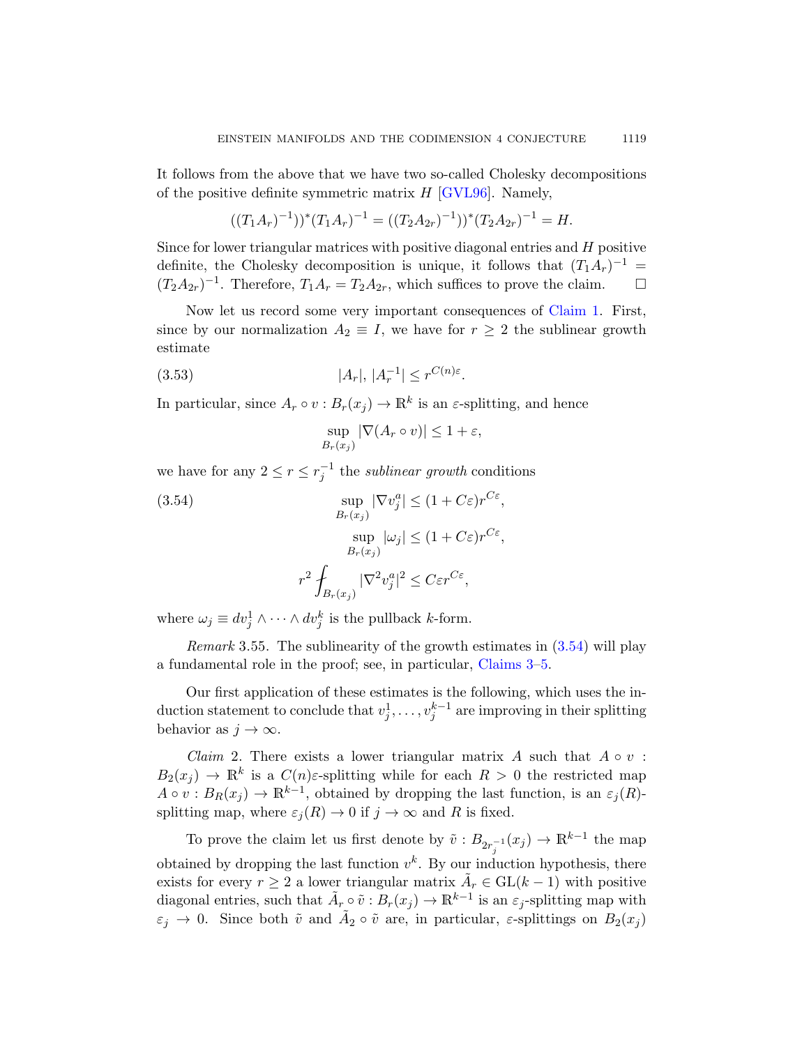It follows from the above that we have two so-called Cholesky decompositions of the positive definite symmetric matrix $H$ [GVL96]. Namely,

$$((T_1A_r)^{-1}))^*(T_1A_r)^{-1} = ((T_2A_{2r})^{-1}))^*(T_2A_{2r})^{-1} = H.$$

Since for lower triangular matrices with positive diagonal entries and $H$ positive definite, the Cholesky decomposition is unique, it follows that $(T_1A_r)^{-1} = (T_2A_{2r})^{-1}$. Therefore, $T_1A_r = T_2A_{2r}$, which suffices to prove the claim. $\square$

Now let us record some very important consequences of Claim 1. First, since by our normalization $A_2 \equiv I$, we have for $r \geq 2$ the sublinear growth estimate

$$|A_r|,\ |A_r^{-1}| \leq r^{C(n)\varepsilon}. \tag{3.53}$$

In particular, since $A_r \circ v : B_r(x_j) \to \mathbb{R}^k$ is an $\varepsilon$-splitting, and hence

$$\sup_{B_r(x_j)} |\nabla(A_r \circ v)| \leq 1 + \varepsilon,$$

we have for any $2 \leq r \leq r_j^{-1}$ the *sublinear growth* conditions

$$\begin{aligned} \sup_{B_r(x_j)} |\nabla v_j^a| &\leq (1 + C\varepsilon) r^{C\varepsilon}, \\ \sup_{B_r(x_j)} |\omega_j| &\leq (1 + C\varepsilon) r^{C\varepsilon}, \\ r^2 \fint_{B_r(x_j)} |\nabla^2 v_j^a|^2 &\leq C\varepsilon r^{C\varepsilon}, \end{aligned} \tag{3.54}$$

where $\omega_j \equiv dv_j^1 \wedge \cdots \wedge dv_j^k$ is the pullback $k$-form.

*Remark* 3.55. The sublinearity of the growth estimates in (3.54) will play a fundamental role in the proof; see, in particular, Claims 3–5.

Our first application of these estimates is the following, which uses the induction statement to conclude that $v_j^1, \ldots, v_j^{k-1}$ are improving in their splitting behavior as $j \to \infty$.

*Claim* 2. There exists a lower triangular matrix $A$ such that $A \circ v : B_2(x_j) \to \mathbb{R}^k$ is a $C(n)\varepsilon$-splitting while for each $R > 0$ the restricted map $A \circ v : B_R(x_j) \to \mathbb{R}^{k-1}$, obtained by dropping the last function, is an $\varepsilon_j(R)$-splitting map, where $\varepsilon_j(R) \to 0$ if $j \to \infty$ and $R$ is fixed.

To prove the claim let us first denote by $\tilde{v} : B_{2r_j^{-1}}(x_j) \to \mathbb{R}^{k-1}$ the map obtained by dropping the last function $v^k$. By our induction hypothesis, there exists for every $r \geq 2$ a lower triangular $\tilde{A}_r \in \mathrm{GL}(k-1)$ with positive diagonal entries, such that $\tilde{A}_r \circ \tilde{v} : B_r(x_j) \to \mathbb{R}^{k-1}$ is an $\varepsilon_j$-splitting map with $\varepsilon_j \to 0$. Since both $\tilde{v}$ and $\tilde{A}_2 \circ \tilde{v}$ are, in particular, $\varepsilon$-splittings on $B_2(x_j)$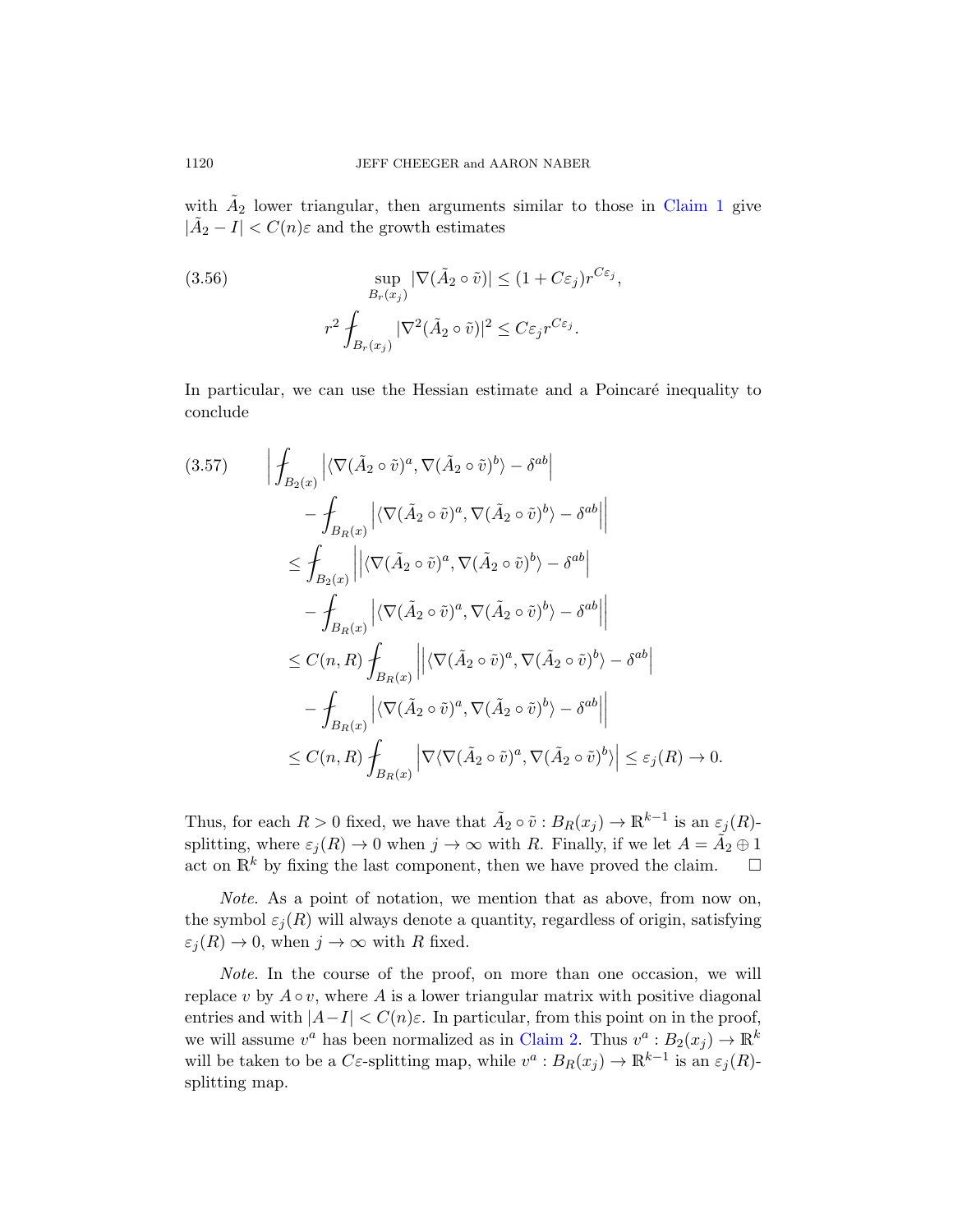with $\tilde{A}_2$ lower triangular, then arguments similar to those in Claim 1 give $|\tilde{A}_2 - I| < C(n)\varepsilon$ and the growth estimates

$$
\begin{aligned}
&\sup_{B_r(x_j)} |\nabla(\tilde{A}_2 \circ \tilde{v})| \leq (1 + C\varepsilon_j) r^{C\varepsilon_j}, \\
&r^2 \fint_{B_r(x_j)} |\nabla^2(\tilde{A}_2 \circ \tilde{v})|^2 \leq C\varepsilon_j r^{C\varepsilon_j}.
\end{aligned}
\tag{3.56}
$$

In particular, we can use the Hessian estimate and a Poincaré inequality to conclude

$$
\begin{aligned}
&\Big| \fint_{B_2(x)} \Big| \langle \nabla(\tilde{A}_2 \circ \tilde{v})^a, \nabla(\tilde{A}_2 \circ \tilde{v})^b \rangle - \delta^{ab} \Big| \\
&\qquad - \fint_{B_R(x)} \Big| \langle \nabla(\tilde{A}_2 \circ \tilde{v})^a, \nabla(\tilde{A}_2 \circ \tilde{v})^b \rangle - \delta^{ab} \Big| \Big| \\
&\leq \fint_{B_2(x)} \Big| \Big| \langle \nabla(\tilde{A}_2 \circ \tilde{v})^a, \nabla(\tilde{A}_2 \circ \tilde{v})^b \rangle - \delta^{ab} \Big| \\
&\qquad - \fint_{B_R(x)} \Big| \langle \nabla(\tilde{A}_2 \circ \tilde{v})^a, \nabla(\tilde{A}_2 \circ \tilde{v})^b \rangle - \delta^{ab} \Big| \Big| \\
&\leq C(n,R) \fint_{B_R(x)} \Big| \Big| \langle \nabla(\tilde{A}_2 \circ \tilde{v})^a, \nabla(\tilde{A}_2 \circ \tilde{v})^b \rangle - \delta^{ab} \Big| \\
&\qquad - \fint_{B_R(x)} \Big| \langle \nabla(\tilde{A}_2 \circ \tilde{v})^a, \nabla(\tilde{A}_2 \circ \tilde{v})^b \rangle - \delta^{ab} \Big| \Big| \\
&\leq C(n,R) \fint_{B_R(x)} \Big| \nabla \langle \nabla(\tilde{A}_2 \circ \tilde{v})^a, \nabla(\tilde{A}_2 \circ \tilde{v})^b \rangle \Big| \leq \varepsilon_j(R) \to 0.
\end{aligned}
\tag{3.57}
$$

Thus, for each $R > 0$ fixed, we have that $\tilde{A}_2 \circ \tilde{v} : B_R(x_j) \to \mathbb{R}^{k-1}$ is an $\varepsilon_j(R)$-splitting, where $\varepsilon_j(R) \to 0$ when $j \to \infty$ with $R$. Finally, if we let $A = \tilde{A}_2 \oplus 1$ act on $\mathbb{R}^k$ by fixing the last component, then we have proved the claim. $\square$

*Note.* As a point of notation, we mention that as above, from now on, the symbol $\varepsilon_j(R)$ will always denote a quantity, regardless of origin, satisfying $\varepsilon_j(R) \to 0$, when $j \to \infty$ with $R$ fixed.

*Note.* In the course of the proof, on more than one occasion, we will replace $v$ by $A \circ v$, where $A$ is a lower triangular matrix with positive diagonal entries and with $|A - I| < C(n)\varepsilon$. In particular, from this point on in the proof, we will assume $v^a$ has been normalized as in Claim 2. Thus $v^a : B_2(x_j) \to \mathbb{R}^k$ will be taken to be a $C\varepsilon$-splitting map, while $v^a : B_R(x_j) \to \mathbb{R}^{k-1}$ is an $\varepsilon_j(R)$-splitting map.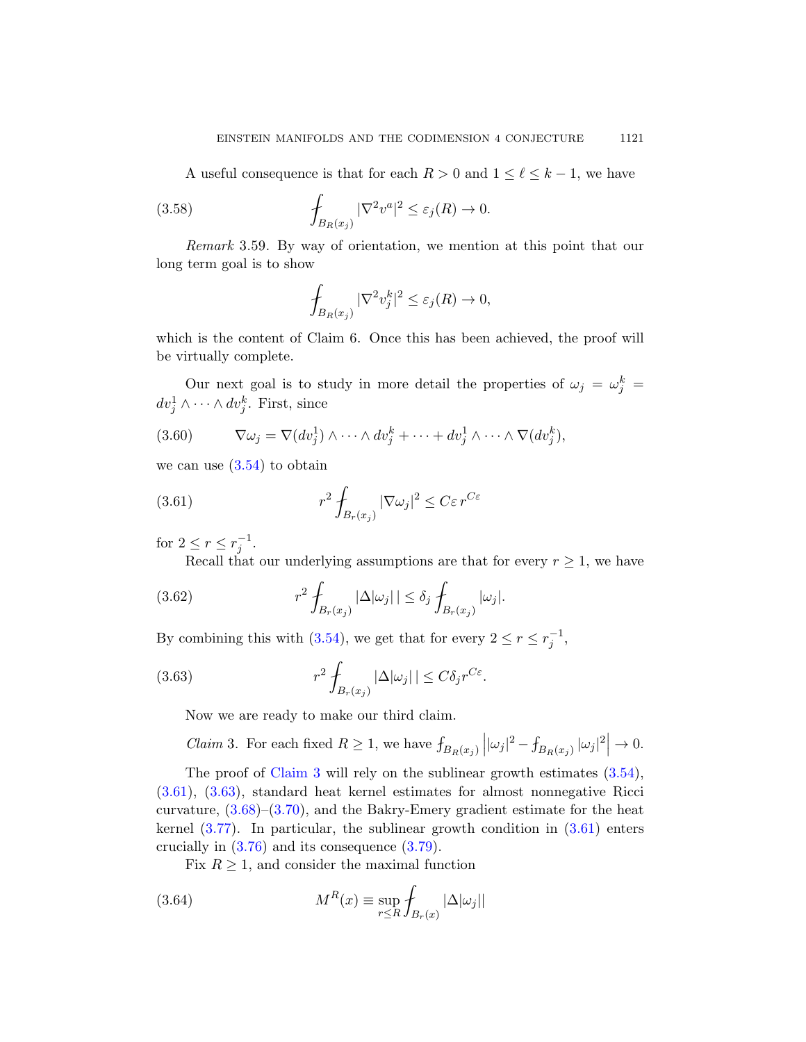A useful consequence is that for each $R > 0$ and $1 \le \ell \le k-1$, we have

$$\fint_{B_R(x_j)} |\nabla^2 v^a|^2 \le \varepsilon_j(R) \to 0. \tag{3.58}$$

*Remark* 3.59. By way of orientation, we mention at this point that our long term goal is to show

$$\fint_{B_R(x_j)} |\nabla^2 v_j^k|^2 \le \varepsilon_j(R) \to 0,$$

which is the content of Claim 6. Once this has been achieved, the proof will be virtually complete.

Our next goal is to study in more detail the properties of $\omega_j = \omega_j^k = dv_j^1 \wedge \cdots \wedge dv_j^k$. First, since

$$\nabla \omega_j = \nabla(dv_j^1) \wedge \cdots \wedge dv_j^k + \cdots + dv_j^1 \wedge \cdots \wedge \nabla(dv_j^k), \tag{3.60}$$

we can use (3.54) to obtain

$$r^2 \fint_{B_r(x_j)} |\nabla \omega_j|^2 \le C\varepsilon\, r^{C\varepsilon} \tag{3.61}$$

for $2 \le r \le r_j^{-1}$.

Recall that our underlying assumptions are that for every $r \ge 1$, we have

$$r^2 \fint_{B_r(x_j)} |\Delta|\omega_j|\,| \le \delta_j \fint_{B_r(x_j)} |\omega_j|. \tag{3.62}$$

By combining this with (3.54), we get that for every $2 \le r \le r_j^{-1}$,

$$r^2 \fint_{B_r(x_j)} |\Delta|\omega_j|\,| \le C\delta_j r^{C\varepsilon}. \tag{3.63}$$

Now we are ready to make our third claim.

*Claim* 3. For each fixed $R \ge 1$, we have $\fint_{B_R(x_j)} \left| |\omega_j|^2 - \fint_{B_R(x_j)} |\omega_j|^2 \right| \to 0$.

The proof of Claim 3 will rely on the sublinear growth estimates (3.54), (3.61), (3.63), standard heat kernel estimates for almost nonnegative Ricci curvature, (3.68)–(3.70), and the Bakry-Emery gradient estimate for the heat kernel (3.77). In particular, the sublinear growth condition in (3.61) enters crucially in (3.76) and its consequence (3.79).

Fix $R \ge 1$, and consider the maximal function

$$M^R(x) \equiv \sup_{r \le R} \fint_{B_r(x)} |\Delta|\omega_j|| \tag{3.64}$$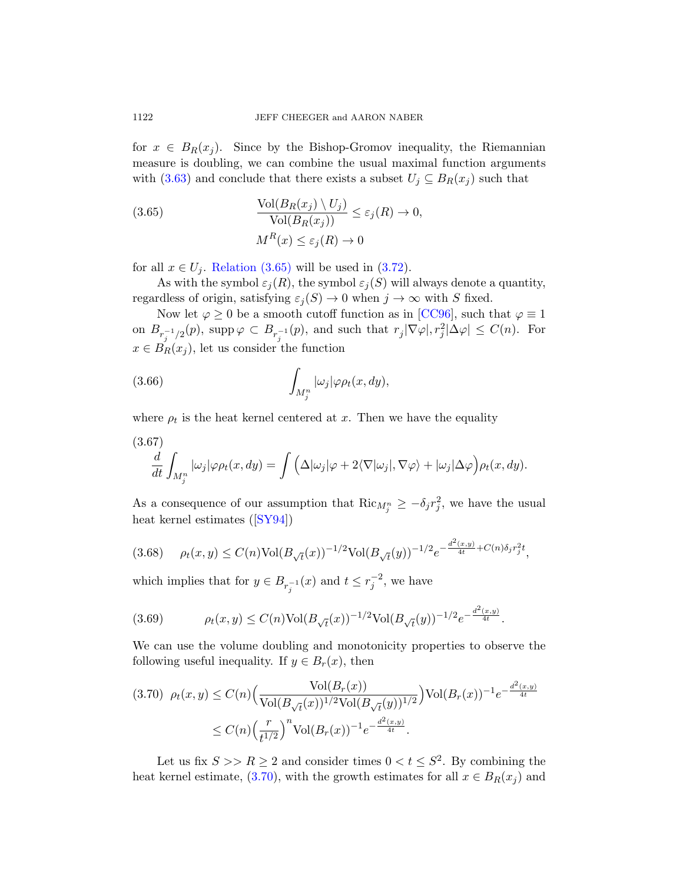for $x \in B_R(x_j)$. Since by the Bishop-Gromov inequality, the Riemannian measure is doubling, we can combine the usual maximal function arguments with (3.63) and conclude that there exists a subset $U_j \subseteq B_R(x_j)$ such that

$$
\begin{aligned}
&\frac{\mathrm{Vol}(B_R(x_j)\setminus U_j)}{\mathrm{Vol}(B_R(x_j))} \leq \varepsilon_j(R) \to 0, \\
&M^R(x) \leq \varepsilon_j(R) \to 0
\end{aligned}
\tag{3.65}
$$

for all $x \in U_j$. Relation (3.65) will be used in (3.72).

As with the symbol $\varepsilon_j(R)$, the symbol $\varepsilon_j(S)$ will always denote a quantity, regardless of origin, satisfying $\varepsilon_j(S) \to 0$ when $j \to \infty$ with $S$ fixed.

Now let $\varphi \geq 0$ be a smooth cutoff function as in [CC96], such that $\varphi \equiv 1$ on $B_{r_j^{-1}/2}(p)$, $\mathrm{supp}\,\varphi \subset B_{r_j^{-1}}(p)$, and such that $r_j|\nabla\varphi|, r_j^2|\Delta\varphi| \leq C(n)$. For $x \in B_R(x_j)$, let us consider the function

$$
\int_{M_j^n} |\omega_j|\varphi\rho_t(x,dy),
\tag{3.66}
$$

where $\rho_t$ is the heat kernel centered at $x$. Then we have the equality

$$
\frac{d}{dt}\int_{M_j^n} |\omega_j|\varphi\rho_t(x,dy) = \int \Big(\Delta|\omega_j|\varphi + 2\langle\nabla|\omega_j|,\nabla\varphi\rangle + |\omega_j|\Delta\varphi\Big)\rho_t(x,dy).
\tag{3.67}
$$

As a consequence of our assumption that $\mathrm{Ric}_{M_j^n} \geq -\delta_j r_j^2$, we have the usual heat kernel estimates ([SY94])

$$
\rho_t(x,y) \leq C(n)\mathrm{Vol}(B_{\sqrt{t}}(x))^{-1/2}\mathrm{Vol}(B_{\sqrt{t}}(y))^{-1/2}e^{-\frac{d^2(x,y)}{4t}+C(n)\delta_j r_j^2 t},
\tag{3.68}
$$

which implies that for $y \in B_{r_j^{-1}}(x)$ and $t \leq r_j^{-2}$, we have

$$
\rho_t(x,y) \leq C(n)\mathrm{Vol}(B_{\sqrt{t}}(x))^{-1/2}\mathrm{Vol}(B_{\sqrt{t}}(y))^{-1/2}e^{-\frac{d^2(x,y)}{4t}}.
\tag{3.69}
$$

We can use the volume doubling and monotonicity properties to observe the following useful inequality. If $y \in B_r(x)$, then

$$
\begin{aligned}
\rho_t(x,y) &\leq C(n)\Big(\frac{\mathrm{Vol}(B_r(x))}{\mathrm{Vol}(B_{\sqrt{t}}(x))^{1/2}\mathrm{Vol}(B_{\sqrt{t}}(y))^{1/2}}\Big)\mathrm{Vol}(B_r(x))^{-1}e^{-\frac{d^2(x,y)}{4t}} \\
&\leq C(n)\Big(\frac{r}{t^{1/2}}\Big)^n\mathrm{Vol}(B_r(x))^{-1}e^{-\frac{d^2(x,y)}{4t}}.
\end{aligned}
\tag{3.70}
$$

Let us fix $S >> R \geq 2$ and consider times $0 < t \leq S^2$. By combining the heat kernel estimate, (3.70), with the growth estimates for all $x \in B_R(x_j)$ and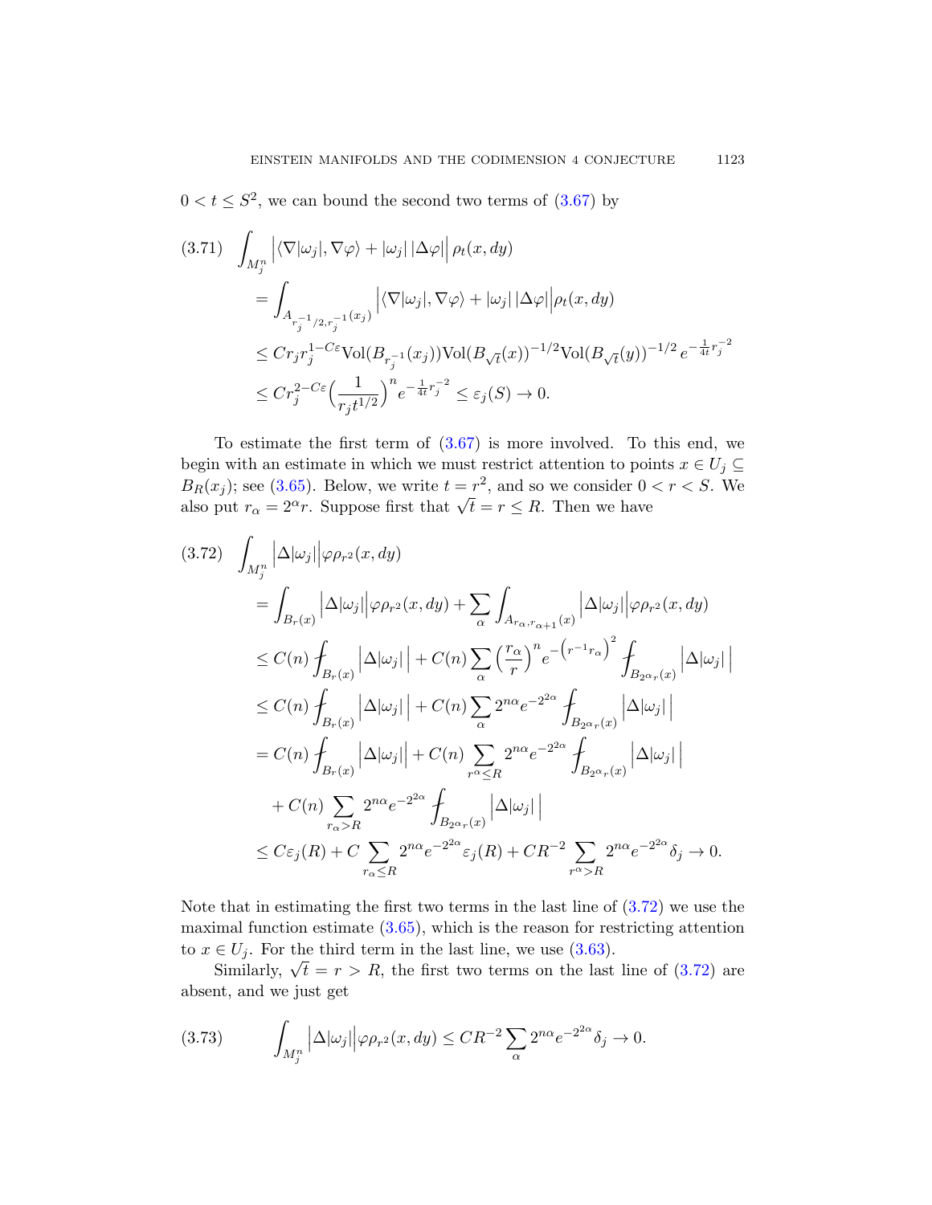$0 < t \leq S^2$, we can bound the second two terms of (3.67) by

$$
\begin{aligned}
(3.71)\quad & \int_{M_j^n} \Big| \langle \nabla |\omega_j|, \nabla \varphi \rangle + |\omega_j| \, |\Delta \varphi| \Big| \, \rho_t(x, dy) \\
&= \int_{A_{r_j^{-1}/2, r_j^{-1}}(x_j)} \Big| \langle \nabla |\omega_j|, \nabla \varphi \rangle + |\omega_j| \, |\Delta \varphi| \Big| \rho_t(x, dy) \\
&\leq C r_j r_j^{1 - C\varepsilon} \mathrm{Vol}(B_{r_j^{-1}}(x_j)) \mathrm{Vol}(B_{\sqrt{t}}(x))^{-1/2} \mathrm{Vol}(B_{\sqrt{t}}(y))^{-1/2} \, e^{-\frac{1}{4t} r_j^{-2}} \\
&\leq C r_j^{2 - C\varepsilon} \Big( \frac{1}{r_j t^{1/2}} \Big)^n e^{-\frac{1}{4t} r_j^{-2}} \leq \varepsilon_j(S) \to 0.
\end{aligned}
$$

To estimate the first term of (3.67) is more involved. To this end, we begin with an estimate in which we must restrict attention to points $x \in U_j \subseteq B_R(x_j)$; see (3.65). Below, we write $t = r^2$, and so we consider $0 < r < S$. We also put $r_\alpha = 2^\alpha r$. Suppose first that $\sqrt{t} = r \leq R$. Then we have

$$
\begin{aligned}
(3.72)\quad & \int_{M_j^n} \Big| \Delta |\omega_j| \Big| \varphi \rho_{r^2}(x, dy) \\
&= \int_{B_r(x)} \Big| \Delta |\omega_j| \Big| \varphi \rho_{r^2}(x, dy) + \sum_\alpha \int_{A_{r_\alpha, r_{\alpha+1}}(x)} \Big| \Delta |\omega_j| \Big| \varphi \rho_{r^2}(x, dy) \\
&\leq C(n) \fint_{B_r(x)} \Big| \Delta |\omega_j| \, \Big| + C(n) \sum_\alpha \Big( \frac{r_\alpha}{r} \Big)^n e^{-\left( r^{-1} r_\alpha \right)^2} \fint_{B_{2^\alpha r}(x)} \Big| \Delta |\omega_j| \, \Big| \\
&\leq C(n) \fint_{B_r(x)} \Big| \Delta |\omega_j| \, \Big| + C(n) \sum_\alpha 2^{n\alpha} e^{-2^{2\alpha}} \fint_{B_{2^\alpha r}(x)} \Big| \Delta |\omega_j| \, \Big| \\
&= C(n) \fint_{B_r(x)} \Big| \Delta |\omega_j| \Big| + C(n) \sum_{r^\alpha \leq R} 2^{n\alpha} e^{-2^{2\alpha}} \fint_{B_{2^\alpha r}(x)} \Big| \Delta |\omega_j| \, \Big| \\
&\quad + C(n) \sum_{r_\alpha > R} 2^{n\alpha} e^{-2^{2\alpha}} \fint_{B_{2^\alpha r}(x)} \Big| \Delta |\omega_j| \, \Big| \\
&\leq C \varepsilon_j(R) + C \sum_{r_\alpha \leq R} 2^{n\alpha} e^{-2^{2\alpha}} \varepsilon_j(R) + C R^{-2} \sum_{r^\alpha > R} 2^{n\alpha} e^{-2^{2\alpha}} \delta_j \to 0.
\end{aligned}
$$

Note that in estimating the first two terms in the last line of (3.72) we use the maximal function estimate (3.65), which is the reason for restricting attention to $x \in U_j$. For the third term in the last line, we use (3.63).

Similarly, $\sqrt{t} = r > R$, the first two terms on the last line of (3.72) are absent, and we just get

$$
(3.73)\qquad \int_{M_j^n} \Big| \Delta |\omega_j| \Big| \varphi \rho_{r^2}(x, dy) \leq C R^{-2} \sum_\alpha 2^{n\alpha} e^{-2^{2\alpha}} \delta_j \to 0.
$$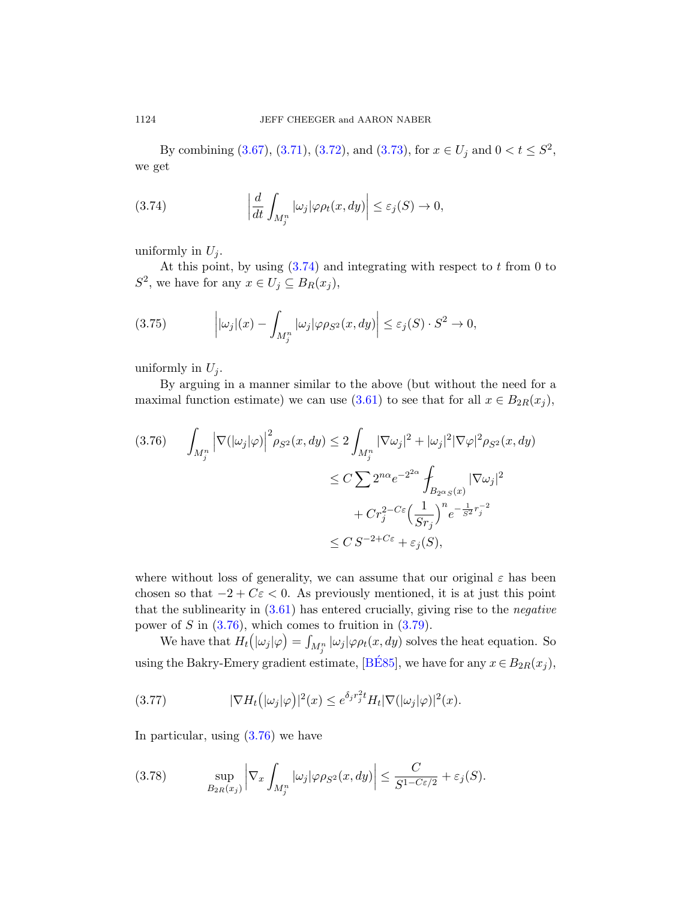By combining (3.67), (3.71), (3.72), and (3.73), for $x \in U_j$ and $0 < t \leq S^2$, we get

$$\left|\frac{d}{dt}\int_{M_j^n} |\omega_j|\varphi\rho_t(x,dy)\right| \leq \varepsilon_j(S) \to 0, \tag{3.74}$$

uniformly in $U_j$.

At this point, by using (3.74) and integrating with respect to $t$ from 0 to $S^2$, we have for any $x \in U_j \subseteq B_R(x_j)$,

$$\left||\omega_j|(x) - \int_{M_j^n} |\omega_j|\varphi\rho_{S^2}(x,dy)\right| \leq \varepsilon_j(S)\cdot S^2 \to 0, \tag{3.75}$$

uniformly in $U_j$.

By arguing in a manner similar to the above (but without the need for a maximal function estimate) we can use (3.61) to see that for all $x \in B_{2R}(x_j)$,

$$\begin{aligned}
\int_{M_j^n} \left|\nabla(|\omega_j|\varphi)\right|^2 \rho_{S^2}(x,dy) &\leq 2\int_{M_j^n} |\nabla\omega_j|^2 + |\omega_j|^2|\nabla\varphi|^2\rho_{S^2}(x,dy) \\
&\leq C\sum 2^{n\alpha}e^{-2^{2\alpha}} ⨍_{B_{2^\alpha S}(x)} |\nabla\omega_j|^2 \\
&\quad + Cr_j^{2-C\varepsilon}\Big(\frac{1}{Sr_j}\Big)^n e^{-\frac{1}{S^2}r_j^{-2}} \\
&\leq C\,S^{-2+C\varepsilon} + \varepsilon_j(S),
\end{aligned} \tag{3.76}$$

where without loss of generality, we can assume that our original $\varepsilon$ has been chosen so that $-2 + C\varepsilon < 0$. As previously mentioned, it is at just this point that the sublinearity in (3.61) has entered crucially, giving rise to the *negative* power of $S$ in (3.76), which comes to fruition in (3.79).

We have that $H_t\big(|\omega_j|\varphi\big) = \int_{M_j^n} |\omega_j|\varphi\rho_t(x,dy)$ solves the heat equation. So using the Bakry-Emery gradient estimate, [BÉ85], we have for any $x \in B_{2R}(x_j)$,

$$|\nabla H_t\big(|\omega_j|\varphi\big)|^2(x) \leq e^{\delta_j r_j^2 t}H_t|\nabla(|\omega_j|\varphi)|^2(x). \tag{3.77}$$

In particular, using (3.76) we have

$$\sup_{B_{2R}(x_j)}\left|\nabla_x\int_{M_j^n}|\omega_j|\varphi\rho_{S^2}(x,dy)\right| \leq \frac{C}{S^{1-C\varepsilon/2}} + \varepsilon_j(S). \tag{3.78}$$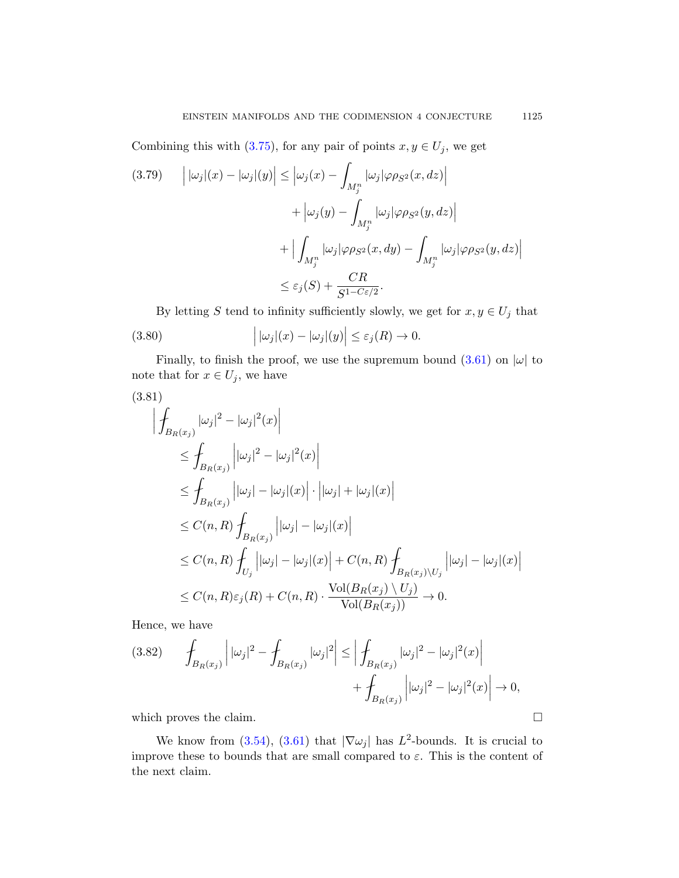Combining this with (3.75), for any pair of points $x, y \in U_j$, we get

$$
\begin{aligned}
(3.79) \qquad \Big| |\omega_j|(x) - |\omega_j|(y) \Big| &\le \Big| \omega_j(x) - \int_{M_j^n} |\omega_j| \varphi \rho_{S^2}(x, dz) \Big| \\
&\quad + \Big| \omega_j(y) - \int_{M_j^n} |\omega_j| \varphi \rho_{S^2}(y, dz) \Big| \\
&\quad + \Big| \int_{M_j^n} |\omega_j| \varphi \rho_{S^2}(x, dy) - \int_{M_j^n} |\omega_j| \varphi \rho_{S^2}(y, dz) \Big| \\
&\le \varepsilon_j(S) + \frac{CR}{S^{1-C\varepsilon/2}}.
\end{aligned}
$$

By letting $S$ tend to infinity sufficiently slowly, we get for $x, y \in U_j$ that

$$
(3.80) \qquad \Big| |\omega_j|(x) - |\omega_j|(y) \Big| \le \varepsilon_j(R) \to 0.
$$

Finally, to finish the proof, we use the supremum bound (3.61) on $|\omega|$ to note that for $x \in U_j$, we have

$$
\begin{aligned}
(3.81) \qquad & \Big| ⨍_{B_R(x_j)} |\omega_j|^2 - |\omega_j|^2(x) \Big| \\
&\le ⨍_{B_R(x_j)} \Big| |\omega_j|^2 - |\omega_j|^2(x) \Big| \\
&\le ⨍_{B_R(x_j)} \Big| |\omega_j| - |\omega_j|(x) \Big| \cdot \Big| |\omega_j| + |\omega_j|(x) \Big| \\
&\le C(n,R) ⨍_{B_R(x_j)} \Big| |\omega_j| - |\omega_j|(x) \Big| \\
&\le C(n,R) ⨍_{U_j} \Big| |\omega_j| - |\omega_j|(x) \Big| + C(n,R) ⨍_{B_R(x_j) \setminus U_j} \Big| |\omega_j| - |\omega_j|(x) \Big| \\
&\le C(n,R) \varepsilon_j(R) + C(n,R) \cdot \frac{\mathrm{Vol}(B_R(x_j) \setminus U_j)}{\mathrm{Vol}(B_R(x_j))} \to 0.
\end{aligned}
$$

Hence, we have

$$
\begin{aligned}
(3.82) \qquad ⨍_{B_R(x_j)} \Big| |\omega_j|^2 - ⨍_{B_R(x_j)} |\omega_j|^2 \Big| &\le \Big| ⨍_{B_R(x_j)} |\omega_j|^2 - |\omega_j|^2(x) \Big| \\
&\quad + ⨍_{B_R(x_j)} \Big| |\omega_j|^2 - |\omega_j|^2(x) \Big| \to 0,
\end{aligned}
$$

which proves the claim. $\square$

We know from (3.54), (3.61) that $|\nabla \omega_j|$ has $L^2$-bounds. It is crucial to improve these to bounds that are small compared to $\varepsilon$. This is the content of the next claim.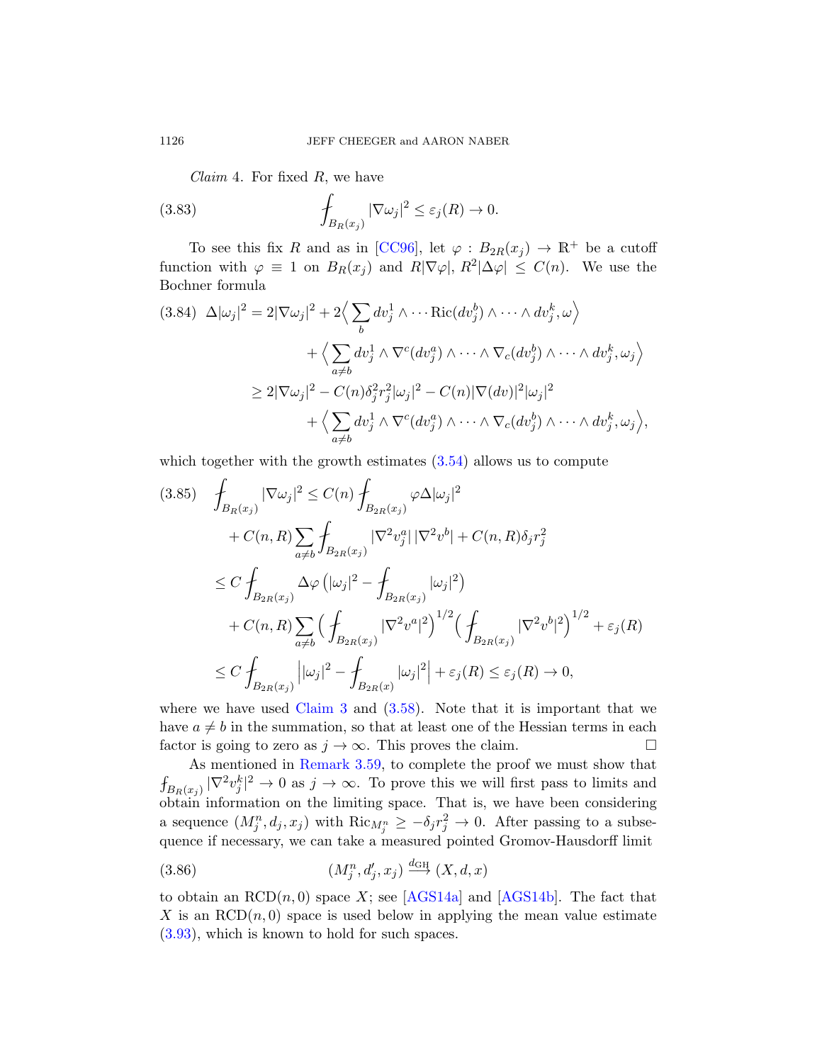*Claim* 4. For fixed $R$, we have

$$\fint_{B_R(x_j)} |\nabla \omega_j|^2 \leq \varepsilon_j(R) \to 0. \tag{3.83}$$

To see this fix $R$ and as in [CC96], let $\varphi : B_{2R}(x_j) \to \mathbb{R}^+$ be a cutoff function with $\varphi \equiv 1$ on $B_R(x_j)$ and $R|\nabla\varphi|$, $R^2|\Delta\varphi| \leq C(n)$. We use the Bochner formula

$$\begin{aligned}
\Delta|\omega_j|^2 &= 2|\nabla\omega_j|^2 + 2\Big\langle \sum_b dv_j^1 \wedge \cdots \mathrm{Ric}(dv_j^b) \wedge \cdots \wedge dv_j^k, \omega \Big\rangle \\
&\quad + \Big\langle \sum_{a\neq b} dv_j^1 \wedge \nabla^c(dv_j^a) \wedge \cdots \wedge \nabla_c(dv_j^b) \wedge \cdots \wedge dv_j^k, \omega_j \Big\rangle \\
&\geq 2|\nabla\omega_j|^2 - C(n)\delta_j^2 r_j^2 |\omega_j|^2 - C(n)|\nabla(dv)|^2|\omega_j|^2 \\
&\quad + \Big\langle \sum_{a\neq b} dv_j^1 \wedge \nabla^c(dv_j^a) \wedge \cdots \wedge \nabla_c(dv_j^b) \wedge \cdots \wedge dv_j^k, \omega_j \Big\rangle,
\end{aligned} \tag{3.84}$$

which together with the growth estimates (3.54) allows us to compute

$$\begin{aligned}
\fint_{B_R(x_j)} |\nabla\omega_j|^2 &\leq C(n) \fint_{B_{2R}(x_j)} \varphi \Delta|\omega_j|^2 \\
&\quad + C(n,R) \sum_{a\neq b} \fint_{B_{2R}(x_j)} |\nabla^2 v_j^a|\,|\nabla^2 v^b| + C(n,R)\delta_j r_j^2 \\
&\leq C \fint_{B_{2R}(x_j)} \Delta\varphi \left( |\omega_j|^2 - \fint_{B_{2R}(x_j)} |\omega_j|^2 \right) \\
&\quad + C(n,R) \sum_{a\neq b} \Big( \fint_{B_{2R}(x_j)} |\nabla^2 v^a|^2 \Big)^{1/2} \Big( \fint_{B_{2R}(x_j)} |\nabla^2 v^b|^2 \Big)^{1/2} + \varepsilon_j(R) \\
&\leq C \fint_{B_{2R}(x_j)} \Big| |\omega_j|^2 - \fint_{B_{2R}(x)} |\omega_j|^2 \Big| + \varepsilon_j(R) \leq \varepsilon_j(R) \to 0,
\end{aligned} \tag{3.85}$$

where we have used Claim 3 and (3.58). Note that it is important that we have $a \neq b$ in the summation, so that at least one of the Hessian terms in each factor is going to zero as $j \to \infty$. This proves the claim. $\square$

As mentioned in Remark 3.59, to complete the proof we must show that $\fint_{B_R(x_j)} |\nabla^2 v_j^k|^2 \to 0$ as $j \to \infty$. To prove this we will first pass to limits and obtain information on the limiting space. That is, we have been considering a sequence $(M_j^n, d_j, x_j)$ with $\mathrm{Ric}_{M_j^n} \geq -\delta_j r_j^2 \to 0$. After passing to a subsequence if necessary, we can take a measured pointed Gromov-Hausdorff limit

$$(M_j^n, d_j', x_j) \xrightarrow{d_{\mathrm{GH}}} (X, d, x) \tag{3.86}$$

to obtain an $\mathrm{RCD}(n,0)$ space $X$; see [AGS14a] and [AGS14b]. The fact that $X$ is an $\mathrm{RCD}(n,0)$ space is used below in applying the mean value estimate (3.93), which is known to hold for such spaces.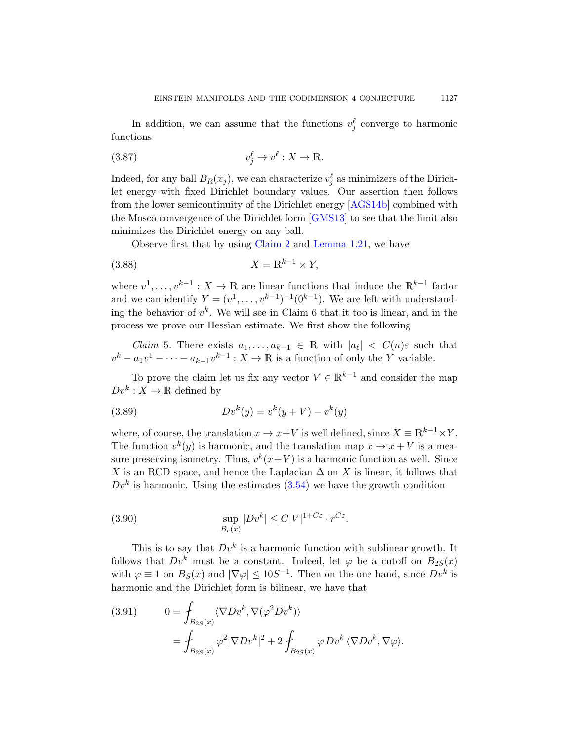In addition, we can assume that the functions $v_j^\ell$ converge to harmonic functions

$$v_j^\ell \to v^\ell : X \to \mathbb{R}. \tag{3.87}$$

Indeed, for any ball $B_R(x_j)$, we can characterize $v_j^\ell$ as minimizers of the Dirichlet energy with fixed Dirichlet boundary values. Our assertion then follows from the lower semicontinuity of the Dirichlet energy [AGS14b] combined with the Mosco convergence of the Dirichlet form [GMS13] to see that the limit also minimizes the Dirichlet energy on any ball.

Observe first that by using Claim 2 and Lemma 1.21, we have

$$X = \mathbb{R}^{k-1} \times Y, \tag{3.88}$$

where $v^1, \dots, v^{k-1} : X \to \mathbb{R}$ are linear functions that induce the $\mathbb{R}^{k-1}$ factor and we can identify $Y = (v^1, \dots, v^{k-1})^{-1}(0^{k-1})$. We are left with understanding the behavior of $v^k$. We will see in Claim 6 that it too is linear, and in the process we prove our Hessian estimate. We first show the following

*Claim* 5. There exists $a_1, \dots, a_{k-1} \in \mathbb{R}$ with $|a_\ell| < C(n)\varepsilon$ such that $v^k - a_1 v^1 - \cdots - a_{k-1} v^{k-1} : X \to \mathbb{R}$ is a function of only the $Y$ variable.

To prove the claim let us fix any vector $V \in \mathbb{R}^{k-1}$ and consider the map $Dv^k : X \to \mathbb{R}$ defined by

$$Dv^k(y) = v^k(y + V) - v^k(y) \tag{3.89}$$

where, of course, the translation $x \to x+V$ is well defined, since $X \equiv \mathbb{R}^{k-1} \times Y$. The function $v^k(y)$ is harmonic, and the translation map $x \to x + V$ is a measure preserving isometry. Thus, $v^k(x+V)$ is a harmonic function as well. Since $X$ is an RCD space, and hence the Laplacian $\Delta$ on $X$ is linear, it follows that $Dv^k$ is harmonic. Using the estimates (3.54) we have the growth condition

$$\sup_{B_r(x)} |Dv^k| \leq C|V|^{1+C\varepsilon} \cdot r^{C\varepsilon}. \tag{3.90}$$

This is to say that $Dv^k$ is a harmonic function with sublinear growth. It follows that $Dv^k$ must be a constant. Indeed, let $\varphi$ be a cutoff on $B_{2S}(x)$ with $\varphi \equiv 1$ on $B_S(x)$ and $|\nabla \varphi| \leq 10S^{-1}$. Then on the one hand, since $Dv^k$ is harmonic and the Dirichlet form is bilinear, we have that

$$\begin{aligned}
0 &= \fint_{B_{2S}(x)} \langle \nabla Dv^k, \nabla(\varphi^2 Dv^k)\rangle \\
&= \fint_{B_{2S}(x)} \varphi^2 |\nabla Dv^k|^2 + 2\fint_{B_{2S}(x)} \varphi\, Dv^k \,\langle \nabla Dv^k, \nabla \varphi\rangle.
\end{aligned} \tag{3.91}$$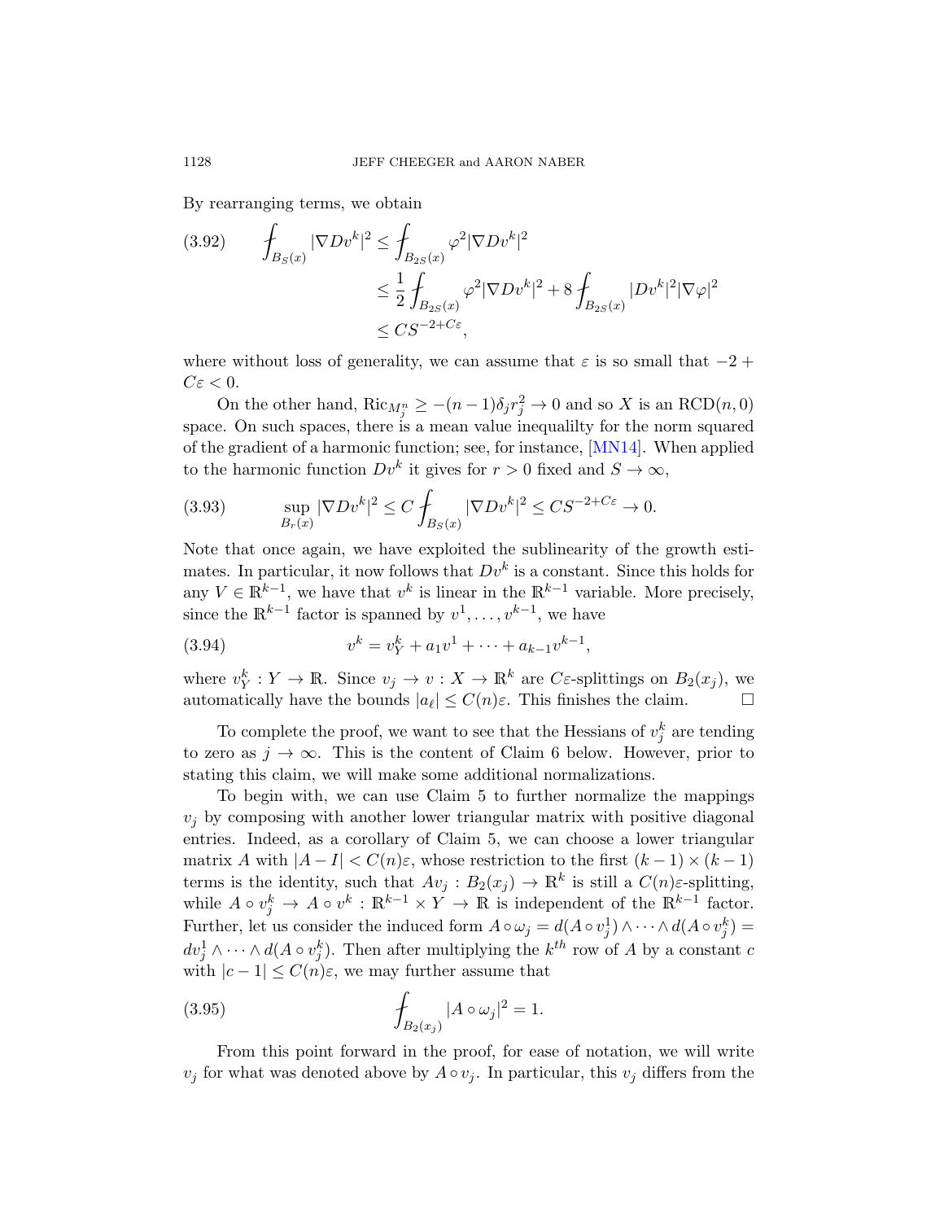By rearranging terms, we obtain

$$
\begin{aligned}
(3.92)\qquad \fint_{B_S(x)} |\nabla Dv^k|^2 &\le \fint_{B_{2S}(x)} \varphi^2 |\nabla Dv^k|^2 \\
&\le \frac{1}{2}\fint_{B_{2S}(x)} \varphi^2 |\nabla Dv^k|^2 + 8\fint_{B_{2S}(x)} |Dv^k|^2|\nabla\varphi|^2 \\
&\le CS^{-2+C\varepsilon},
\end{aligned}
$$

where without loss of generality, we can assume that $\varepsilon$ is so small that $-2 + C\varepsilon < 0$.

On the other hand, $\mathrm{Ric}_{M^n_j} \ge -(n-1)\delta_j r_j^2 \to 0$ and so $X$ is an $\mathrm{RCD}(n,0)$ space. On such spaces, there is a mean value inequalilty for the norm squared of the gradient of a harmonic function; see, for instance, [MN14]. When applied to the harmonic function $Dv^k$ it gives for $r > 0$ fixed and $S \to \infty$,

$$
(3.93)\qquad \sup_{B_r(x)} |\nabla Dv^k|^2 \le C\fint_{B_S(x)} |\nabla Dv^k|^2 \le CS^{-2+C\varepsilon} \to 0.
$$

Note that once again, we have exploited the sublinearity of the growth estimates. In particular, it now follows that $Dv^k$ is a constant. Since this holds for any $V \in \mathbb{R}^{k-1}$, we have that $v^k$ is linear in the $\mathbb{R}^{k-1}$ variable. More precisely, since the $\mathbb{R}^{k-1}$ factor is spanned by $v^1, \dots, v^{k-1}$, we have

$$
(3.94)\qquad v^k = v^k_Y + a_1 v^1 + \cdots + a_{k-1} v^{k-1},
$$

where $v^k_Y : Y \to \mathbb{R}$. Since $v_j \to v : X \to \mathbb{R}^k$ are $C\varepsilon$-splittings on $B_2(x_j)$, we automatically have the bounds $|a_\ell| \le C(n)\varepsilon$. This finishes the claim. $\square$

To complete the proof, we want to see that the Hessians of $v^k_j$ are tending to zero as $j \to \infty$. This is the content of Claim 6 below. However, prior to stating this claim, we will make some additional normalizations.

To begin with, we can use Claim 5 to further normalize the mappings $v_j$ by composing with another lower triangular matrix with positive diagonal entries. Indeed, as a corollary of Claim 5, we can choose a lower triangular matrix $A$ with $|A - I| < C(n)\varepsilon$, whose restriction to the first $(k-1)\times(k-1)$ terms is the identity, such that $Av_j : B_2(x_j) \to \mathbb{R}^k$ is still a $C(n)\varepsilon$-splitting, while $A \circ v^k_j \to A \circ v^k : \mathbb{R}^{k-1} \times Y \to \mathbb{R}$ is independent of the $\mathbb{R}^{k-1}$ factor. Further, let us consider the induced form $A \circ \omega_j = d(A \circ v^1_j) \wedge \cdots \wedge d(A \circ v^k_j) = dv^1_j \wedge \cdots \wedge d(A \circ v^k_j)$. Then after multiplying the $k^{th}$ row of $A$ by a constant $c$ with $|c - 1| \le C(n)\varepsilon$, we may further assume that

$$
(3.95)\qquad \fint_{B_2(x_j)} |A \circ \omega_j|^2 = 1.
$$

From this point forward in the proof, for ease of notation, we will write $v_j$ for what was denoted above by $A \circ v_j$. In particular, this $v_j$ differs from the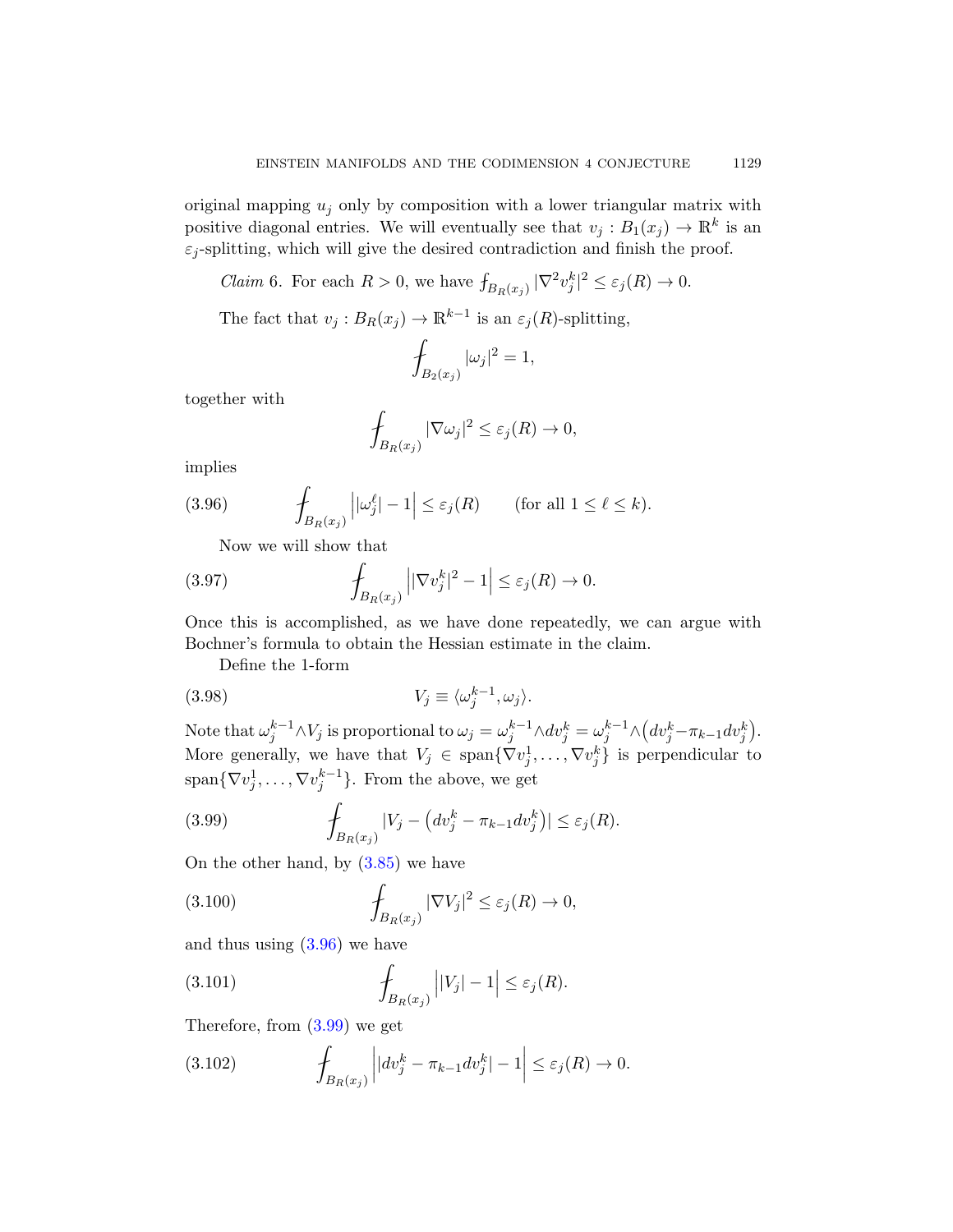original mapping $u_j$ only by composition with a lower triangular matrix with positive diagonal entries. We will eventually see that $v_j : B_1(x_j) \to \mathbb{R}^k$ is an $\varepsilon_j$-splitting, which will give the desired contradiction and finish the proof.

*Claim* 6. For each $R > 0$, we have $⨍_{B_R(x_j)} |\nabla^2 v_j^k|^2 \le \varepsilon_j(R) \to 0$.

The fact that $v_j : B_R(x_j) \to \mathbb{R}^{k-1}$ is an $\varepsilon_j(R)$-splitting,

$$⨍_{B_2(x_j)} |\omega_j|^2 = 1,$$

together with

$$⨍_{B_R(x_j)} |\nabla \omega_j|^2 \le \varepsilon_j(R) \to 0,$$

implies

$$⨍_{B_R(x_j)} \Big| |\omega_j^\ell| - 1 \Big| \le \varepsilon_j(R) \qquad \text{(for all } 1 \le \ell \le k). \tag{3.96}$$

Now we will show that

$$⨍_{B_R(x_j)} \Big| |\nabla v_j^k|^2 - 1 \Big| \le \varepsilon_j(R) \to 0. \tag{3.97}$$

Once this is accomplished, as we have done repeatedly, we can argue with Bochner's formula to obtain the Hessian estimate in the claim.

Define the 1-form

$$V_j \equiv \langle \omega_j^{k-1}, \omega_j \rangle. \tag{3.98}$$

Note that $\omega_j^{k-1} \wedge V_j$ is proportional to $\omega_j = \omega_j^{k-1} \wedge dv_j^k = \omega_j^{k-1} \wedge \big(dv_j^k - \pi_{k-1} dv_j^k\big)$. More generally, we have that $V_j \in \operatorname{span}\{\nabla v_j^1, \dots, \nabla v_j^k\}$ is perpendicular to $\operatorname{span}\{\nabla v_j^1, \dots, \nabla v_j^{k-1}\}$. From the above, we get

$$⨍_{B_R(x_j)} |V_j - \big(dv_j^k - \pi_{k-1} dv_j^k\big)| \le \varepsilon_j(R). \tag{3.99}$$

On the other hand, by (3.85) we have

$$⨍_{B_R(x_j)} |\nabla V_j|^2 \le \varepsilon_j(R) \to 0, \tag{3.100}$$

and thus using (3.96) we have

$$⨍_{B_R(x_j)} \Big| |V_j| - 1 \Big| \le \varepsilon_j(R). \tag{3.101}$$

Therefore, from (3.99) we get

$$⨍_{B_R(x_j)} \Big| |dv_j^k - \pi_{k-1} dv_j^k| - 1 \Big| \le \varepsilon_j(R) \to 0. \tag{3.102}$$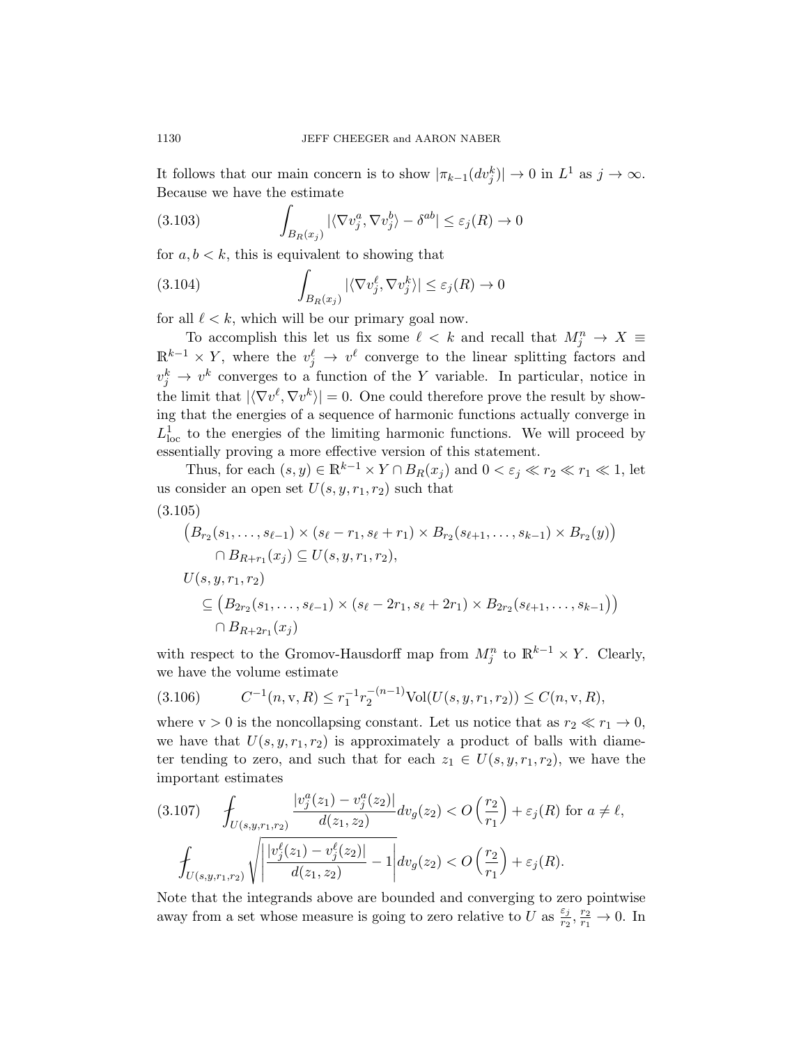It follows that our main concern is to show $|\pi_{k-1}(dv_j^k)| \to 0$ in $L^1$ as $j \to \infty$. Because we have the estimate

$$\int_{B_R(x_j)} |\langle \nabla v_j^a, \nabla v_j^b \rangle - \delta^{ab}| \leq \varepsilon_j(R) \to 0 \tag{3.103}$$

for $a, b < k$, this is equivalent to showing that

$$\int_{B_R(x_j)} |\langle \nabla v_j^\ell, \nabla v_j^k \rangle| \leq \varepsilon_j(R) \to 0 \tag{3.104}$$

for all $\ell < k$, which will be our primary goal now.

To accomplish this let us fix some $\ell < k$ and recall that $M_j^n \to X \equiv \mathbb{R}^{k-1} \times Y$, where the $v_j^\ell \to v^\ell$ converge to the linear splitting factors and $v_j^k \to v^k$ converges to a function of the $Y$ variable. In particular, notice in the limit that $|\langle \nabla v^\ell, \nabla v^k \rangle| = 0$. One could therefore prove the result by showing that the energies of a sequence of harmonic functions actually converge in $L^1_{\mathrm{loc}}$ to the energies of the limiting harmonic functions. We will proceed by essentially proving a more effective version of this statement.

Thus, for each $(s, y) \in \mathbb{R}^{k-1} \times Y \cap B_R(x_j)$ and $0 < \varepsilon_j \ll r_2 \ll r_1 \ll 1$, let us consider an open set $U(s, y, r_1, r_2)$ such that

$$\begin{aligned}
&\big(B_{r_2}(s_1, \ldots, s_{\ell-1}) \times (s_\ell - r_1, s_\ell + r_1) \times B_{r_2}(s_{\ell+1}, \ldots, s_{k-1}) \times B_{r_2}(y)\big) \\
&\qquad \cap B_{R+r_1}(x_j) \subseteq U(s, y, r_1, r_2), \\
&U(s, y, r_1, r_2) \\
&\quad \subseteq \big(B_{2r_2}(s_1, \ldots, s_{\ell-1}) \times (s_\ell - 2r_1, s_\ell + 2r_1) \times B_{2r_2}(s_{\ell+1}, \ldots, s_{k-1})\big)\big) \\
&\quad \cap B_{R+2r_1}(x_j)
\end{aligned} \tag{3.105}$$

with respect to the Gromov-Hausdorff map from $M_j^n$ to $\mathbb{R}^{k-1} \times Y$. Clearly, we have the volume estimate

$$C^{-1}(n, \mathrm{v}, R) \leq r_1^{-1} r_2^{-(n-1)} \mathrm{Vol}(U(s, y, r_1, r_2)) \leq C(n, \mathrm{v}, R), \tag{3.106}$$

where $\mathrm{v} > 0$ is the noncollapsing constant. Let us notice that as $r_2 \ll r_1 \to 0$, we have that $U(s, y, r_1, r_2)$ is approximately a product of balls with diameter tending to zero, and such that for each $z_1 \in U(s, y, r_1, r_2)$, we have the important estimates

$$\begin{aligned}
&⨍_{U(s,y,r_1,r_2)} \frac{|v_j^a(z_1) - v_j^a(z_2)|}{d(z_1, z_2)} dv_g(z_2) < O\left(\frac{r_2}{r_1}\right) + \varepsilon_j(R) \text{ for } a \neq \ell, \\
&⨍_{U(s,y,r_1,r_2)} \sqrt{\left|\frac{|v_j^\ell(z_1) - v_j^\ell(z_2)|}{d(z_1, z_2)} - 1\right|} dv_g(z_2) < O\left(\frac{r_2}{r_1}\right) + \varepsilon_j(R).
\end{aligned} \tag{3.107}$$

Note that the integrands above are bounded and converging to zero pointwise away from a set whose measure is going to zero relative to $U$ as $\frac{\varepsilon_j}{r_2}, \frac{r_2}{r_1} \to 0$. In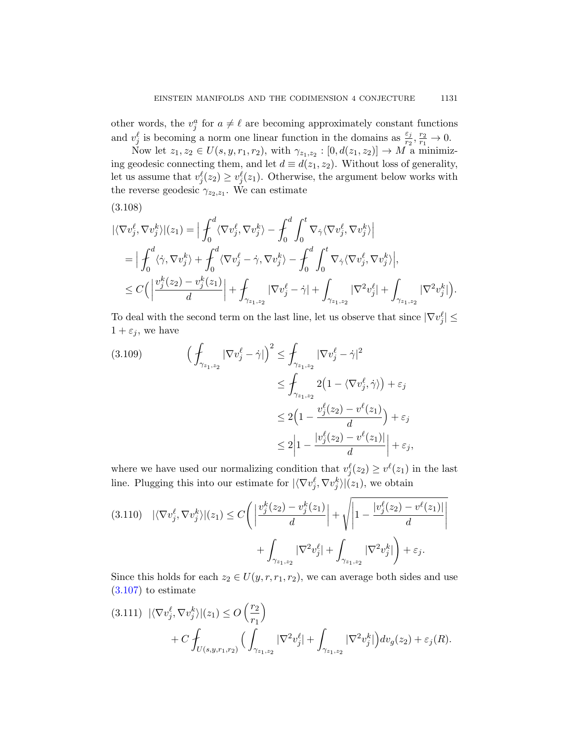other words, the $v_j^a$ for $a \neq \ell$ are becoming approximately constant functions and $v_j^\ell$ is becoming a norm one linear function in the domains as $\frac{\varepsilon_j}{r_2}, \frac{r_2}{r_1} \to 0$.

Now let $z_1, z_2 \in U(s, y, r_1, r_2)$, with $\gamma_{z_1,z_2} : [0, d(z_1, z_2)] \to M$ a minimizing geodesic connecting them, and let $d \equiv d(z_1, z_2)$. Without loss of generality, let us assume that $v_j^\ell(z_2) \geq v_j^\ell(z_1)$. Otherwise, the argument below works with the reverse geodesic $\gamma_{z_2,z_1}$. We can estimate

(3.108)

$$
\begin{aligned}
|\langle \nabla v_j^\ell, \nabla v_j^k \rangle|(z_1) &= \Big| \fint_0^d \langle \nabla v_j^\ell, \nabla v_j^k \rangle - \fint_0^d \int_0^t \nabla_{\dot\gamma} \langle \nabla v_j^\ell, \nabla v_j^k \rangle \Big| \\
&= \Big| \fint_0^d \langle \dot\gamma, \nabla v_j^k \rangle + \fint_0^d \langle \nabla v_j^\ell - \dot\gamma, \nabla v_j^k \rangle - \fint_0^d \int_0^t \nabla_{\dot\gamma} \langle \nabla v_j^\ell, \nabla v_j^k \rangle \Big|, \\
&\leq C\Big( \Big| \frac{v_j^k(z_2) - v_j^k(z_1)}{d} \Big| + \fint_{\gamma_{z_1,z_2}} |\nabla v_j^\ell - \dot\gamma| + \int_{\gamma_{z_1,z_2}} |\nabla^2 v_j^\ell| + \int_{\gamma_{z_1,z_2}} |\nabla^2 v_j^k| \Big).
\end{aligned}
$$

To deal with the second term on the last line, let us observe that since $|\nabla v_j^\ell| \leq 1 + \varepsilon_j$, we have

$$
\begin{aligned}
(3.109) \qquad \Big( \fint_{\gamma_{z_1,z_2}} |\nabla v_j^\ell - \dot\gamma| \Big)^2 &\leq \fint_{\gamma_{z_1,z_2}} |\nabla v_j^\ell - \dot\gamma|^2 \\
&\leq \fint_{\gamma_{z_1,z_2}} 2\big(1 - \langle \nabla v_j^\ell, \dot\gamma \rangle\big) + \varepsilon_j \\
&\leq 2\Big(1 - \frac{v_j^\ell(z_2) - v^\ell(z_1)}{d}\Big) + \varepsilon_j \\
&\leq 2\Big|1 - \frac{|v_j^\ell(z_2) - v^\ell(z_1)|}{d}\Big| + \varepsilon_j,
\end{aligned}
$$

where we have used our normalizing condition that $v_j^\ell(z_2) \geq v^\ell(z_1)$ in the last line. Plugging this into our estimate for $|\langle \nabla v_j^\ell, \nabla v_j^k \rangle|(z_1)$, we obtain

$$
\begin{aligned}
(3.110) \quad |\langle \nabla v_j^\ell, \nabla v_j^k \rangle|(z_1) \leq C\Bigg( &\Big| \frac{v_j^k(z_2) - v_j^k(z_1)}{d} \Big| + \sqrt{\Big|1 - \frac{|v_j^\ell(z_2) - v^\ell(z_1)|}{d}\Big|} \\
&+ \int_{\gamma_{z_1,z_2}} |\nabla^2 v_j^\ell| + \int_{\gamma_{z_1,z_2}} |\nabla^2 v_j^k| \Bigg) + \varepsilon_j.
\end{aligned}
$$

Since this holds for each $z_2 \in U(y, r, r_1, r_2)$, we can average both sides and use (3.107) to estimate

$$
\begin{aligned}
(3.111) \quad |\langle \nabla v_j^\ell, \nabla v_j^k \rangle|(z_1) \leq\ & O\left(\frac{r_2}{r_1}\right) \\
&+ C \fint_{U(s,y,r_1,r_2)} \Big( \int_{\gamma_{z_1,z_2}} |\nabla^2 v_j^\ell| + \int_{\gamma_{z_1,z_2}} |\nabla^2 v_j^k| \Big) dv_g(z_2) + \varepsilon_j(R).
\end{aligned}
$$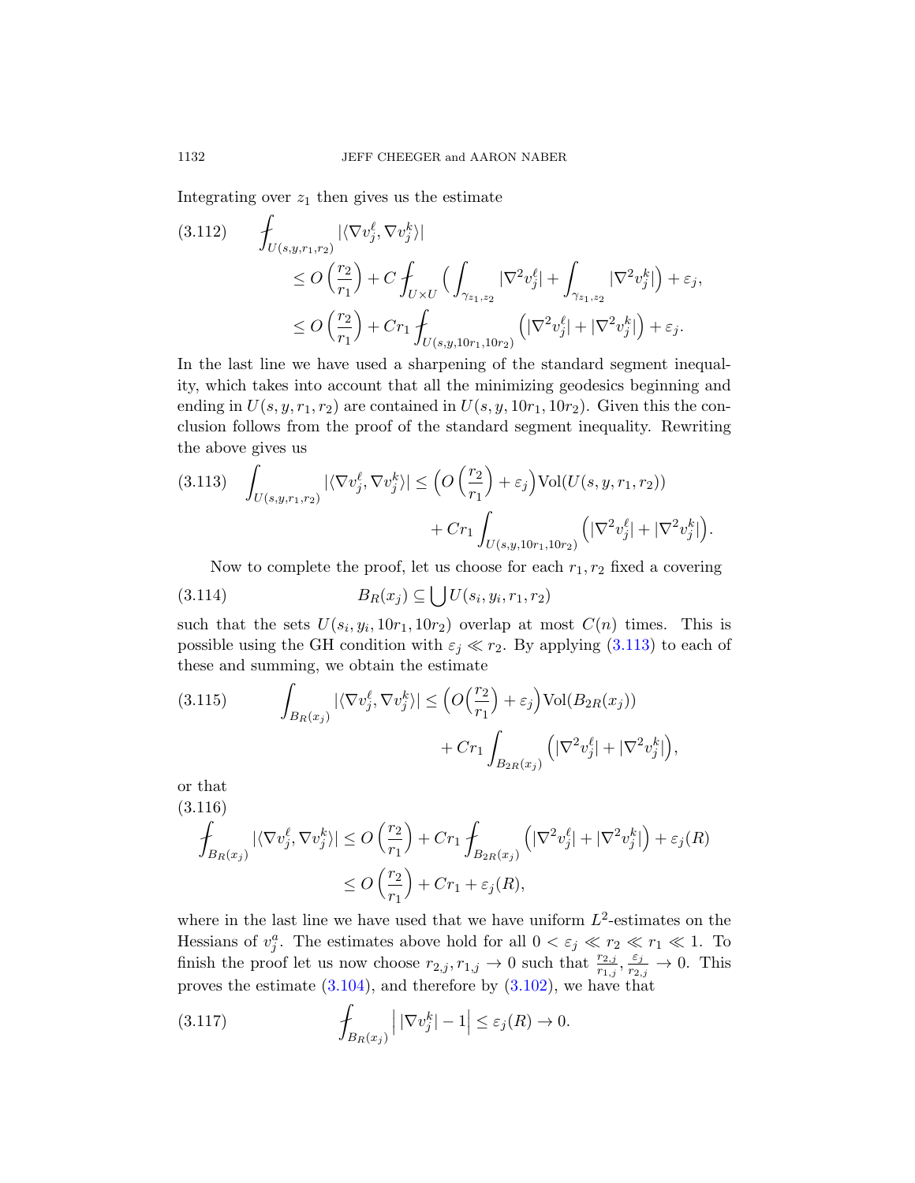Integrating over $z_1$ then gives us the estimate

$$
\begin{aligned}
(3.112)\qquad \fint_{U(s,y,r_1,r_2)} |\langle \nabla v_j^\ell, \nabla v_j^k\rangle| 
&\le O\left(\frac{r_2}{r_1}\right) + C\fint_{U\times U}\Big(\int_{\gamma_{z_1,z_2}} |\nabla^2 v_j^\ell| + \int_{\gamma_{z_1,z_2}} |\nabla^2 v_j^k|\Big) + \varepsilon_j,\\
&\le O\left(\frac{r_2}{r_1}\right) + Cr_1\fint_{U(s,y,10r_1,10r_2)} \Big(|\nabla^2 v_j^\ell| + |\nabla^2 v_j^k|\Big) + \varepsilon_j.
\end{aligned}
$$

In the last line we have used a sharpening of the standard segment inequality, which takes into account that all the minimizing geodesics beginning and ending in $U(s,y,r_1,r_2)$ are contained in $U(s,y,10r_1,10r_2)$. Given this the conclusion follows from the proof of the standard segment inequality. Rewriting the above gives us

$$
\begin{aligned}
(3.113)\qquad \int_{U(s,y,r_1,r_2)} |\langle \nabla v_j^\ell, \nabla v_j^k\rangle| \le \Big(O\left(\frac{r_2}{r_1}\right) + \varepsilon_j\Big)\mathrm{Vol}(U(s,y,r_1,r_2))\\
+ Cr_1\int_{U(s,y,10r_1,10r_2)} \Big(|\nabla^2 v_j^\ell| + |\nabla^2 v_j^k|\Big).
\end{aligned}
$$

Now to complete the proof, let us choose for each $r_1, r_2$ fixed a covering

$$
(3.114)\qquad B_R(x_j) \subseteq \bigcup U(s_i, y_i, r_1, r_2)
$$

such that the sets $U(s_i, y_i, 10r_1, 10r_2)$ overlap at most $C(n)$ times. This is possible using the GH condition with $\varepsilon_j \ll r_2$. By applying (3.113) to each of these and summing, we obtain the estimate

$$
\begin{aligned}
(3.115)\qquad \int_{B_R(x_j)} |\langle \nabla v_j^\ell, \nabla v_j^k\rangle| \le \Big(O\Big(\frac{r_2}{r_1}\Big) + \varepsilon_j\Big)\mathrm{Vol}(B_{2R}(x_j))\\
+ Cr_1\int_{B_{2R}(x_j)} \Big(|\nabla^2 v_j^\ell| + |\nabla^2 v_j^k|\Big),
\end{aligned}
$$

or that

$$
\begin{aligned}
(3.116)\qquad \fint_{B_R(x_j)} |\langle \nabla v_j^\ell, \nabla v_j^k\rangle| &\le O\left(\frac{r_2}{r_1}\right) + Cr_1\fint_{B_{2R}(x_j)} \Big(|\nabla^2 v_j^\ell| + |\nabla^2 v_j^k|\Big) + \varepsilon_j(R)\\
&\le O\left(\frac{r_2}{r_1}\right) + Cr_1 + \varepsilon_j(R),
\end{aligned}
$$

where in the last line we have used that we have uniform $L^2$-estimates on the Hessians of $v_j^a$. The estimates above hold for all $0 < \varepsilon_j \ll r_2 \ll r_1 \ll 1$. To finish the proof let us now choose $r_{2,j}, r_{1,j} \to 0$ such that $\frac{r_{2,j}}{r_{1,j}}, \frac{\varepsilon_j}{r_{2,j}} \to 0$. This proves the estimate (3.104), and therefore by (3.102), we have that

$$
(3.117)\qquad \fint_{B_R(x_j)} \Big|\,|\nabla v_j^k| - 1\Big| \le \varepsilon_j(R) \to 0.
$$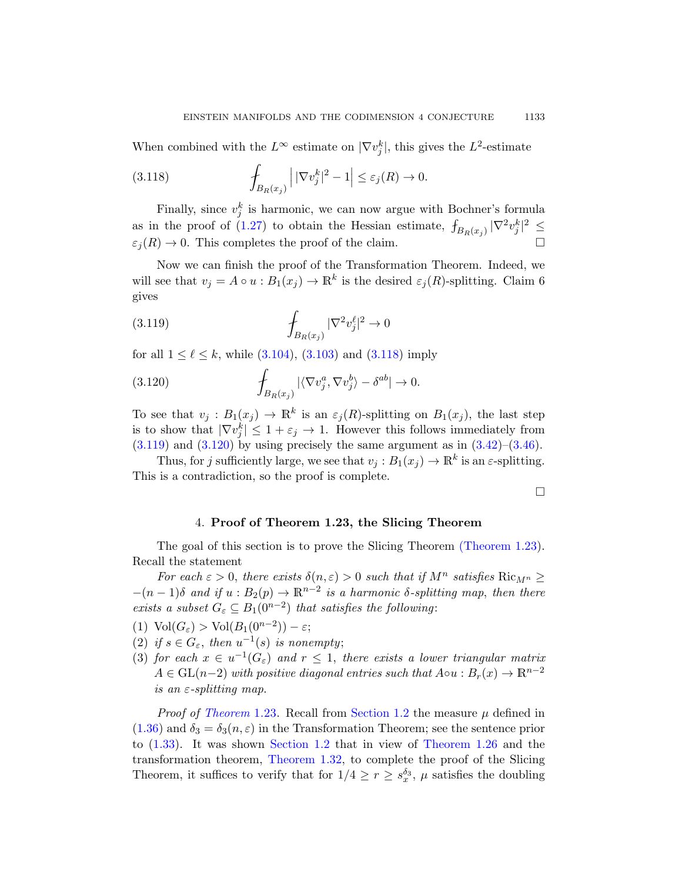When combined with the $L^\infty$ estimate on $|\nabla v_j^k|$, this gives the $L^2$-estimate

$$\fint_{B_R(x_j)} \Big| |\nabla v_j^k|^2 - 1 \Big| \leq \varepsilon_j(R) \to 0. \tag{3.118}$$

Finally, since $v_j^k$ is harmonic, we can now argue with Bochner's formula as in the proof of (1.27) to obtain the Hessian estimate, $\fint_{B_R(x_j)} |\nabla^2 v_j^k|^2 \leq \varepsilon_j(R) \to 0$. This completes the proof of the claim. □

Now we can finish the proof of the Transformation Theorem. Indeed, we will see that $v_j = A \circ u : B_1(x_j) \to \mathbb{R}^k$ is the desired $\varepsilon_j(R)$-splitting. Claim 6 gives

$$\fint_{B_R(x_j)} |\nabla^2 v_j^\ell|^2 \to 0 \tag{3.119}$$

for all $1 \leq \ell \leq k$, while (3.104), (3.103) and (3.118) imply

$$\fint_{B_R(x_j)} |\langle \nabla v_j^a, \nabla v_j^b \rangle - \delta^{ab}| \to 0. \tag{3.120}$$

To see that $v_j : B_1(x_j) \to \mathbb{R}^k$ is an $\varepsilon_j(R)$-splitting on $B_1(x_j)$, the last step is to show that $|\nabla v_j^k| \leq 1 + \varepsilon_j \to 1$. However this follows immediately from (3.119) and (3.120) by using precisely the same argument as in (3.42)–(3.46).

Thus, for $j$ sufficiently large, we see that $v_j : B_1(x_j) \to \mathbb{R}^k$ is an $\varepsilon$-splitting. This is a contradiction, so the proof is complete.

□

## 4. Proof of Theorem 1.23, the Slicing Theorem

The goal of this section is to prove the Slicing Theorem (Theorem 1.23). Recall the statement

*For each $\varepsilon > 0$, there exists $\delta(n, \varepsilon) > 0$ such that if $M^n$ satisfies $\mathrm{Ric}_{M^n} \geq -(n-1)\delta$ and if $u : B_2(p) \to \mathbb{R}^{n-2}$ is a harmonic $\delta$-splitting map, then there exists a subset $G_\varepsilon \subseteq B_1(0^{n-2})$ that satisfies the following:*

1. *$\mathrm{Vol}(G_\varepsilon) > \mathrm{Vol}(B_1(0^{n-2})) - \varepsilon$;*
2. *if $s \in G_\varepsilon$, then $u^{-1}(s)$ is nonempty;*
3. *for each $x \in u^{-1}(G_\varepsilon)$ and $r \leq 1$, there exists a lower triangular matrix $A \in \mathrm{GL}(n-2)$ with positive diagonal entries such that $A \circ u : B_r(x) \to \mathbb{R}^{n-2}$ is an $\varepsilon$-splitting map.*

*Proof of Theorem 1.23.* Recall from Section 1.2 the measure $\mu$ defined in (1.36) and $\delta_3 = \delta_3(n, \varepsilon)$ in the Transformation Theorem; see the sentence prior to (1.33). It was shown Section 1.2 that in view of Theorem 1.26 and the transformation theorem, Theorem 1.32, to complete the proof of the Slicing Theorem, it suffices to verify that for $1/4 \geq r \geq s_x^{\delta_3}$, $\mu$ satisfies the doubling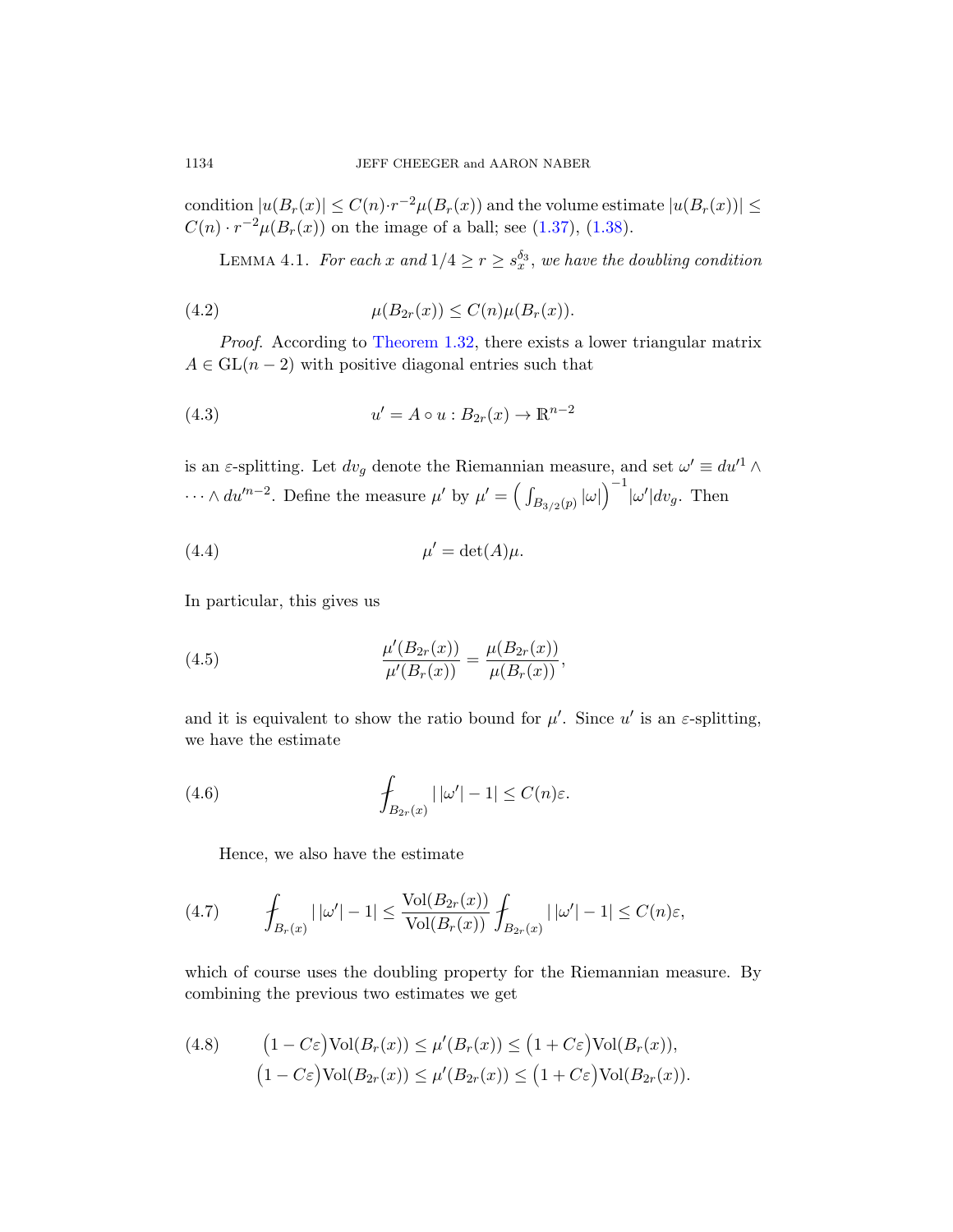condition $|u(B_r(x)| \leq C(n) \cdot r^{-2}\mu(B_r(x))$ and the volume estimate $|u(B_r(x))| \leq C(n) \cdot r^{-2}\mu(B_r(x))$ on the image of a ball; see (1.37), (1.38).

LEMMA 4.1. *For each $x$ and $1/4 \geq r \geq s_x^{\delta_3}$, we have the doubling condition*

$$\mu(B_{2r}(x)) \leq C(n)\mu(B_r(x)). \tag{4.2}$$

*Proof.* According to Theorem 1.32, there exists a lower triangular matrix $A \in \mathrm{GL}(n-2)$ with positive diagonal entries such that

$$u' = A \circ u : B_{2r}(x) \to \mathbb{R}^{n-2} \tag{4.3}$$

is an $\varepsilon$-splitting. Let $dv_g$ denote the Riemannian measure, and set $\omega' \equiv du'^1 \wedge \cdots \wedge du'^{n-2}$. Define the measure $\mu'$ by $\mu' = \Big(\int_{B_{3/2}(p)} |\omega|\Big)^{-1} |\omega'| dv_g$. Then

$$\mu' = \det(A)\mu. \tag{4.4}$$

In particular, this gives us

$$\frac{\mu'(B_{2r}(x))}{\mu'(B_r(x))} = \frac{\mu(B_{2r}(x))}{\mu(B_r(x))}, \tag{4.5}$$

and it is equivalent to show the ratio bound for $\mu'$. Since $u'$ is an $\varepsilon$-splitting, we have the estimate

$$⨍_{B_{2r}(x)} \big|\,|\omega'| - 1\big| \leq C(n)\varepsilon. \tag{4.6}$$

Hence, we also have the estimate

$$⨍_{B_r(x)} \big|\,|\omega'| - 1\big| \leq \frac{\mathrm{Vol}(B_{2r}(x))}{\mathrm{Vol}(B_r(x))} ⨍_{B_{2r}(x)} \big|\,|\omega'| - 1\big| \leq C(n)\varepsilon, \tag{4.7}$$

which of course uses the doubling property for the Riemannian measure. By combining the previous two estimates we get

$$\begin{aligned}
\big(1 - C\varepsilon\big)\mathrm{Vol}(B_r(x)) &\leq \mu'(B_r(x)) \leq \big(1 + C\varepsilon\big)\mathrm{Vol}(B_r(x)), \\
\big(1 - C\varepsilon\big)\mathrm{Vol}(B_{2r}(x)) &\leq \mu'(B_{2r}(x)) \leq \big(1 + C\varepsilon\big)\mathrm{Vol}(B_{2r}(x)).
\end{aligned} \tag{4.8}$$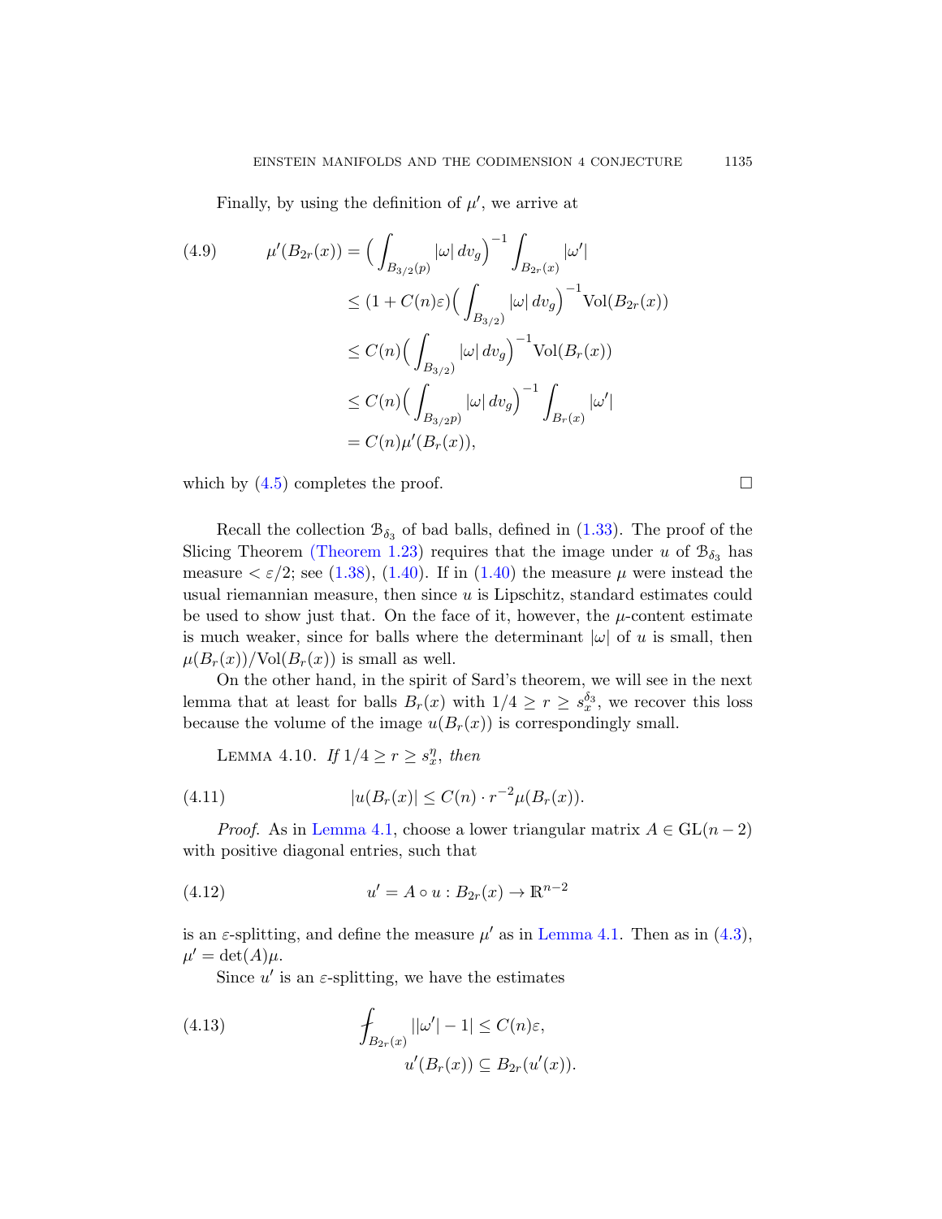Finally, by using the definition of $\mu'$, we arrive at

$$
\begin{aligned}
\mu'(B_{2r}(x)) &= \Big(\int_{B_{3/2}(p)} |\omega|\, dv_g\Big)^{-1} \int_{B_{2r}(x)} |\omega'| \\
&\le (1+C(n)\varepsilon)\Big(\int_{B_{3/2})} |\omega|\, dv_g\Big)^{-1} \mathrm{Vol}(B_{2r}(x)) \\
&\le C(n)\Big(\int_{B_{3/2})} |\omega|\, dv_g\Big)^{-1} \mathrm{Vol}(B_{r}(x)) \\
&\le C(n)\Big(\int_{B_{3/2}p)} |\omega|\, dv_g\Big)^{-1} \int_{B_r(x)} |\omega'| \\
&= C(n)\mu'(B_r(x)),
\end{aligned}
\tag{4.9}
$$

which by (4.5) completes the proof. □

Recall the collection $\mathcal{B}_{\delta_3}$ of bad balls, defined in (1.33). The proof of the Slicing Theorem (Theorem 1.23) requires that the image under $u$ of $\mathcal{B}_{\delta_3}$ has measure $< \varepsilon/2$; see (1.38), (1.40). If in (1.40) the measure $\mu$ were instead the usual riemannian measure, then since $u$ is Lipschitz, standard estimates could be used to show just that. On the face of it, however, the $\mu$-content estimate is much weaker, since for balls where the determinant $|\omega|$ of $u$ is small, then $\mu(B_r(x))/\mathrm{Vol}(B_r(x))$ is small as well.

On the other hand, in the spirit of Sard's theorem, we will see in the next lemma that at least for balls $B_r(x)$ with $1/4 \ge r \ge s_x^{\delta_3}$, we recover this loss because the volume of the image $u(B_r(x))$ is correspondingly small.

Lemma 4.10. *If $1/4 \ge r \ge s_x^{\eta}$, then*

$$
|u(B_r(x)| \le C(n)\cdot r^{-2}\mu(B_r(x)). \tag{4.11}
$$

*Proof.* As in Lemma 4.1, choose a lower triangular matrix $A \in \mathrm{GL}(n-2)$ with positive diagonal entries, such that

$$
u' = A\circ u : B_{2r}(x) \to \mathbb{R}^{n-2} \tag{4.12}
$$

is an $\varepsilon$-splitting, and define the measure $\mu'$ as in Lemma 4.1. Then as in (4.3), $\mu' = \det(A)\mu$.

Since $u'$ is an $\varepsilon$-splitting, we have the estimates

$$
\begin{aligned}
&\fint_{B_{2r}(x)} ||\omega'|-1| \le C(n)\varepsilon, \\
&u'(B_r(x)) \subseteq B_{2r}(u'(x)).
\end{aligned}
\tag{4.13}
$$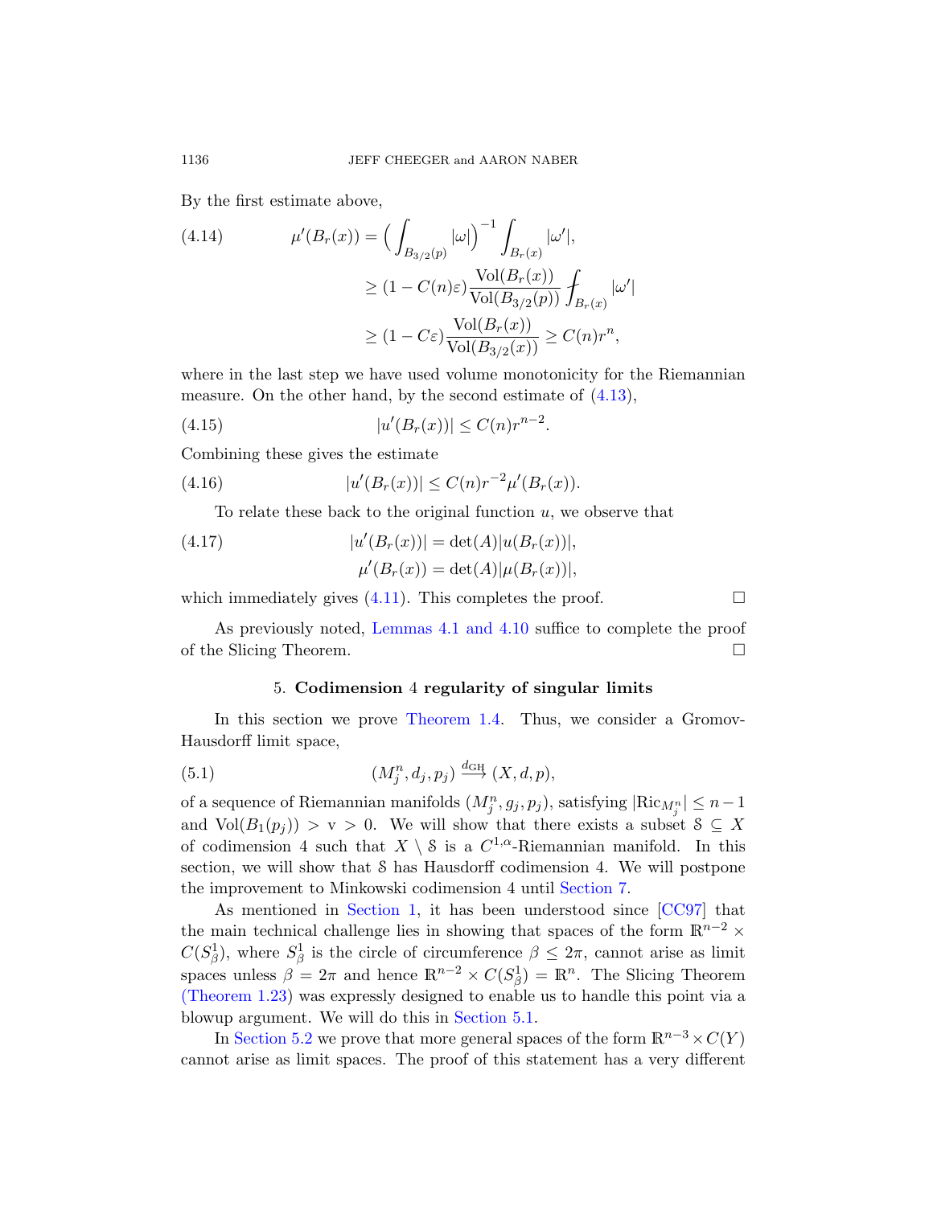By the first estimate above,

$$
\begin{aligned}
(4.14) \qquad \mu'(B_r(x)) &= \Big(\int_{B_{3/2}(p)} |\omega|\Big)^{-1} \int_{B_r(x)} |\omega'|,\\
&\geq (1-C(n)\varepsilon)\frac{\mathrm{Vol}(B_r(x))}{\mathrm{Vol}(B_{3/2}(p))} \fint_{B_r(x)} |\omega'|\\
&\geq (1-C\varepsilon)\frac{\mathrm{Vol}(B_r(x))}{\mathrm{Vol}(B_{3/2}(x))} \geq C(n)r^n,
\end{aligned}
$$

where in the last step we have used volume monotonicity for the Riemannian measure. On the other hand, by the second estimate of (4.13),

$$
(4.15) \qquad |u'(B_r(x))| \leq C(n) r^{n-2}.
$$

Combining these gives the estimate

$$
(4.16) \qquad |u'(B_r(x))| \leq C(n) r^{-2} \mu'(B_r(x)).
$$

To relate these back to the original function $u$, we observe that

$$
\begin{aligned}
(4.17) \qquad |u'(B_r(x))| &= \det(A)|u(B_r(x))|,\\
\mu'(B_r(x)) &= \det(A)|\mu(B_r(x))|,
\end{aligned}
$$

which immediately gives (4.11). This completes the proof. □

As previously noted, Lemmas 4.1 and 4.10 suffice to complete the proof of the Slicing Theorem. □

## 5. **Codimension 4 regularity of singular limits**

In this section we prove Theorem 1.4. Thus, we consider a Gromov-Hausdorff limit space,

$$
(5.1) \qquad (M^n_j, d_j, p_j) \xrightarrow{d_{\mathrm{GH}}} (X, d, p),
$$

of a sequence of Riemannian manifolds $(M^n_j, g_j, p_j)$, satisfying $|\mathrm{Ric}_{M^n_j}| \leq n-1$ and $\mathrm{Vol}(B_1(p_j)) > \mathrm{v} > 0$. We will show that there exists a subset $\mathcal{S} \subseteq X$ of codimension 4 such that $X \setminus \mathcal{S}$ is a $C^{1,\alpha}$-Riemannian manifold. In this section, we will show that $\mathcal{S}$ has Hausdorff codimension 4. We will postpone the improvement to Minkowski codimension 4 until Section 7.

As mentioned in Section 1, it has been understood since [CC97] that the main technical challenge lies in showing that spaces of the form $\mathbb{R}^{n-2} \times C(S^1_\beta)$, where $S^1_\beta$ is the circle of circumference $\beta \leq 2\pi$, cannot arise as limit spaces unless $\beta = 2\pi$ and hence $\mathbb{R}^{n-2} \times C(S^1_\beta) = \mathbb{R}^n$. The Slicing Theorem (Theorem 1.23) was expressly designed to enable us to handle this point via a blowup argument. We will do this in Section 5.1.

In Section 5.2 we prove that more general spaces of the form $\mathbb{R}^{n-3} \times C(Y)$ cannot arise as limit spaces. The proof of this statement has a very different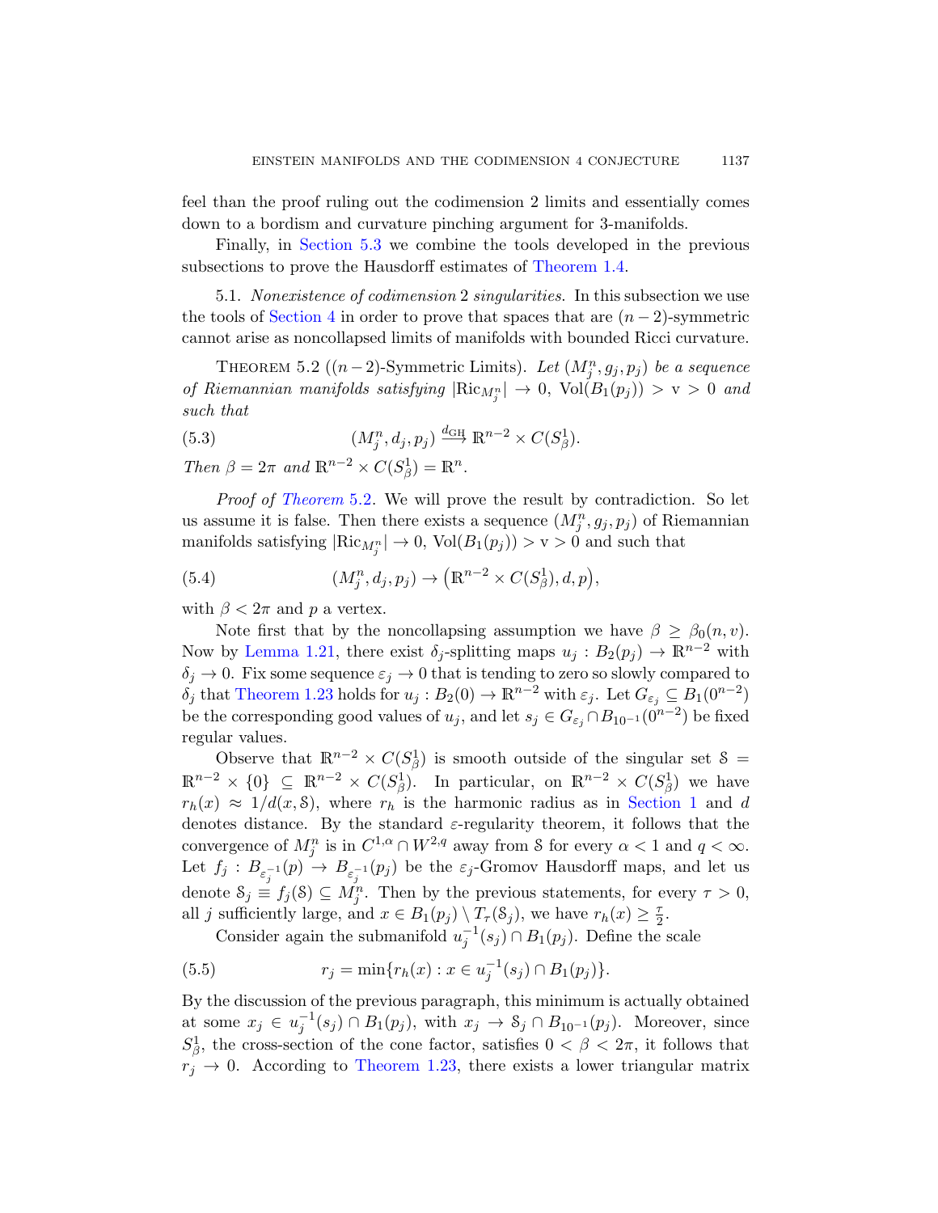feel than the proof ruling out the codimension 2 limits and essentially comes down to a bordism and curvature pinching argument for 3-manifolds.

Finally, in Section 5.3 we combine the tools developed in the previous subsections to prove the Hausdorff estimates of Theorem 1.4.

5.1. *Nonexistence of codimension* 2 *singularities.* In this subsection we use the tools of Section 4 in order to prove that spaces that are $(n-2)$-symmetric cannot arise as noncollapsed limits of manifolds with bounded Ricci curvature.

THEOREM 5.2 ($(n-2)$-Symmetric Limits). *Let $(M^n_j, g_j, p_j)$ be a sequence of Riemannian manifolds satisfying $|\mathrm{Ric}_{M^n_j}| \to 0$, $\mathrm{Vol}(B_1(p_j)) > \mathrm{v} > 0$ and such that*

$$(M^n_j, d_j, p_j) \xrightarrow{d_{\mathrm{GH}}} \mathbb{R}^{n-2} \times C(S^1_\beta). \tag{5.3}$$

*Then $\beta = 2\pi$ and $\mathbb{R}^{n-2} \times C(S^1_\beta) = \mathbb{R}^n$.*

*Proof of Theorem* 5.2. We will prove the result by contradiction. So let us assume it is false. Then there exists a sequence $(M^n_j, g_j, p_j)$ of Riemannian manifolds satisfying $|\mathrm{Ric}_{M^n_j}| \to 0$, $\mathrm{Vol}(B_1(p_j)) > \mathrm{v} > 0$ and such that

$$(M^n_j, d_j, p_j) \to \big(\mathbb{R}^{n-2} \times C(S^1_\beta), d, p\big), \tag{5.4}$$

with $\beta < 2\pi$ and $p$ a vertex.

Note first that by the noncollapsing assumption we have $\beta \geq \beta_0(n, v)$. Now by Lemma 1.21, there exist $\delta_j$-splitting maps $u_j : B_2(p_j) \to \mathbb{R}^{n-2}$ with $\delta_j \to 0$. Fix some sequence $\varepsilon_j \to 0$ that is tending to zero so slowly compared to $\delta_j$ that Theorem 1.23 holds for $u_j : B_2(0) \to \mathbb{R}^{n-2}$ with $\varepsilon_j$. Let $G_{\varepsilon_j} \subseteq B_1(0^{n-2})$ be the corresponding good values of $u_j$, and let $s_j \in G_{\varepsilon_j} \cap B_{10^{-1}}(0^{n-2})$ be fixed regular values.

Observe that $\mathbb{R}^{n-2} \times C(S^1_\beta)$ is smooth outside of the singular set $\mathcal{S} = \mathbb{R}^{n-2} \times \{0\} \subseteq \mathbb{R}^{n-2} \times C(S^1_\beta)$. In particular, on $\mathbb{R}^{n-2} \times C(S^1_\beta)$ we have $r_h(x) \approx 1/d(x, \mathcal{S})$, where $r_h$ is the harmonic radius as in Section 1 and $d$ denotes distance. By the standard $\varepsilon$-regularity theorem, it follows that the convergence of $M^n_j$ is in $C^{1,\alpha} \cap W^{2,q}$ away from $\mathcal{S}$ for every $\alpha < 1$ and $q < \infty$. Let $f_j : B_{\varepsilon_j^{-1}}(p) \to B_{\varepsilon_j^{-1}}(p_j)$ be the $\varepsilon_j$-Gromov Hausdorff maps, and let us denote $\mathcal{S}_j \equiv f_j(\mathcal{S}) \subseteq M^n_j$. Then by the previous statements, for every $\tau > 0$, all $j$ sufficiently large, and $x \in B_1(p_j) \setminus T_\tau(\mathcal{S}_j)$, we have $r_h(x) \geq \frac{\tau}{2}$.

Consider again the submanifold $u_j^{-1}(s_j) \cap B_1(p_j)$. Define the scale

$$r_j = \min\{r_h(x) : x \in u_j^{-1}(s_j) \cap B_1(p_j)\}. \tag{5.5}$$

By the discussion of the previous paragraph, this minimum is actually obtained at some $x_j \in u_j^{-1}(s_j) \cap B_1(p_j)$, with $x_j \to \mathcal{S}_j \cap B_{10^{-1}}(p_j)$. Moreover, since $S^1_\beta$, the cross-section of the cone factor, satisfies $0 < \beta < 2\pi$, it follows that $r_j \to 0$. According to Theorem 1.23, there exists a lower triangular matrix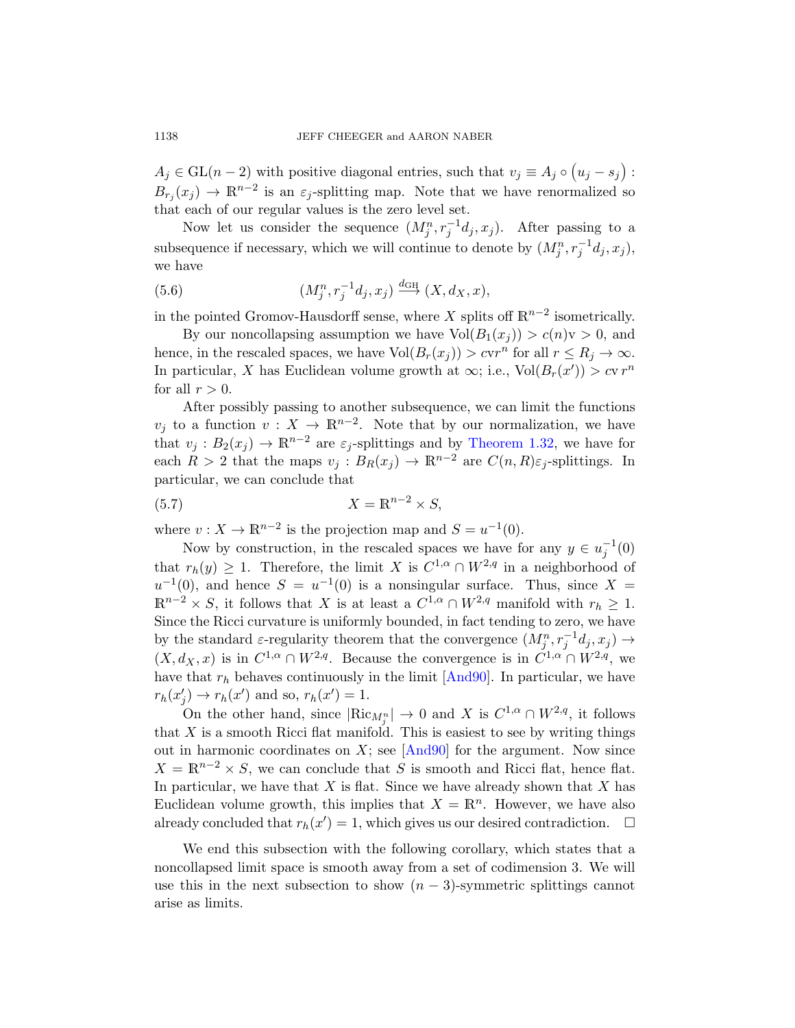$A_j \in \mathrm{GL}(n-2)$ with positive diagonal entries, such that $v_j \equiv A_j \circ \big(u_j - s_j\big) : B_{r_j}(x_j) \to \mathbb{R}^{n-2}$ is an $\varepsilon_j$-splitting map. Note that we have renormalized so that each of our regular values is the zero level set.

Now let us consider the sequence $(M^n_j, r_j^{-1}d_j, x_j)$. After passing to a subsequence if necessary, which we will continue to denote by $(M^n_j, r_j^{-1}d_j, x_j)$, we have

$$(M^n_j, r_j^{-1}d_j, x_j) \xrightarrow{d_{\mathrm{GH}}} (X, d_X, x), \tag{5.6}$$

in the pointed Gromov-Hausdorff sense, where $X$ splits off $\mathbb{R}^{n-2}$ isometrically.

By our noncollapsing assumption we have $\mathrm{Vol}(B_1(x_j)) > c(n)\mathrm{v} > 0$, and hence, in the rescaled spaces, we have $\mathrm{Vol}(B_r(x_j)) > c\mathrm{v}r^n$ for all $r \le R_j \to \infty$. In particular, $X$ has Euclidean volume growth at $\infty$; i.e., $\mathrm{Vol}(B_r(x')) > c\mathrm{v}\, r^n$ for all $r > 0$.

After possibly passing to another subsequence, we can limit the functions $v_j$ to a function $v : X \to \mathbb{R}^{n-2}$. Note that by our normalization, we have that $v_j : B_2(x_j) \to \mathbb{R}^{n-2}$ are $\varepsilon_j$-splittings and by Theorem 1.32, we have for each $R > 2$ that the maps $v_j : B_R(x_j) \to \mathbb{R}^{n-2}$ are $C(n,R)\varepsilon_j$-splittings. In particular, we can conclude that

$$X = \mathbb{R}^{n-2} \times S, \tag{5.7}$$

where $v : X \to \mathbb{R}^{n-2}$ is the projection map and $S = u^{-1}(0)$.

Now by construction, in the rescaled spaces we have for any $y \in u_j^{-1}(0)$ that $r_h(y) \ge 1$. Therefore, the limit $X$ is $C^{1,\alpha} \cap W^{2,q}$ in a neighborhood of $u^{-1}(0)$, and hence $S = u^{-1}(0)$ is a nonsingular surface. Thus, since $X = \mathbb{R}^{n-2} \times S$, it follows that $X$ is at least a $C^{1,\alpha} \cap W^{2,q}$ manifold with $r_h \ge 1$. Since the Ricci curvature is uniformly bounded, in fact tending to zero, we have by the standard $\varepsilon$-regularity theorem that the convergence $(M^n_j, r_j^{-1}d_j, x_j) \to (X, d_X, x)$ is in $C^{1,\alpha} \cap W^{2,q}$. Because the convergence is in $C^{1,\alpha} \cap W^{2,q}$, we have that $r_h$ behaves continuously in the limit [And90]. In particular, we have $r_h(x'_j) \to r_h(x')$ and so, $r_h(x') = 1$.

On the other hand, since $|\mathrm{Ric}_{M^n_j}| \to 0$ and $X$ is $C^{1,\alpha} \cap W^{2,q}$, it follows that $X$ is a smooth Ricci flat manifold. This is easiest to see by writing things out in harmonic coordinates on $X$; see [And90] for the argument. Now since $X = \mathbb{R}^{n-2} \times S$, we can conclude that $S$ is smooth and Ricci flat, hence flat. In particular, we have that $X$ is flat. Since we have already shown that $X$ has Euclidean volume growth, this implies that $X = \mathbb{R}^n$. However, we have also already concluded that $r_h(x') = 1$, which gives us our desired contradiction. $\square$

We end this subsection with the following corollary, which states that a noncollapsed limit space is smooth away from a set of codimension 3. We will use this in the next subsection to show $(n-3)$-symmetric splittings cannot arise as limits.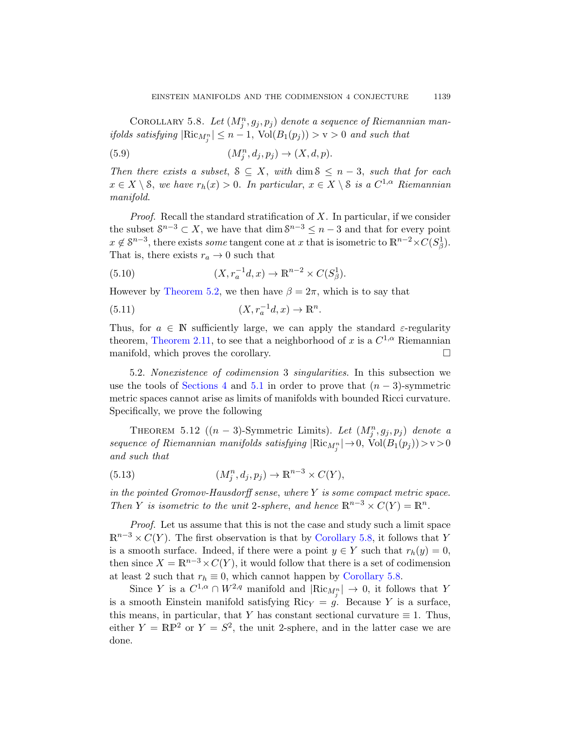Corollary 5.8. *Let $(M^n_j, g_j, p_j)$ denote a sequence of Riemannian manifolds satisfying $|\mathrm{Ric}_{M^n_j}| \le n-1$, $\mathrm{Vol}(B_1(p_j)) > \mathrm{v} > 0$ and such that*

$$(M^n_j, d_j, p_j) \to (X, d, p). \tag{5.9}$$

*Then there exists a subset, $\mathcal{S} \subseteq X$, with $\dim \mathcal{S} \le n-3$, such that for each $x \in X \setminus \mathcal{S}$, we have $r_h(x) > 0$. In particular, $x \in X \setminus \mathcal{S}$ is a $C^{1,\alpha}$ Riemannian manifold.*

*Proof.* Recall the standard stratification of $X$. In particular, if we consider the subset $\mathcal{S}^{n-3} \subset X$, we have that $\dim \mathcal{S}^{n-3} \le n-3$ and that for every point $x \notin \mathcal{S}^{n-3}$, there exists *some* tangent cone at $x$ that is isometric to $\mathbb{R}^{n-2} \times C(S^1_\beta)$. That is, there exists $r_a \to 0$ such that

$$(X, r_a^{-1} d, x) \to \mathbb{R}^{n-2} \times C(S^1_\beta). \tag{5.10}$$

However by Theorem 5.2, we then have $\beta = 2\pi$, which is to say that

$$(X, r_a^{-1} d, x) \to \mathbb{R}^n. \tag{5.11}$$

Thus, for $a \in \mathbb{N}$ sufficiently large, we can apply the standard $\varepsilon$-regularity theorem, Theorem 2.11, to see that a neighborhood of $x$ is a $C^{1,\alpha}$ Riemannian manifold, which proves the corollary. $\square$

5.2. *Nonexistence of codimension 3 singularities.* In this subsection we use the tools of Sections 4 and 5.1 in order to prove that $(n-3)$-symmetric metric spaces cannot arise as limits of manifolds with bounded Ricci curvature. Specifically, we prove the following

Theorem 5.12 ($(n-3)$-Symmetric Limits). *Let $(M^n_j, g_j, p_j)$ denote a sequence of Riemannian manifolds satisfying $|\mathrm{Ric}_{M^n_j}| \to 0$, $\mathrm{Vol}(B_1(p_j)) > \mathrm{v} > 0$ and such that*

$$(M^n_j, d_j, p_j) \to \mathbb{R}^{n-3} \times C(Y), \tag{5.13}$$

*in the pointed Gromov-Hausdorff sense, where $Y$ is some compact metric space. Then $Y$ is isometric to the unit 2-sphere, and hence $\mathbb{R}^{n-3} \times C(Y) = \mathbb{R}^n$.*

*Proof.* Let us assume that this is not the case and study such a limit space $\mathbb{R}^{n-3} \times C(Y)$. The first observation is that by Corollary 5.8, it follows that $Y$ is a smooth surface. Indeed, if there were a point $y \in Y$ such that $r_h(y) = 0$, then since $X = \mathbb{R}^{n-3} \times C(Y)$, it would follow that there is a set of codimension at least 2 such that $r_h \equiv 0$, which cannot happen by Corollary 5.8.

Since $Y$ is a $C^{1,\alpha} \cap W^{2,q}$ manifold and $|\mathrm{Ric}_{M^n_j}| \to 0$, it follows that $Y$ is a smooth Einstein manifold satisfying $\mathrm{Ric}_Y = g$. Because $Y$ is a surface, this means, in particular, that $Y$ has constant sectional curvature $\equiv 1$. Thus, either $Y = \mathbb{RP}^2$ or $Y = S^2$, the unit 2-sphere, and in the latter case we are done.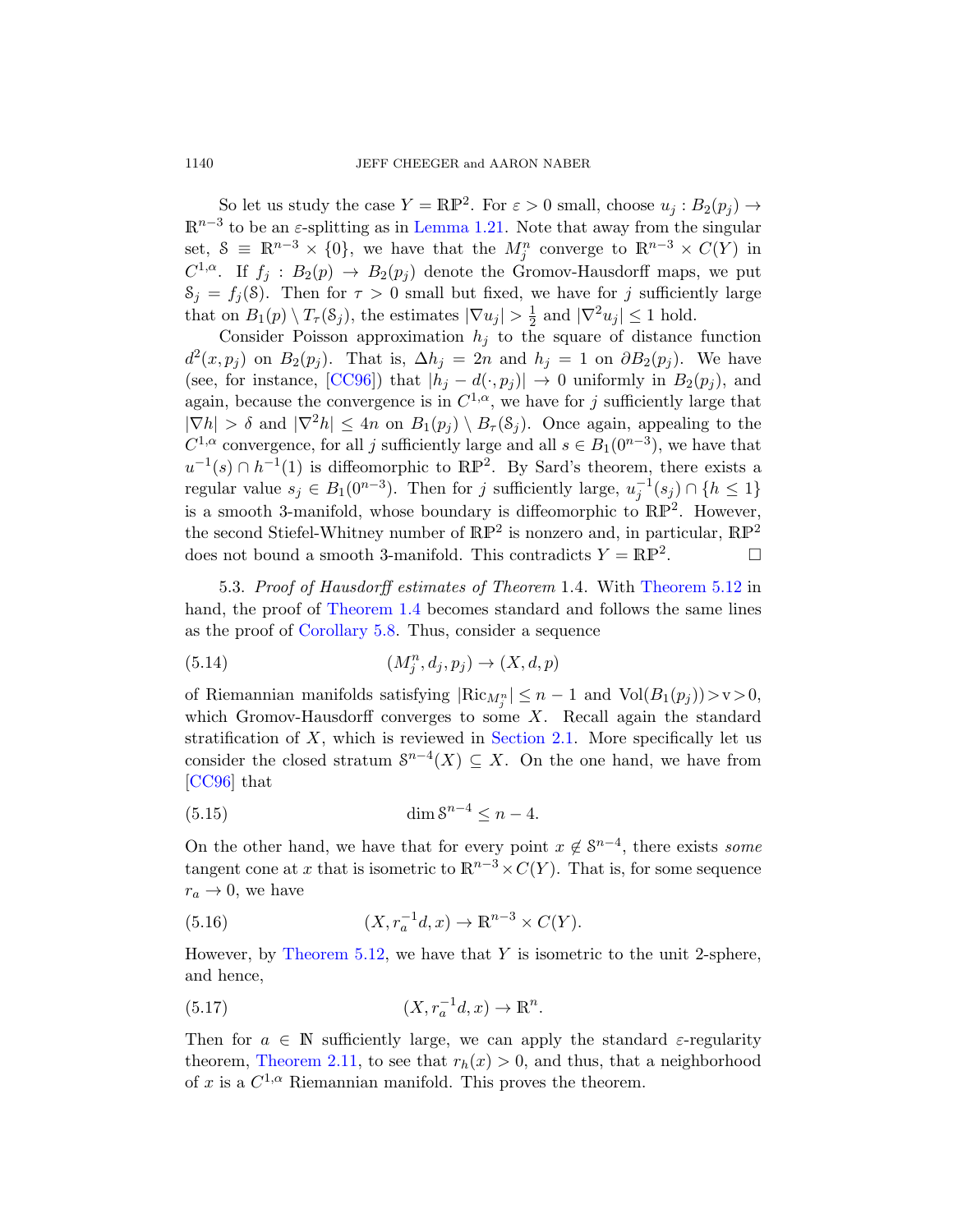So let us study the case $Y = \mathbb{RP}^2$. For $\varepsilon > 0$ small, choose $u_j : B_2(p_j) \to \mathbb{R}^{n-3}$ to be an $\varepsilon$-splitting as in Lemma 1.21. Note that away from the singular set, $\mathcal{S} \equiv \mathbb{R}^{n-3} \times \{0\}$, we have that the $M^n_j$ converge to $\mathbb{R}^{n-3} \times C(Y)$ in $C^{1,\alpha}$. If $f_j : B_2(p) \to B_2(p_j)$ denote the Gromov-Hausdorff maps, we put $\mathcal{S}_j = f_j(\mathcal{S})$. Then for $\tau > 0$ small but fixed, we have for $j$ sufficiently large that on $B_1(p) \setminus T_\tau(\mathcal{S}_j)$, the estimates $|\nabla u_j| > \frac{1}{2}$ and $|\nabla^2 u_j| \leq 1$ hold.

Consider Poisson approximation $h_j$ to the square of distance function $d^2(x, p_j)$ on $B_2(p_j)$. That is, $\Delta h_j = 2n$ and $h_j = 1$ on $\partial B_2(p_j)$. We have (see, for instance, [CC96]) that $|h_j - d(\cdot, p_j)| \to 0$ uniformly in $B_2(p_j)$, and again, because the convergence is in $C^{1,\alpha}$, we have for $j$ sufficiently large that $|\nabla h| > \delta$ and $|\nabla^2 h| \leq 4n$ on $B_1(p_j) \setminus B_\tau(\mathcal{S}_j)$. Once again, appealing to the $C^{1,\alpha}$ convergence, for all $j$ sufficiently large and all $s \in B_1(0^{n-3})$, we have that $u^{-1}(s) \cap h^{-1}(1)$ is diffeomorphic to $\mathbb{RP}^2$. By Sard's theorem, there exists a regular value $s_j \in B_1(0^{n-3})$. Then for $j$ sufficiently large, $u_j^{-1}(s_j) \cap \{h \leq 1\}$ is a smooth 3-manifold, whose boundary is diffeomorphic to $\mathbb{RP}^2$. However, the second Stiefel-Whitney number of $\mathbb{RP}^2$ is nonzero and, in particular, $\mathbb{RP}^2$ does not bound a smooth 3-manifold. This contradicts $Y = \mathbb{RP}^2$. $\square$

5.3. *Proof of Hausdorff estimates of Theorem* 1.4. With Theorem 5.12 in hand, the proof of Theorem 1.4 becomes standard and follows the same lines as the proof of Corollary 5.8. Thus, consider a sequence

$$(M^n_j, d_j, p_j) \to (X, d, p) \tag{5.14}$$

of Riemannian manifolds satisfying $|\mathrm{Ric}_{M^n_j}| \leq n-1$ and $\mathrm{Vol}(B_1(p_j)) > \mathrm{v} > 0$, which Gromov-Hausdorff converges to some $X$. Recall again the standard stratification of $X$, which is reviewed in Section 2.1. More specifically let us consider the closed stratum $\mathcal{S}^{n-4}(X) \subseteq X$. On the one hand, we have from [CC96] that

$$\dim \mathcal{S}^{n-4} \leq n-4. \tag{5.15}$$

On the other hand, we have that for every point $x \notin \mathcal{S}^{n-4}$, there exists *some* tangent cone at $x$ that is isometric to $\mathbb{R}^{n-3} \times C(Y)$. That is, for some sequence $r_a \to 0$, we have

$$(X, r_a^{-1} d, x) \to \mathbb{R}^{n-3} \times C(Y). \tag{5.16}$$

However, by Theorem 5.12, we have that $Y$ is isometric to the unit 2-sphere, and hence,

$$(X, r_a^{-1} d, x) \to \mathbb{R}^n. \tag{5.17}$$

Then for $a \in \mathbb{N}$ sufficiently large, we can apply the standard $\varepsilon$-regularity theorem, Theorem 2.11, to see that $r_h(x) > 0$, and thus, that a neighborhood of $x$ is a $C^{1,\alpha}$ Riemannian manifold. This proves the theorem.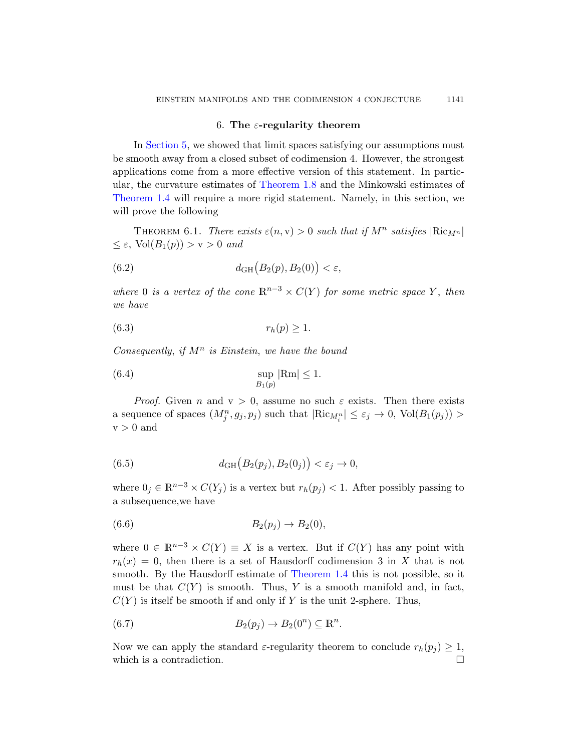## 6. The $\varepsilon$-regularity theorem

In Section 5, we showed that limit spaces satisfying our assumptions must be smooth away from a closed subset of codimension 4. However, the strongest applications come from a more effective version of this statement. In particular, the curvature estimates of Theorem 1.8 and the Minkowski estimates of Theorem 1.4 will require a more rigid statement. Namely, in this section, we will prove the following

Theorem 6.1. *There exists $\varepsilon(n, \mathrm{v}) > 0$ such that if $M^n$ satisfies $|\mathrm{Ric}_{M^n}| \leq \varepsilon$, $\mathrm{Vol}(B_1(p)) > \mathrm{v} > 0$ and*

$$d_{\mathrm{GH}}\big(B_2(p), B_2(0)\big) < \varepsilon, \tag{6.2}$$

*where $0$ is a vertex of the cone $\mathbb{R}^{n-3} \times C(Y)$ for some metric space $Y$, then we have*

$$r_h(p) \geq 1. \tag{6.3}$$

*Consequently, if $M^n$ is Einstein, we have the bound*

$$\sup_{B_1(p)} |\mathrm{Rm}| \leq 1. \tag{6.4}$$

*Proof.* Given $n$ and $\mathrm{v} > 0$, assume no such $\varepsilon$ exists. Then there exists a sequence of spaces $(M^n_j, g_j, p_j)$ such that $|\mathrm{Ric}_{M^n_i}| \leq \varepsilon_j \to 0$, $\mathrm{Vol}(B_1(p_j)) > \mathrm{v} > 0$ and

$$d_{\mathrm{GH}}\big(B_2(p_j), B_2(0_j)\big) < \varepsilon_j \to 0, \tag{6.5}$$

where $0_j \in \mathbb{R}^{n-3} \times C(Y_j)$ is a vertex but $r_h(p_j) < 1$. After possibly passing to a subsequence,we have

$$B_2(p_j) \to B_2(0), \tag{6.6}$$

where $0 \in \mathbb{R}^{n-3} \times C(Y) \equiv X$ is a vertex. But if $C(Y)$ has any point with $r_h(x) = 0$, then there is a set of Hausdorff codimension 3 in $X$ that is not smooth. By the Hausdorff estimate of Theorem 1.4 this is not possible, so it must be that $C(Y)$ is smooth. Thus, $Y$ is a smooth manifold and, in fact, $C(Y)$ is itself be smooth if and only if $Y$ is the unit 2-sphere. Thus,

$$B_2(p_j) \to B_2(0^n) \subseteq \mathbb{R}^n. \tag{6.7}$$

Now we can apply the standard $\varepsilon$-regularity theorem to conclude $r_h(p_j) \geq 1$, which is a contradiction. □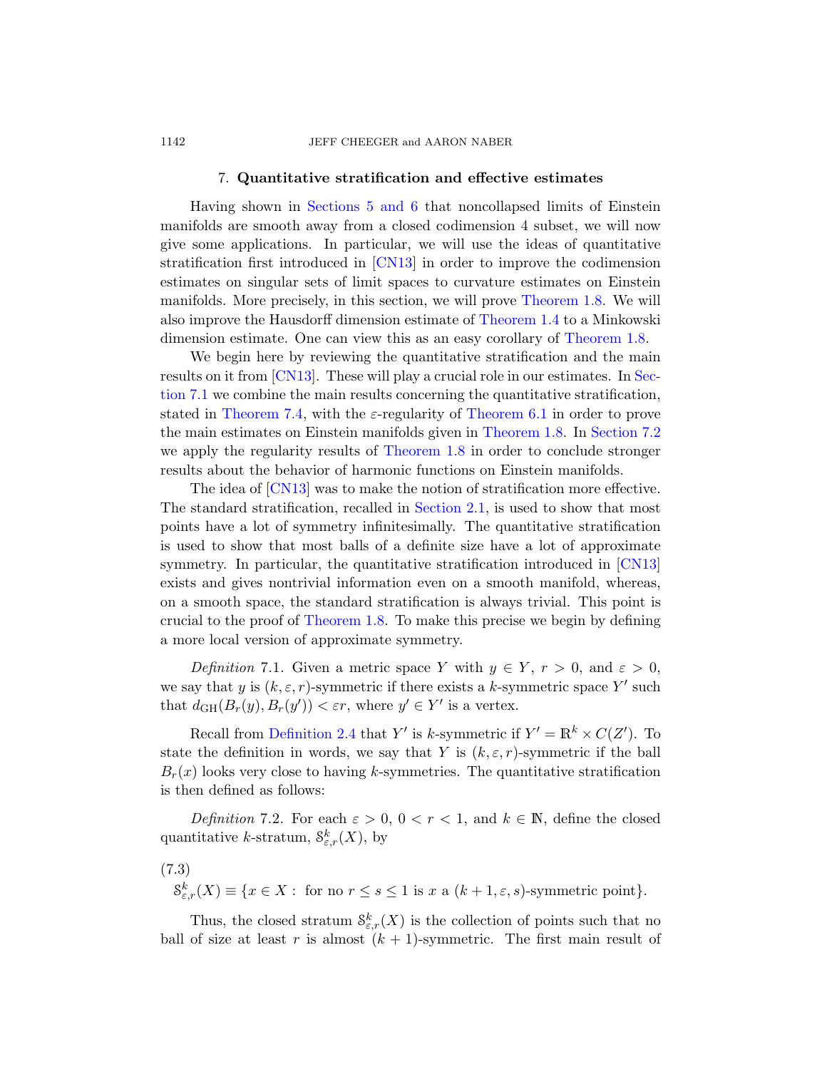## 7. Quantitative stratification and effective estimates

Having shown in Sections 5 and 6 that noncollapsed limits of Einstein manifolds are smooth away from a closed codimension 4 subset, we will now give some applications. In particular, we will use the ideas of quantitative stratification first introduced in [CN13] in order to improve the codimension estimates on singular sets of limit spaces to curvature estimates on Einstein manifolds. More precisely, in this section, we will prove Theorem 1.8. We will also improve the Hausdorff dimension estimate of Theorem 1.4 to a Minkowski dimension estimate. One can view this as an easy corollary of Theorem 1.8.

We begin here by reviewing the quantitative stratification and the main results on it from [CN13]. These will play a crucial role in our estimates. In Section 7.1 we combine the main results concerning the quantitative stratification, stated in Theorem 7.4, with the $\varepsilon$-regularity of Theorem 6.1 in order to prove the main estimates on Einstein manifolds given in Theorem 1.8. In Section 7.2 we apply the regularity results of Theorem 1.8 in order to conclude stronger results about the behavior of harmonic functions on Einstein manifolds.

The idea of [CN13] was to make the notion of stratification more effective. The standard stratification, recalled in Section 2.1, is used to show that most points have a lot of symmetry infinitesimally. The quantitative stratification is used to show that most balls of a definite size have a lot of approximate symmetry. In particular, the quantitative stratification introduced in [CN13] exists and gives nontrivial information even on a smooth manifold, whereas, on a smooth space, the standard stratification is always trivial. This point is crucial to the proof of Theorem 1.8. To make this precise we begin by defining a more local version of approximate symmetry.

*Definition* 7.1. Given a metric space $Y$ with $y \in Y$, $r > 0$, and $\varepsilon > 0$, we say that $y$ is $(k, \varepsilon, r)$-symmetric if there exists a $k$-symmetric space $Y'$ such that $d_{\mathrm{GH}}(B_r(y), B_r(y')) < \varepsilon r$, where $y' \in Y'$ is a vertex.

Recall from Definition 2.4 that $Y'$ is $k$-symmetric if $Y' = \mathbb{R}^k \times C(Z')$. To state the definition in words, we say that $Y$ is $(k, \varepsilon, r)$-symmetric if the ball $B_r(x)$ looks very close to having $k$-symmetries. The quantitative stratification is then defined as follows:

*Definition* 7.2. For each $\varepsilon > 0$, $0 < r < 1$, and $k \in \mathbb{N}$, define the closed quantitative $k$-stratum, $\mathcal{S}^k_{\varepsilon,r}(X)$, by

(7.3)
$$\mathcal{S}^k_{\varepsilon,r}(X) \equiv \{x \in X : \text{ for no } r \leq s \leq 1 \text{ is } x \text{ a } (k+1, \varepsilon, s)\text{-symmetric point}\}.$$

Thus, the closed stratum $\mathcal{S}^k_{\varepsilon,r}(X)$ is the collection of points such that no ball of size at least $r$ is almost $(k+1)$-symmetric. The first main result of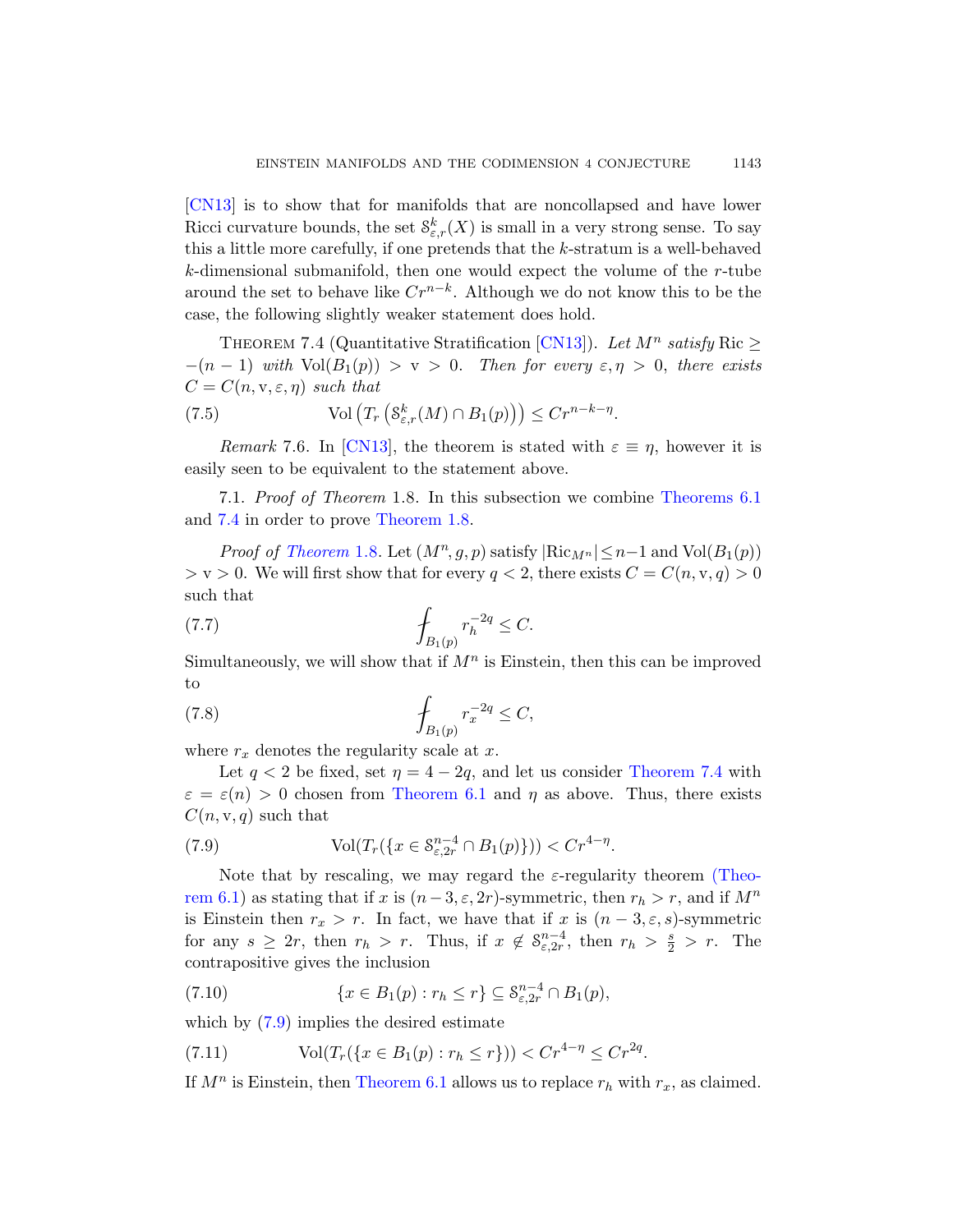[CN13] is to show that for manifolds that are noncollapsed and have lower Ricci curvature bounds, the set $\mathcal{S}^k_{\varepsilon,r}(X)$ is small in a very strong sense. To say this a little more carefully, if one pretends that the $k$-stratum is a well-behaved $k$-dimensional submanifold, then one would expect the volume of the $r$-tube around the set to behave like $Cr^{n-k}$. Although we do not know this to be the case, the following slightly weaker statement does hold.

Theorem 7.4 (Quantitative Stratification [CN13]). *Let $M^n$ satisfy* $\mathrm{Ric} \geq -(n-1)$ *with* $\mathrm{Vol}(B_1(p)) > \mathrm{v} > 0$. *Then for every $\varepsilon, \eta > 0$, there exists $C = C(n, \mathrm{v}, \varepsilon, \eta)$ such that*

$$\mathrm{Vol}\left(T_r\left(\mathcal{S}^k_{\varepsilon,r}(M) \cap B_1(p)\right)\right) \leq Cr^{n-k-\eta}. \tag{7.5}$$

*Remark* 7.6. In [CN13], the theorem is stated with $\varepsilon \equiv \eta$, however it is easily seen to be equivalent to the statement above.

7.1. *Proof of Theorem* 1.8. In this subsection we combine Theorems 6.1 and 7.4 in order to prove Theorem 1.8.

*Proof of Theorem* 1.8. Let $(M^n, g, p)$ satisfy $|\mathrm{Ric}_{M^n}| \leq n-1$ and $\mathrm{Vol}(B_1(p)) > \mathrm{v} > 0$. We will first show that for every $q < 2$, there exists $C = C(n, \mathrm{v}, q) > 0$ such that

$$⨍_{B_1(p)} r_h^{-2q} \leq C. \tag{7.7}$$

Simultaneously, we will show that if $M^n$ is Einstein, then this can be improved to

$$⨍_{B_1(p)} r_x^{-2q} \leq C, \tag{7.8}$$

where $r_x$ denotes the regularity scale at $x$.

Let $q < 2$ be fixed, set $\eta = 4 - 2q$, and let us consider Theorem 7.4 with $\varepsilon = \varepsilon(n) > 0$ chosen from Theorem 6.1 and $\eta$ as above. Thus, there exists $C(n, \mathrm{v}, q)$ such that

$$\mathrm{Vol}(T_r(\{x \in \mathcal{S}^{n-4}_{\varepsilon,2r} \cap B_1(p)\})) < Cr^{4-\eta}. \tag{7.9}$$

Note that by rescaling, we may regard the $\varepsilon$-regularity theorem (Theorem 6.1) as stating that if $x$ is $(n-3, \varepsilon, 2r)$-symmetric, then $r_h > r$, and if $M^n$ is Einstein then $r_x > r$. In fact, we have that if $x$ is $(n-3, \varepsilon, s)$-symmetric for any $s \geq 2r$, then $r_h > r$. Thus, if $x \notin \mathcal{S}^{n-4}_{\varepsilon,2r}$, then $r_h > \frac{s}{2} > r$. The contrapositive gives the inclusion

$$\{x \in B_1(p) : r_h \leq r\} \subseteq \mathcal{S}^{n-4}_{\varepsilon,2r} \cap B_1(p), \tag{7.10}$$

which by (7.9) implies the desired estimate

$$\mathrm{Vol}(T_r(\{x \in B_1(p) : r_h \leq r\})) < Cr^{4-\eta} \leq Cr^{2q}. \tag{7.11}$$

If $M^n$ is Einstein, then Theorem 6.1 allows us to replace $r_h$ with $r_x$, as claimed.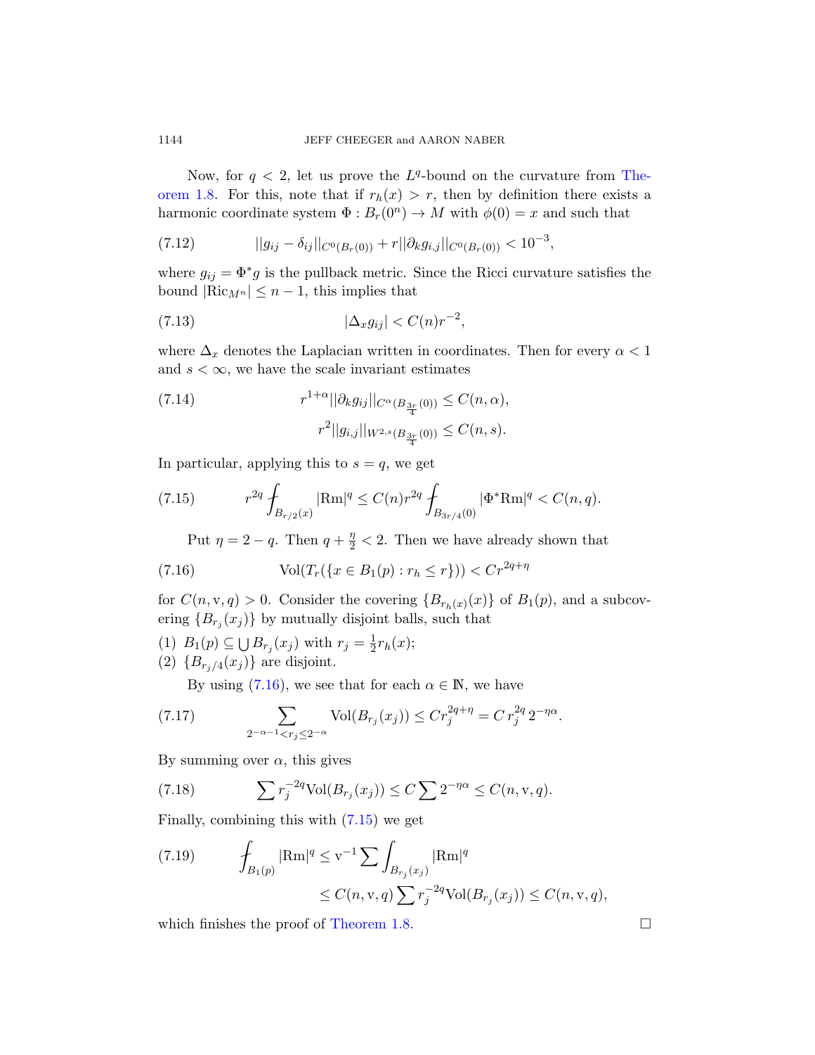Now, for $q < 2$, let us prove the $L^q$-bound on the curvature from Theorem 1.8. For this, note that if $r_h(x) > r$, then by definition there exists a harmonic coordinate system $\Phi : B_r(0^n) \to M$ with $\phi(0) = x$ and such that

$$||g_{ij} - \delta_{ij}||_{C^0(B_r(0))} + r||\partial_k g_{i,j}||_{C^0(B_r(0))} < 10^{-3}, \tag{7.12}$$

where $g_{ij} = \Phi^* g$ is the pullback metric. Since the Ricci curvature satisfies the bound $|\mathrm{Ric}_{M^n}| \leq n-1$, this implies that

$$|\Delta_x g_{ij}| < C(n) r^{-2}, \tag{7.13}$$

where $\Delta_x$ denotes the Laplacian written in coordinates. Then for every $\alpha < 1$ and $s < \infty$, we have the scale invariant estimates

$$\begin{aligned} r^{1+\alpha}||\partial_k g_{ij}||_{C^\alpha(B_{\frac{3r}{4}}(0))} &\leq C(n,\alpha), \\ r^2||g_{i,j}||_{W^{2,s}(B_{\frac{3r}{4}}(0))} &\leq C(n,s). \end{aligned} \tag{7.14}$$

In particular, applying this to $s = q$, we get

$$r^{2q} ⨍_{B_{r/2}(x)} |\mathrm{Rm}|^q \leq C(n) r^{2q} ⨍_{B_{3r/4}(0)} |\Phi^* \mathrm{Rm}|^q < C(n,q). \tag{7.15}$$

Put $\eta = 2 - q$. Then $q + \frac{\eta}{2} < 2$. Then we have already shown that

$$\mathrm{Vol}(T_r(\{x \in B_1(p) : r_h \leq r\})) < C r^{2q+\eta} \tag{7.16}$$

for $C(n, \mathrm{v}, q) > 0$. Consider the covering $\{B_{r_h(x)}(x)\}$ of $B_1(p)$, and a subcovering $\{B_{r_j}(x_j)\}$ by mutually disjoint balls, such that

(1) $B_1(p) \subseteq \bigcup B_{r_j}(x_j)$ with $r_j = \frac{1}{2} r_h(x)$;
(2) $\{B_{r_j/4}(x_j)\}$ are disjoint.

By using (7.16), we see that for each $\alpha \in \mathbb{N}$, we have

$$\sum_{2^{-\alpha-1} < r_j \leq 2^{-\alpha}} \mathrm{Vol}(B_{r_j}(x_j)) \leq C r_j^{2q+\eta} = C\, r_j^{2q}\, 2^{-\eta\alpha}. \tag{7.17}$$

By summing over $\alpha$, this gives

$$\sum r_j^{-2q} \mathrm{Vol}(B_{r_j}(x_j)) \leq C \sum 2^{-\eta\alpha} \leq C(n, \mathrm{v}, q). \tag{7.18}$$

Finally, combining this with (7.15) we get

$$\begin{aligned} ⨍_{B_1(p)} |\mathrm{Rm}|^q &\leq \mathrm{v}^{-1} \sum \int_{B_{r_j}(x_j)} |\mathrm{Rm}|^q \\ &\leq C(n,\mathrm{v},q) \sum r_j^{-2q} \mathrm{Vol}(B_{r_j}(x_j)) \leq C(n,\mathrm{v},q), \end{aligned} \tag{7.19}$$

which finishes the proof of Theorem 1.8. □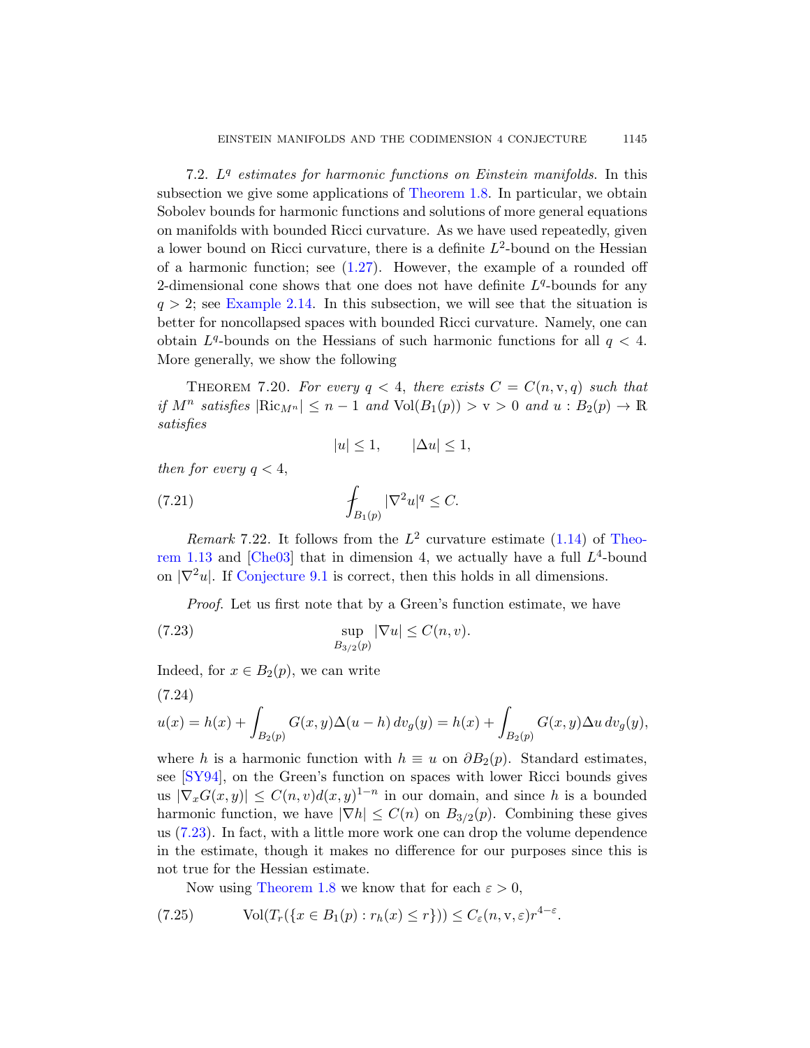7.2. *$L^q$ estimates for harmonic functions on Einstein manifolds.* In this subsection we give some applications of Theorem 1.8. In particular, we obtain Sobolev bounds for harmonic functions and solutions of more general equations on manifolds with bounded Ricci curvature. As we have used repeatedly, given a lower bound on Ricci curvature, there is a definite $L^2$-bound on the Hessian of a harmonic function; see (1.27). However, the example of a rounded off 2-dimensional cone shows that one does not have definite $L^q$-bounds for any $q > 2$; see Example 2.14. In this subsection, we will see that the situation is better for noncollapsed spaces with bounded Ricci curvature. Namely, one can obtain $L^q$-bounds on the Hessians of such harmonic functions for all $q < 4$. More generally, we show the following

THEOREM 7.20. *For every $q < 4$, there exists $C = C(n, \mathrm{v}, q)$ such that if $M^n$ satisfies $|\mathrm{Ric}_{M^n}| \leq n-1$ and $\mathrm{Vol}(B_1(p)) > \mathrm{v} > 0$ and $u : B_2(p) \to \mathbb{R}$ satisfies*

$$|u| \leq 1, \qquad |\Delta u| \leq 1,$$

*then for every $q < 4$,*

$$\fint_{B_1(p)} |\nabla^2 u|^q \leq C. \tag{7.21}$$

*Remark* 7.22. It follows from the $L^2$ curvature estimate (1.14) of Theorem 1.13 and [Che03] that in dimension 4, we actually have a full $L^4$-bound on $|\nabla^2 u|$. If Conjecture 9.1 is correct, then this holds in all dimensions.

*Proof.* Let us first note that by a Green's function estimate, we have

$$\sup_{B_{3/2}(p)} |\nabla u| \leq C(n, v). \tag{7.23}$$

Indeed, for $x \in B_2(p)$, we can write

(7.24)
$$u(x) = h(x) + \int_{B_2(p)} G(x,y)\Delta(u-h)\, dv_g(y) = h(x) + \int_{B_2(p)} G(x,y)\Delta u\, dv_g(y),$$

where $h$ is a harmonic function with $h \equiv u$ on $\partial B_2(p)$. Standard estimates, see [SY94], on the Green's function on spaces with lower Ricci bounds gives us $|\nabla_x G(x,y)| \leq C(n,v) d(x,y)^{1-n}$ in our domain, and since $h$ is a bounded harmonic function, we have $|\nabla h| \leq C(n)$ on $B_{3/2}(p)$. Combining these gives us (7.23). In fact, with a little more work one can drop the volume dependence in the estimate, though it makes no difference for our purposes since this is not true for the Hessian estimate.

Now using Theorem 1.8 we know that for each $\varepsilon > 0$,

$$\mathrm{Vol}(T_r(\{x \in B_1(p) : r_h(x) \leq r\})) \leq C_\varepsilon(n, \mathrm{v}, \varepsilon) r^{4-\varepsilon}. \tag{7.25}$$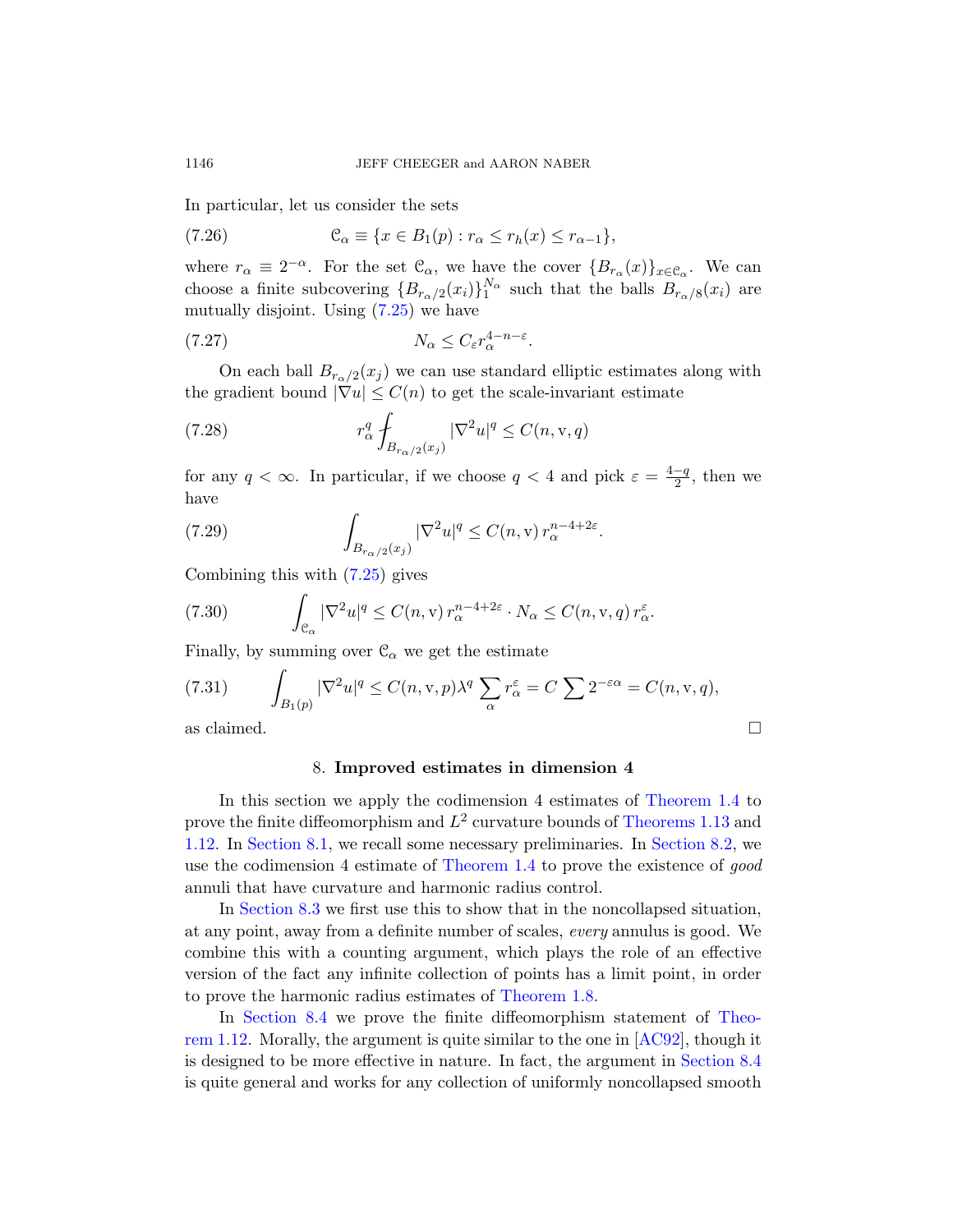In particular, let us consider the sets

$$\mathcal{C}_\alpha \equiv \{x \in B_1(p) : r_\alpha \le r_h(x) \le r_{\alpha-1}\}, \tag{7.26}$$

where $r_\alpha \equiv 2^{-\alpha}$. For the set $\mathcal{C}_\alpha$, we have the cover $\{B_{r_\alpha}(x)\}_{x\in\mathcal{C}_\alpha}$. We can choose a finite subcovering $\{B_{r_\alpha/2}(x_i)\}_1^{N_\alpha}$ such that the balls $B_{r_\alpha/8}(x_i)$ are mutually disjoint. Using (7.25) we have

$$N_\alpha \le C_\varepsilon r_\alpha^{4-n-\varepsilon}. \tag{7.27}$$

On each ball $B_{r_\alpha/2}(x_j)$ we can use standard elliptic estimates along with the gradient bound $|\nabla u| \le C(n)$ to get the scale-invariant estimate

$$r_\alpha^q \fint_{B_{r_\alpha/2}(x_j)} |\nabla^2 u|^q \le C(n, \mathrm{v}, q) \tag{7.28}$$

for any $q < \infty$. In particular, if we choose $q < 4$ and pick $\varepsilon = \frac{4-q}{2}$, then we have

$$\int_{B_{r_\alpha/2}(x_j)} |\nabla^2 u|^q \le C(n, \mathrm{v})\, r_\alpha^{n-4+2\varepsilon}. \tag{7.29}$$

Combining this with (7.25) gives

$$\int_{\mathcal{C}_\alpha} |\nabla^2 u|^q \le C(n, \mathrm{v})\, r_\alpha^{n-4+2\varepsilon} \cdot N_\alpha \le C(n, \mathrm{v}, q)\, r_\alpha^{\varepsilon}. \tag{7.30}$$

Finally, by summing over $\mathcal{C}_\alpha$ we get the estimate

$$\int_{B_1(p)} |\nabla^2 u|^q \le C(n, \mathrm{v}, p)\lambda^q \sum_\alpha r_\alpha^\varepsilon = C \sum 2^{-\varepsilon\alpha} = C(n, \mathrm{v}, q), \tag{7.31}$$

as claimed. □

## 8. Improved estimates in dimension 4

In this section we apply the codimension 4 estimates of Theorem 1.4 to prove the finite diffeomorphism and $L^2$ curvature bounds of Theorems 1.13 and 1.12. In Section 8.1, we recall some necessary preliminaries. In Section 8.2, we use the codimension 4 estimate of Theorem 1.4 to prove the existence of *good* annuli that have curvature and harmonic radius control.

In Section 8.3 we first use this to show that in the noncollapsed situation, at any point, away from a definite number of scales, *every* annulus is good. We combine this with a counting argument, which plays the role of an effective version of the fact any infinite collection of points has a limit point, in order to prove the harmonic radius estimates of Theorem 1.8.

In Section 8.4 we prove the finite diffeomorphism statement of Theorem 1.12. Morally, the argument is quite similar to the one in [AC92], though it is designed to be more effective in nature. In fact, the argument in Section 8.4 is quite general and works for any collection of uniformly noncollapsed smooth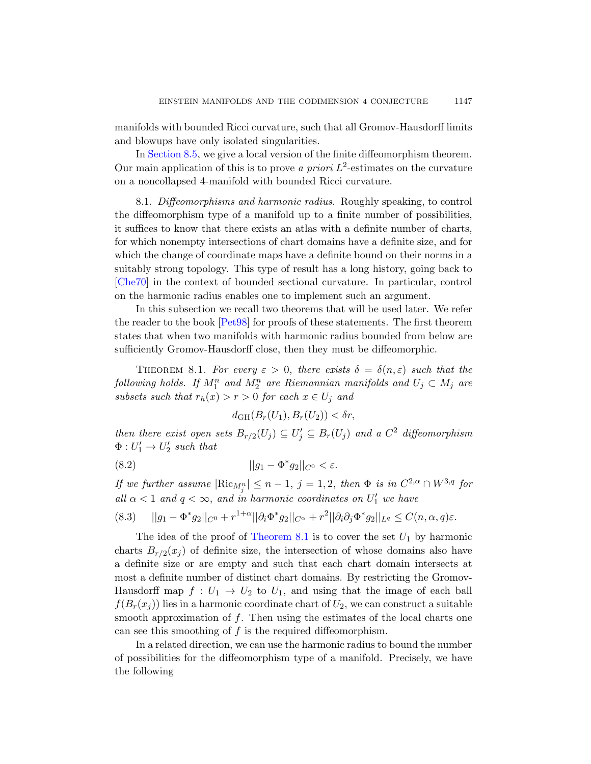manifolds with bounded Ricci curvature, such that all Gromov-Hausdorff limits and blowups have only isolated singularities.

In Section 8.5, we give a local version of the finite diffeomorphism theorem. Our main application of this is to prove *a priori* $L^2$-estimates on the curvature on a noncollapsed 4-manifold with bounded Ricci curvature.

8.1. *Diffeomorphisms and harmonic radius.* Roughly speaking, to control the diffeomorphism type of a manifold up to a finite number of possibilities, it suffices to know that there exists an atlas with a definite number of charts, for which nonempty intersections of chart domains have a definite size, and for which the change of coordinate maps have a definite bound on their norms in a suitably strong topology. This type of result has a long history, going back to [Che70] in the context of bounded sectional curvature. In particular, control on the harmonic radius enables one to implement such an argument.

In this subsection we recall two theorems that will be used later. We refer the reader to the book [Pet98] for proofs of these statements. The first theorem states that when two manifolds with harmonic radius bounded from below are sufficiently Gromov-Hausdorff close, then they must be diffeomorphic.

Theorem 8.1. *For every $\varepsilon > 0$, there exists $\delta = \delta(n, \varepsilon)$ such that the following holds. If $M_1^n$ and $M_2^n$ are Riemannian manifolds and $U_j \subset M_j$ are subsets such that $r_h(x) > r > 0$ for each $x \in U_j$ and*

$$d_{\mathrm{GH}}(B_r(U_1), B_r(U_2)) < \delta r,$$

*then there exist open sets $B_{r/2}(U_j) \subseteq U_j' \subseteq B_r(U_j)$ and a $C^2$ diffeomorphism $\Phi : U_1' \to U_2'$ such that*

$$||g_1 - \Phi^* g_2||_{C^0} < \varepsilon. \tag{8.2}$$

*If we further assume $|\mathrm{Ric}_{M_j^n}| \leq n-1$, $j = 1, 2$, then $\Phi$ is in $C^{2,\alpha} \cap W^{3,q}$ for all $\alpha < 1$ and $q < \infty$, and in harmonic coordinates on $U_1'$ we have*

$$||g_1 - \Phi^* g_2||_{C^0} + r^{1+\alpha}||\partial_i \Phi^* g_2||_{C^\alpha} + r^2||\partial_i \partial_j \Phi^* g_2||_{L^q} \leq C(n, \alpha, q)\varepsilon. \tag{8.3}$$

The idea of the proof of Theorem 8.1 is to cover the set $U_1$ by harmonic charts $B_{r/2}(x_j)$ of definite size, the intersection of whose domains also have a definite size or are empty and such that each chart domain intersects at most a definite number of distinct chart domains. By restricting the Gromov-Hausdorff map $f : U_1 \to U_2$ to $U_1$, and using that the image of each ball $f(B_r(x_j))$ lies in a harmonic coordinate chart of $U_2$, we can construct a suitable smooth approximation of $f$. Then using the estimates of the local charts one can see this smoothing of $f$ is the required diffeomorphism.

In a related direction, we can use the harmonic radius to bound the number of possibilities for the diffeomorphism type of a manifold. Precisely, we have the following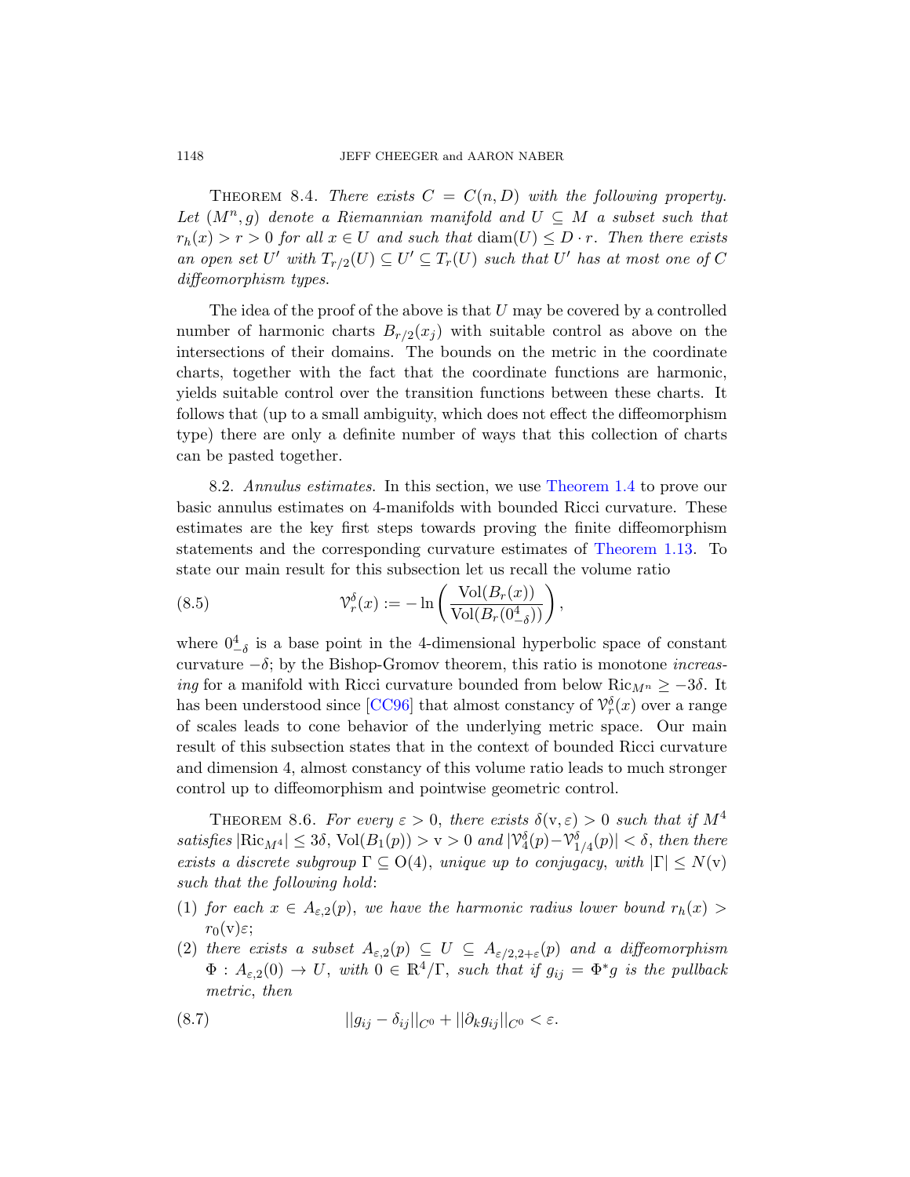**Theorem 8.4.** *There exists $C = C(n, D)$ with the following property. Let $(M^n, g)$ denote a Riemannian manifold and $U \subseteq M$ a subset such that $r_h(x) > r > 0$ for all $x \in U$ and such that $\mathrm{diam}(U) \leq D \cdot r$. Then there exists an open set $U'$ with $T_{r/2}(U) \subseteq U' \subseteq T_r(U)$ such that $U'$ has at most one of $C$ diffeomorphism types.*

The idea of the proof of the above is that $U$ may be covered by a controlled number of harmonic charts $B_{r/2}(x_j)$ with suitable control as above on the intersections of their domains. The bounds on the metric in the coordinate charts, together with the fact that the coordinate functions are harmonic, yields suitable control over the transition functions between these charts. It follows that (up to a small ambiguity, which does not effect the diffeomorphism type) there are only a definite number of ways that this collection of charts can be pasted together.

8.2. *Annulus estimates.* In this section, we use Theorem 1.4 to prove our basic annulus estimates on 4-manifolds with bounded Ricci curvature. These estimates are the key first steps towards proving the finite diffeomorphism statements and the corresponding curvature estimates of Theorem 1.13. To state our main result for this subsection let us recall the volume ratio

$$\mathcal{V}_r^\delta(x) := -\ln\left(\frac{\mathrm{Vol}(B_r(x))}{\mathrm{Vol}(B_r(0^4_{-\delta}))}\right), \tag{8.5}$$

where $0^4_{-\delta}$ is a base point in the 4-dimensional hyperbolic space of constant curvature $-\delta$; by the Bishop-Gromov theorem, this ratio is monotone *increasing* for a manifold with Ricci curvature bounded from below $\mathrm{Ric}_{M^n} \geq -3\delta$. It has been understood since [CC96] that almost constancy of $\mathcal{V}_r^\delta(x)$ over a range of scales leads to cone behavior of the underlying metric space. Our main result of this subsection states that in the context of bounded Ricci curvature and dimension 4, almost constancy of this volume ratio leads to much stronger control up to diffeomorphism and pointwise geometric control.

**Theorem 8.6.** *For every $\varepsilon > 0$, there exists $\delta(\mathrm{v}, \varepsilon) > 0$ such that if $M^4$ satisfies $|\mathrm{Ric}_{M^4}| \leq 3\delta$, $\mathrm{Vol}(B_1(p)) > \mathrm{v} > 0$ and $|\mathcal{V}_4^\delta(p) - \mathcal{V}_{1/4}^\delta(p)| < \delta$, then there exists a discrete subgroup $\Gamma \subseteq \mathrm{O}(4)$, unique up to conjugacy, with $|\Gamma| \leq N(\mathrm{v})$ such that the following hold*:

1. *for each $x \in A_{\varepsilon,2}(p)$, we have the harmonic radius lower bound $r_h(x) > r_0(\mathrm{v})\varepsilon$;*
2. *there exists a subset $A_{\varepsilon,2}(p) \subseteq U \subseteq A_{\varepsilon/2,2+\varepsilon}(p)$ and a diffeomorphism $\Phi : A_{\varepsilon,2}(0) \to U$, with $0 \in \mathbb{R}^4/\Gamma$, such that if $g_{ij} = \Phi^* g$ is the pullback metric, then*

$$||g_{ij} - \delta_{ij}||_{C^0} + ||\partial_k g_{ij}||_{C^0} < \varepsilon. \tag{8.7}$$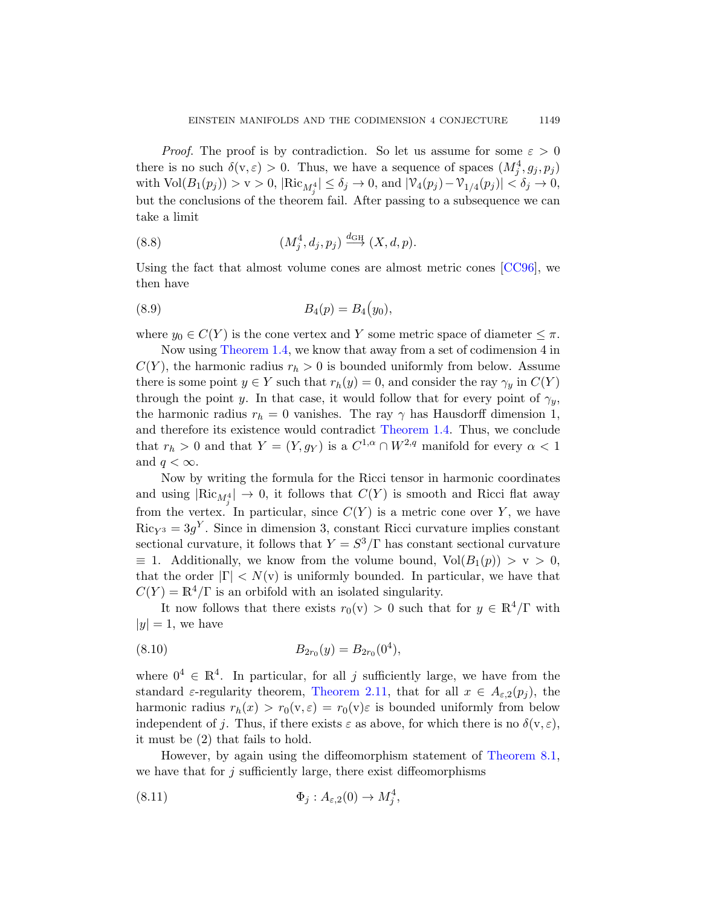*Proof.* The proof is by contradiction. So let us assume for some $\varepsilon > 0$ there is no such $\delta(\mathrm{v}, \varepsilon) > 0$. Thus, we have a sequence of spaces $(M^4_j, g_j, p_j)$ with $\mathrm{Vol}(B_1(p_j)) > \mathrm{v} > 0$, $|\mathrm{Ric}_{M^4_j}| \le \delta_j \to 0$, and $|\mathcal{V}_4(p_j) - \mathcal{V}_{1/4}(p_j)| < \delta_j \to 0$, but the conclusions of the theorem fail. After passing to a subsequence we can take a limit

$$(M^4_j, d_j, p_j) \xrightarrow{d_{\mathrm{GH}}} (X, d, p). \tag{8.8}$$

Using the fact that almost volume cones are almost metric cones [CC96], we then have

$$B_4(p) = B_4\big(y_0\big), \tag{8.9}$$

where $y_0 \in C(Y)$ is the cone vertex and $Y$ some metric space of diameter $\le \pi$.

Now using Theorem 1.4, we know that away from a set of codimension 4 in $C(Y)$, the harmonic radius $r_h > 0$ is bounded uniformly from below. Assume there is some point $y \in Y$ such that $r_h(y) = 0$, and consider the ray $\gamma_y$ in $C(Y)$ through the point $y$. In that case, it would follow that for every point of $\gamma_y$, the harmonic radius $r_h = 0$ vanishes. The ray $\gamma$ has Hausdorff dimension 1, and therefore its existence would contradict Theorem 1.4. Thus, we conclude that $r_h > 0$ and that $Y = (Y, g_Y)$ is a $C^{1,\alpha} \cap W^{2,q}$ manifold for every $\alpha < 1$ and $q < \infty$.

Now by writing the formula for the Ricci tensor in harmonic coordinates and using $|\mathrm{Ric}_{M^4_j}| \to 0$, it follows that $C(Y)$ is smooth and Ricci flat away from the vertex. In particular, since $C(Y)$ is a metric cone over $Y$, we have $\mathrm{Ric}_{Y^3} = 3g^Y$. Since in dimension 3, constant Ricci curvature implies constant sectional curvature, it follows that $Y = S^3/\Gamma$ has constant sectional curvature $\equiv 1$. Additionally, we know from the volume bound, $\mathrm{Vol}(B_1(p)) > \mathrm{v} > 0$, that the order $|\Gamma| < N(\mathrm{v})$ is uniformly bounded. In particular, we have that $C(Y) = \mathbb{R}^4/\Gamma$ is an orbifold with an isolated singularity.

It now follows that there exists $r_0(\mathrm{v}) > 0$ such that for $y \in \mathbb{R}^4/\Gamma$ with $|y| = 1$, we have

$$B_{2r_0}(y) = B_{2r_0}(0^4), \tag{8.10}$$

where $0^4 \in \mathbb{R}^4$. In particular, for all $j$ sufficiently large, we have from the standard $\varepsilon$-regularity theorem, Theorem 2.11, that for all $x \in A_{\varepsilon,2}(p_j)$, the harmonic radius $r_h(x) > r_0(\mathrm{v}, \varepsilon) = r_0(\mathrm{v})\varepsilon$ is bounded uniformly from below independent of $j$. Thus, if there exists $\varepsilon$ as above, for which there is no $\delta(\mathrm{v}, \varepsilon)$, it must be (2) that fails to hold.

However, by again using the diffeomorphism statement of Theorem 8.1, we have that for $j$ sufficiently large, there exist diffeomorphisms

$$\Phi_j : A_{\varepsilon,2}(0) \to M^4_j, \tag{8.11}$$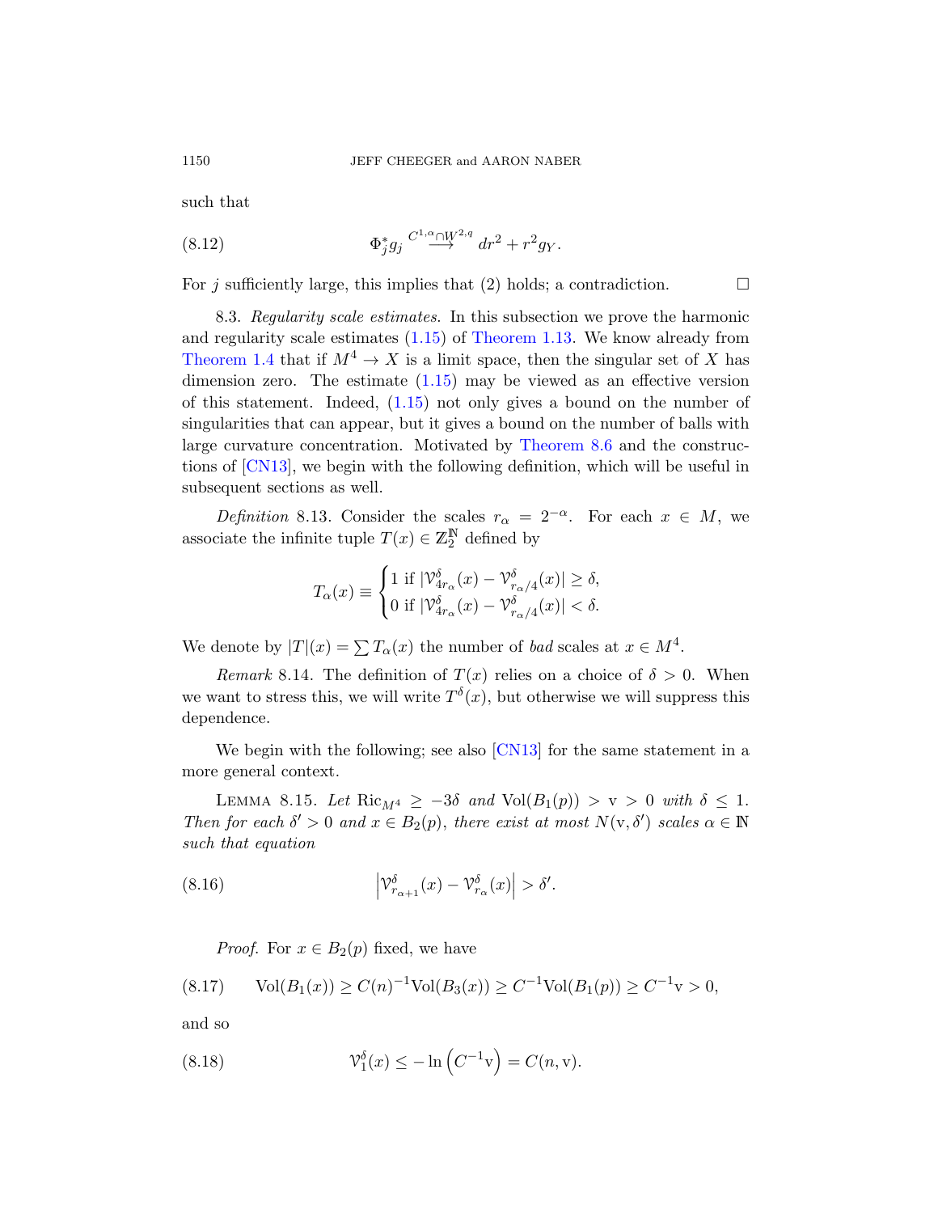such that

$$\Phi_j^* g_j \overset{C^{1,\alpha}\cap W^{2,q}}{\longrightarrow} dr^2 + r^2 g_Y. \tag{8.12}$$

For $j$ sufficiently large, this implies that (2) holds; a contradiction. $\square$

8.3. *Regularity scale estimates.* In this subsection we prove the harmonic and regularity scale estimates (1.15) of Theorem 1.13. We know already from Theorem 1.4 that if $M^4 \to X$ is a limit space, then the singular set of $X$ has dimension zero. The estimate (1.15) may be viewed as an effective version of this statement. Indeed, (1.15) not only gives a bound on the number of singularities that can appear, but it gives a bound on the number of balls with large curvature concentration. Motivated by Theorem 8.6 and the constructions of [CN13], we begin with the following definition, which will be useful in subsequent sections as well.

*Definition* 8.13. Consider the scales $r_\alpha = 2^{-\alpha}$. For each $x \in M$, we associate the infinite tuple $T(x) \in \mathbb{Z}_2^{\mathbb{N}}$ defined by

$$T_\alpha(x) \equiv \begin{cases} 1 \text{ if } |\mathcal{V}^\delta_{4r_\alpha}(x) - \mathcal{V}^\delta_{r_\alpha/4}(x)| \geq \delta, \\ 0 \text{ if } |\mathcal{V}^\delta_{4r_\alpha}(x) - \mathcal{V}^\delta_{r_\alpha/4}(x)| < \delta. \end{cases}$$

We denote by $|T|(x) = \sum T_\alpha(x)$ the number of *bad* scales at $x \in M^4$.

*Remark* 8.14. The definition of $T(x)$ relies on a choice of $\delta > 0$. When we want to stress this, we will write $T^\delta(x)$, but otherwise we will suppress this dependence.

We begin with the following; see also [CN13] for the same statement in a more general context.

LEMMA 8.15. *Let $\mathrm{Ric}_{M^4} \geq -3\delta$ and $\mathrm{Vol}(B_1(p)) > \mathrm{v} > 0$ with $\delta \leq 1$. Then for each $\delta' > 0$ and $x \in B_2(p)$, there exist at most $N(\mathrm{v}, \delta')$ scales $\alpha \in \mathbb{N}$ such that equation*

$$\left|\mathcal{V}^\delta_{r_{\alpha+1}}(x) - \mathcal{V}^\delta_{r_\alpha}(x)\right| > \delta'. \tag{8.16}$$

*Proof.* For $x \in B_2(p)$ fixed, we have

$$\mathrm{Vol}(B_1(x)) \geq C(n)^{-1}\mathrm{Vol}(B_3(x)) \geq C^{-1}\mathrm{Vol}(B_1(p)) \geq C^{-1}\mathrm{v} > 0, \tag{8.17}$$

and so

$$\mathcal{V}^\delta_1(x) \leq -\ln\left(C^{-1}\mathrm{v}\right) = C(n, \mathrm{v}). \tag{8.18}$$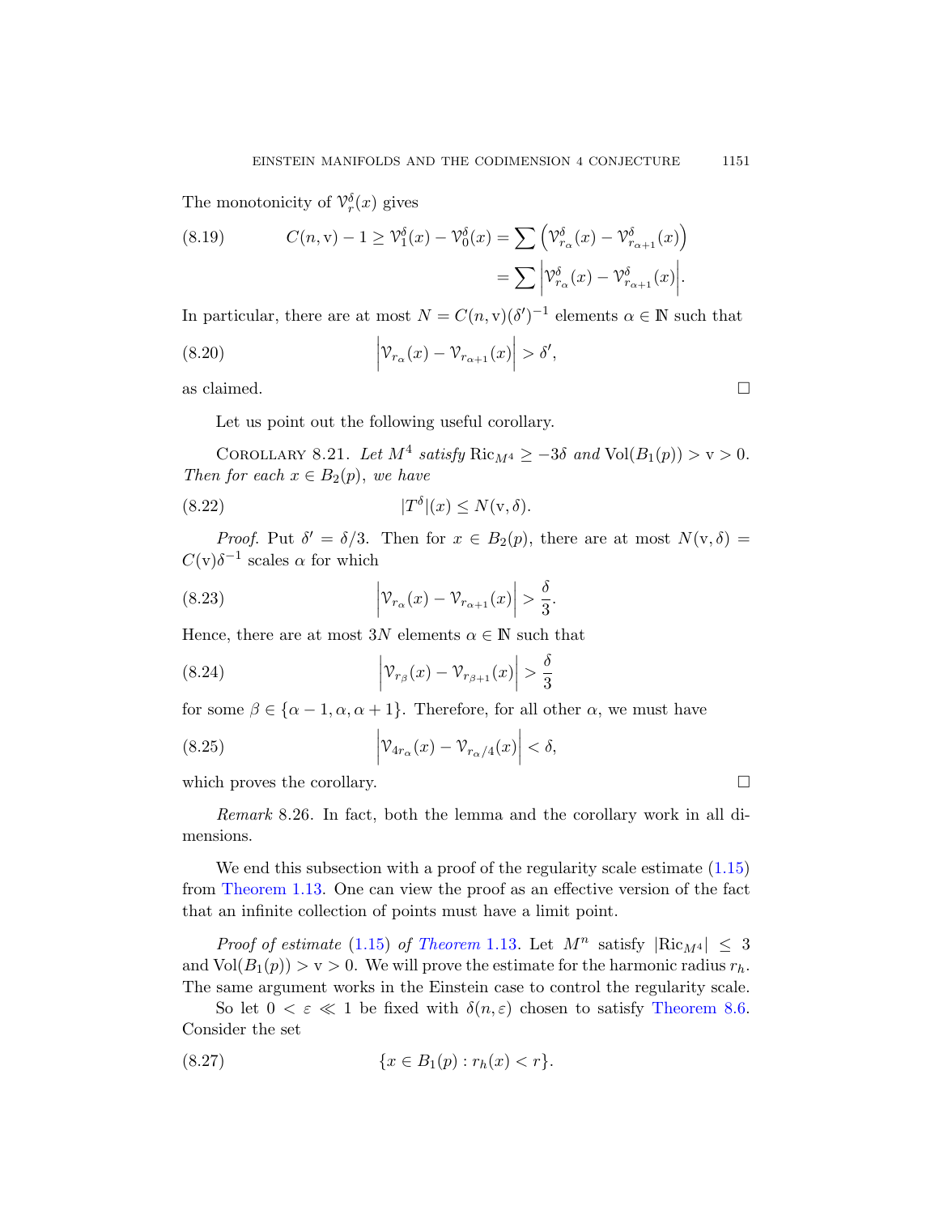The monotonicity of $\mathcal{V}^\delta_r(x)$ gives

$$C(n, \mathrm{v}) - 1 \geq \mathcal{V}^\delta_1(x) - \mathcal{V}^\delta_0(x) = \sum \Big( \mathcal{V}^\delta_{r_\alpha}(x) - \mathcal{V}^\delta_{r_{\alpha+1}}(x) \Big) = \sum \Big| \mathcal{V}^\delta_{r_\alpha}(x) - \mathcal{V}^\delta_{r_{\alpha+1}}(x) \Big|. \tag{8.19}$$

In particular, there are at most $N = C(n, \mathrm{v})(\delta')^{-1}$ elements $\alpha \in \mathbb{N}$ such that

$$\Big| \mathcal{V}_{r_\alpha}(x) - \mathcal{V}_{r_{\alpha+1}}(x) \Big| > \delta', \tag{8.20}$$

as claimed. □

Let us point out the following useful corollary.

COROLLARY 8.21. *Let $M^4$ satisfy $\mathrm{Ric}_{M^4} \geq -3\delta$ and $\mathrm{Vol}(B_1(p)) > \mathrm{v} > 0$. Then for each $x \in B_2(p)$, we have*

$$|T^\delta|(x) \leq N(\mathrm{v}, \delta). \tag{8.22}$$

*Proof.* Put $\delta' = \delta/3$. Then for $x \in B_2(p)$, there are at most $N(\mathrm{v}, \delta) = C(\mathrm{v})\delta^{-1}$ scales $\alpha$ for which

$$\Big| \mathcal{V}_{r_\alpha}(x) - \mathcal{V}_{r_{\alpha+1}}(x) \Big| > \frac{\delta}{3}. \tag{8.23}$$

Hence, there are at most $3N$ elements $\alpha \in \mathbb{N}$ such that

$$\Big| \mathcal{V}_{r_\beta}(x) - \mathcal{V}_{r_{\beta+1}}(x) \Big| > \frac{\delta}{3} \tag{8.24}$$

for some $\beta \in \{\alpha - 1, \alpha, \alpha + 1\}$. Therefore, for all other $\alpha$, we must have

$$\Big| \mathcal{V}_{4r_\alpha}(x) - \mathcal{V}_{r_\alpha/4}(x) \Big| < \delta, \tag{8.25}$$

which proves the corollary. □

*Remark* 8.26. In fact, both the lemma and the corollary work in all dimensions.

We end this subsection with a proof of the regularity scale estimate (1.15) from Theorem 1.13. One can view the proof as an effective version of the fact that an infinite collection of points must have a limit point.

*Proof of estimate* (1.15) *of Theorem* 1.13. Let $M^n$ satisfy $|\mathrm{Ric}_{M^4}| \leq 3$ and $\mathrm{Vol}(B_1(p)) > \mathrm{v} > 0$. We will prove the estimate for the harmonic radius $r_h$. The same argument works in the Einstein case to control the regularity scale.

So let $0 < \varepsilon \ll 1$ be fixed with $\delta(n, \varepsilon)$ chosen to satisfy Theorem 8.6. Consider the set

$$\{x \in B_1(p) : r_h(x) < r\}. \tag{8.27}$$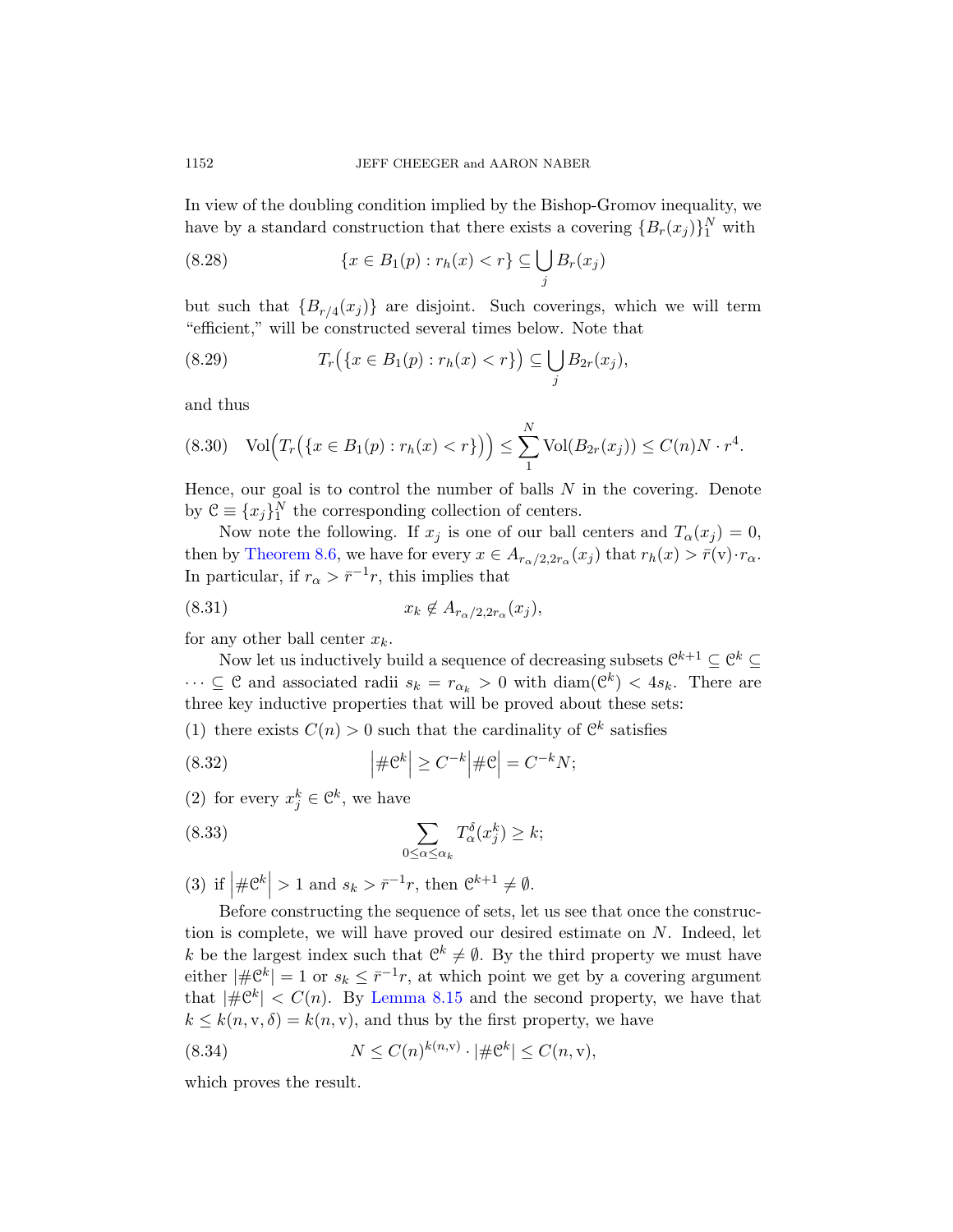In view of the doubling condition implied by the Bishop-Gromov inequality, we have by a standard construction that there exists a covering $\{B_r(x_j)\}_1^N$ with

$$\{x \in B_1(p) : r_h(x) < r\} \subseteq \bigcup_j B_r(x_j) \tag{8.28}$$

but such that $\{B_{r/4}(x_j)\}$ are disjoint. Such coverings, which we will term "efficient," will be constructed several times below. Note that

$$T_r\big(\{x \in B_1(p) : r_h(x) < r\}\big) \subseteq \bigcup_j B_{2r}(x_j), \tag{8.29}$$

and thus

$$\mathrm{Vol}\Big(T_r\big(\{x \in B_1(p) : r_h(x) < r\}\big)\Big) \leq \sum_1^N \mathrm{Vol}(B_{2r}(x_j)) \leq C(n)N \cdot r^4. \tag{8.30}$$

Hence, our goal is to control the number of balls $N$ in the covering. Denote by $\mathcal{C} \equiv \{x_j\}_1^N$ the corresponding collection of centers.

Now note the following. If $x_j$ is one of our ball centers and $T_\alpha(x_j) = 0$, then by Theorem 8.6, we have for every $x \in A_{r_\alpha/2, 2r_\alpha}(x_j)$ that $r_h(x) > \bar{r}(\mathrm{v}) \cdot r_\alpha$. In particular, if $r_\alpha > \bar{r}^{-1} r$, this implies that

$$x_k \notin A_{r_\alpha/2, 2r_\alpha}(x_j), \tag{8.31}$$

for any other ball center $x_k$.

Now let us inductively build a sequence of decreasing subsets $\mathcal{C}^{k+1} \subseteq \mathcal{C}^k \subseteq \cdots \subseteq \mathcal{C}$ and associated radii $s_k = r_{\alpha_k} > 0$ with $\mathrm{diam}(\mathcal{C}^k) < 4s_k$. There are three key inductive properties that will be proved about these sets:

(1) there exists $C(n) > 0$ such that the cardinality of $\mathcal{C}^k$ satisfies

$$\Big|\#\mathcal{C}^k\Big| \geq C^{-k}\Big|\#\mathcal{C}\Big| = C^{-k}N; \tag{8.32}$$

(2) for every $x_j^k \in \mathcal{C}^k$, we have

$$\sum_{0 \leq \alpha \leq \alpha_k} T_\alpha^\delta(x_j^k) \geq k; \tag{8.33}$$

(3) if $\Big|\#\mathcal{C}^k\Big| > 1$ and $s_k > \bar{r}^{-1} r$, then $\mathcal{C}^{k+1} \neq \emptyset$.

Before constructing the sequence of sets, let us see that once the construction is complete, we will have proved our desired estimate on $N$. Indeed, let $k$ be the largest index such that $\mathcal{C}^k \neq \emptyset$. By the third property we must have either $|\#\mathcal{C}^k| = 1$ or $s_k \leq \bar{r}^{-1} r$, at which point we get by a covering argument that $|\#\mathcal{C}^k| < C(n)$. By Lemma 8.15 and the second property, we have that $k \leq k(n, \mathrm{v}, \delta) = k(n, \mathrm{v})$, and thus by the first property, we have

$$N \leq C(n)^{k(n,\mathrm{v})} \cdot |\#\mathcal{C}^k| \leq C(n, \mathrm{v}), \tag{8.34}$$

which proves the result.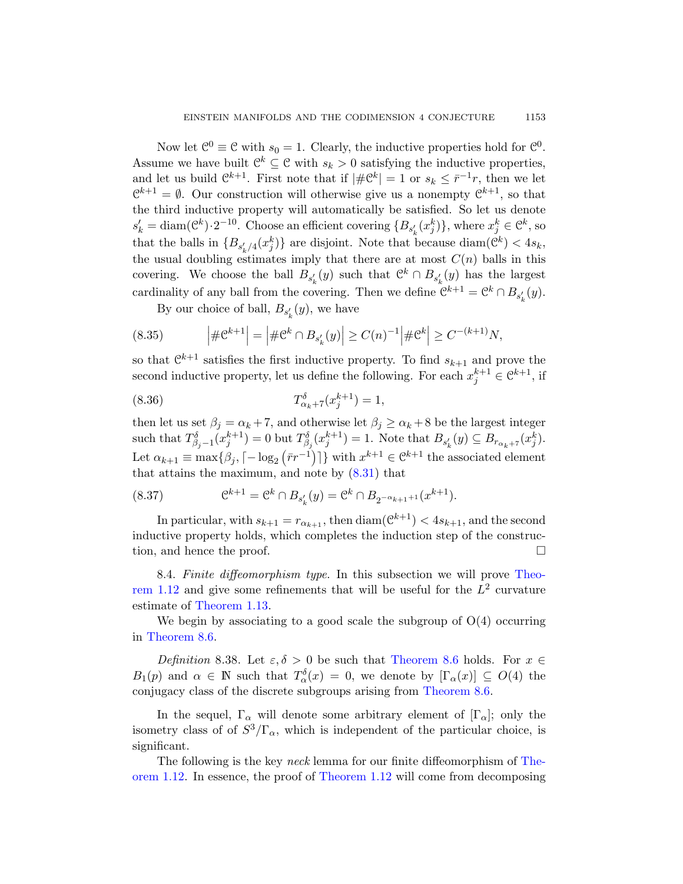Now let $\mathcal{C}^0 \equiv \mathcal{C}$ with $s_0 = 1$. Clearly, the inductive properties hold for $\mathcal{C}^0$. Assume we have built $\mathcal{C}^k \subseteq \mathcal{C}$ with $s_k > 0$ satisfying the inductive properties, and let us build $\mathcal{C}^{k+1}$. First note that if $|\#\mathcal{C}^k| = 1$ or $s_k \leq \bar{r}^{-1}r$, then we let $\mathcal{C}^{k+1} = \emptyset$. Our construction will otherwise give us a nonempty $\mathcal{C}^{k+1}$, so that the third inductive property will automatically be satisfied. So let us denote $s'_k = \text{diam}(\mathcal{C}^k)\cdot 2^{-10}$. Choose an efficient covering $\{B_{s'_k}(x^k_j)\}$, where $x^k_j \in \mathcal{C}^k$, so that the balls in $\{B_{s'_k/4}(x^k_j)\}$ are disjoint. Note that because $\text{diam}(\mathcal{C}^k) < 4s_k$, the usual doubling estimates imply that there are at most $C(n)$ balls in this covering. We choose the ball $B_{s'_k}(y)$ such that $\mathcal{C}^k \cap B_{s'_k}(y)$ has the largest cardinality of any ball from the covering. Then we define $\mathcal{C}^{k+1} = \mathcal{C}^k \cap B_{s'_k}(y)$.

By our choice of ball, $B_{s'_k}(y)$, we have

$$\left|\#\mathcal{C}^{k+1}\right| = \left|\#\mathcal{C}^k \cap B_{s'_k}(y)\right| \geq C(n)^{-1}\left|\#\mathcal{C}^k\right| \geq C^{-(k+1)}N, \tag{8.35}$$

so that $\mathcal{C}^{k+1}$ satisfies the first inductive property. To find $s_{k+1}$ and prove the second inductive property, let us define the following. For each $x^{k+1}_j \in \mathcal{C}^{k+1}$, if

$$T^\delta_{\alpha_k+7}(x^{k+1}_j) = 1, \tag{8.36}$$

then let us set $\beta_j = \alpha_k + 7$, and otherwise let $\beta_j \geq \alpha_k + 8$ be the largest integer such that $T^\delta_{\beta_j - 1}(x^{k+1}_j) = 0$ but $T^\delta_{\beta_j}(x^{k+1}_j) = 1$. Note that $B_{s'_k}(y) \subseteq B_{r_{\alpha_k+7}}(x^k_j)$. Let $\alpha_{k+1} \equiv \max\{\beta_j, \lceil -\log_2\left(\bar{r}r^{-1}\right)\rceil\}$ with $x^{k+1} \in \mathcal{C}^{k+1}$ the associated element that attains the maximum, and note by (8.31) that

$$\mathcal{C}^{k+1} = \mathcal{C}^k \cap B_{s'_k}(y) = \mathcal{C}^k \cap B_{2^{-\alpha_{k+1}+1}}(x^{k+1}). \tag{8.37}$$

In particular, with $s_{k+1} = r_{\alpha_{k+1}}$, then $\text{diam}(\mathcal{C}^{k+1}) < 4s_{k+1}$, and the second inductive property holds, which completes the induction step of the construction, and hence the proof. $\square$

8.4. *Finite diffeomorphism type.* In this subsection we will prove Theorem 1.12 and give some refinements that will be useful for the $L^2$ curvature estimate of Theorem 1.13.

We begin by associating to a good scale the subgroup of $\mathrm{O}(4)$ occurring in Theorem 8.6.

*Definition* 8.38. Let $\varepsilon, \delta > 0$ be such that Theorem 8.6 holds. For $x \in B_1(p)$ and $\alpha \in \mathbb{N}$ such that $T^\delta_\alpha(x) = 0$, we denote by $[\Gamma_\alpha(x)] \subseteq O(4)$ the conjugacy class of the discrete subgroups arising from Theorem 8.6.

In the sequel, $\Gamma_\alpha$ will denote some arbitrary element of $[\Gamma_\alpha]$; only the isometry class of of $S^3/\Gamma_\alpha$, which is independent of the particular choice, is significant.

The following is the key *neck* lemma for our finite diffeomorphism of Theorem 1.12. In essence, the proof of Theorem 1.12 will come from decomposing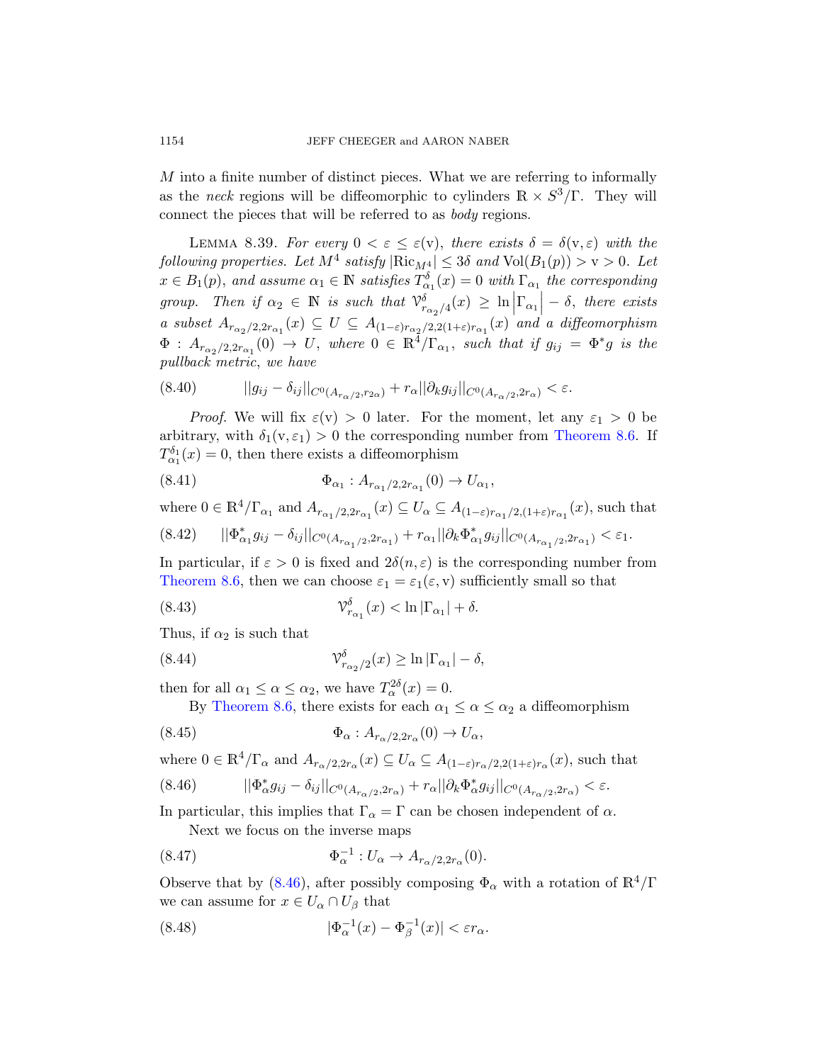$M$ into a finite number of distinct pieces. What we are referring to informally as the *neck* regions will be diffeomorphic to cylinders $\mathbb{R} \times S^3/\Gamma$. They will connect the pieces that will be referred to as *body* regions.

LEMMA 8.39. *For every $0 < \varepsilon \le \varepsilon(\mathrm{v})$, there exists $\delta = \delta(\mathrm{v}, \varepsilon)$ with the following properties. Let $M^4$ satisfy $|\mathrm{Ric}_{M^4}| \le 3\delta$ and $\mathrm{Vol}(B_1(p)) > \mathrm{v} > 0$. Let $x \in B_1(p)$, and assume $\alpha_1 \in \mathbb{N}$ satisfies $T^{\delta}_{\alpha_1}(x) = 0$ with $\Gamma_{\alpha_1}$ the corresponding group. Then if $\alpha_2 \in \mathbb{N}$ is such that $\mathcal{V}^{\delta}_{r_{\alpha_2}/4}(x) \ge \ln\left|\Gamma_{\alpha_1}\right| - \delta$, there exists a subset $A_{r_{\alpha_2}/2, 2r_{\alpha_1}}(x) \subseteq U \subseteq A_{(1-\varepsilon)r_{\alpha_2}/2, 2(1+\varepsilon)r_{\alpha_1}}(x)$ and a diffeomorphism $\Phi : A_{r_{\alpha_2}/2, 2r_{\alpha_1}}(0) \to U$, where $0 \in \mathbb{R}^4/\Gamma_{\alpha_1}$, such that if $g_{ij} = \Phi^* g$ is the pullback metric, we have*

$$
||g_{ij} - \delta_{ij}||_{C^0(A_{r_\alpha/2, r_{2\alpha}})} + r_\alpha ||\partial_k g_{ij}||_{C^0(A_{r_\alpha/2, 2r_\alpha})} < \varepsilon. \tag{8.40}
$$

*Proof.* We will fix $\varepsilon(\mathrm{v}) > 0$ later. For the moment, let any $\varepsilon_1 > 0$ be arbitrary, with $\delta_1(\mathrm{v}, \varepsilon_1) > 0$ the corresponding number from Theorem 8.6. If $T^{\delta_1}_{\alpha_1}(x) = 0$, then there exists a diffeomorphism

$$
\Phi_{\alpha_1} : A_{r_{\alpha_1}/2, 2r_{\alpha_1}}(0) \to U_{\alpha_1}, \tag{8.41}
$$

where $0 \in \mathbb{R}^4/\Gamma_{\alpha_1}$ and $A_{r_{\alpha_1}/2, 2r_{\alpha_1}}(x) \subseteq U_{\alpha_1} \subseteq A_{(1-\varepsilon)r_{\alpha_1}/2, (1+\varepsilon)r_{\alpha_1}}(x)$, such that

$$
||\Phi^*_{\alpha_1} g_{ij} - \delta_{ij}||_{C^0(A_{r_{\alpha_1}/2, 2r_{\alpha_1}})} + r_{\alpha_1} ||\partial_k \Phi^*_{\alpha_1} g_{ij}||_{C^0(A_{r_{\alpha_1}/2, 2r_{\alpha_1}})} < \varepsilon_1. \tag{8.42}
$$

In particular, if $\varepsilon > 0$ is fixed and $2\delta(n, \varepsilon)$ is the corresponding number from Theorem 8.6, then we can choose $\varepsilon_1 = \varepsilon_1(\varepsilon, \mathrm{v})$ sufficiently small so that

$$
\mathcal{V}^{\delta}_{r_{\alpha_1}}(x) < \ln|\Gamma_{\alpha_1}| + \delta. \tag{8.43}
$$

Thus, if $\alpha_2$ is such that

$$
\mathcal{V}^{\delta}_{r_{\alpha_2}/2}(x) \ge \ln|\Gamma_{\alpha_1}| - \delta, \tag{8.44}
$$

then for all $\alpha_1 \le \alpha \le \alpha_2$, we have $T^{2\delta}_{\alpha}(x) = 0$.

By Theorem 8.6, there exists for each $\alpha_1 \le \alpha \le \alpha_2$ a diffeomorphism

$$
\Phi_\alpha : A_{r_\alpha/2, 2r_\alpha}(0) \to U_\alpha, \tag{8.45}
$$

where $0 \in \mathbb{R}^4/\Gamma_\alpha$ and $A_{r_\alpha/2, 2r_\alpha}(x) \subseteq U_\alpha \subseteq A_{(1-\varepsilon)r_\alpha/2, 2(1+\varepsilon)r_\alpha}(x)$, such that

$$
||\Phi^*_\alpha g_{ij} - \delta_{ij}||_{C^0(A_{r_\alpha/2, 2r_\alpha})} + r_\alpha ||\partial_k \Phi^*_\alpha g_{ij}||_{C^0(A_{r_\alpha/2, 2r_\alpha})} < \varepsilon. \tag{8.46}
$$

In particular, this implies that $\Gamma_\alpha = \Gamma$ can be chosen independent of $\alpha$.

Next we focus on the inverse maps

$$
\Phi^{-1}_\alpha : U_\alpha \to A_{r_\alpha/2, 2r_\alpha}(0). \tag{8.47}
$$

Observe that by (8.46), after possibly composing $\Phi_\alpha$ with a rotation of $\mathbb{R}^4/\Gamma$ we can assume for $x \in U_\alpha \cap U_\beta$ that

$$
|\Phi^{-1}_\alpha(x) - \Phi^{-1}_\beta(x)| < \varepsilon r_\alpha. \tag{8.48}
$$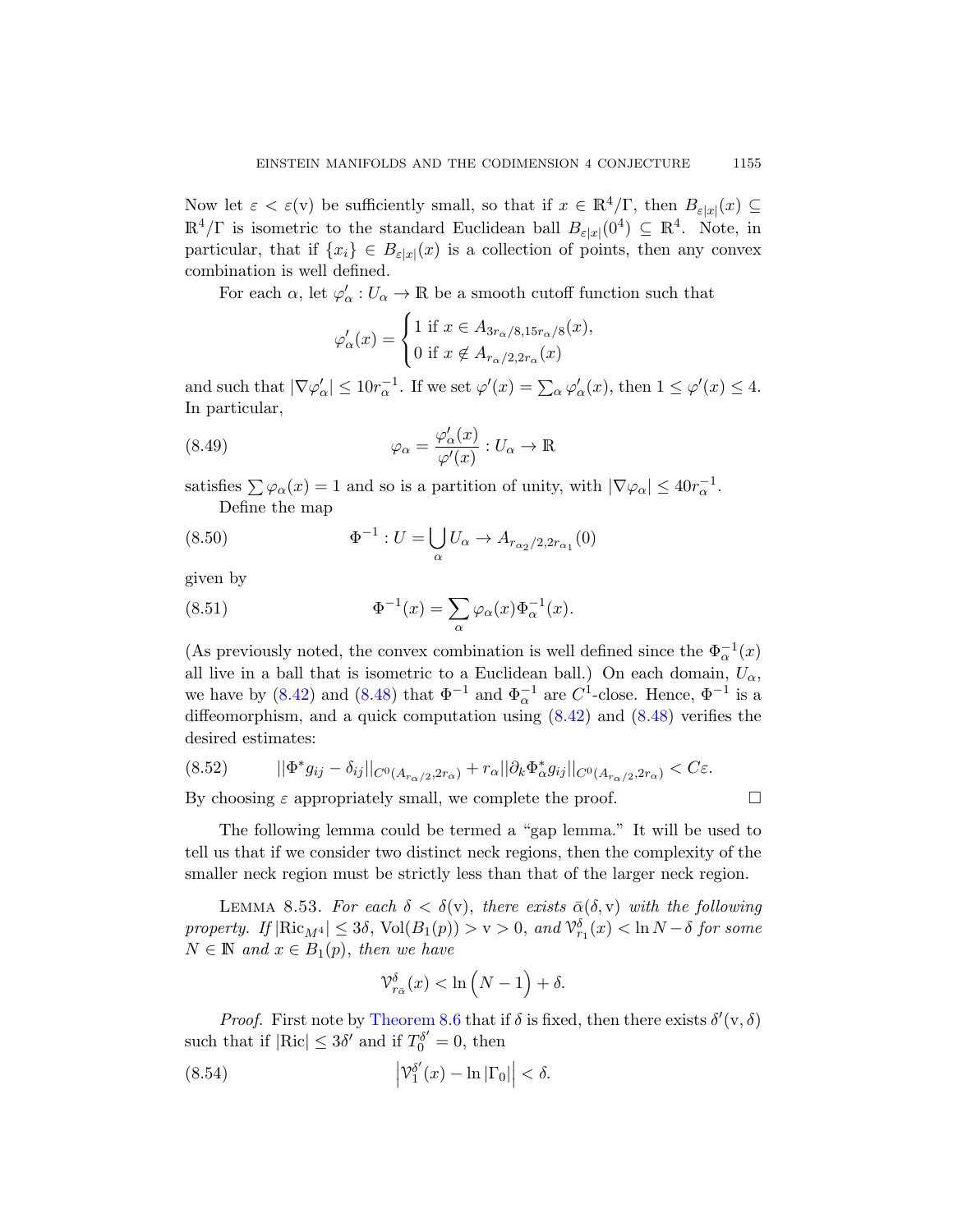Now let $\varepsilon < \varepsilon(\mathrm{v})$ be sufficiently small, so that if $x \in \mathbb{R}^4/\Gamma$, then $B_{\varepsilon|x|}(x) \subseteq \mathbb{R}^4/\Gamma$ is isometric to the standard Euclidean ball $B_{\varepsilon|x|}(0^4) \subseteq \mathbb{R}^4$. Note, in particular, that if $\{x_i\} \in B_{\varepsilon|x|}(x)$ is a collection of points, then any convex combination is well defined.

For each $\alpha$, let $\varphi'_\alpha : U_\alpha \to \mathbb{R}$ be a smooth cutoff function such that

$$\varphi'_\alpha(x) = \begin{cases} 1 \text{ if } x \in A_{3r_\alpha/8, 15r_\alpha/8}(x), \\ 0 \text{ if } x \notin A_{r_\alpha/2, 2r_\alpha}(x) \end{cases}$$

and such that $|\nabla \varphi'_\alpha| \leq 10 r_\alpha^{-1}$. If we set $\varphi'(x) = \sum_\alpha \varphi'_\alpha(x)$, then $1 \leq \varphi'(x) \leq 4$. In particular,

$$\varphi_\alpha = \frac{\varphi'_\alpha(x)}{\varphi'(x)} : U_\alpha \to \mathbb{R} \tag{8.49}$$

satisfies $\sum \varphi_\alpha(x) = 1$ and so is a partition of unity, with $|\nabla \varphi_\alpha| \leq 40 r_\alpha^{-1}$.

Define the map

$$\Phi^{-1} : U = \bigcup_\alpha U_\alpha \to A_{r_{\alpha_2}/2, 2r_{\alpha_1}}(0) \tag{8.50}$$

given by

$$\Phi^{-1}(x) = \sum_\alpha \varphi_\alpha(x) \Phi_\alpha^{-1}(x). \tag{8.51}$$

(As previously noted, the convex combination is well defined since the $\Phi_\alpha^{-1}(x)$ all live in a ball that is isometric to a Euclidean ball.) On each domain, $U_\alpha$, we have by (8.42) and (8.48) that $\Phi^{-1}$ and $\Phi_\alpha^{-1}$ are $C^1$-close. Hence, $\Phi^{-1}$ is a diffeomorphism, and a quick computation using (8.42) and (8.48) verifies the desired estimates:

$$||\Phi^* g_{ij} - \delta_{ij}||_{C^0(A_{r_\alpha/2, 2r_\alpha})} + r_\alpha ||\partial_k \Phi_\alpha^* g_{ij}||_{C^0(A_{r_\alpha/2, 2r_\alpha})} < C\varepsilon. \tag{8.52}$$

By choosing $\varepsilon$ appropriately small, we complete the proof. $\square$

The following lemma could be termed a "gap lemma." It will be used to tell us that if we consider two distinct neck regions, then the complexity of the smaller neck region must be strictly less than that of the larger neck region.

LEMMA 8.53. *For each $\delta < \delta(\mathrm{v})$, there exists $\bar{\alpha}(\delta, \mathrm{v})$ with the following property. If $|\mathrm{Ric}_{M^4}| \leq 3\delta$, $\mathrm{Vol}(B_1(p)) > \mathrm{v} > 0$, and $\mathcal{V}^\delta_{r_1}(x) < \ln N - \delta$ for some $N \in \mathbb{N}$ and $x \in B_1(p)$, then we have*

$$\mathcal{V}^\delta_{r_{\bar{\alpha}}}(x) < \ln\Big(N-1\Big) + \delta.$$

*Proof.* First note by Theorem 8.6 that if $\delta$ is fixed, then there exists $\delta'(\mathrm{v}, \delta)$ such that if $|\mathrm{Ric}| \leq 3\delta'$ and if $T_0^{\delta'} = 0$, then

$$\Big|\mathcal{V}^{\delta'}_1(x) - \ln|\Gamma_0|\Big| < \delta. \tag{8.54}$$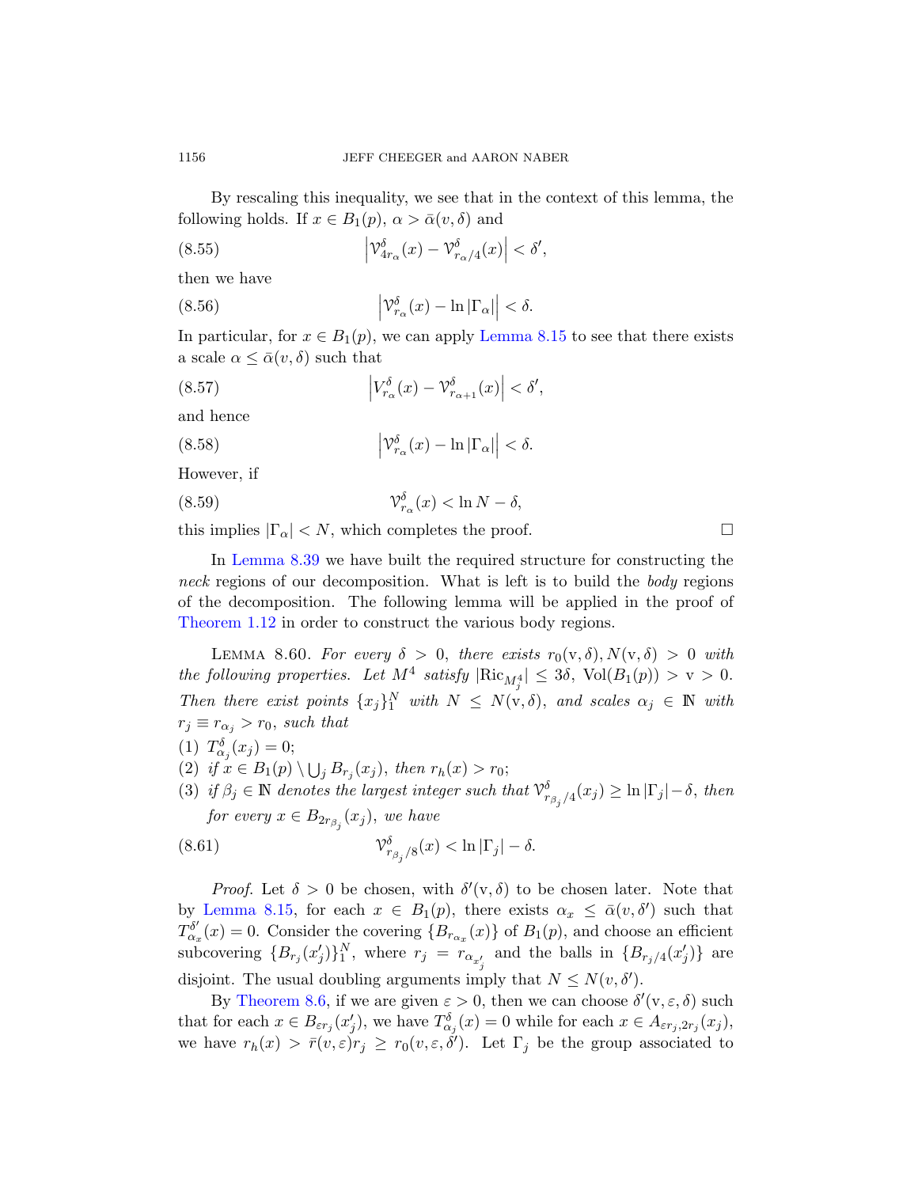By rescaling this inequality, we see that in the context of this lemma, the following holds. If $x \in B_1(p)$, $\alpha > \bar{\alpha}(v, \delta)$ and

$$\left|\mathcal{V}^\delta_{4r_\alpha}(x) - \mathcal{V}^\delta_{r_\alpha/4}(x)\right| < \delta', \tag{8.55}$$

then we have

$$\left|\mathcal{V}^\delta_{r_\alpha}(x) - \ln|\Gamma_\alpha|\right| < \delta. \tag{8.56}$$

In particular, for $x \in B_1(p)$, we can apply Lemma 8.15 to see that there exists a scale $\alpha \le \bar{\alpha}(v, \delta)$ such that

$$\left|V^\delta_{r_\alpha}(x) - \mathcal{V}^\delta_{r_{\alpha+1}}(x)\right| < \delta', \tag{8.57}$$

and hence

$$\left|\mathcal{V}^\delta_{r_\alpha}(x) - \ln|\Gamma_\alpha|\right| < \delta. \tag{8.58}$$

However, if

$$\mathcal{V}^\delta_{r_\alpha}(x) < \ln N - \delta, \tag{8.59}$$

this implies $|\Gamma_\alpha| < N$, which completes the proof. $\square$

In Lemma 8.39 we have built the required structure for constructing the *neck* regions of our decomposition. What is left is to build the *body* regions of the decomposition. The following lemma will be applied in the proof of Theorem 1.12 in order to construct the various body regions.

Lemma 8.60. *For every $\delta > 0$, there exists $r_0(\mathrm{v}, \delta), N(\mathrm{v}, \delta) > 0$ with the following properties. Let $M^4$ satisfy $|\mathrm{Ric}_{M^4_j}| \le 3\delta$, $\mathrm{Vol}(B_1(p)) > \mathrm{v} > 0$. Then there exist points $\{x_j\}_1^N$ with $N \le N(\mathrm{v}, \delta)$, and scales $\alpha_j \in \mathbb{N}$ with $r_j \equiv r_{\alpha_j} > r_0$, such that*

(1) *$T^\delta_{\alpha_j}(x_j) = 0$;*
(2) *if $x \in B_1(p) \setminus \bigcup_j B_{r_j}(x_j)$, then $r_h(x) > r_0$;*
(3) *if $\beta_j \in \mathbb{N}$ denotes the largest integer such that $\mathcal{V}^\delta_{r_{\beta_j}/4}(x_j) \ge \ln|\Gamma_j| - \delta$, then for every $x \in B_{2r_{\beta_j}}(x_j)$, we have*

$$\mathcal{V}^\delta_{r_{\beta_j}/8}(x) < \ln|\Gamma_j| - \delta. \tag{8.61}$$

*Proof.* Let $\delta > 0$ be chosen, with $\delta'(\mathrm{v}, \delta)$ to be chosen later. Note that by Lemma 8.15, for each $x \in B_1(p)$, there exists $\alpha_x \le \bar{\alpha}(v, \delta')$ such that $T^{\delta'}_{\alpha_x}(x) = 0$. Consider the covering $\{B_{r_{\alpha_x}}(x)\}$ of $B_1(p)$, and choose an efficient subcovering $\{B_{r_j}(x'_j)\}_1^N$, where $r_j = r_{\alpha_{x'_j}}$ and the balls in $\{B_{r_j/4}(x'_j)\}$ are disjoint. The usual doubling arguments imply that $N \le N(v, \delta')$.

By Theorem 8.6, if we are given $\varepsilon > 0$, then we can choose $\delta'(\mathrm{v}, \varepsilon, \delta)$ such that for each $x \in B_{\varepsilon r_j}(x'_j)$, we have $T^\delta_{\alpha_j}(x) = 0$ while for each $x \in A_{\varepsilon r_j, 2r_j}(x_j)$, we have $r_h(x) > \bar{r}(v, \varepsilon) r_j \ge r_0(v, \varepsilon, \delta')$. Let $\Gamma_j$ be the group associated to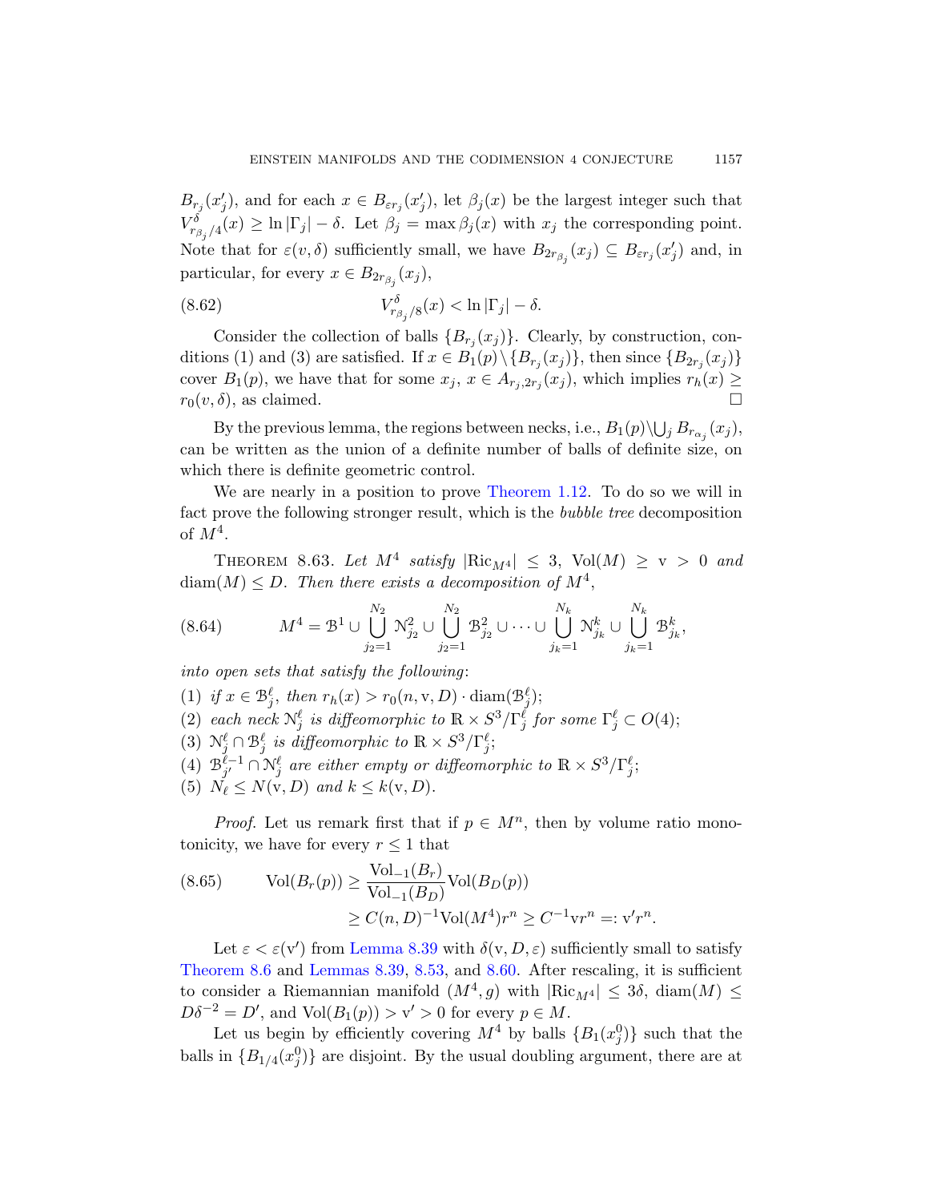$B_{r_j}(x'_j)$, and for each $x \in B_{\varepsilon r_j}(x'_j)$, let $\beta_j(x)$ be the largest integer such that $V^{\delta}_{r_{\beta_j}/4}(x) \geq \ln|\Gamma_j| - \delta$. Let $\beta_j = \max \beta_j(x)$ with $x_j$ the corresponding point. Note that for $\varepsilon(v, \delta)$ sufficiently small, we have $B_{2r_{\beta_j}}(x_j) \subseteq B_{\varepsilon r_j}(x'_j)$ and, in particular, for every $x \in B_{2r_{\beta_j}}(x_j)$,

$$V^{\delta}_{r_{\beta_j}/8}(x) < \ln|\Gamma_j| - \delta. \tag{8.62}$$

Consider the collection of balls $\{B_{r_j}(x_j)\}$. Clearly, by construction, conditions (1) and (3) are satisfied. If $x \in B_1(p) \setminus \{B_{r_j}(x_j)\}$, then since $\{B_{2r_j}(x_j)\}$ cover $B_1(p)$, we have that for some $x_j$, $x \in A_{r_j, 2r_j}(x_j)$, which implies $r_h(x) \geq r_0(v, \delta)$, as claimed. $\square$

By the previous lemma, the regions between necks, i.e., $B_1(p) \setminus \bigcup_j B_{r_{\alpha_j}}(x_j)$, can be written as the union of a definite number of balls of definite size, on which there is definite geometric control.

We are nearly in a position to prove Theorem 1.12. To do so we will in fact prove the following stronger result, which is the *bubble tree* decomposition of $M^4$.

**Theorem 8.63.** *Let $M^4$ satisfy $|\mathrm{Ric}_{M^4}| \leq 3$, $\mathrm{Vol}(M) \geq \mathrm{v} > 0$ and $\mathrm{diam}(M) \leq D$. Then there exists a decomposition of $M^4$,*

$$M^4 = \mathcal{B}^1 \cup \bigcup_{j_2=1}^{N_2} \mathcal{N}^2_{j_2} \cup \bigcup_{j_2=1}^{N_2} \mathcal{B}^2_{j_2} \cup \cdots \cup \bigcup_{j_k=1}^{N_k} \mathcal{N}^k_{j_k} \cup \bigcup_{j_k=1}^{N_k} \mathcal{B}^k_{j_k}, \tag{8.64}$$

*into open sets that satisfy the following*:

1. *if $x \in \mathcal{B}^\ell_j$, then $r_h(x) > r_0(n, \mathrm{v}, D) \cdot \mathrm{diam}(\mathcal{B}^\ell_j)$;*
2. *each neck $\mathcal{N}^\ell_j$ is diffeomorphic to $\mathbb{R} \times S^3/\Gamma^\ell_j$ for some $\Gamma^\ell_j \subset O(4)$;*
3. *$\mathcal{N}^\ell_j \cap \mathcal{B}^\ell_j$ is diffeomorphic to $\mathbb{R} \times S^3/\Gamma^\ell_j$;*
4. *$\mathcal{B}^{\ell-1}_{j'} \cap \mathcal{N}^\ell_j$ are either empty or diffeomorphic to $\mathbb{R} \times S^3/\Gamma^\ell_j$;*
5. *$N_\ell \leq N(\mathrm{v}, D)$ and $k \leq k(\mathrm{v}, D)$.*

*Proof.* Let us remark first that if $p \in M^n$, then by volume ratio monotonicity, we have for every $r \leq 1$ that

$$\begin{aligned} \mathrm{Vol}(B_r(p)) &\geq \frac{\mathrm{Vol}_{-1}(B_r)}{\mathrm{Vol}_{-1}(B_D)} \mathrm{Vol}(B_D(p)) \\ &\geq C(n, D)^{-1} \mathrm{Vol}(M^4) r^n \geq C^{-1} \mathrm{v} r^n =: \mathrm{v}' r^n. \end{aligned} \tag{8.65}$$

Let $\varepsilon < \varepsilon(\mathrm{v}')$ from Lemma 8.39 with $\delta(\mathrm{v}, D, \varepsilon)$ sufficiently small to satisfy Theorem 8.6 and Lemmas 8.39, 8.53, and 8.60. After rescaling, it is sufficient to consider a Riemannian manifold $(M^4, g)$ with $|\mathrm{Ric}_{M^4}| \leq 3\delta$, $\mathrm{diam}(M) \leq D\delta^{-2} = D'$, and $\mathrm{Vol}(B_1(p)) > \mathrm{v}' > 0$ for every $p \in M$.

Let us begin by efficiently covering $M^4$ by balls $\{B_1(x^0_j)\}$ such that the balls in $\{B_{1/4}(x^0_j)\}$ are disjoint. By the usual doubling argument, there are at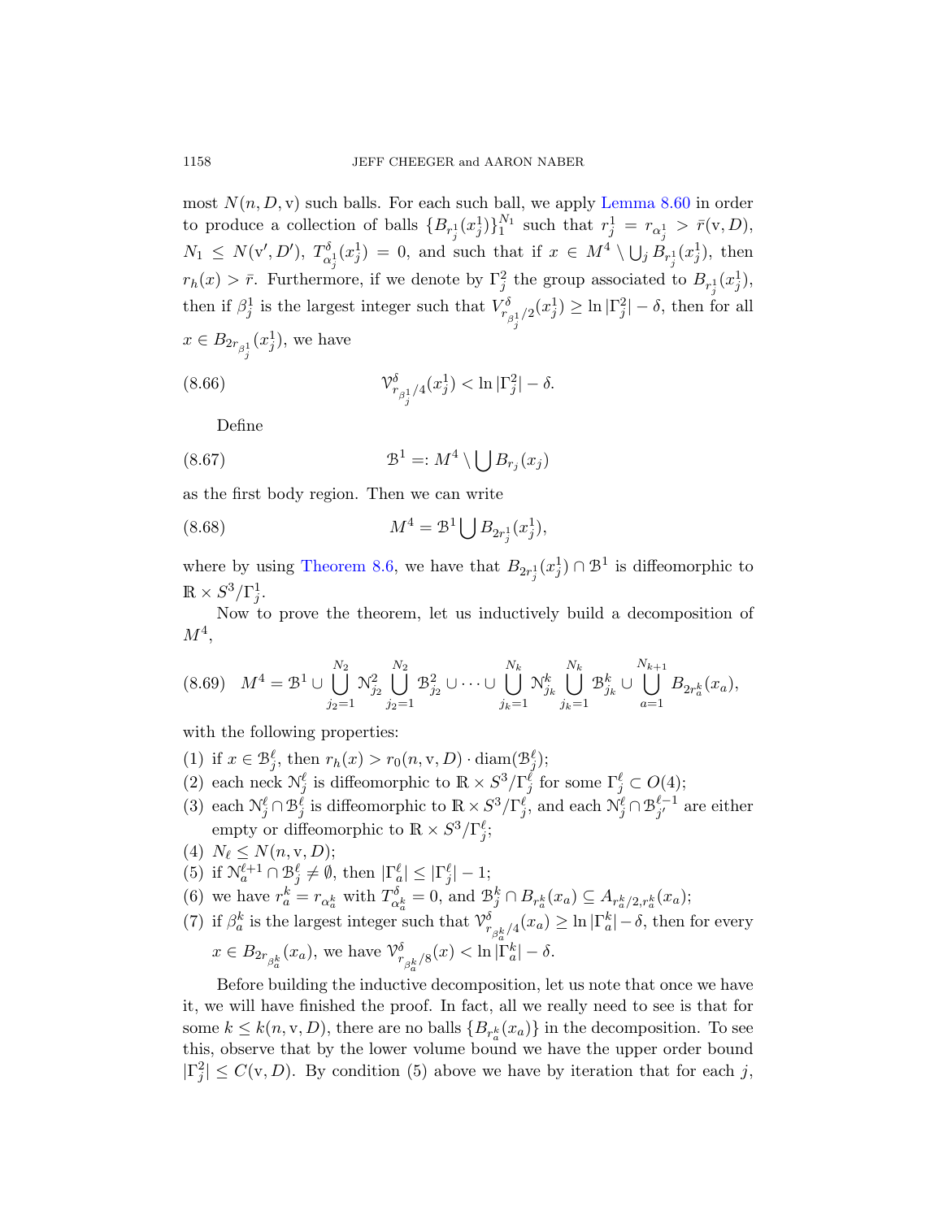most $N(n, D, \mathrm{v})$ such balls. For each such ball, we apply Lemma 8.60 in order to produce a collection of balls $\{B_{r^1_j}(x^1_j)\}_1^{N_1}$ such that $r^1_j = r_{\alpha^1_j} > \bar{r}(\mathrm{v}, D)$, $N_1 \leq N(\mathrm{v}', D')$, $T^\delta_{\alpha^1_j}(x^1_j) = 0$, and such that if $x \in M^4 \setminus \bigcup_j B_{r^1_j}(x^1_j)$, then $r_h(x) > \bar{r}$. Furthermore, if we denote by $\Gamma^2_j$ the group associated to $B_{r^1_j}(x^1_j)$, then if $\beta^1_j$ is the largest integer such that $V^\delta_{r_{\beta^1_j}/2}(x^1_j) \geq \ln |\Gamma^2_j| - \delta$, then for all $x \in B_{2r_{\beta^1_j}}(x^1_j)$, we have

$$\mathcal{V}^\delta_{r_{\beta^1_j}/4}(x^1_j) < \ln |\Gamma^2_j| - \delta. \tag{8.66}$$

Define

$$\mathcal{B}^1 =: M^4 \setminus \bigcup B_{r_j}(x_j) \tag{8.67}$$

as the first body region. Then we can write

$$M^4 = \mathcal{B}^1 \bigcup B_{2r^1_j}(x^1_j), \tag{8.68}$$

where by using Theorem 8.6, we have that $B_{2r^1_j}(x^1_j) \cap \mathcal{B}^1$ is diffeomorphic to $\mathbb{R} \times S^3/\Gamma^1_j$.

Now to prove the theorem, let us inductively build a decomposition of $M^4$,

$$M^4 = \mathcal{B}^1 \cup \bigcup_{j_2=1}^{N_2} \mathcal{N}^2_{j_2} \bigcup_{j_2=1}^{N_2} \mathcal{B}^2_{j_2} \cup \cdots \cup \bigcup_{j_k=1}^{N_k} \mathcal{N}^k_{j_k} \bigcup_{j_k=1}^{N_k} \mathcal{B}^k_{j_k} \cup \bigcup_{a=1}^{N_{k+1}} B_{2r^k_a}(x_a), \tag{8.69}$$

with the following properties:

1. if $x \in \mathcal{B}^\ell_j$, then $r_h(x) > r_0(n, \mathrm{v}, D) \cdot \mathrm{diam}(\mathcal{B}^\ell_j)$;
2. each neck $\mathcal{N}^\ell_j$ is diffeomorphic to $\mathbb{R} \times S^3/\Gamma^\ell_j$ for some $\Gamma^\ell_j \subset O(4)$;
3. each $\mathcal{N}^\ell_j \cap \mathcal{B}^\ell_j$ is diffeomorphic to $\mathbb{R} \times S^3/\Gamma^\ell_j$, and each $\mathcal{N}^\ell_j \cap \mathcal{B}^{\ell-1}_{j'}$ are either empty or diffeomorphic to $\mathbb{R} \times S^3/\Gamma^\ell_j$;
4. $N_\ell \leq N(n, \mathrm{v}, D)$;
5. if $\mathcal{N}^{\ell+1}_a \cap \mathcal{B}^\ell_j \neq \emptyset$, then $|\Gamma^\ell_a| \leq |\Gamma^\ell_j| - 1$;
6. we have $r^k_a = r_{\alpha^k_a}$ with $T^\delta_{\alpha^k_a} = 0$, and $\mathcal{B}^k_j \cap B_{r^k_a}(x_a) \subseteq A_{r^k_a/2, r^k_a}(x_a)$;
7. if $\beta^k_a$ is the largest integer such that $\mathcal{V}^\delta_{r_{\beta^k_a}/4}(x_a) \geq \ln |\Gamma^k_a| - \delta$, then for every $x \in B_{2r_{\beta^k_a}}(x_a)$, we have $\mathcal{V}^\delta_{r_{\beta^k_a}/8}(x) < \ln |\Gamma^k_a| - \delta$.

Before building the inductive decomposition, let us note that once we have it, we will have finished the proof. In fact, all we really need to see is that for some $k \leq k(n, \mathrm{v}, D)$, there are no balls $\{B_{r^k_a}(x_a)\}$ in the decomposition. To see this, observe that by the lower volume bound we have the upper order bound $|\Gamma^2_j| \leq C(\mathrm{v}, D)$. By condition (5) above we have by iteration that for each $j$,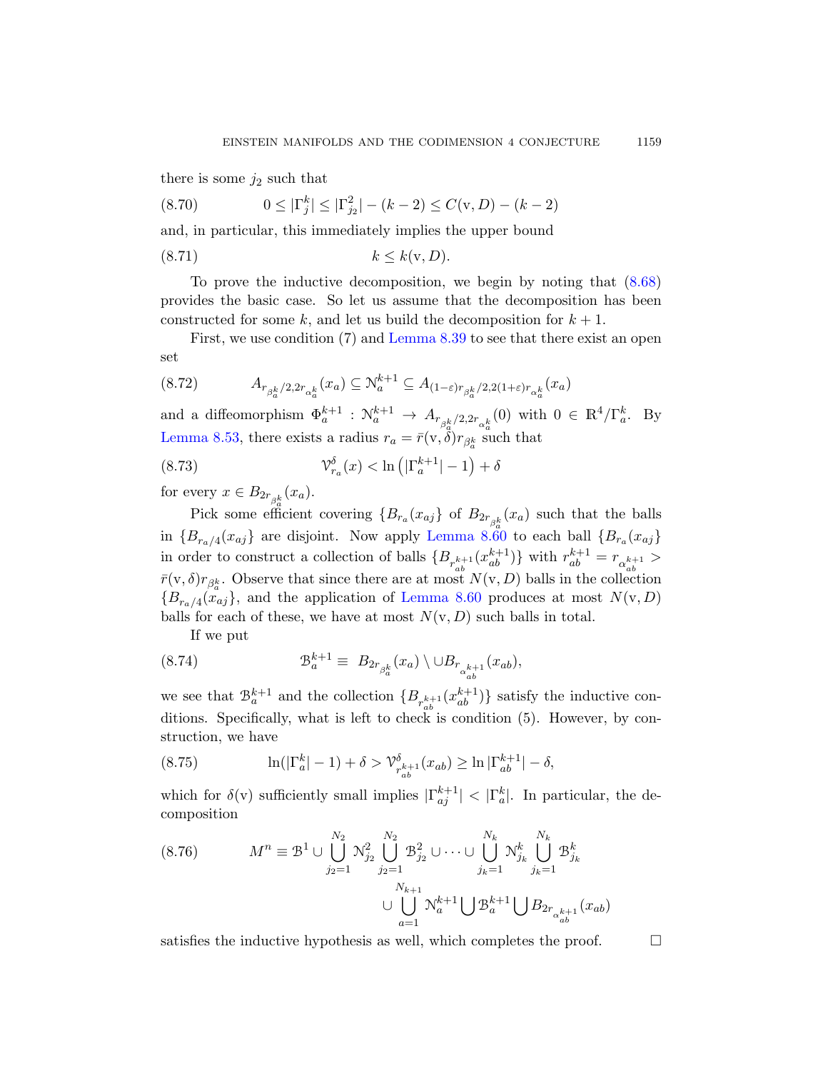there is some $j_2$ such that

$$0 \leq |\Gamma^k_j| \leq |\Gamma^2_{j_2}| - (k-2) \leq C(\mathrm{v}, D) - (k-2) \tag{8.70}$$

and, in particular, this immediately implies the upper bound

$$k \leq k(\mathrm{v}, D). \tag{8.71}$$

To prove the inductive decomposition, we begin by noting that (8.68) provides the basic case. So let us assume that the decomposition has been constructed for some $k$, and let us build the decomposition for $k+1$.

First, we use condition (7) and Lemma 8.39 to see that there exist an open set

$$A_{r_{\beta^k_a}/2, 2r_{\alpha^k_a}}(x_a) \subseteq \mathcal{N}^{k+1}_a \subseteq A_{(1-\varepsilon)r_{\beta^k_a}/2, 2(1+\varepsilon)r_{\alpha^k_a}}(x_a) \tag{8.72}$$

and a diffeomorphism $\Phi^{k+1}_a : \mathcal{N}^{k+1}_a \to A_{r_{\beta^k_a}/2, 2r_{\alpha^k_a}}(0)$ with $0 \in \mathbb{R}^4/\Gamma^k_a$. By Lemma 8.53, there exists a radius $r_a = \bar{r}(\mathrm{v}, \delta) r_{\beta^k_a}$ such that

$$\mathcal{V}^\delta_{r_a}(x) < \ln\left(|\Gamma^{k+1}_a| - 1\right) + \delta \tag{8.73}$$

for every $x \in B_{2r_{\beta^k_a}}(x_a)$.

Pick some efficient covering $\{B_{r_a}(x_{aj}\}$ of $B_{2r_{\beta^k_a}}(x_a)$ such that the balls in $\{B_{r_a/4}(x_{aj}\}$ are disjoint. Now apply Lemma 8.60 to each ball $\{B_{r_a}(x_{aj}\}$ in order to construct a collection of balls $\{B_{r^{k+1}_{ab}}(x^{k+1}_{ab})\}$ with $r^{k+1}_{ab} = r_{\alpha^{k+1}_{ab}} > \bar{r}(\mathrm{v}, \delta) r_{\beta^k_a}$. Observe that since there are at most $N(\mathrm{v}, D)$ balls in the collection $\{B_{r_a/4}(x_{aj}\}$, and the application of Lemma 8.60 produces at most $N(\mathrm{v}, D)$ balls for each of these, we have at most $N(\mathrm{v}, D)$ such balls in total.

If we put

$$\mathcal{B}^{k+1}_a \equiv \; B_{2r_{\beta^k_a}}(x_a) \setminus \cup B_{r_{\alpha^{k+1}_{ab}}}(x_{ab}), \tag{8.74}$$

we see that $\mathcal{B}^{k+1}_a$ and the collection $\{B_{r^{k+1}_{ab}}(x^{k+1}_{ab})\}$ satisfy the inductive conditions. Specifically, what is left to check is condition (5). However, by construction, we have

$$\ln(|\Gamma^k_a| - 1) + \delta > \mathcal{V}^\delta_{r^{k+1}_{ab}}(x_{ab}) \geq \ln|\Gamma^{k+1}_{ab}| - \delta, \tag{8.75}$$

which for $\delta(\mathrm{v})$ sufficiently small implies $|\Gamma^{k+1}_{aj}| < |\Gamma^k_a|$. In particular, the decomposition

$$M^n \equiv \mathcal{B}^1 \cup \bigcup_{j_2=1}^{N_2} \mathcal{N}^2_{j_2} \bigcup_{j_2=1}^{N_2} \mathcal{B}^2_{j_2} \cup \cdots \cup \bigcup_{j_k=1}^{N_k} \mathcal{N}^k_{j_k} \bigcup_{j_k=1}^{N_k} \mathcal{B}^k_{j_k} \cup \bigcup_{a=1}^{N_{k+1}} \mathcal{N}^{k+1}_a \bigcup \mathcal{B}^{k+1}_a \bigcup B_{2r_{\alpha^{k+1}_{ab}}}(x_{ab}) \tag{8.76}$$

satisfies the inductive hypothesis as well, which completes the proof. $\square$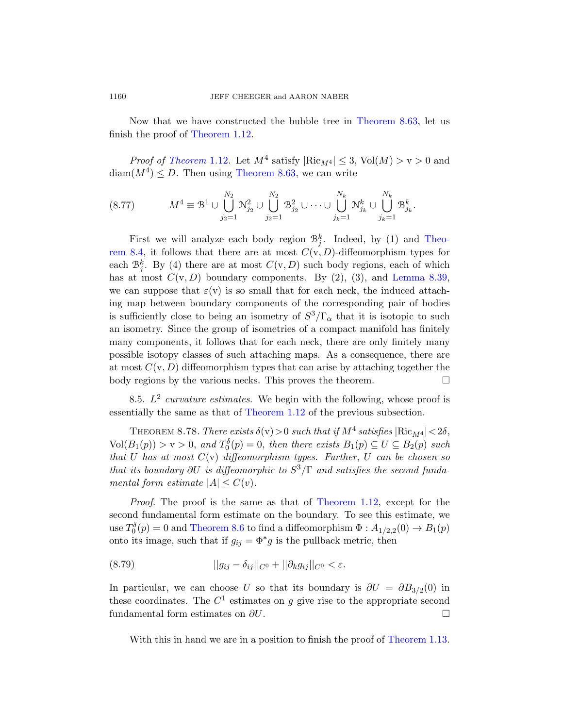Now that we have constructed the bubble tree in Theorem 8.63, let us finish the proof of Theorem 1.12.

*Proof of Theorem 1.12.* Let $M^4$ satisfy $|\mathrm{Ric}_{M^4}| \le 3$, $\mathrm{Vol}(M) > \mathrm{v} > 0$ and $\mathrm{diam}(M^4) \le D$. Then using Theorem 8.63, we can write

$$M^4 \equiv \mathcal{B}^1 \cup \bigcup_{j_2=1}^{N_2} \mathcal{N}^2_{j_2} \cup \bigcup_{j_2=1}^{N_2} \mathcal{B}^2_{j_2} \cup \cdots \cup \bigcup_{j_k=1}^{N_k} \mathcal{N}^k_{j_k} \cup \bigcup_{j_k=1}^{N_k} \mathcal{B}^k_{j_k}. \tag{8.77}$$

First we will analyze each body region $\mathcal{B}^k_j$. Indeed, by (1) and Theorem 8.4, it follows that there are at most $C(\mathrm{v}, D)$-diffeomorphism types for each $\mathcal{B}^k_j$. By (4) there are at most $C(\mathrm{v}, D)$ such body regions, each of which has at most $C(\mathrm{v}, D)$ boundary components. By (2), (3), and Lemma 8.39, we can suppose that $\varepsilon(\mathrm{v})$ is so small that for each neck, the induced attaching map between boundary components of the corresponding pair of bodies is sufficiently close to being an isometry of $S^3/\Gamma_\alpha$ that it is isotopic to such an isometry. Since the group of isometries of a compact manifold has finitely many components, it follows that for each neck, there are only finitely many possible isotopy classes of such attaching maps. As a consequence, there are at most $C(\mathrm{v}, D)$ diffeomorphism types that can arise by attaching together the body regions by the various necks. This proves the theorem. $\square$

8.5. *$L^2$ curvature estimates.* We begin with the following, whose proof is essentially the same as that of Theorem 1.12 of the previous subsection.

THEOREM 8.78. *There exists $\delta(\mathrm{v}) > 0$ such that if $M^4$ satisfies $|\mathrm{Ric}_{M^4}| < 2\delta$, $\mathrm{Vol}(B_1(p)) > \mathrm{v} > 0$, and $T^\delta_0(p) = 0$, then there exists $B_1(p) \subseteq U \subseteq B_2(p)$ such that $U$ has at most $C(\mathrm{v})$ diffeomorphism types. Further, $U$ can be chosen so that its boundary $\partial U$ is diffeomorphic to $S^3/\Gamma$ and satisfies the second fundamental form estimate $|A| \le C(v)$.*

*Proof.* The proof is the same as that of Theorem 1.12, except for the second fundamental form estimate on the boundary. To see this estimate, we use $T^\delta_0(p) = 0$ and Theorem 8.6 to find a diffeomorphism $\Phi : A_{1/2,2}(0) \to B_1(p)$ onto its image, such that if $g_{ij} = \Phi^* g$ is the pullback metric, then

$$||g_{ij} - \delta_{ij}||_{C^0} + ||\partial_k g_{ij}||_{C^0} < \varepsilon. \tag{8.79}$$

In particular, we can choose $U$ so that its boundary is $\partial U = \partial B_{3/2}(0)$ in these coordinates. The $C^1$ estimates on $g$ give rise to the appropriate second fundamental form estimates on $\partial U$. $\square$

With this in hand we are in a position to finish the proof of Theorem 1.13.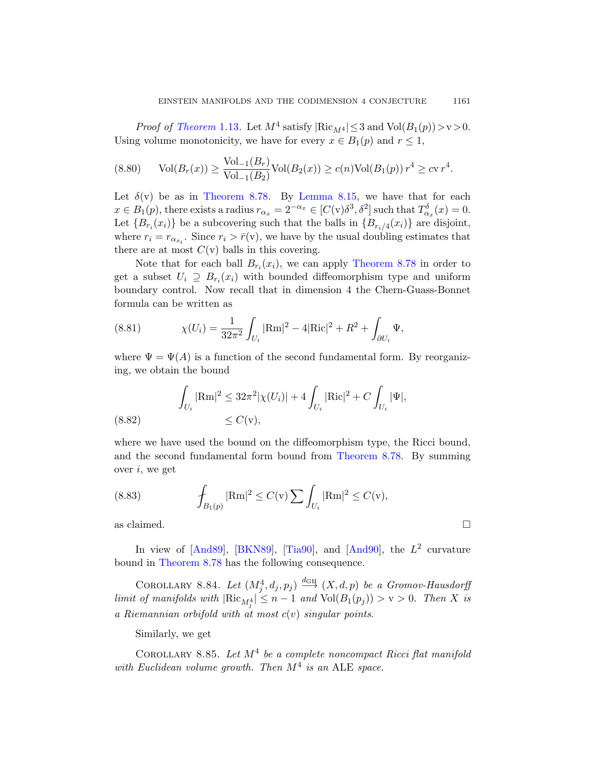*Proof of Theorem 1.13.* Let $M^4$ satisfy $|\mathrm{Ric}_{M^4}| \le 3$ and $\mathrm{Vol}(B_1(p)) > \mathrm{v} > 0$. Using volume monotonicity, we have for every $x \in B_1(p)$ and $r \le 1$,

$$\mathrm{Vol}(B_r(x)) \ge \frac{\mathrm{Vol}_{-1}(B_r)}{\mathrm{Vol}_{-1}(B_2)} \mathrm{Vol}(B_2(x)) \ge c(n)\mathrm{Vol}(B_1(p))\, r^4 \ge c\mathrm{v}\, r^4. \tag{8.80}$$

Let $\delta(\mathrm{v})$ be as in Theorem 8.78. By Lemma 8.15, we have that for each $x \in B_1(p)$, there exists a radius $r_{\alpha_x} = 2^{-\alpha_x} \in [C(\mathrm{v})\delta^3, \delta^2]$ such that $T^\delta_{\alpha_x}(x) = 0$. Let $\{B_{r_i}(x_i)\}$ be a subcovering such that the balls in $\{B_{r_i/4}(x_i)\}$ are disjoint, where $r_i = r_{\alpha_{x_i}}$. Since $r_i > \bar{r}(\mathrm{v})$, we have by the usual doubling estimates that there are at most $C(\mathrm{v})$ balls in this covering.

Note that for each ball $B_{r_i}(x_i)$, we can apply Theorem 8.78 in order to get a subset $U_i \supseteq B_{r_i}(x_i)$ with bounded diffeomorphism type and uniform boundary control. Now recall that in dimension 4 the Chern-Guass-Bonnet formula can be written as

$$\chi(U_i) = \frac{1}{32\pi^2} \int_{U_i} |\mathrm{Rm}|^2 - 4|\mathrm{Ric}|^2 + R^2 + \int_{\partial U_i} \Psi, \tag{8.81}$$

where $\Psi = \Psi(A)$ is a function of the second fundamental form. By reorganizing, we obtain the bound

$$\begin{aligned} \int_{U_i} |\mathrm{Rm}|^2 &\le 32\pi^2 |\chi(U_i)| + 4\int_{U_i} |\mathrm{Ric}|^2 + C\int_{U_i} |\Psi|, \\ &\le C(\mathrm{v}), \end{aligned} \tag{8.82}$$

where we have used the bound on the diffeomorphism type, the Ricci bound, and the second fundamental form bound from Theorem 8.78. By summing over $i$, we get

$$⨍_{B_1(p)} |\mathrm{Rm}|^2 \le C(\mathrm{v}) \sum \int_{U_i} |\mathrm{Rm}|^2 \le C(\mathrm{v}), \tag{8.83}$$

as claimed. □

In view of [And89], [BKN89], [Tia90], and [And90], the $L^2$ curvature bound in Theorem 8.78 has the following consequence.

Corollary 8.84. *Let $(M^4_j, d_j, p_j) \xrightarrow{d_{GH}} (X, d, p)$ be a Gromov-Hausdorff limit of manifolds with $|\mathrm{Ric}_{M^4_j}| \le n-1$ and $\mathrm{Vol}(B_1(p_j)) > \mathrm{v} > 0$. Then $X$ is a Riemannian orbifold with at most $c(v)$ singular points.*

Similarly, we get

Corollary 8.85. *Let $M^4$ be a complete noncompact Ricci flat manifold with Euclidean volume growth. Then $M^4$ is an* ALE *space.*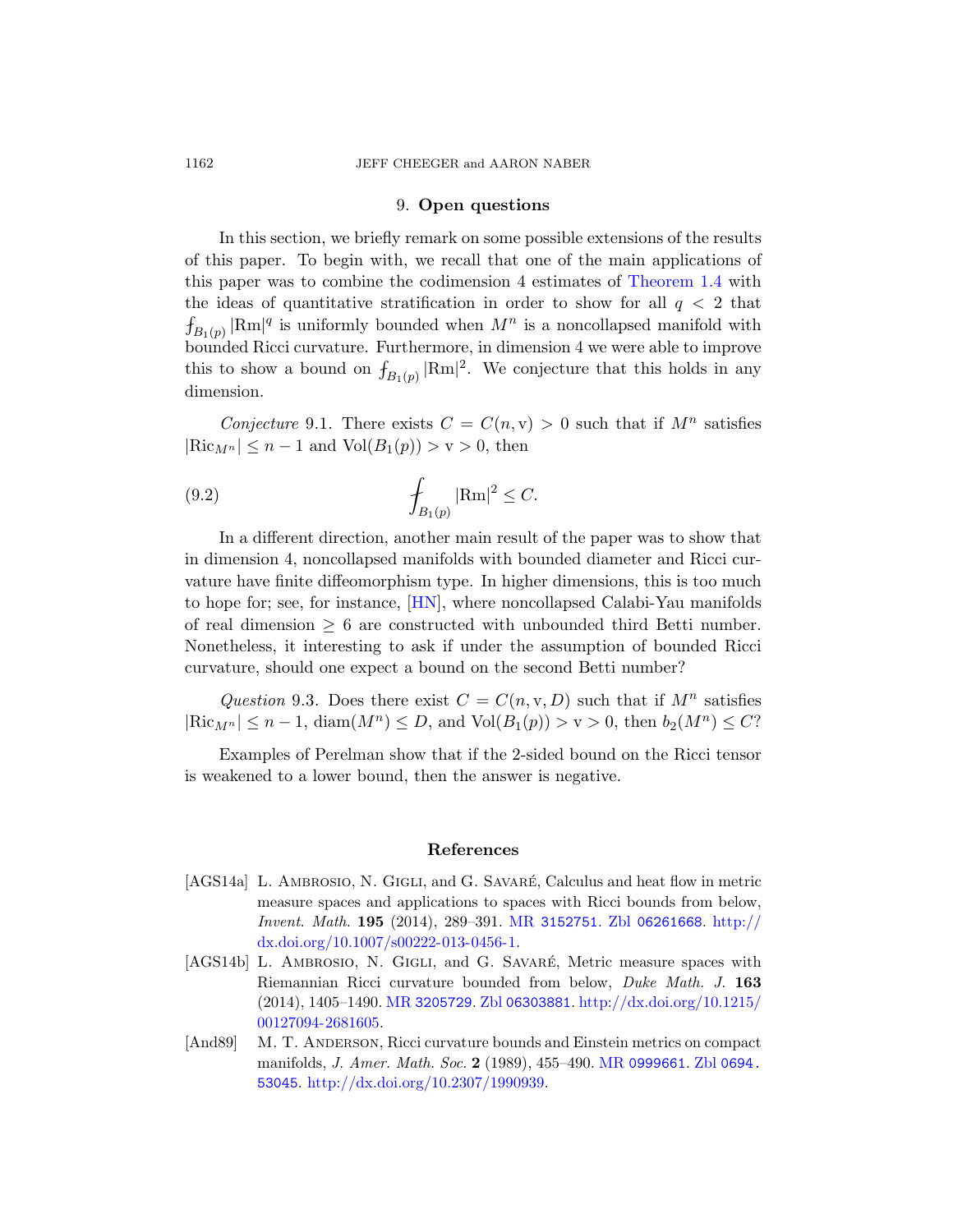## 9. Open questions

In this section, we briefly remark on some possible extensions of the results of this paper. To begin with, we recall that one of the main applications of this paper was to combine the codimension 4 estimates of Theorem 1.4 with the ideas of quantitative stratification in order to show for all $q < 2$ that $⨍_{B_1(p)} |\mathrm{Rm}|^q$ is uniformly bounded when $M^n$ is a noncollapsed manifold with bounded Ricci curvature. Furthermore, in dimension 4 we were able to improve this to show a bound on $⨍_{B_1(p)} |\mathrm{Rm}|^2$. We conjecture that this holds in any dimension.

*Conjecture* 9.1. There exists $C = C(n, \mathrm{v}) > 0$ such that if $M^n$ satisfies $|\mathrm{Ric}_{M^n}| \leq n-1$ and $\mathrm{Vol}(B_1(p)) > \mathrm{v} > 0$, then

$$⨍_{B_1(p)} |\mathrm{Rm}|^2 \leq C. \tag{9.2}$$

In a different direction, another main result of the paper was to show that in dimension 4, noncollapsed manifolds with bounded diameter and Ricci curvature have finite diffeomorphism type. In higher dimensions, this is too much to hope for; see, for instance, [HN], where noncollapsed Calabi-Yau manifolds of real dimension $\geq 6$ are constructed with unbounded third Betti number. Nonetheless, it interesting to ask if under the assumption of bounded Ricci curvature, should one expect a bound on the second Betti number?

*Question* 9.3. Does there exist $C = C(n, \mathrm{v}, D)$ such that if $M^n$ satisfies $|\mathrm{Ric}_{M^n}| \leq n-1$, $\mathrm{diam}(M^n) \leq D$, and $\mathrm{Vol}(B_1(p)) > \mathrm{v} > 0$, then $b_2(M^n) \leq C$?

Examples of Perelman show that if the 2-sided bound on the Ricci tensor is weakened to a lower bound, then the answer is negative.

## References

[AGS14a] L. Ambrosio, N. Gigli, and G. Savaré, Calculus and heat flow in metric measure spaces and applications to spaces with Ricci bounds from below, *Invent. Math.* **195** (2014), 289–391. MR 3152751. Zbl 06261668. http://dx.doi.org/10.1007/s00222-013-0456-1.

[AGS14b] L. Ambrosio, N. Gigli, and G. Savaré, Metric measure spaces with Riemannian Ricci curvature bounded from below, *Duke Math. J.* **163** (2014), 1405–1490. MR 3205729. Zbl 06303881. http://dx.doi.org/10.1215/00127094-2681605.

[And89] M. T. Anderson, Ricci curvature bounds and Einstein metrics on compact manifolds, *J. Amer. Math. Soc.* **2** (1989), 455–490. MR 0999661. Zbl 0694.53045. http://dx.doi.org/10.2307/1990939.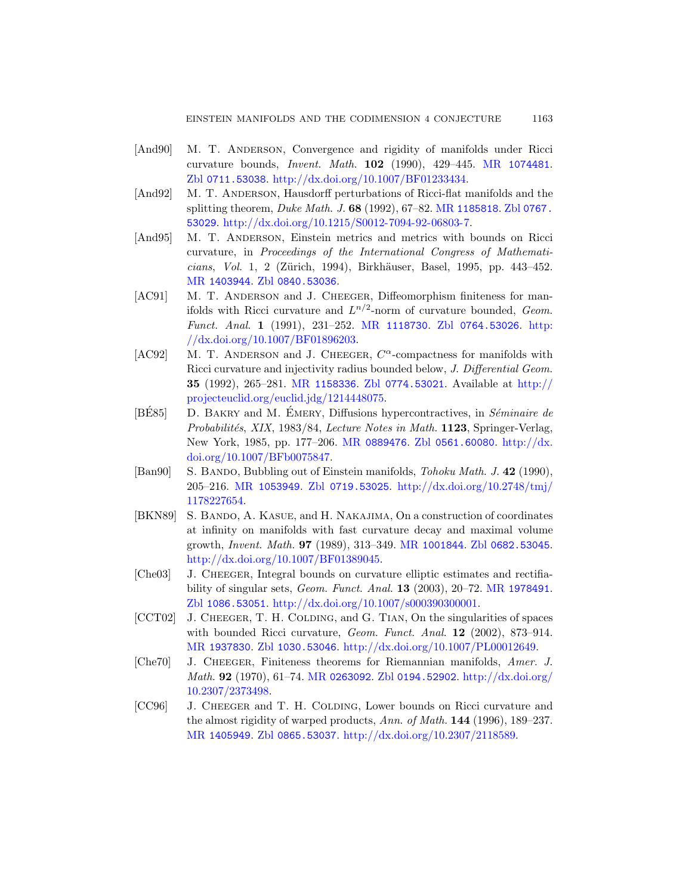- [And90] M. T. Anderson, Convergence and rigidity of manifolds under Ricci curvature bounds, *Invent. Math.* **102** (1990), 429–445. MR 1074481. Zbl 0711.53038. http://dx.doi.org/10.1007/BF01233434.
- [And92] M. T. Anderson, Hausdorff perturbations of Ricci-flat manifolds and the splitting theorem, *Duke Math. J.* **68** (1992), 67–82. MR 1185818. Zbl 0767.53029. http://dx.doi.org/10.1215/S0012-7094-92-06803-7.
- [And95] M. T. Anderson, Einstein metrics and metrics with bounds on Ricci curvature, in *Proceedings of the International Congress of Mathematicians, Vol.* 1, 2 (Zürich, 1994), Birkhäuser, Basel, 1995, pp. 443–452. MR 1403944. Zbl 0840.53036.
- [AC91] M. T. Anderson and J. Cheeger, Diffeomorphism finiteness for manifolds with Ricci curvature and $L^{n/2}$-norm of curvature bounded, *Geom. Funct. Anal.* **1** (1991), 231–252. MR 1118730. Zbl 0764.53026. http://dx.doi.org/10.1007/BF01896203.
- [AC92] M. T. Anderson and J. Cheeger, $C^\alpha$-compactness for manifolds with Ricci curvature and injectivity radius bounded below, *J. Differential Geom.* **35** (1992), 265–281. MR 1158336. Zbl 0774.53021. Available at http://projecteuclid.org/euclid.jdg/1214448075.
- [BÉ85] D. Bakry and M. Émery, Diffusions hypercontractives, in *Séminaire de Probabilités, XIX*, 1983/84, *Lecture Notes in Math.* **1123**, Springer-Verlag, New York, 1985, pp. 177–206. MR 0889476. Zbl 0561.60080. http://dx.doi.org/10.1007/BFb0075847.
- [Ban90] S. Bando, Bubbling out of Einstein manifolds, *Tohoku Math. J.* **42** (1990), 205–216. MR 1053949. Zbl 0719.53025. http://dx.doi.org/10.2748/tmj/1178227654.
- [BKN89] S. Bando, A. Kasue, and H. Nakajima, On a construction of coordinates at infinity on manifolds with fast curvature decay and maximal volume growth, *Invent. Math.* **97** (1989), 313–349. MR 1001844. Zbl 0682.53045. http://dx.doi.org/10.1007/BF01389045.
- [Che03] J. Cheeger, Integral bounds on curvature elliptic estimates and rectifiability of singular sets, *Geom. Funct. Anal.* **13** (2003), 20–72. MR 1978491. Zbl 1086.53051. http://dx.doi.org/10.1007/s000390300001.
- [CCT02] J. Cheeger, T. H. Colding, and G. Tian, On the singularities of spaces with bounded Ricci curvature, *Geom. Funct. Anal.* **12** (2002), 873–914. MR 1937830. Zbl 1030.53046. http://dx.doi.org/10.1007/PL00012649.
- [Che70] J. Cheeger, Finiteness theorems for Riemannian manifolds, *Amer. J. Math.* **92** (1970), 61–74. MR 0263092. Zbl 0194.52902. http://dx.doi.org/10.2307/2373498.
- [CC96] J. Cheeger and T. H. Colding, Lower bounds on Ricci curvature and the almost rigidity of warped products, *Ann. of Math.* **144** (1996), 189–237. MR 1405949. Zbl 0865.53037. http://dx.doi.org/10.2307/2118589.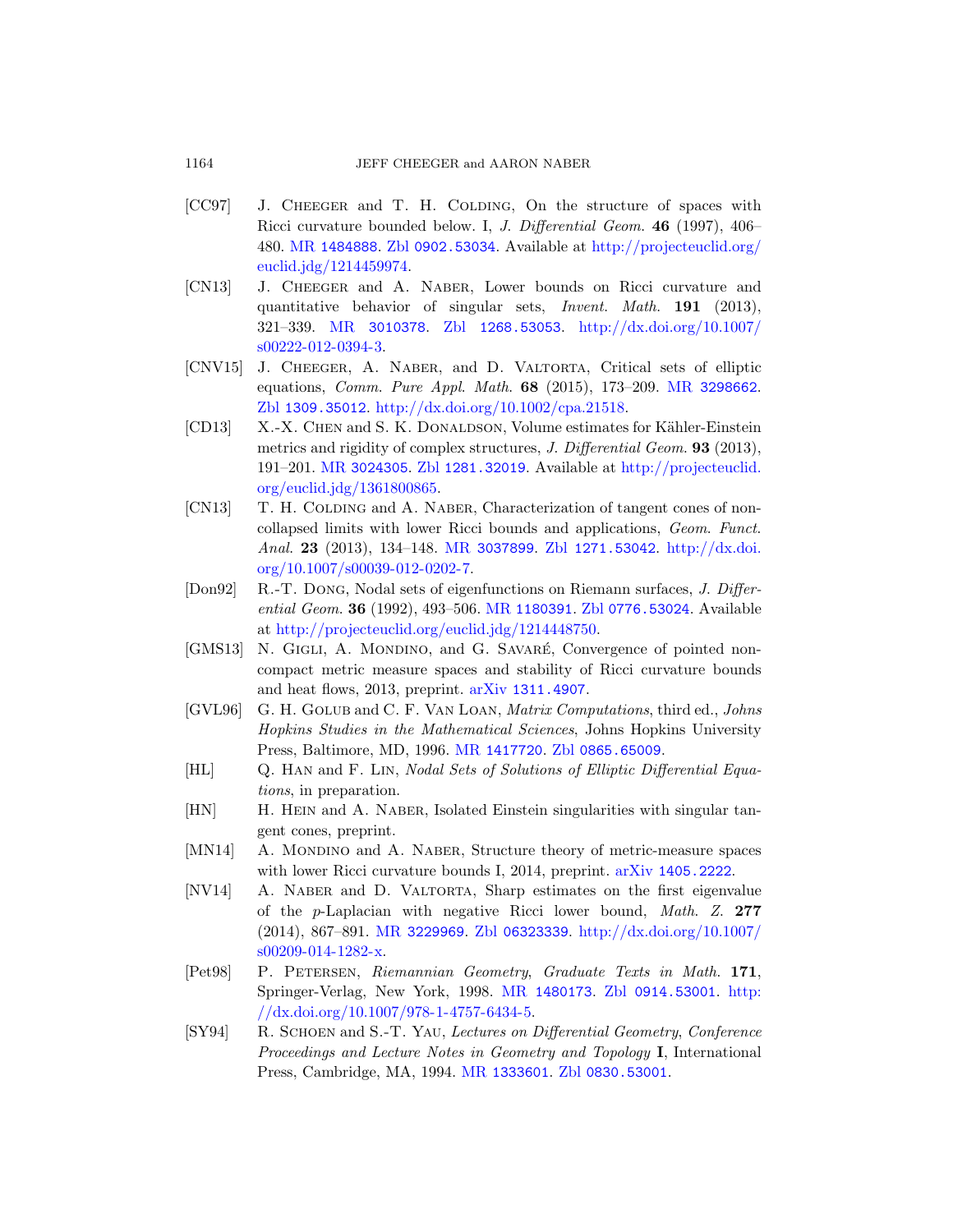- [CC97] J. Cheeger and T. H. Colding, On the structure of spaces with Ricci curvature bounded below. I, *J. Differential Geom.* **46** (1997), 406–480. MR 1484888. Zbl 0902.53034. Available at http://projecteuclid.org/euclid.jdg/1214459974.
- [CN13] J. Cheeger and A. Naber, Lower bounds on Ricci curvature and quantitative behavior of singular sets, *Invent. Math.* **191** (2013), 321–339. MR 3010378. Zbl 1268.53053. http://dx.doi.org/10.1007/s00222-012-0394-3.
- [CNV15] J. Cheeger, A. Naber, and D. Valtorta, Critical sets of elliptic equations, *Comm. Pure Appl. Math.* **68** (2015), 173–209. MR 3298662. Zbl 1309.35012. http://dx.doi.org/10.1002/cpa.21518.
- [CD13] X.-X. Chen and S. K. Donaldson, Volume estimates for Kähler-Einstein metrics and rigidity of complex structures, *J. Differential Geom.* **93** (2013), 191–201. MR 3024305. Zbl 1281.32019. Available at http://projecteuclid.org/euclid.jdg/1361800865.
- [CN13] T. H. Colding and A. Naber, Characterization of tangent cones of noncollapsed limits with lower Ricci bounds and applications, *Geom. Funct. Anal.* **23** (2013), 134–148. MR 3037899. Zbl 1271.53042. http://dx.doi.org/10.1007/s00039-012-0202-7.
- [Don92] R.-T. Dong, Nodal sets of eigenfunctions on Riemann surfaces, *J. Differential Geom.* **36** (1992), 493–506. MR 1180391. Zbl 0776.53024. Available at http://projecteuclid.org/euclid.jdg/1214448750.
- [GMS13] N. Gigli, A. Mondino, and G. Savaré, Convergence of pointed noncompact metric measure spaces and stability of Ricci curvature bounds and heat flows, 2013, preprint. arXiv 1311.4907.
- [GVL96] G. H. Golub and C. F. Van Loan, *Matrix Computations*, third ed., *Johns Hopkins Studies in the Mathematical Sciences*, Johns Hopkins University Press, Baltimore, MD, 1996. MR 1417720. Zbl 0865.65009.
- [HL] Q. Han and F. Lin, *Nodal Sets of Solutions of Elliptic Differential Equations*, in preparation.
- [HN] H. Hein and A. Naber, Isolated Einstein singularities with singular tangent cones, preprint.
- [MN14] A. Mondino and A. Naber, Structure theory of metric-measure spaces with lower Ricci curvature bounds I, 2014, preprint. arXiv 1405.2222.
- [NV14] A. Naber and D. Valtorta, Sharp estimates on the first eigenvalue of the $p$-Laplacian with negative Ricci lower bound, *Math. Z.* **277** (2014), 867–891. MR 3229969. Zbl 06323339. http://dx.doi.org/10.1007/s00209-014-1282-x.
- [Pet98] P. Petersen, *Riemannian Geometry*, *Graduate Texts in Math.* **171**, Springer-Verlag, New York, 1998. MR 1480173. Zbl 0914.53001. http://dx.doi.org/10.1007/978-1-4757-6434-5.
- [SY94] R. Schoen and S.-T. Yau, *Lectures on Differential Geometry*, *Conference Proceedings and Lecture Notes in Geometry and Topology* **I**, International Press, Cambridge, MA, 1994. MR 1333601. Zbl 0830.53001.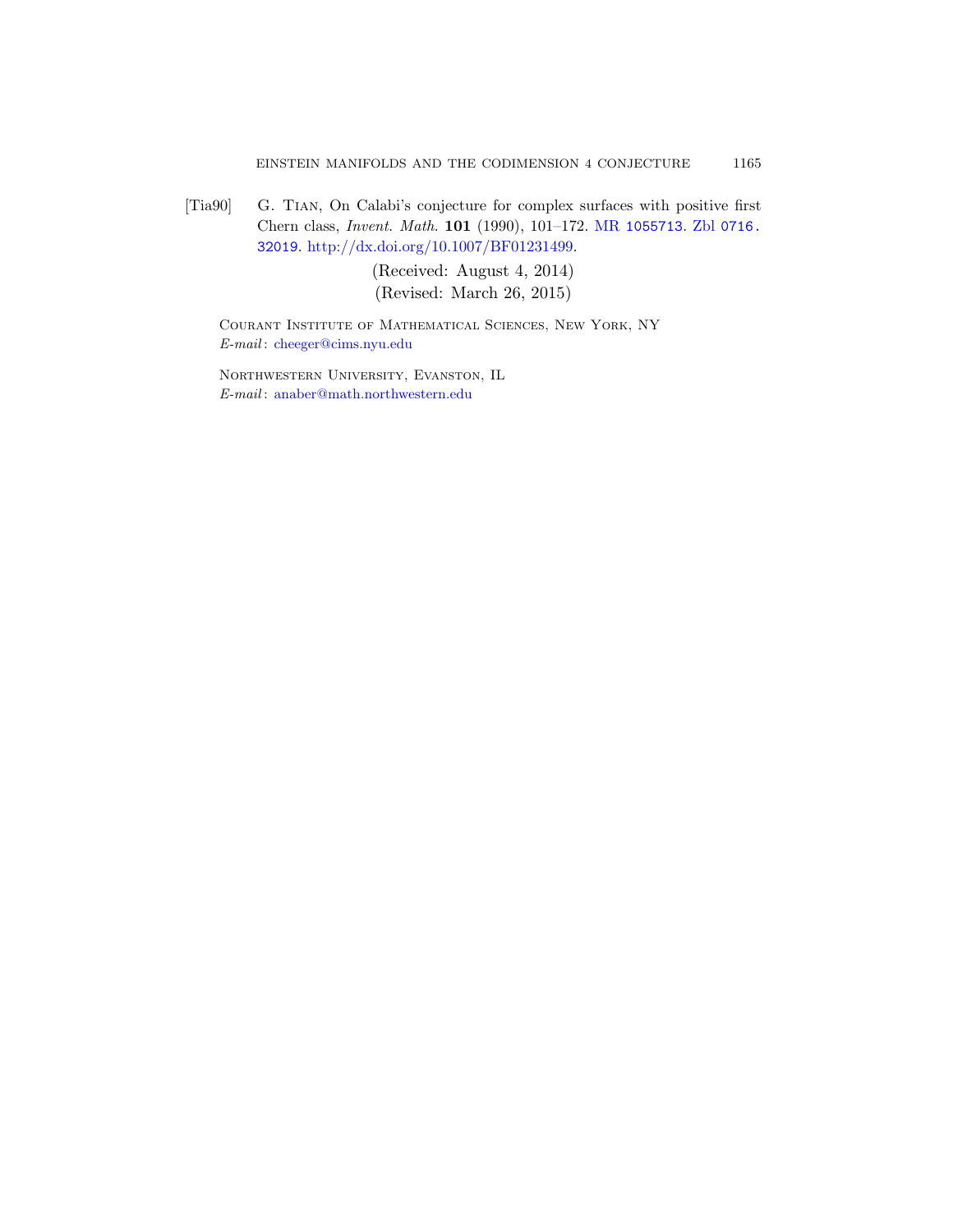[Tia90] G. Tian, On Calabi's conjecture for complex surfaces with positive first Chern class, *Invent. Math.* **101** (1990), 101–172. MR 1055713. Zbl 0716.32019. http://dx.doi.org/10.1007/BF01231499.

(Received: August 4, 2014)
(Revised: March 26, 2015)

Courant Institute of Mathematical Sciences, New York, NY
*E-mail*: cheeger@cims.nyu.edu

Northwestern University, Evanston, IL
*E-mail*: anaber@math.northwestern.edu